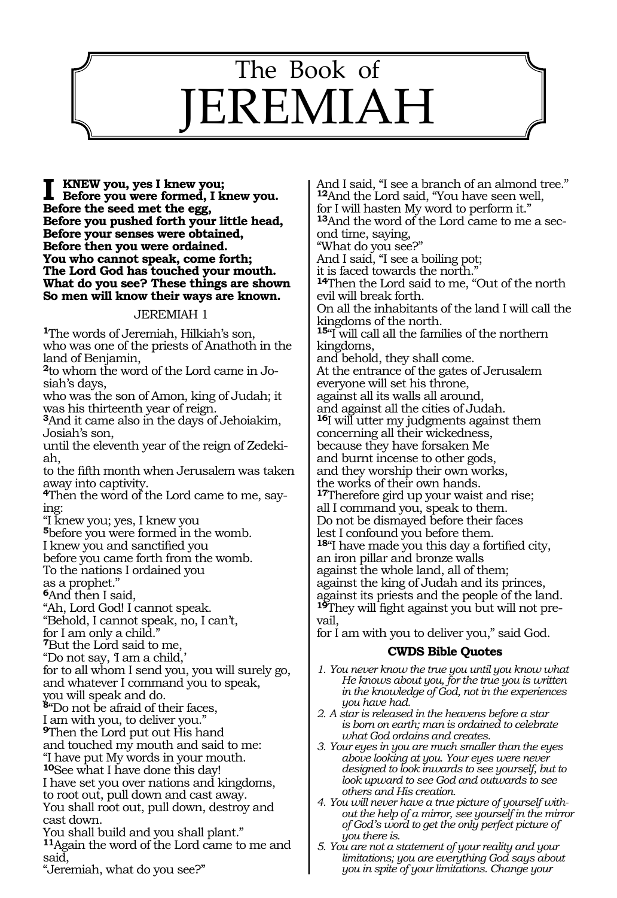# The Book of JEREMIAH

**I KNEW you, yes I knew you;**
**Before you were formed, I knew you.**
**Before the seed met the egg,**
**Before you pushed forth your little head,**
**Before your senses were obtained,**
**Before then you were ordained.**
**You who cannot speak, come forth;**
**The Lord God has touched your mouth.**
**What do you see? These things are shown**
**So men will know their ways are known.**

## JEREMIAH 1

**1**The words of Jeremiah, Hilkiah's son,
who was one of the priests of Anathoth in the land of Benjamin,
**2**to whom the word of the Lord came in Josiah's days,
who was the son of Amon, king of Judah; it was his thirteenth year of reign.
**3**And it came also in the days of Jehoiakim, Josiah's son,
until the eleventh year of the reign of Zedekiah,
to the fifth month when Jerusalem was taken away into captivity.
**4**Then the word of the Lord came to me, saying:
"I knew you; yes, I knew you
**5**before you were formed in the womb.
I knew you and sanctified you
before you came forth from the womb.
To the nations I ordained you
as a prophet."
**6**And then I said,
"Ah, Lord God! I cannot speak.
"Behold, I cannot speak, no, I can't,
for I am only a child."
**7**But the Lord said to me,
"Do not say, 'I am a child,'
for to all whom I send you, you will surely go,
and whatever I command you to speak,
you will speak and do.
**8**"Do not be afraid of their faces,
I am with you, to deliver you."
**9**Then the Lord put out His hand
and touched my mouth and said to me:
"I have put My words in your mouth.
**10**See what I have done this day!
I have set you over nations and kingdoms,
to root out, pull down and cast away.
You shall root out, pull down, destroy and cast down.
You shall build and you shall plant."
**11**Again the word of the Lord came to me and said,
"Jeremiah, what do you see?"
And I said, "I see a branch of an almond tree."
**12**And the Lord said, "You have seen well,
for I will hasten My word to perform it."
**13**And the word of the Lord came to me a second time, saying,
"What do you see?"
And I said, "I see a boiling pot;
it is faced towards the north."
**14**Then the Lord said to me, "Out of the north
evil will break forth.
On all the inhabitants of the land I will call the kingdoms of the north.
**15**"I will call all the families of the northern kingdoms,
and behold, they shall come.
At the entrance of the gates of Jerusalem
everyone will set his throne,
against all its walls all around,
and against all the cities of Judah.
**16**I will utter my judgments against them
concerning all their wickedness,
because they have forsaken Me
and burnt incense to other gods,
and they worship their own works,
the works of their own hands.
**17**Therefore gird up your waist and rise;
all I command you, speak to them.
Do not be dismayed before their faces
lest I confound you before them.
**18**"I have made you this day a fortified city,
an iron pillar and bronze walls
against the whole land, all of them;
against the king of Judah and its princes,
against its priests and the people of the land.
**19**They will fight against you but will not prevail,
for I am with you to deliver you," said God.

### CWDS Bible Quotes

*1. You never know the true you until you know what He knows about you, for the true you is written in the knowledge of God, not in the experiences you have had.*
*2. A star is released in the heavens before a star is born on earth; man is ordained to celebrate what God ordains and creates.*
*3. Your eyes in you are much smaller than the eyes above looking at you. Your eyes were never designed to look inwards to see yourself, but to look upward to see God and outwards to see others and His creation.*
*4. You will never have a true picture of yourself without the help of a mirror, see yourself in the mirror of God's word to get the only perfect picture of you there is.*
*5. You are not a statement of your reality and your limitations; you are everything God says about you in spite of your limitations. Change your*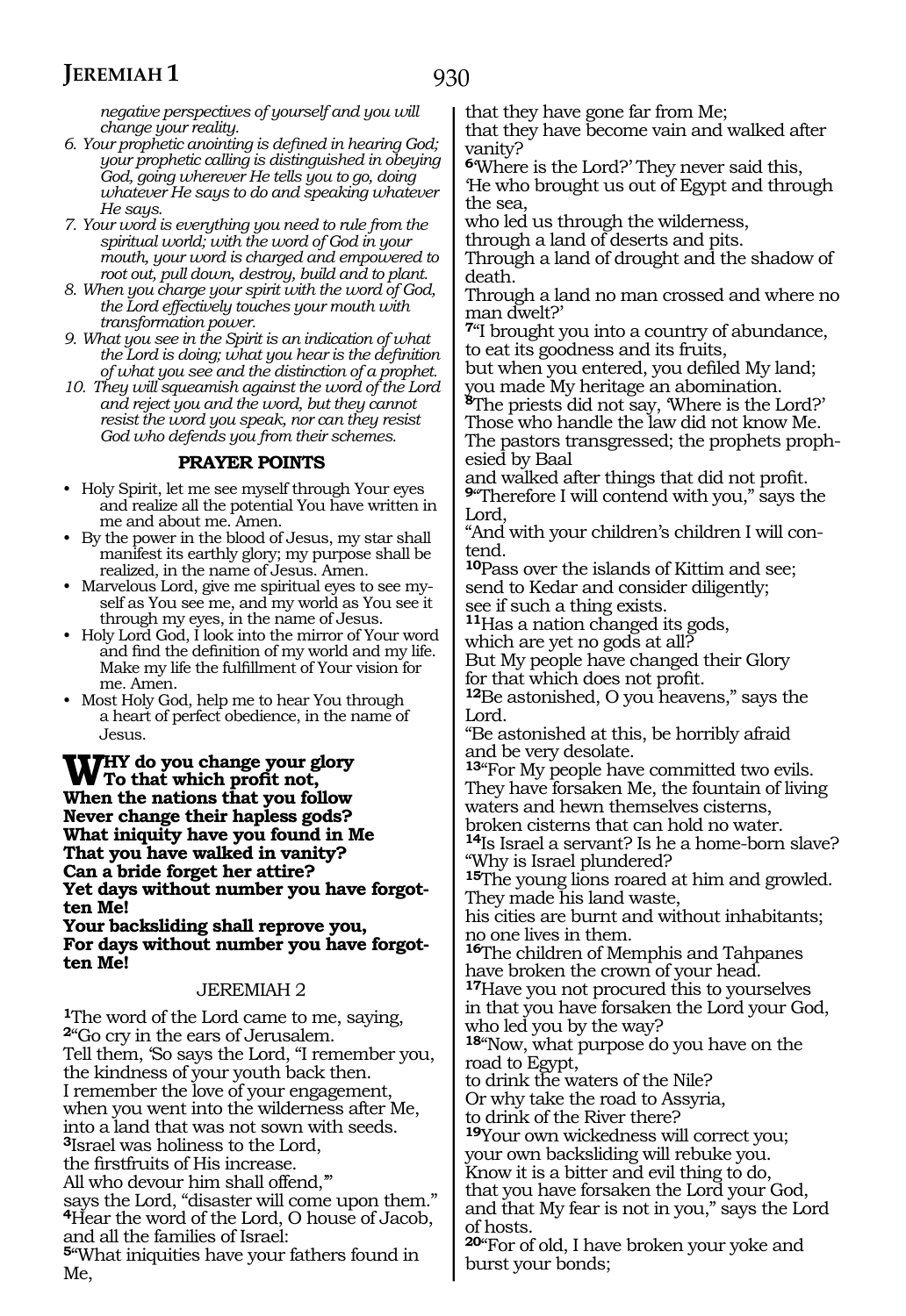*negative perspectives of yourself and you will change your reality.*

6. *Your prophetic anointing is defined in hearing God; your prophetic calling is distinguished in obeying God, going wherever He tells you to go, doing whatever He says to do and speaking whatever He says.*
7. *Your word is everything you need to rule from the spiritual world; with the word of God in your mouth, your word is charged and empowered to root out, pull down, destroy, build and to plant.*
8. *When you charge your spirit with the word of God, the Lord effectively touches your mouth with transformation power.*
9. *What you see in the Spirit is an indication of what the Lord is doing; what you hear is the definition of what you see and the distinction of a prophet.*
10. *They will squeamish against the word of the Lord and reject you and the word, but they cannot resist the word you speak, nor can they resist God who defends you from their schemes.*

### PRAYER POINTS

- Holy Spirit, let me see myself through Your eyes and realize all the potential You have written in me and about me. Amen.
- By the power in the blood of Jesus, my star shall manifest its earthly glory; my purpose shall be realized, in the name of Jesus. Amen.
- Marvelous Lord, give me spiritual eyes to see myself as You see me, and my world as You see it through my eyes, in the name of Jesus.
- Holy Lord God, I look into the mirror of Your word and find the definition of my world and my life. Make my life the fulfillment of Your vision for me. Amen.
- Most Holy God, help me to hear You through a heart of perfect obedience, in the name of Jesus.

**WHY do you change your glory**
**To that which profit not,**
**When the nations that you follow**
**Never change their hapless gods?**
**What iniquity have you found in Me**
**That you have walked in vanity?**
**Can a bride forget her attire?**
**Yet days without number you have forgotten Me!**
**Your backsliding shall reprove you,**
**For days without number you have forgotten Me!**

## JEREMIAH 2

[1]The word of the Lord came to me, saying,
[2]"Go cry in the ears of Jerusalem.
Tell them, 'So says the Lord, "I remember you, the kindness of your youth back then.
I remember the love of your engagement, when you went into the wilderness after Me, into a land that was not sown with seeds.
[3]Israel was holiness to the Lord, the firstfruits of His increase.
All who devour him shall offend,"'
says the Lord, "disaster will come upon them."
[4]Hear the word of the Lord, O house of Jacob, and all the families of Israel:
[5]"What iniquities have your fathers found in Me,
that they have gone far from Me;
that they have become vain and walked after vanity?
[6]'Where is the Lord?' They never said this,
'He who brought us out of Egypt and through the sea,
who led us through the wilderness,
through a land of deserts and pits.
Through a land of drought and the shadow of death.
Through a land no man crossed and where no man dwelt?'
[7]"I brought you into a country of abundance,
to eat its goodness and its fruits,
but when you entered, you defiled My land;
you made My heritage an abomination.
[8]The priests did not say, 'Where is the Lord?'
Those who handle the law did not know Me.
The pastors transgressed; the prophets prophesied by Baal
and walked after things that did not profit.
[9]"Therefore I will contend with you," says the Lord,
"And with your children's children I will contend.
[10]Pass over the islands of Kittim and see;
send to Kedar and consider diligently;
see if such a thing exists.
[11]Has a nation changed its gods,
which are yet no gods at all?
But My people have changed their Glory
for that which does not profit.
[12]Be astonished, O you heavens," says the Lord.
"Be astonished at this, be horribly afraid
and be very desolate.
[13]"For My people have committed two evils.
They have forsaken Me, the fountain of living waters and hewn themselves cisterns,
broken cisterns that can hold no water.
[14]Is Israel a servant? Is he a home-born slave?
"Why is Israel plundered?
[15]The young lions roared at him and growled.
They made his land waste,
his cities are burnt and without inhabitants;
no one lives in them.
[16]The children of Memphis and Tahpanes
have broken the crown of your head.
[17]Have you not procured this to yourselves
in that you have forsaken the Lord your God,
who led you by the way?
[18]"Now, what purpose do you have on the road to Egypt,
to drink the waters of the Nile?
Or why take the road to Assyria,
to drink of the River there?
[19]Your own wickedness will correct you;
your own backsliding will rebuke you.
Know it is a bitter and evil thing to do,
that you have forsaken the Lord your God,
and that My fear is not in you," says the Lord of hosts.
[20]"For of old, I have broken your yoke and burst your bonds;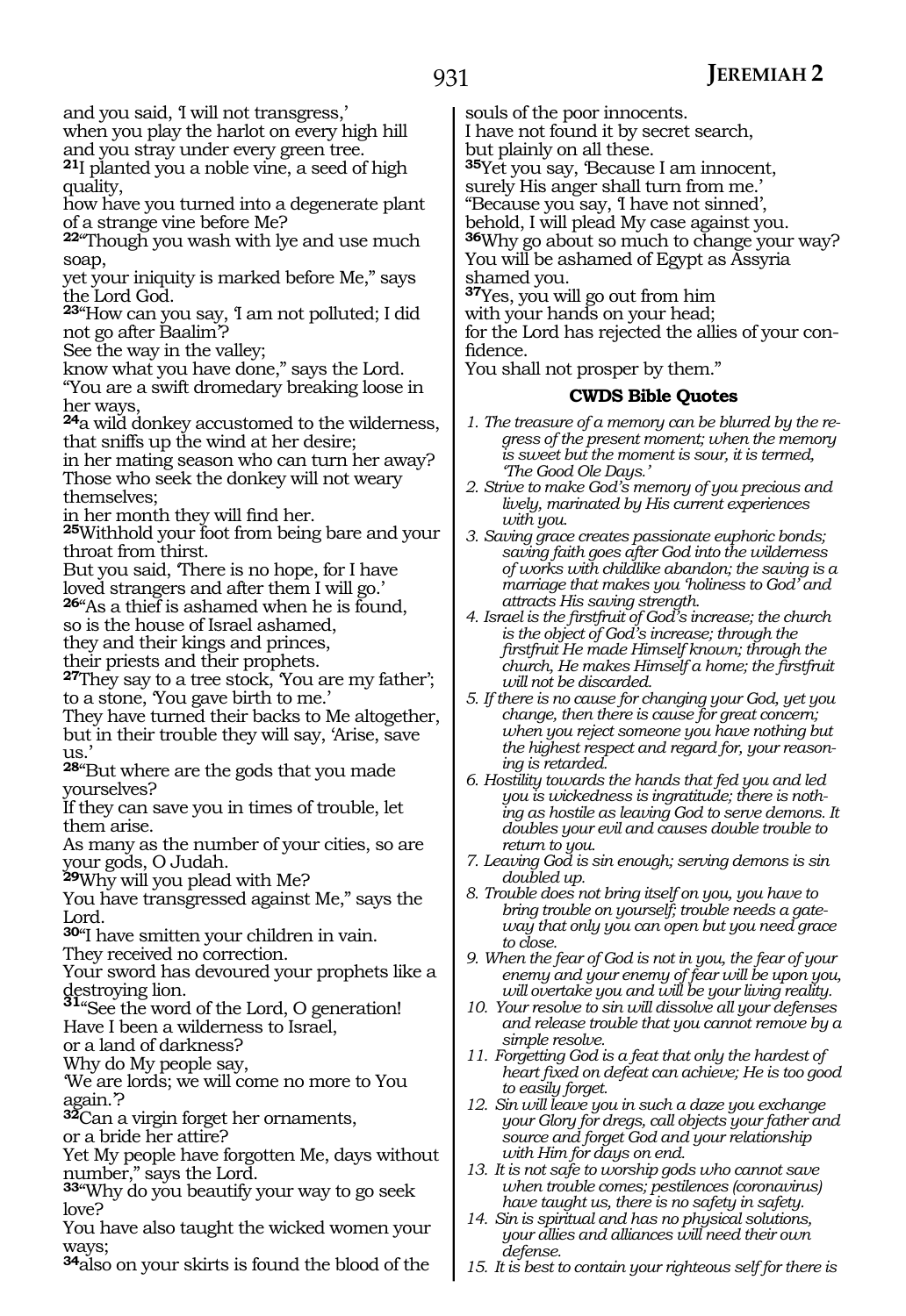and you said, 'I will not transgress,'
when you play the harlot on every high hill
and you stray under every green tree.
**21**I planted you a noble vine, a seed of high quality,
how have you turned into a degenerate plant of a strange vine before Me?
**22**"Though you wash with lye and use much soap,
yet your iniquity is marked before Me," says the Lord God.
**23**"How can you say, 'I am not polluted; I did not go after Baalim'?
See the way in the valley;
know what you have done," says the Lord.
"You are a swift dromedary breaking loose in her ways,
**24**a wild donkey accustomed to the wilderness, that sniffs up the wind at her desire;
in her mating season who can turn her away?
Those who seek the donkey will not weary themselves;
in her month they will find her.
**25**Withhold your foot from being bare and your throat from thirst.
But you said, 'There is no hope, for I have loved strangers and after them I will go.'
**26**"As a thief is ashamed when he is found,
so is the house of Israel ashamed,
they and their kings and princes,
their priests and their prophets.
**27**They say to a tree stock, 'You are my father';
to a stone, 'You gave birth to me.'
They have turned their backs to Me altogether,
but in their trouble they will say, 'Arise, save us.'
**28**"But where are the gods that you made yourselves?
If they can save you in times of trouble, let them arise.
As many as the number of your cities, so are your gods, O Judah.
**29**Why will you plead with Me?
You have transgressed against Me," says the Lord.
**30**"I have smitten your children in vain.
They received no correction.
Your sword has devoured your prophets like a destroying lion.
**31**"See the word of the Lord, O generation!
Have I been a wilderness to Israel,
or a land of darkness?
Why do My people say,
'We are lords; we will come no more to You again.'?
**32**Can a virgin forget her ornaments,
or a bride her attire?
Yet My people have forgotten Me, days without number," says the Lord.
**33**"Why do you beautify your way to go seek love?
You have also taught the wicked women your ways;
**34**also on your skirts is found the blood of the souls of the poor innocents.
I have not found it by secret search,
but plainly on all these.
**35**Yet you say, 'Because I am innocent,
surely His anger shall turn from me.'
"Because you say, 'I have not sinned',
behold, I will plead My case against you.
**36**Why go about so much to change your way?
You will be ashamed of Egypt as Assyria shamed you.
**37**Yes, you will go out from him
with your hands on your head;
for the Lord has rejected the allies of your confidence.
You shall not prosper by them."

### CWDS Bible Quotes

1. *The treasure of a memory can be blurred by the regress of the present moment; when the memory is sweet but the moment is sour, it is termed, 'The Good Ole Days.'*
2. *Strive to make God's memory of you precious and lively, marinated by His current experiences with you.*
3. *Saving grace creates passionate euphoric bonds; saving faith goes after God into the wilderness of works with childlike abandon; the saving is a marriage that makes you 'holiness to God' and attracts His saving strength.*
4. *Israel is the firstfruit of God's increase; the church is the object of God's increase; through the firstfruit He made Himself known; through the church, He makes Himself a home; the firstfruit will not be discarded.*
5. *If there is no cause for changing your God, yet you change, then there is cause for great concern; when you reject someone you have nothing but the highest respect and regard for, your reasoning is retarded.*
6. *Hostility towards the hands that fed you and led you is wickedness is ingratitude; there is nothing as hostile as leaving God to serve demons. It doubles your evil and causes double trouble to return to you.*
7. *Leaving God is sin enough; serving demons is sin doubled up.*
8. *Trouble does not bring itself on you, you have to bring trouble on yourself; trouble needs a gateway that only you can open but you need grace to close.*
9. *When the fear of God is not in you, the fear of your enemy and your enemy of fear will be upon you, will overtake you and will be your living reality.*
10. *Your resolve to sin will dissolve all your defenses and release trouble that you cannot remove by a simple resolve.*
11. *Forgetting God is a feat that only the hardest of heart fixed on defeat can achieve; He is too good to easily forget.*
12. *Sin will leave you in such a daze you exchange your Glory for dregs, call objects your father and source and forget God and your relationship with Him for days on end.*
13. *It is not safe to worship gods who cannot save when trouble comes; pestilences (coronavirus) have taught us, there is no safety in safety.*
14. *Sin is spiritual and has no physical solutions, your allies and alliances will need their own defense.*
15. *It is best to contain your righteous self for there is*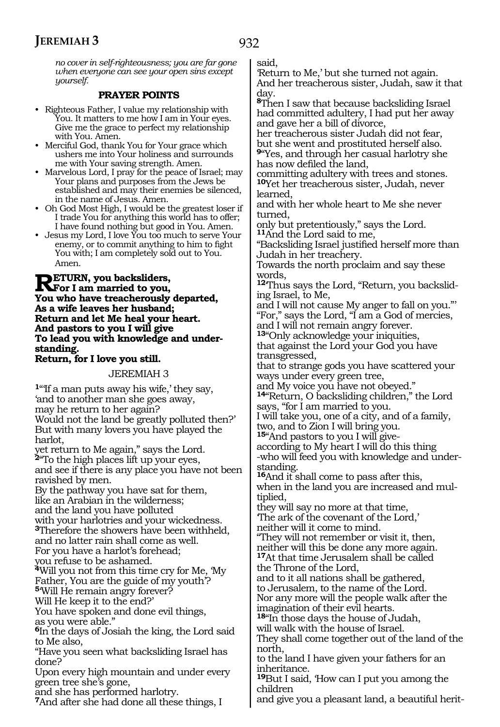*no cover in self-righteousness; you are far gone when everyone can see your open sins except yourself.*

### PRAYER POINTS

- Righteous Father, I value my relationship with You. It matters to me how I am in Your eyes. Give me the grace to perfect my relationship with You. Amen.
- Merciful God, thank You for Your grace which ushers me into Your holiness and surrounds me with Your saving strength. Amen.
- Marvelous Lord, I pray for the peace of Israel; may Your plans and purposes from the Jews be established and may their enemies be silenced, in the name of Jesus. Amen.
- Oh God Most High, I would be the greatest loser if I trade You for anything this world has to offer; I have found nothing but good in You. Amen.
- Jesus my Lord, I love You too much to serve Your enemy, or to commit anything to him to fight You with; I am completely sold out to You. Amen.

**RETURN, you backsliders,**
**For I am married to you,**
**You who have treacherously departed,**
**As a wife leaves her husband;**
**Return and let Me heal your heart.**
**And pastors to you I will give**
**To lead you with knowledge and understanding.**
**Return, for I love you still.**

## JEREMIAH 3

**1**"'If a man puts away his wife,' they say,
'and to another man she goes away,
may he return to her again?
Would not the land be greatly polluted then?'
But with many lovers you have played the harlot,
yet return to Me again," says the Lord.
**2**"To the high places lift up your eyes,
and see if there is any place you have not been ravished by men.
By the pathway you have sat for them,
like an Arabian in the wilderness;
and the land you have polluted
with your harlotries and your wickedness.
**3**Therefore the showers have been withheld,
and no latter rain shall come as well.
For you have a harlot's forehead;
you refuse to be ashamed.
**4**Will you not from this time cry for Me, 'My Father, You are the guide of my youth'?
**5**'Will He remain angry forever?
Will He keep it to the end?'
You have spoken and done evil things,
as you were able."
**6**In the days of Josiah the king, the Lord said to Me also,
"Have you seen what backsliding Israel has done?
Upon every high mountain and under every green tree she's gone,
and she has performed harlotry.
**7**And after she had done all these things, I said,
'Return to Me,' but she turned not again.
And her treacherous sister, Judah, saw it that day.
**8**Then I saw that because backsliding Israel had committed adultery, I had put her away and gave her a bill of divorce,
her treacherous sister Judah did not fear,
but she went and prostituted herself also.
**9**"Yes, and through her casual harlotry she has now defiled the land,
committing adultery with trees and stones.
**10**Yet her treacherous sister, Judah, never learned,
and with her whole heart to Me she never turned,
only but pretentiously," says the Lord.
**11**And the Lord said to me,
"Backsliding Israel justified herself more than Judah in her treachery.
Towards the north proclaim and say these words,
**12**'Thus says the Lord, "Return, you backsliding Israel, to Me,
and I will not cause My anger to fall on you."'
"For," says the Lord, "I am a God of mercies,
and I will not remain angry forever.
**13**"Only acknowledge your iniquities,
that against the Lord your God you have transgressed,
that to strange gods you have scattered your ways under every green tree,
and My voice you have not obeyed."
**14**"Return, O backsliding children," the Lord says, "for I am married to you.
I will take you, one of a city, and of a family, two, and to Zion I will bring you.
**15**"And pastors to you I will give-
according to My heart I will do this thing
-who will feed you with knowledge and understanding.
**16**And it shall come to pass after this,
when in the land you are increased and multiplied,
they will say no more at that time,
'The ark of the covenant of the Lord,'
neither will it come to mind.
"They will not remember or visit it, then,
neither will this be done any more again.
**17**At that time Jerusalem shall be called
the Throne of the Lord,
and to it all nations shall be gathered,
to Jerusalem, to the name of the Lord.
Nor any more will the people walk after the imagination of their evil hearts.
**18**"In those days the house of Judah,
will walk with the house of Israel.
They shall come together out of the land of the north,
to the land I have given your fathers for an inheritance.
**19**But I said, 'How can I put you among the children
and give you a pleasant land, a beautiful herit-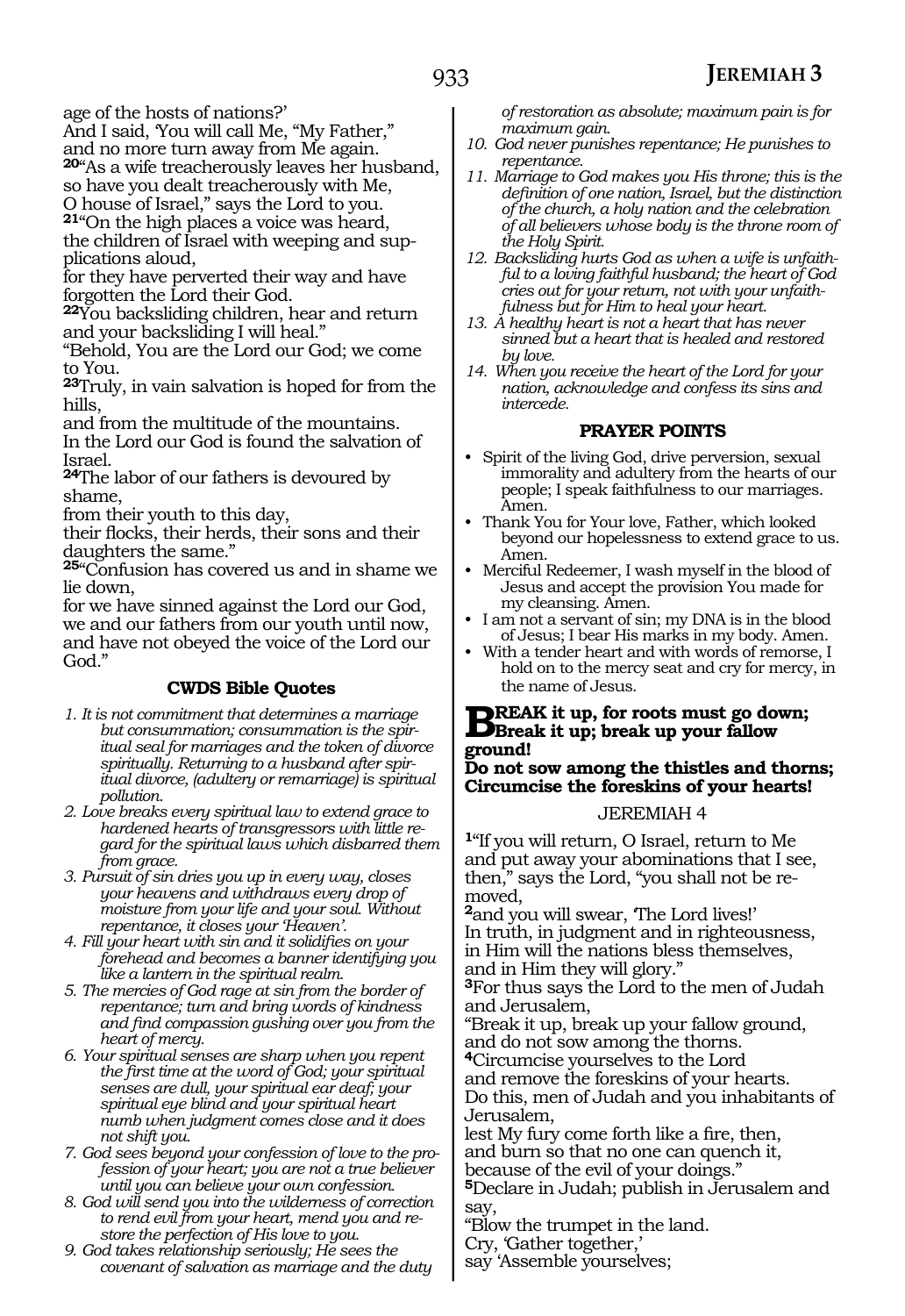age of the hosts of nations?'
And I said, 'You will call Me, "My Father,"
and no more turn away from Me again.
**20**"As a wife treacherously leaves her husband,
so have you dealt treacherously with Me,
O house of Israel," says the Lord to you.
**21**"On the high places a voice was heard,
the children of Israel with weeping and supplications aloud,
for they have perverted their way and have forgotten the Lord their God.
**22**You backsliding children, hear and return
and your backsliding I will heal."
"Behold, You are the Lord our God; we come to You.
**23**Truly, in vain salvation is hoped for from the hills,
and from the multitude of the mountains.
In the Lord our God is found the salvation of Israel.
**24**The labor of our fathers is devoured by shame,
from their youth to this day,
their flocks, their herds, their sons and their daughters the same."
**25**"Confusion has covered us and in shame we lie down,
for we have sinned against the Lord our God,
we and our fathers from our youth until now,
and have not obeyed the voice of the Lord our God."

### CWDS Bible Quotes

1. *It is not commitment that determines a marriage but consummation; consummation is the spiritual seal for marriages and the token of divorce spiritually. Returning to a husband after spiritual divorce, (adultery or remarriage) is spiritual pollution.*
2. *Love breaks every spiritual law to extend grace to hardened hearts of transgressors with little regard for the spiritual laws which disbarred them from grace.*
3. *Pursuit of sin dries you up in every way, closes your heavens and withdraws every drop of moisture from your life and your soul. Without repentance, it closes your 'Heaven'.*
4. *Fill your heart with sin and it solidifies on your forehead and becomes a banner identifying you like a lantern in the spiritual realm.*
5. *The mercies of God rage at sin from the border of repentance; turn and bring words of kindness and find compassion gushing over you from the heart of mercy.*
6. *Your spiritual senses are sharp when you repent the first time at the word of God; your spiritual senses are dull, your spiritual ear deaf; your spiritual eye blind and your spiritual heart numb when judgment comes close and it does not shift you.*
7. *God sees beyond your confession of love to the profession of your heart; you are not a true believer until you can believe your own confession.*
8. *God will send you into the wilderness of correction to rend evil from your heart, mend you and restore the perfection of His love to you.*
9. *God takes relationship seriously; He sees the covenant of salvation as marriage and the duty of restoration as absolute; maximum pain is for maximum gain.*
10. *God never punishes repentance; He punishes to repentance.*
11. *Marriage to God makes you His throne; this is the definition of one nation, Israel, but the distinction of the church, a holy nation and the celebration of all believers whose body is the throne room of the Holy Spirit.*
12. *Backsliding hurts God as when a wife is unfaithful to a loving faithful husband; the heart of God cries out for your return, not with your unfaithfulness but for Him to heal your heart.*
13. *A healthy heart is not a heart that has never sinned but a heart that is healed and restored by love.*
14. *When you receive the heart of the Lord for your nation, acknowledge and confess its sins and intercede.*

### PRAYER POINTS

- Spirit of the living God, drive perversion, sexual immorality and adultery from the hearts of our people; I speak faithfulness to our marriages. Amen.
- Thank You for Your love, Father, which looked beyond our hopelessness to extend grace to us. Amen.
- Merciful Redeemer, I wash myself in the blood of Jesus and accept the provision You made for my cleansing. Amen.
- I am not a servant of sin; my DNA is in the blood of Jesus; I bear His marks in my body. Amen.
- With a tender heart and with words of remorse, I hold on to the mercy seat and cry for mercy, in the name of Jesus.

**BREAK it up, for roots must go down;
Break it up; break up your fallow ground!
Do not sow among the thistles and thorns;
Circumcise the foreskins of your hearts!**

## JEREMIAH 4

**1**"If you will return, O Israel, return to Me
and put away your abominations that I see,
then," says the Lord, "you shall not be removed,
**2**and you will swear, 'The Lord lives!'
In truth, in judgment and in righteousness,
in Him will the nations bless themselves,
and in Him they will glory."
**3**For thus says the Lord to the men of Judah and Jerusalem,
"Break it up, break up your fallow ground,
and do not sow among the thorns.
**4**Circumcise yourselves to the Lord
and remove the foreskins of your hearts.
Do this, men of Judah and you inhabitants of Jerusalem,
lest My fury come forth like a fire, then,
and burn so that no one can quench it,
because of the evil of your doings."
**5**Declare in Judah; publish in Jerusalem and say,
"Blow the trumpet in the land.
Cry, 'Gather together,'
say 'Assemble yourselves;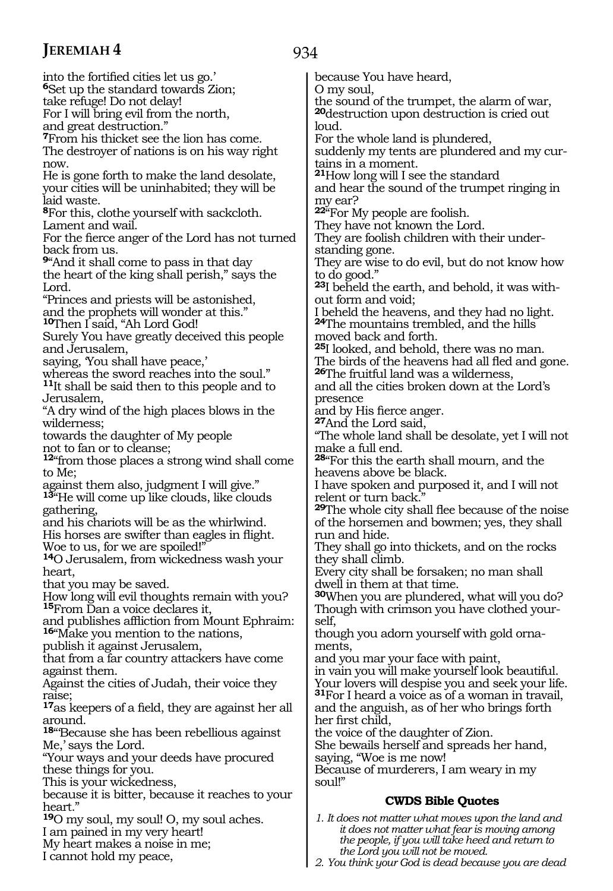into the fortified cities let us go.'
**6**Set up the standard towards Zion;
take refuge! Do not delay!
For I will bring evil from the north,
and great destruction."
**7**From his thicket see the lion has come.
The destroyer of nations is on his way right now.
He is gone forth to make the land desolate,
your cities will be uninhabited; they will be laid waste.
**8**For this, clothe yourself with sackcloth.
Lament and wail.
For the fierce anger of the Lord has not turned back from us.
**9**"And it shall come to pass in that day
the heart of the king shall perish," says the Lord.
"Princes and priests will be astonished,
and the prophets will wonder at this."
**10**Then I said, "Ah Lord God!
Surely You have greatly deceived this people and Jerusalem,
saying, 'You shall have peace,'
whereas the sword reaches into the soul."
**11**It shall be said then to this people and to Jerusalem,
"A dry wind of the high places blows in the wilderness;
towards the daughter of My people
not to fan or to cleanse;
**12**"from those places a strong wind shall come to Me;
against them also, judgment I will give."
**13**"He will come up like clouds, like clouds gathering,
and his chariots will be as the whirlwind.
His horses are swifter than eagles in flight.
Woe to us, for we are spoiled!"
**14**O Jerusalem, from wickedness wash your heart,
that you may be saved.
How long will evil thoughts remain with you?
**15**From Dan a voice declares it,
and publishes affliction from Mount Ephraim:
**16**"Make you mention to the nations,
publish it against Jerusalem,
that from a far country attackers have come against them.
Against the cities of Judah, their voice they raise;
**17**as keepers of a field, they are against her all around.
**18**"'Because she has been rebellious against Me,' says the Lord.
"Your ways and your deeds have procured these things for you.
This is your wickedness,
because it is bitter, because it reaches to your heart."
**19**O my soul, my soul! O, my soul aches.
I am pained in my very heart!
My heart makes a noise in me;
I cannot hold my peace,
because You have heard,
O my soul,
the sound of the trumpet, the alarm of war,
**20**destruction upon destruction is cried out loud.
For the whole land is plundered,
suddenly my tents are plundered and my curtains in a moment.
**21**How long will I see the standard
and hear the sound of the trumpet ringing in my ear?
**22**"For My people are foolish.
They have not known the Lord.
They are foolish children with their understanding gone.
They are wise to do evil, but do not know how to do good."
**23**I beheld the earth, and behold, it was without form and void;
I beheld the heavens, and they had no light.
**24**The mountains trembled, and the hills moved back and forth.
**25**I looked, and behold, there was no man.
The birds of the heavens had all fled and gone.
**26**The fruitful land was a wilderness,
and all the cities broken down at the Lord's presence
and by His fierce anger.
**27**And the Lord said,
"The whole land shall be desolate, yet I will not make a full end.
**28**"For this the earth shall mourn, and the heavens above be black.
I have spoken and purposed it, and I will not relent or turn back."
**29**The whole city shall flee because of the noise of the horsemen and bowmen; yes, they shall run and hide.
They shall go into thickets, and on the rocks they shall climb.
Every city shall be forsaken; no man shall dwell in them at that time.
**30**When you are plundered, what will you do?
Though with crimson you have clothed yourself,
though you adorn yourself with gold ornaments,
and you mar your face with paint,
in vain you will make yourself look beautiful.
Your lovers will despise you and seek your life.
**31**For I heard a voice as of a woman in travail,
and the anguish, as of her who brings forth her first child,
the voice of the daughter of Zion.
She bewails herself and spreads her hand,
saying, "Woe is me now!
Because of murderers, I am weary in my soul!"

### CWDS Bible Quotes

*1. It does not matter what moves upon the land and it does not matter what fear is moving among the people, if you will take heed and return to the Lord you will not be moved.*

*2. You think your God is dead because you are dead*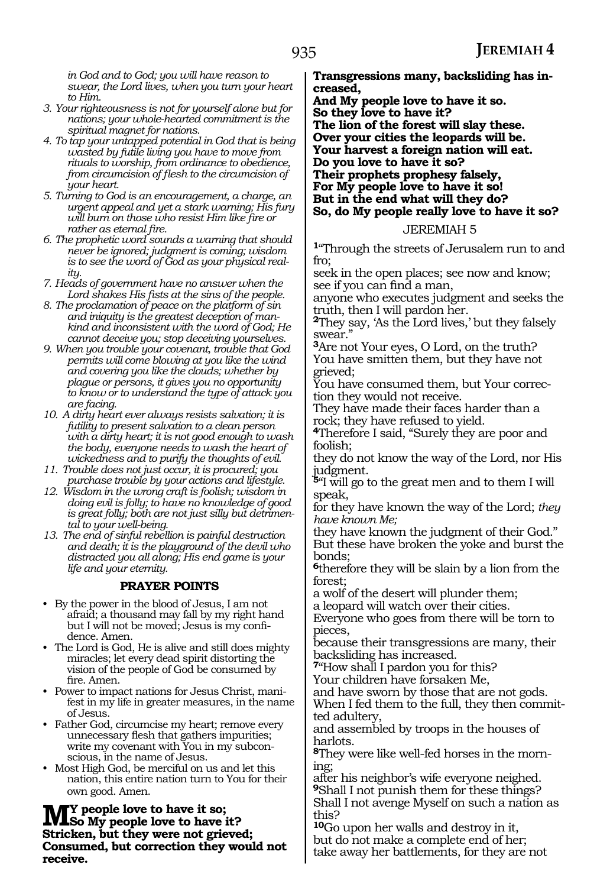*in God and to God; you will have reason to swear, the Lord lives, when you turn your heart to Him.*

3. *Your righteousness is not for yourself alone but for nations; your whole-hearted commitment is the spiritual magnet for nations.*
4. *To tap your untapped potential in God that is being wasted by futile living you have to move from rituals to worship, from ordinance to obedience, from circumcision of flesh to the circumcision of your heart.*
5. *Turning to God is an encouragement, a charge, an urgent appeal and yet a stark warning; His fury will burn on those who resist Him like fire or rather as eternal fire.*
6. *The prophetic word sounds a warning that should never be ignored; judgment is coming; wisdom is to see the word of God as your physical reality.*
7. *Heads of government have no answer when the Lord shakes His fists at the sins of the people.*
8. *The proclamation of peace on the platform of sin and iniquity is the greatest deception of mankind and inconsistent with the word of God; He cannot deceive you; stop deceiving yourselves.*
9. *When you trouble your covenant, trouble that God permits will come blowing at you like the wind and covering you like the clouds; whether by plague or persons, it gives you no opportunity to know or to understand the type of attack you are facing.*
10. *A dirty heart ever always resists salvation; it is futility to present salvation to a clean person with a dirty heart; it is not good enough to wash the body, everyone needs to wash the heart of wickedness and to purify the thoughts of evil.*
11. *Trouble does not just occur, it is procured; you purchase trouble by your actions and lifestyle.*
12. *Wisdom in the wrong craft is foolish; wisdom in doing evil is folly; to have no knowledge of good is great folly; both are not just silly but detrimental to your well-being.*
13. *The end of sinful rebellion is painful destruction and death; it is the playground of the devil who distracted you all along; His end game is your life and your eternity.*

### PRAYER POINTS

- By the power in the blood of Jesus, I am not afraid; a thousand may fall by my right hand but I will not be moved; Jesus is my confidence. Amen.
- The Lord is God, He is alive and still does mighty miracles; let every dead spirit distorting the vision of the people of God be consumed by fire. Amen.
- Power to impact nations for Jesus Christ, manifest in my life in greater measures, in the name of Jesus.
- Father God, circumcise my heart; remove every unnecessary flesh that gathers impurities; write my covenant with You in my subconscious, in the name of Jesus.
- Most High God, be merciful on us and let this nation, this entire nation turn to You for their own good. Amen.

**MY people love to have it so;**
**So My people love to have it?**
**Stricken, but they were not grieved;**
**Consumed, but correction they would not receive.**
**Transgressions many, backsliding has increased,**
**And My people love to have it so.**
**So they love to have it?**
**The lion of the forest will slay these.**
**Over your cities the leopards will be.**
**Your harvest a foreign nation will eat.**
**Do you love to have it so?**
**Their prophets prophesy falsely,**
**For My people love to have it so!**
**But in the end what will they do?**
**So, do My people really love to have it so?**

JEREMIAH 5

**1**"Through the streets of Jerusalem run to and fro;
seek in the open places; see now and know;
see if you can find a man,
anyone who executes judgment and seeks the truth, then I will pardon her.
**2**They say, 'As the Lord lives,' but they falsely swear."
**3**Are not Your eyes, O Lord, on the truth?
You have smitten them, but they have not grieved;
You have consumed them, but Your correction they would not receive.
They have made their faces harder than a rock; they have refused to yield.
**4**Therefore I said, "Surely they are poor and foolish;
they do not know the way of the Lord, nor His judgment.
**5**"I will go to the great men and to them I will speak,
for they have known the way of the Lord; *they have known Me;*
they have known the judgment of their God."
But these have broken the yoke and burst the bonds;
**6**therefore they will be slain by a lion from the forest;
a wolf of the desert will plunder them;
a leopard will watch over their cities.
Everyone who goes from there will be torn to pieces,
because their transgressions are many, their backsliding has increased.
**7**"How shall I pardon you for this?
Your children have forsaken Me,
and have sworn by those that are not gods.
When I fed them to the full, they then committed adultery,
and assembled by troops in the houses of harlots.
**8**They were like well-fed horses in the morning;
after his neighbor's wife everyone neighed.
**9**Shall I not punish them for these things?
Shall I not avenge Myself on such a nation as this?
**10**Go upon her walls and destroy in it,
but do not make a complete end of her;
take away her battlements, for they are not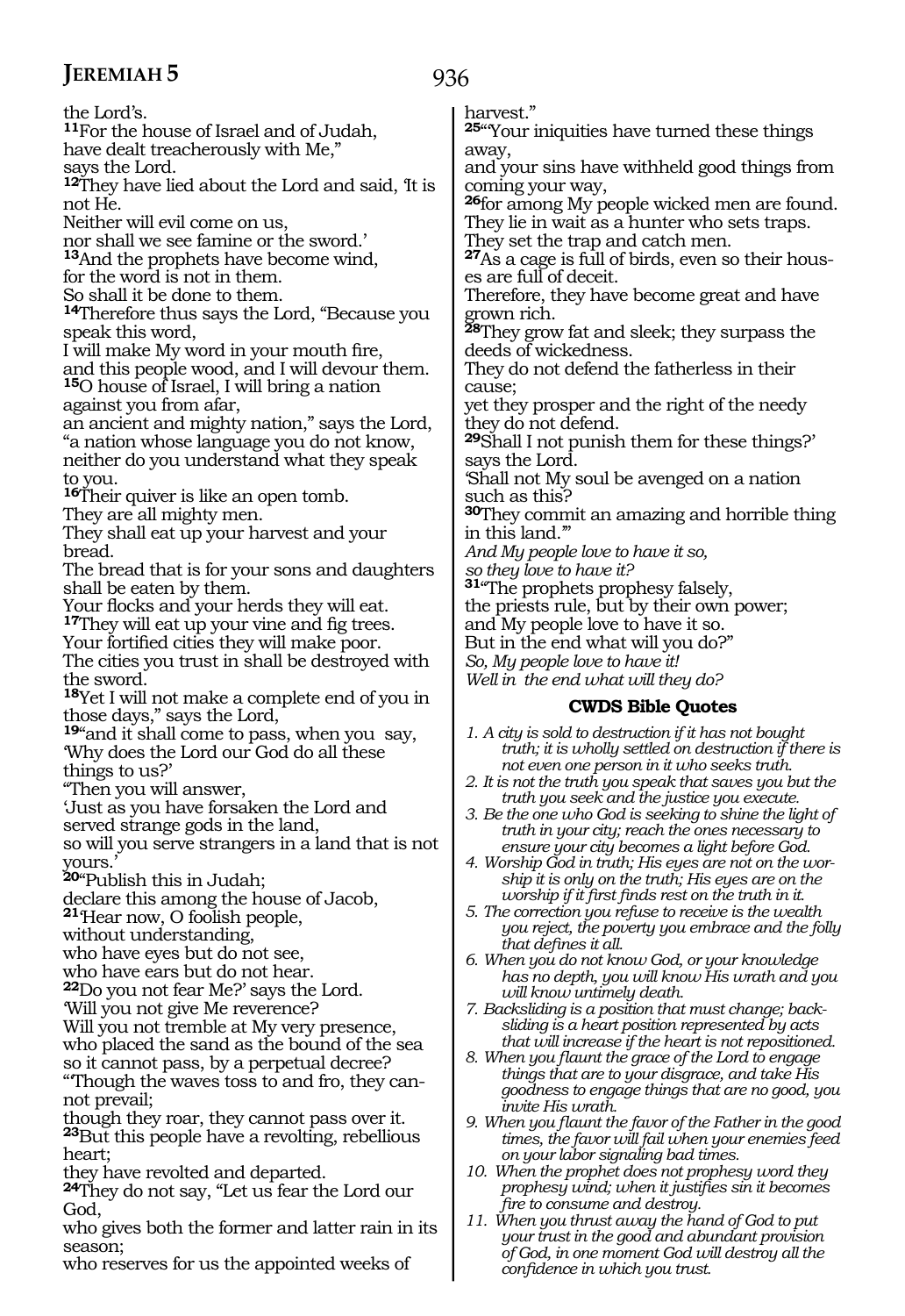the Lord's.

**11**For the house of Israel and of Judah,
have dealt treacherously with Me,"
says the Lord.

**12**They have lied about the Lord and said, 'It is not He.
Neither will evil come on us,
nor shall we see famine or the sword.'

**13**And the prophets have become wind,
for the word is not in them.
So shall it be done to them.

**14**Therefore thus says the Lord, "Because you speak this word,
I will make My word in your mouth fire,
and this people wood, and I will devour them.

**15**O house of Israel, I will bring a nation against you from afar,
an ancient and mighty nation," says the Lord,
"a nation whose language you do not know,
neither do you understand what they speak to you.

**16**Their quiver is like an open tomb.
They are all mighty men.
They shall eat up your harvest and your bread.
The bread that is for your sons and daughters shall be eaten by them.
Your flocks and your herds they will eat.

**17**They will eat up your vine and fig trees.
Your fortified cities they will make poor.
The cities you trust in shall be destroyed with the sword.

**18**Yet I will not make a complete end of you in those days," says the Lord,

**19**"and it shall come to pass, when you say,
'Why does the Lord our God do all these things to us?'
"Then you will answer,
'Just as you have forsaken the Lord and served strange gods in the land,
so will you serve strangers in a land that is not yours.'

**20**"Publish this in Judah;
declare this among the house of Jacob,

**21**'Hear now, O foolish people,
without understanding,
who have eyes but do not see,
who have ears but do not hear.

**22**Do you not fear Me?' says the Lord.
'Will you not give Me reverence?
Will you not tremble at My very presence,
who placed the sand as the bound of the sea
so it cannot pass, by a perpetual decree?
"Though the waves toss to and fro, they cannot prevail;
though they roar, they cannot pass over it.

**23**But this people have a revolting, rebellious heart;
they have revolted and departed.

**24**They do not say, "Let us fear the Lord our God,
who gives both the former and latter rain in its season;
who reserves for us the appointed weeks of harvest."

**25**"'Your iniquities have turned these things away,
and your sins have withheld good things from coming your way,

**26**for among My people wicked men are found.
They lie in wait as a hunter who sets traps.
They set the trap and catch men.

**27**As a cage is full of birds, even so their houses are full of deceit.
Therefore, they have become great and have grown rich.

**28**They grow fat and sleek; they surpass the deeds of wickedness.
They do not defend the fatherless in their cause;
yet they prosper and the right of the needy they do not defend.

**29**Shall I not punish them for these things?'
says the Lord.
'Shall not My soul be avenged on a nation such as this?

**30**They commit an amazing and horrible thing in this land.'"

*And My people love to have it so,*
*so they love to have it?*

**31**"The prophets prophesy falsely,
the priests rule, but by their own power;
and My people love to have it so.
But in the end what will you do?"

*So, My people love to have it!*
*Well in the end what will they do?*

### CWDS Bible Quotes

1. *A city is sold to destruction if it has not bought truth; it is wholly settled on destruction if there is not even one person in it who seeks truth.*
2. *It is not the truth you speak that saves you but the truth you seek and the justice you execute.*
3. *Be the one who God is seeking to shine the light of truth in your city; reach the ones necessary to ensure your city becomes a light before God.*
4. *Worship God in truth; His eyes are not on the worship it is only on the truth; His eyes are on the worship if it first finds rest on the truth in it.*
5. *The correction you refuse to receive is the wealth you reject, the poverty you embrace and the folly that defines it all.*
6. *When you do not know God, or your knowledge has no depth, you will know His wrath and you will know untimely death.*
7. *Backsliding is a position that must change; backsliding is a heart position represented by acts that will increase if the heart is not repositioned.*
8. *When you flaunt the grace of the Lord to engage things that are to your disgrace, and take His goodness to engage things that are no good, you invite His wrath.*
9. *When you flaunt the favor of the Father in the good times, the favor will fail when your enemies feed on your labor signaling bad times.*
10. *When the prophet does not prophesy word they prophesy wind; when it justifies sin it becomes fire to consume and destroy.*
11. *When you thrust away the hand of God to put your trust in the good and abundant provision of God, in one moment God will destroy all the confidence in which you trust.*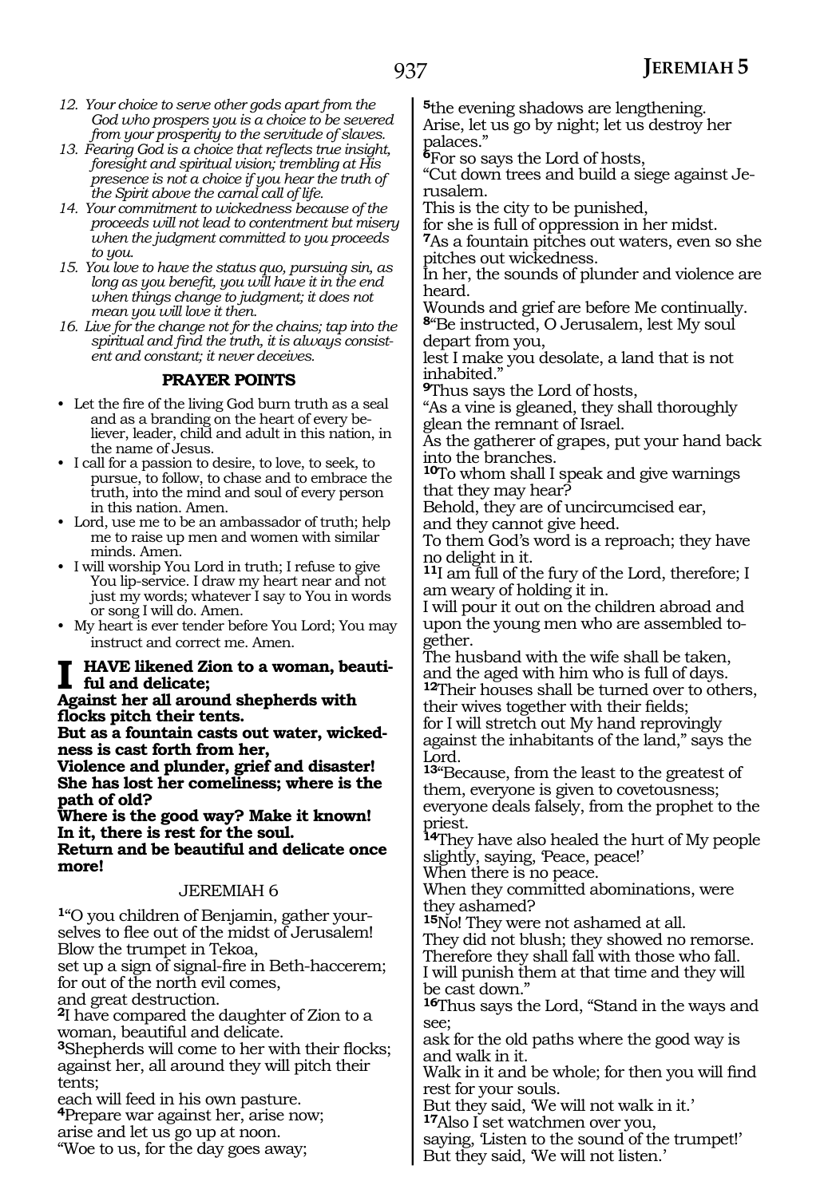12. *Your choice to serve other gods apart from the God who prospers you is a choice to be severed from your prosperity to the servitude of slaves.*
13. *Fearing God is a choice that reflects true insight, foresight and spiritual vision; trembling at His presence is not a choice if you hear the truth of the Spirit above the carnal call of life.*
14. *Your commitment to wickedness because of the proceeds will not lead to contentment but misery when the judgment committed to you proceeds to you.*
15. *You love to have the status quo, pursuing sin, as long as you benefit, you will have it in the end when things change to judgment; it does not mean you will love it then.*
16. *Live for the change not for the chains; tap into the spiritual and find the truth, it is always consistent and constant; it never deceives.*

### PRAYER POINTS

- Let the fire of the living God burn truth as a seal and as a branding on the heart of every believer, leader, child and adult in this nation, in the name of Jesus.
- I call for a passion to desire, to love, to seek, to pursue, to follow, to chase and to embrace the truth, into the mind and soul of every person in this nation. Amen.
- Lord, use me to be an ambassador of truth; help me to raise up men and women with similar minds. Amen.
- I will worship You Lord in truth; I refuse to give You lip-service. I draw my heart near and not just my words; whatever I say to You in words or song I will do. Amen.
- My heart is ever tender before You Lord; You may instruct and correct me. Amen.

**I HAVE likened Zion to a woman, beautiful and delicate;**
**Against her all around shepherds with flocks pitch their tents.**
**But as a fountain casts out water, wickedness is cast forth from her,**
**Violence and plunder, grief and disaster!**
**She has lost her comeliness; where is the path of old?**
**Where is the good way? Make it known!**
**In it, there is rest for the soul.**
**Return and be beautiful and delicate once more!**

## JEREMIAH 6

**1**"O you children of Benjamin, gather yourselves to flee out of the midst of Jerusalem!
Blow the trumpet in Tekoa,
set up a sign of signal-fire in Beth-haccerem;
for out of the north evil comes,
and great destruction.
**2**I have compared the daughter of Zion to a woman, beautiful and delicate.
**3**Shepherds will come to her with their flocks;
against her, all around they will pitch their tents;
each will feed in his own pasture.
**4**Prepare war against her, arise now;
arise and let us go up at noon.
"Woe to us, for the day goes away;
**5**the evening shadows are lengthening.
Arise, let us go by night; let us destroy her palaces."
**6**For so says the Lord of hosts,
"Cut down trees and build a siege against Jerusalem.
This is the city to be punished,
for she is full of oppression in her midst.
**7**As a fountain pitches out waters, even so she pitches out wickedness.
In her, the sounds of plunder and violence are heard.
Wounds and grief are before Me continually.
**8**"Be instructed, O Jerusalem, lest My soul depart from you,
lest I make you desolate, a land that is not inhabited."
**9**Thus says the Lord of hosts,
"As a vine is gleaned, they shall thoroughly glean the remnant of Israel.
As the gatherer of grapes, put your hand back into the branches.
**10**To whom shall I speak and give warnings that they may hear?
Behold, they are of uncircumcised ear,
and they cannot give heed.
To them God's word is a reproach; they have no delight in it.
**11**I am full of the fury of the Lord, therefore; I am weary of holding it in.
I will pour it out on the children abroad and upon the young men who are assembled together.
The husband with the wife shall be taken,
and the aged with him who is full of days.
**12**Their houses shall be turned over to others,
their wives together with their fields;
for I will stretch out My hand reprovingly against the inhabitants of the land," says the Lord.
**13**"Because, from the least to the greatest of them, everyone is given to covetousness;
everyone deals falsely, from the prophet to the priest.
**14**They have also healed the hurt of My people slightly, saying, 'Peace, peace!'
When there is no peace.
When they committed abominations, were they ashamed?
**15**No! They were not ashamed at all.
They did not blush; they showed no remorse.
Therefore they shall fall with those who fall.
I will punish them at that time and they will be cast down."
**16**Thus says the Lord, "Stand in the ways and see;
ask for the old paths where the good way is and walk in it.
Walk in it and be whole; for then you will find rest for your souls.
But they said, 'We will not walk in it.'
**17**Also I set watchmen over you,
saying, 'Listen to the sound of the trumpet!'
But they said, 'We will not listen.'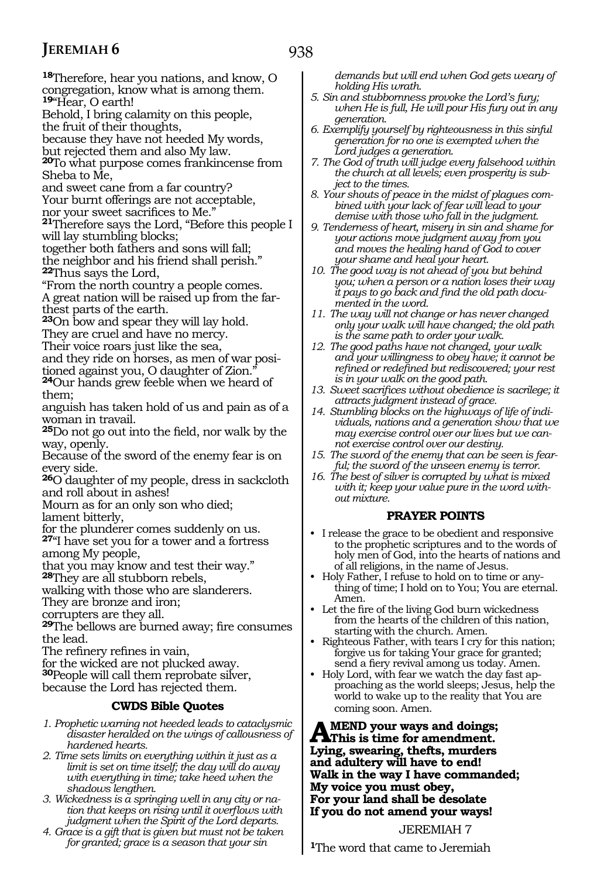[18]Therefore, hear you nations, and know, O congregation, know what is among them.
[19]"Hear, O earth!
Behold, I bring calamity on this people,
the fruit of their thoughts,
because they have not heeded My words,
but rejected them and also My law.
[20]To what purpose comes frankincense from Sheba to Me,
and sweet cane from a far country?
Your burnt offerings are not acceptable,
nor your sweet sacrifices to Me."
[21]Therefore says the Lord, "Before this people I will lay stumbling blocks;
together both fathers and sons will fall;
the neighbor and his friend shall perish."
[22]Thus says the Lord,
"From the north country a people comes.
A great nation will be raised up from the farthest parts of the earth.
[23]On bow and spear they will lay hold.
They are cruel and have no mercy.
Their voice roars just like the sea,
and they ride on horses, as men of war positioned against you, O daughter of Zion."
[24]Our hands grew feeble when we heard of them;
anguish has taken hold of us and pain as of a woman in travail.
[25]Do not go out into the field, nor walk by the way, openly.
Because of the sword of the enemy fear is on every side.
[26]O daughter of my people, dress in sackcloth and roll about in ashes!
Mourn as for an only son who died;
lament bitterly,
for the plunderer comes suddenly on us.
[27]"I have set you for a tower and a fortress among My people,
that you may know and test their way."
[28]They are all stubborn rebels,
walking with those who are slanderers.
They are bronze and iron;
corrupters are they all.
[29]The bellows are burned away; fire consumes the lead.
The refinery refines in vain,
for the wicked are not plucked away.
[30]People will call them reprobate silver,
because the Lord has rejected them.

### CWDS Bible Quotes

1. *Prophetic warning not heeded leads to cataclysmic disaster heralded on the wings of callousness of hardened hearts.*
2. *Time sets limits on everything within it just as a limit is set on time itself; the day will do away with everything in time; take heed when the shadows lengthen.*
3. *Wickedness is a springing well in any city or nation that keeps on rising until it overflows with judgment when the Spirit of the Lord departs.*
4. *Grace is a gift that is given but must not be taken for granted; grace is a season that your sin demands but will end when God gets weary of holding His wrath.*
5. *Sin and stubbornness provoke the Lord's fury; when He is full, He will pour His fury out in any generation.*
6. *Exemplify yourself by righteousness in this sinful generation for no one is exempted when the Lord judges a generation.*
7. *The God of truth will judge every falsehood within the church at all levels; even prosperity is subject to the times.*
8. *Your shouts of peace in the midst of plagues combined with your lack of fear will lead to your demise with those who fall in the judgment.*
9. *Tenderness of heart, misery in sin and shame for your actions move judgment away from you and moves the healing hand of God to cover your shame and heal your heart.*
10. *The good way is not ahead of you but behind you; when a person or a nation loses their way it pays to go back and find the old path documented in the word.*
11. *The way will not change or has never changed only your walk will have changed; the old path is the same path to order your walk.*
12. *The good paths have not changed, your walk and your willingness to obey have; it cannot be refined or redefined but rediscovered; your rest is in your walk on the good path.*
13. *Sweet sacrifices without obedience is sacrilege; it attracts judgment instead of grace.*
14. *Stumbling blocks on the highways of life of individuals, nations and a generation show that we may exercise control over our lives but we cannot exercise control over our destiny.*
15. *The sword of the enemy that can be seen is fearful; the sword of the unseen enemy is terror.*
16. *The best of silver is corrupted by what is mixed with it; keep your value pure in the word without mixture.*

### PRAYER POINTS

- I release the grace to be obedient and responsive to the prophetic scriptures and to the words of holy men of God, into the hearts of nations and of all religions, in the name of Jesus.
- Holy Father, I refuse to hold on to time or anything of time; I hold on to You; You are eternal. Amen.
- Let the fire of the living God burn wickedness from the hearts of the children of this nation, starting with the church. Amen.
- Righteous Father, with tears I cry for this nation; forgive us for taking Your grace for granted; send a fiery revival among us today. Amen.
- Holy Lord, with fear we watch the day fast approaching as the world sleeps; Jesus, help the world to wake up to the reality that You are coming soon. Amen.

**AMEND your ways and doings;**
**This is time for amendment.**
**Lying, swearing, thefts, murders**
**and adultery will have to end!**
**Walk in the way I have commanded;**
**My voice you must obey,**
**For your land shall be desolate**
**If you do not amend your ways!**

## JEREMIAH 7

[1]The word that came to Jeremiah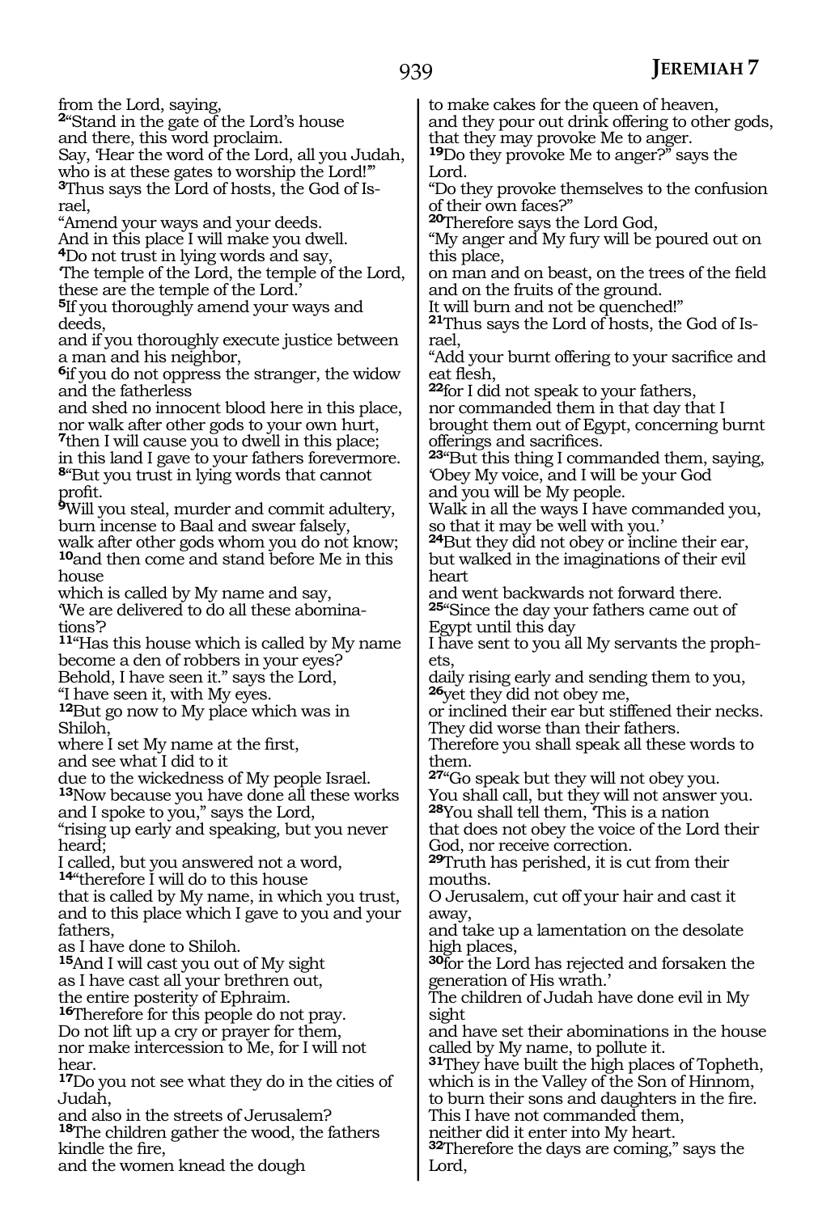from the Lord, saying,

**2**"Stand in the gate of the Lord's house
and there, this word proclaim.
Say, 'Hear the word of the Lord, all you Judah,
who is at these gates to worship the Lord!'"
**3**Thus says the Lord of hosts, the God of Israel,
"Amend your ways and your deeds.
And in this place I will make you dwell.
**4**Do not trust in lying words and say,
'The temple of the Lord, the temple of the Lord,
these are the temple of the Lord.'
**5**If you thoroughly amend your ways and deeds,
and if you thoroughly execute justice between a man and his neighbor,
**6**if you do not oppress the stranger, the widow and the fatherless
and shed no innocent blood here in this place,
nor walk after other gods to your own hurt,
**7**then I will cause you to dwell in this place;
in this land I gave to your fathers forevermore.
**8**"But you trust in lying words that cannot profit.
**9**Will you steal, murder and commit adultery,
burn incense to Baal and swear falsely,
walk after other gods whom you do not know;
**10**and then come and stand before Me in this house
which is called by My name and say,
'We are delivered to do all these abominations'?
**11**"Has this house which is called by My name
become a den of robbers in your eyes?
Behold, I have seen it." says the Lord,
"I have seen it, with My eyes.
**12**But go now to My place which was in Shiloh,
where I set My name at the first,
and see what I did to it
due to the wickedness of My people Israel.
**13**Now because you have done all these works
and I spoke to you," says the Lord,
"rising up early and speaking, but you never heard;
I called, but you answered not a word,
**14**"therefore I will do to this house
that is called by My name, in which you trust,
and to this place which I gave to you and your fathers,
as I have done to Shiloh.
**15**And I will cast you out of My sight
as I have cast all your brethren out,
the entire posterity of Ephraim.
**16**Therefore for this people do not pray.
Do not lift up a cry or prayer for them,
nor make intercession to Me, for I will not hear.
**17**Do you not see what they do in the cities of Judah,
and also in the streets of Jerusalem?
**18**The children gather the wood, the fathers kindle the fire,
and the women knead the dough
to make cakes for the queen of heaven,
and they pour out drink offering to other gods,
that they may provoke Me to anger.
**19**Do they provoke Me to anger?" says the Lord.
"Do they provoke themselves to the confusion of their own faces?"
**20**Therefore says the Lord God,
"My anger and My fury will be poured out on this place,
on man and on beast, on the trees of the field
and on the fruits of the ground.
It will burn and not be quenched!"
**21**Thus says the Lord of hosts, the God of Israel,
"Add your burnt offering to your sacrifice and eat flesh,
**22**for I did not speak to your fathers,
nor commanded them in that day that I brought them out of Egypt, concerning burnt offerings and sacrifices.
**23**"But this thing I commanded them, saying,
'Obey My voice, and I will be your God
and you will be My people.
Walk in all the ways I have commanded you,
so that it may be well with you.'
**24**But they did not obey or incline their ear,
but walked in the imaginations of their evil heart
and went backwards not forward there.
**25**"Since the day your fathers came out of Egypt until this day
I have sent to you all My servants the prophets,
daily rising early and sending them to you,
**26**yet they did not obey me,
or inclined their ear but stiffened their necks.
They did worse than their fathers.
Therefore you shall speak all these words to them.
**27**"Go speak but they will not obey you.
You shall call, but they will not answer you.
**28**You shall tell them, 'This is a nation
that does not obey the voice of the Lord their God, nor receive correction.
**29**Truth has perished, it is cut from their mouths.
O Jerusalem, cut off your hair and cast it away,
and take up a lamentation on the desolate high places,
**30**for the Lord has rejected and forsaken the generation of His wrath.'
The children of Judah have done evil in My sight
and have set their abominations in the house called by My name, to pollute it.
**31**They have built the high places of Topheth,
which is in the Valley of the Son of Hinnom,
to burn their sons and daughters in the fire.
This I have not commanded them,
neither did it enter into My heart.
**32**Therefore the days are coming," says the Lord,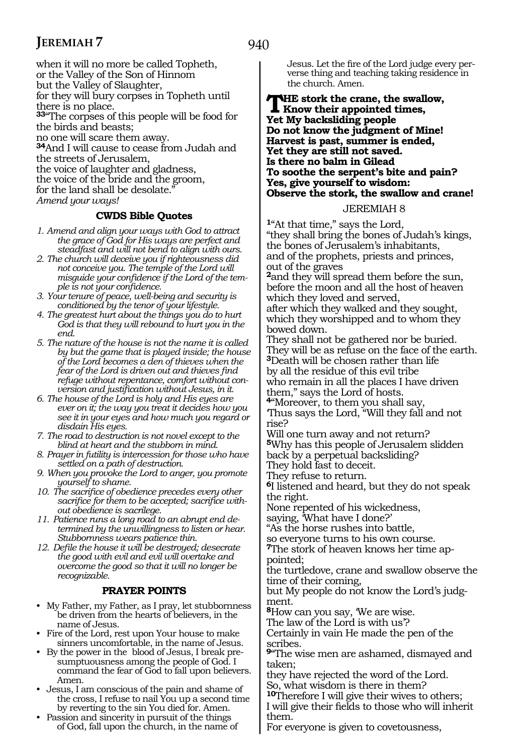when it will no more be called Topheth,
or the Valley of the Son of Hinnom
but the Valley of Slaughter,
for they will bury corpses in Topheth until there is no place.
**33**"The corpses of this people will be food for the birds and beasts;
no one will scare them away.
**34**And I will cause to cease from Judah and the streets of Jerusalem,
the voice of laughter and gladness,
the voice of the bride and the groom,
for the land shall be desolate."
*Amend your ways!*

### CWDS Bible Quotes

1. *Amend and align your ways with God to attract the grace of God for His ways are perfect and steadfast and will not bend to align with ours.*
2. *The church will deceive you if righteousness did not conceive you. The temple of the Lord will misguide your confidence if the Lord of the temple is not your confidence.*
3. *Your tenure of peace, well-being and security is conditioned by the tenor of your lifestyle.*
4. *The greatest hurt about the things you do to hurt God is that they will rebound to hurt you in the end.*
5. *The nature of the house is not the name it is called by but the game that is played inside; the house of the Lord becomes a den of thieves when the fear of the Lord is driven out and thieves find refuge without repentance, comfort without conversion and justification without Jesus, in it.*
6. *The house of the Lord is holy and His eyes are ever on it; the way you treat it decides how you see it in your eyes and how much you regard or disdain His eyes.*
7. *The road to destruction is not novel except to the blind at heart and the stubborn in mind.*
8. *Prayer in futility is intercession for those who have settled on a path of destruction.*
9. *When you provoke the Lord to anger, you promote yourself to shame.*
10. *The sacrifice of obedience precedes every other sacrifice for them to be accepted; sacrifice without obedience is sacrilege.*
11. *Patience runs a long road to an abrupt end determined by the unwillingness to listen or hear. Stubbornness wears patience thin.*
12. *Defile the house it will be destroyed; desecrate the good with evil and evil will overtake and overcome the good so that it will no longer be recognizable.*

### PRAYER POINTS

- My Father, my Father, as I pray, let stubbornness be driven from the hearts of believers, in the name of Jesus.
- Fire of the Lord, rest upon Your house to make sinners uncomfortable, in the name of Jesus.
- By the power in the blood of Jesus, I break presumptuousness among the people of God. I command the fear of God to fall upon believers. Amen.
- Jesus, I am conscious of the pain and shame of the cross, I refuse to nail You up a second time by reverting to the sin You died for. Amen.
- Passion and sincerity in pursuit of the things of God, fall upon the church, in the name of Jesus. Let the fire of the Lord judge every perverse thing and teaching taking residence in the church. Amen.

**THE stork the crane, the swallow,**
**Know their appointed times,**
**Yet My backsliding people**
**Do not know the judgment of Mine!**
**Harvest is past, summer is ended,**
**Yet they are still not saved.**
**Is there no balm in Gilead**
**To soothe the serpent's bite and pain?**
**Yes, give yourself to wisdom:**
**Observe the stork, the swallow and crane!**

## JEREMIAH 8

**1**"At that time," says the Lord,
"they shall bring the bones of Judah's kings,
the bones of Jerusalem's inhabitants,
and of the prophets, priests and princes,
out of the graves
**2**and they will spread them before the sun,
before the moon and all the host of heaven
which they loved and served,
after which they walked and they sought,
which they worshipped and to whom they bowed down.
They shall not be gathered nor be buried.
They will be as refuse on the face of the earth.
**3**Death will be chosen rather than life
by all the residue of this evil tribe
who remain in all the places I have driven them," says the Lord of hosts.
**4**"Moreover, to them you shall say,
'Thus says the Lord, "Will they fall and not rise?
Will one turn away and not return?
**5**Why has this people of Jerusalem slidden back by a perpetual backsliding?
They hold fast to deceit.
They refuse to return.
**6**I listened and heard, but they do not speak the right.
None repented of his wickedness,
saying, 'What have I done?'
"As the horse rushes into battle,
so everyone turns to his own course.
**7**The stork of heaven knows her time appointed;
the turtledove, crane and swallow observe the time of their coming,
but My people do not know the Lord's judgment.
**8**How can you say, 'We are wise.
The law of the Lord is with us'?
Certainly in vain He made the pen of the scribes.
**9**"The wise men are ashamed, dismayed and taken;
they have rejected the word of the Lord.
So, what wisdom is there in them?
**10**Therefore I will give their wives to others;
I will give their fields to those who will inherit them.
For everyone is given to covetousness,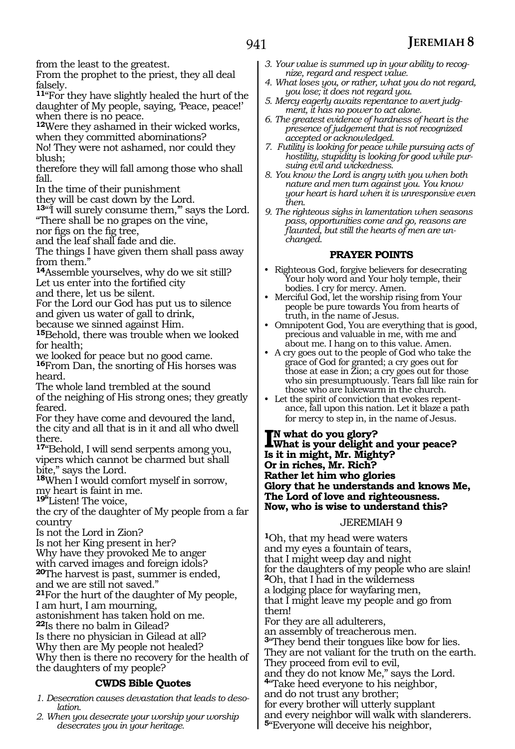from the least to the greatest.
From the prophet to the priest, they all deal falsely.
**11**"For they have slightly healed the hurt of the daughter of My people, saying, 'Peace, peace!' when there is no peace.
**12**Were they ashamed in their wicked works, when they committed abominations?
No! They were not ashamed, nor could they blush;
therefore they will fall among those who shall fall.
In the time of their punishment
they will be cast down by the Lord.
**13**"'I will surely consume them,'" says the Lord.
"There shall be no grapes on the vine,
nor figs on the fig tree,
and the leaf shall fade and die.
The things I have given them shall pass away from them."
**14**Assemble yourselves, why do we sit still?
Let us enter into the fortified city
and there, let us be silent.
For the Lord our God has put us to silence
and given us water of gall to drink,
because we sinned against Him.
**15**Behold, there was trouble when we looked for health;
we looked for peace but no good came.
**16**From Dan, the snorting of His horses was heard.
The whole land trembled at the sound
of the neighing of His strong ones; they greatly feared.
For they have come and devoured the land,
the city and all that is in it and all who dwell there.
**17**"Behold, I will send serpents among you,
vipers which cannot be charmed but shall bite," says the Lord.
**18**When I would comfort myself in sorrow,
my heart is faint in me.
**19**"Listen! The voice,
the cry of the daughter of My people from a far country
Is not the Lord in Zion?
Is not her King present in her?
Why have they provoked Me to anger
with carved images and foreign idols?
**20**The harvest is past, summer is ended,
and we are still not saved."
**21**For the hurt of the daughter of My people,
I am hurt, I am mourning,
astonishment has taken hold on me.
**22**Is there no balm in Gilead?
Is there no physician in Gilead at all?
Why then are My people not healed?
Why then is there no recovery for the health of the daughters of my people?

### CWDS Bible Quotes

1. *Desecration causes devastation that leads to desolation.*
2. *When you desecrate your worship your worship desecrates you in your heritage.*
3. *Your value is summed up in your ability to recognize, regard and respect value.*
4. *What loses you, or rather, what you do not regard, you lose; it does not regard you.*
5. *Mercy eagerly awaits repentance to avert judgment, it has no power to act alone.*
6. *The greatest evidence of hardness of heart is the presence of judgement that is not recognized accepted or acknowledged.*
7. *Futility is looking for peace while pursuing acts of hostility, stupidity is looking for good while pursuing evil and wickedness.*
8. *You know the Lord is angry with you when both nature and men turn against you. You know your heart is hard when it is unresponsive even then.*
9. *The righteous sighs in lamentation when seasons pass, opportunities come and go, reasons are flaunted, but still the hearts of men are unchanged.*

### PRAYER POINTS

- Righteous God, forgive believers for desecrating Your holy word and Your holy temple, their bodies. I cry for mercy. Amen.
- Merciful God, let the worship rising from Your people be pure towards You from hearts of truth, in the name of Jesus.
- Omnipotent God, You are everything that is good, precious and valuable in me, with me and about me. I hang on to this value. Amen.
- A cry goes out to the people of God who take the grace of God for granted; a cry goes out for those at ease in Zion; a cry goes out for those who sin presumptuously. Tears fall like rain for those who are lukewarm in the church.
- Let the spirit of conviction that evokes repentance, fall upon this nation. Let it blaze a path for mercy to step in, in the name of Jesus.

**IN what do you glory?**
**What is your delight and your peace?**
**Is it in might, Mr. Mighty?**
**Or in riches, Mr. Rich?**
**Rather let him who glories**
**Glory that he understands and knows Me,**
**The Lord of love and righteousness.**
**Now, who is wise to understand this?**

## JEREMIAH 9

**1**Oh, that my head were waters
and my eyes a fountain of tears,
that I might weep day and night
for the daughters of my people who are slain!
**2**Oh, that I had in the wilderness
a lodging place for wayfaring men,
that I might leave my people and go from them!
For they are all adulterers,
an assembly of treacherous men.
**3**"They bend their tongues like bow for lies.
They are not valiant for the truth on the earth.
They proceed from evil to evil,
and they do not know Me," says the Lord.
**4**"Take heed everyone to his neighbor,
and do not trust any brother;
for every brother will utterly supplant
and every neighbor will walk with slanderers.
**5**"Everyone will deceive his neighbor,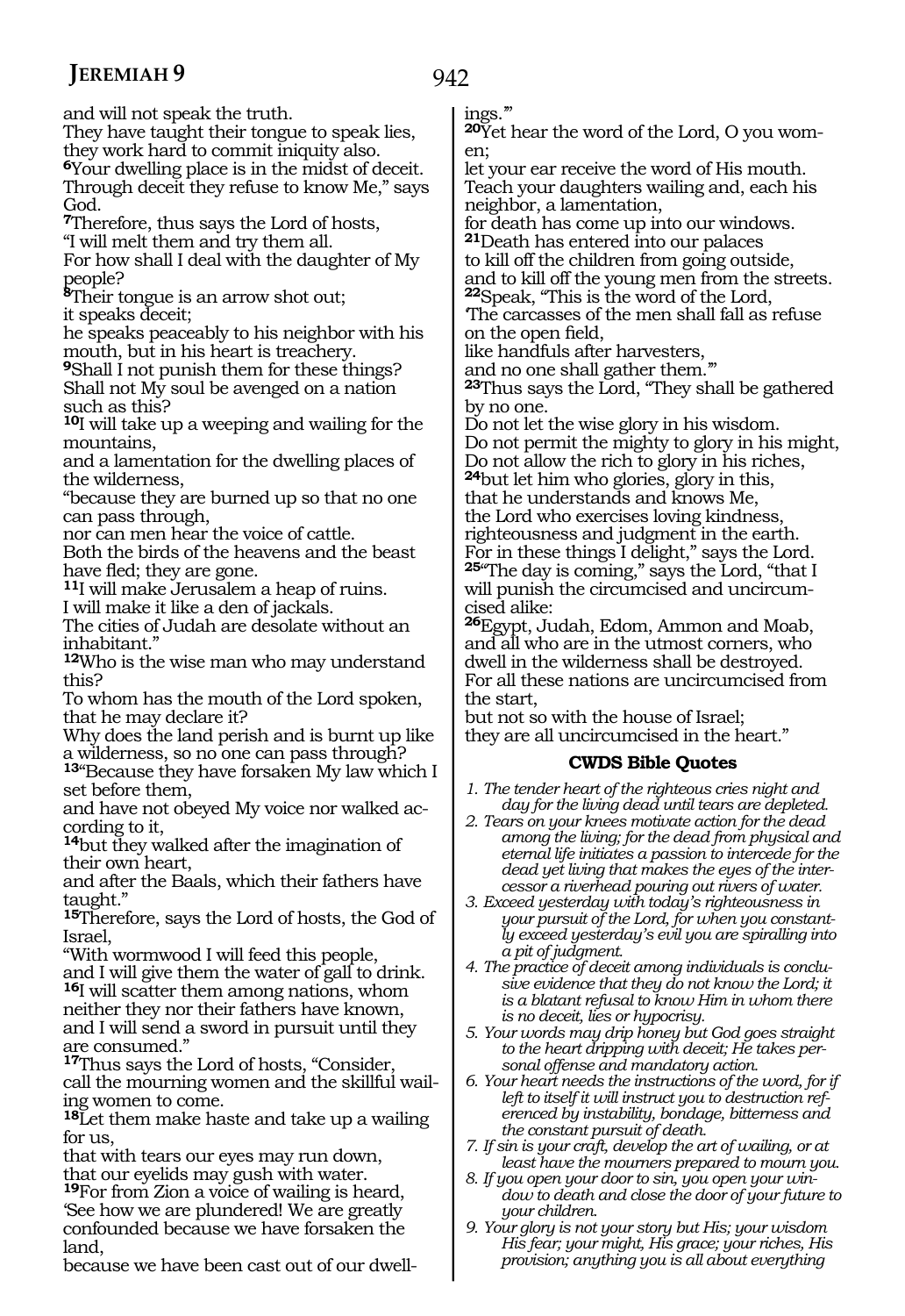and will not speak the truth.
They have taught their tongue to speak lies,
they work hard to commit iniquity also.
**6**Your dwelling place is in the midst of deceit.
Through deceit they refuse to know Me," says God.
**7**Therefore, thus says the Lord of hosts,
"I will melt them and try them all.
For how shall I deal with the daughter of My people?
**8**Their tongue is an arrow shot out;
it speaks deceit;
he speaks peaceably to his neighbor with his mouth, but in his heart is treachery.
**9**Shall I not punish them for these things?
Shall not My soul be avenged on a nation such as this?
**10**I will take up a weeping and wailing for the mountains,
and a lamentation for the dwelling places of the wilderness,
"because they are burned up so that no one can pass through,
nor can men hear the voice of cattle.
Both the birds of the heavens and the beast have fled; they are gone.
**11**I will make Jerusalem a heap of ruins.
I will make it like a den of jackals.
The cities of Judah are desolate without an inhabitant."
**12**Who is the wise man who may understand this?
To whom has the mouth of the Lord spoken, that he may declare it?
Why does the land perish and is burnt up like a wilderness, so no one can pass through?
**13**"Because they have forsaken My law which I set before them,
and have not obeyed My voice nor walked according to it,
**14**but they walked after the imagination of their own heart,
and after the Baals, which their fathers have taught."
**15**Therefore, says the Lord of hosts, the God of Israel,
"With wormwood I will feed this people,
and I will give them the water of gall to drink.
**16**I will scatter them among nations, whom neither they nor their fathers have known,
and I will send a sword in pursuit until they are consumed."
**17**Thus says the Lord of hosts, "Consider,
call the mourning women and the skillful wailing women to come.
**18**Let them make haste and take up a wailing for us,
that with tears our eyes may run down,
that our eyelids may gush with water.
**19**For from Zion a voice of wailing is heard,
'See how we are plundered! We are greatly confounded because we have forsaken the land,
because we have been cast out of our dwellings.'"
**20**Yet hear the word of the Lord, O you women;
let your ear receive the word of His mouth.
Teach your daughters wailing and, each his neighbor, a lamentation,
for death has come up into our windows.
**21**Death has entered into our palaces
to kill off the children from going outside,
and to kill off the young men from the streets.
**22**Speak, "This is the word of the Lord,
'The carcasses of the men shall fall as refuse on the open field,
like handfuls after harvesters,
and no one shall gather them.'"
**23**Thus says the Lord, "They shall be gathered by no one.
Do not let the wise glory in his wisdom.
Do not permit the mighty to glory in his might,
Do not allow the rich to glory in his riches,
**24**but let him who glories, glory in this,
that he understands and knows Me,
the Lord who exercises loving kindness,
righteousness and judgment in the earth.
For in these things I delight," says the Lord.
**25**"The day is coming," says the Lord, "that I will punish the circumcised and uncircumcised alike:
**26**Egypt, Judah, Edom, Ammon and Moab,
and all who are in the utmost corners, who dwell in the wilderness shall be destroyed.
For all these nations are uncircumcised from the start,
but not so with the house of Israel;
they are all uncircumcised in the heart."

### CWDS Bible Quotes

1. *The tender heart of the righteous cries night and day for the living dead until tears are depleted.*
2. *Tears on your knees motivate action for the dead among the living; for the dead from physical and eternal life initiates a passion to intercede for the dead yet living that makes the eyes of the intercessor a riverhead pouring out rivers of water.*
3. *Exceed yesterday with today's righteousness in your pursuit of the Lord, for when you constantly exceed yesterday's evil you are spiralling into a pit of judgment.*
4. *The practice of deceit among individuals is conclusive evidence that they do not know the Lord; it is a blatant refusal to know Him in whom there is no deceit, lies or hypocrisy.*
5. *Your words may drip honey but God goes straight to the heart dripping with deceit; He takes personal offense and mandatory action.*
6. *Your heart needs the instructions of the word, for if left to itself it will instruct you to destruction referenced by instability, bondage, bitterness and the constant pursuit of death.*
7. *If sin is your craft, develop the art of wailing, or at least have the mourners prepared to mourn you.*
8. *If you open your door to sin, you open your window to death and close the door of your future to your children.*
9. *Your glory is not your story but His; your wisdom His fear; your might, His grace; your riches, His provision; anything you is all about everything*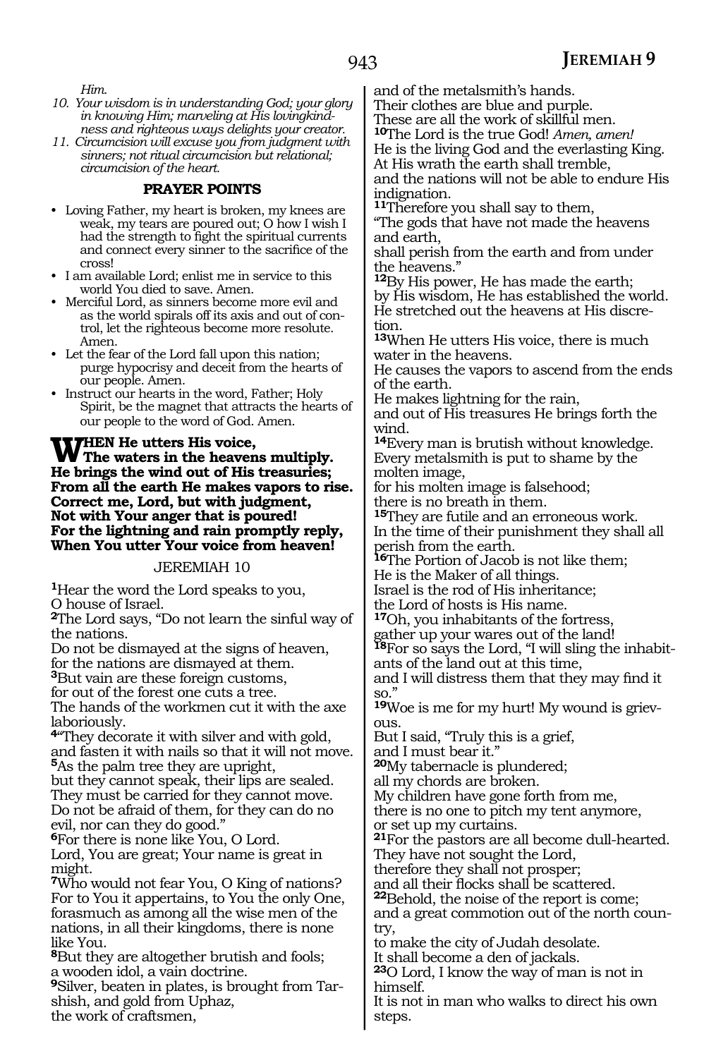*Him.*

10. *Your wisdom is in understanding God; your glory in knowing Him; marveling at His lovingkindness and righteous ways delights your creator.*
11. *Circumcision will excuse you from judgment with sinners; not ritual circumcision but relational; circumcision of the heart.*

### PRAYER POINTS

- Loving Father, my heart is broken, my knees are weak, my tears are poured out; O how I wish I had the strength to fight the spiritual currents and connect every sinner to the sacrifice of the cross!
- I am available Lord; enlist me in service to this world You died to save. Amen.
- Merciful Lord, as sinners become more evil and as the world spirals off its axis and out of control, let the righteous become more resolute. Amen.
- Let the fear of the Lord fall upon this nation; purge hypocrisy and deceit from the hearts of our people. Amen.
- Instruct our hearts in the word, Father; Holy Spirit, be the magnet that attracts the hearts of our people to the word of God. Amen.

**WHEN He utters His voice,**
**The waters in the heavens multiply.**
**He brings the wind out of His treasuries;**
**From all the earth He makes vapors to rise.**
**Correct me, Lord, but with judgment,**
**Not with Your anger that is poured!**
**For the lightning and rain promptly reply,**
**When You utter Your voice from heaven!**

## JEREMIAH 10

**1**Hear the word the Lord speaks to you,
O house of Israel.
**2**The Lord says, "Do not learn the sinful way of the nations.
Do not be dismayed at the signs of heaven,
for the nations are dismayed at them.
**3**But vain are these foreign customs,
for out of the forest one cuts a tree.
The hands of the workmen cut it with the axe laboriously.
**4**"They decorate it with silver and with gold,
and fasten it with nails so that it will not move.
**5**As the palm tree they are upright,
but they cannot speak, their lips are sealed.
They must be carried for they cannot move.
Do not be afraid of them, for they can do no evil, nor can they do good."
**6**For there is none like You, O Lord.
Lord, You are great; Your name is great in might.
**7**Who would not fear You, O King of nations?
For to You it appertains, to You the only One, forasmuch as among all the wise men of the nations, in all their kingdoms, there is none like You.
**8**But they are altogether brutish and fools;
a wooden idol, a vain doctrine.
**9**Silver, beaten in plates, is brought from Tarshish, and gold from Uphaz,
the work of craftsmen,
and of the metalsmith's hands.
Their clothes are blue and purple.
These are all the work of skillful men.
**10**The Lord is the true God! *Amen, amen!*
He is the living God and the everlasting King.
At His wrath the earth shall tremble,
and the nations will not be able to endure His indignation.
**11**Therefore you shall say to them,
"The gods that have not made the heavens and earth,
shall perish from the earth and from under the heavens."
**12**By His power, He has made the earth;
by His wisdom, He has established the world.
He stretched out the heavens at His discretion.
**13**When He utters His voice, there is much water in the heavens.
He causes the vapors to ascend from the ends of the earth.
He makes lightning for the rain,
and out of His treasures He brings forth the wind.
**14**Every man is brutish without knowledge.
Every metalsmith is put to shame by the molten image,
for his molten image is falsehood;
there is no breath in them.
**15**They are futile and an erroneous work.
In the time of their punishment they shall all perish from the earth.
**16**The Portion of Jacob is not like them;
He is the Maker of all things.
Israel is the rod of His inheritance;
the Lord of hosts is His name.
**17**Oh, you inhabitants of the fortress,
gather up your wares out of the land!
**18**For so says the Lord, "I will sling the inhabitants of the land out at this time,
and I will distress them that they may find it so."
**19**Woe is me for my hurt! My wound is grievous.
But I said, "Truly this is a grief,
and I must bear it."
**20**My tabernacle is plundered;
all my chords are broken.
My children have gone forth from me,
there is no one to pitch my tent anymore,
or set up my curtains.
**21**For the pastors are all become dull-hearted.
They have not sought the Lord,
therefore they shall not prosper;
and all their flocks shall be scattered.
**22**Behold, the noise of the report is come;
and a great commotion out of the north country,
to make the city of Judah desolate.
It shall become a den of jackals.
**23**O Lord, I know the way of man is not in himself.
It is not in man who walks to direct his own steps.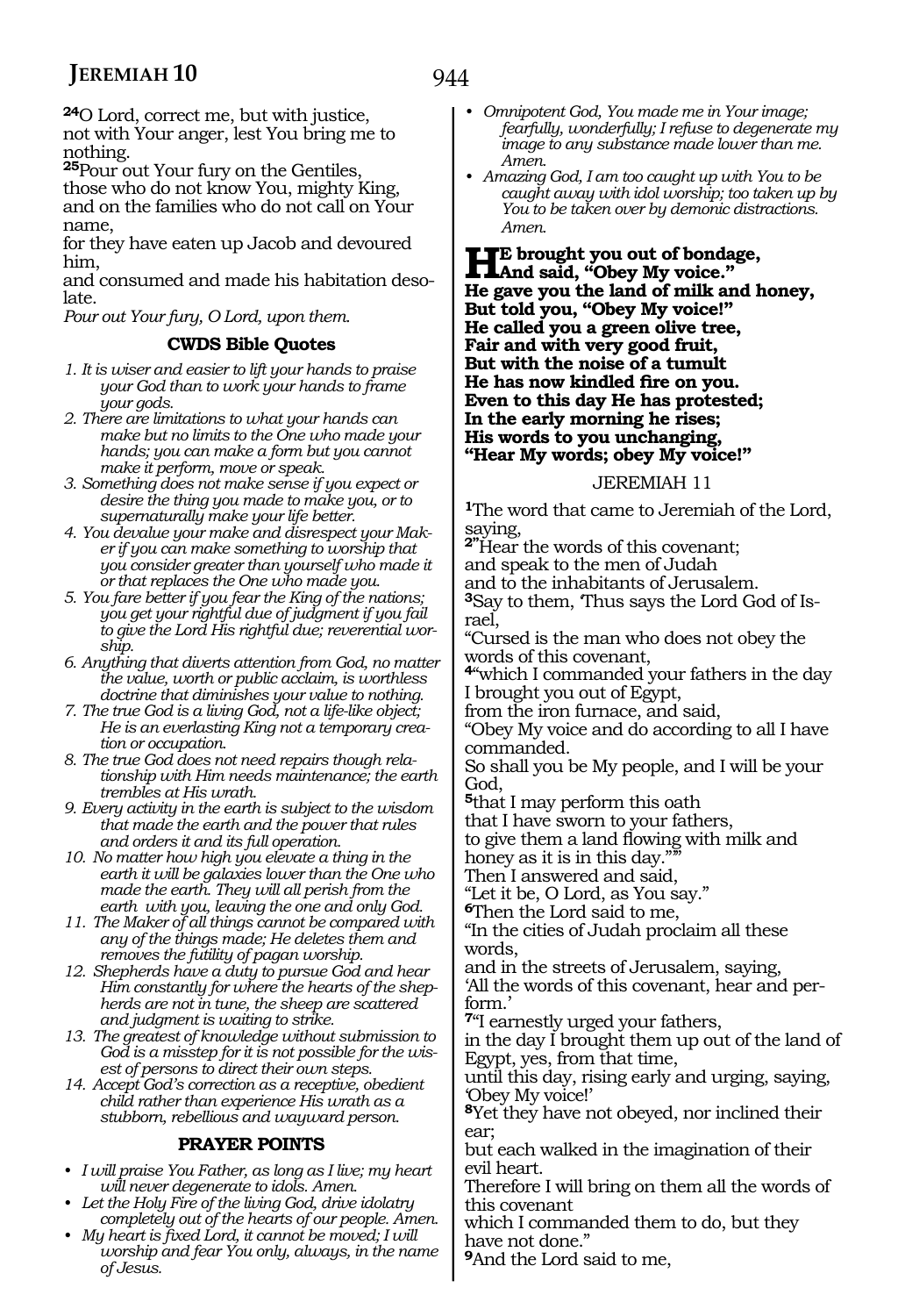**24**O Lord, correct me, but with justice,
not with Your anger, lest You bring me to nothing.
**25**Pour out Your fury on the Gentiles,
those who do not know You, mighty King,
and on the families who do not call on Your name,
for they have eaten up Jacob and devoured him,
and consumed and made his habitation desolate.
*Pour out Your fury, O Lord, upon them.*

### CWDS Bible Quotes

1. *It is wiser and easier to lift your hands to praise your God than to work your hands to frame your gods.*
2. *There are limitations to what your hands can make but no limits to the One who made your hands; you can make a form but you cannot make it perform, move or speak.*
3. *Something does not make sense if you expect or desire the thing you made to make you, or to supernaturally make your life better.*
4. *You devalue your make and disrespect your Maker if you can make something to worship that you consider greater than yourself who made it or that replaces the One who made you.*
5. *You fare better if you fear the King of the nations; you get your rightful due of judgment if you fail to give the Lord His rightful due; reverential worship.*
6. *Anything that diverts attention from God, no matter the value, worth or public acclaim, is worthless doctrine that diminishes your value to nothing.*
7. *The true God is a living God, not a life-like object; He is an everlasting King not a temporary creation or occupation.*
8. *The true God does not need repairs though relationship with Him needs maintenance; the earth trembles at His wrath.*
9. *Every activity in the earth is subject to the wisdom that made the earth and the power that rules and orders it and its full operation.*
10. *No matter how high you elevate a thing in the earth it will be galaxies lower than the One who made the earth. They will all perish from the earth with you, leaving the one and only God.*
11. *The Maker of all things cannot be compared with any of the things made; He deletes them and removes the futility of pagan worship.*
12. *Shepherds have a duty to pursue God and hear Him constantly for where the hearts of the shepherds are not in tune, the sheep are scattered and judgment is waiting to strike.*
13. *The greatest of knowledge without submission to God is a misstep for it is not possible for the wisest of persons to direct their own steps.*
14. *Accept God's correction as a receptive, obedient child rather than experience His wrath as a stubborn, rebellious and wayward person.*

### PRAYER POINTS

- *I will praise You Father, as long as I live; my heart will never degenerate to idols. Amen.*
- *Let the Holy Fire of the living God, drive idolatry completely out of the hearts of our people. Amen.*
- *My heart is fixed Lord, it cannot be moved; I will worship and fear You only, always, in the name of Jesus.*
- *Omnipotent God, You made me in Your image; fearfully, wonderfully; I refuse to degenerate my image to any substance made lower than me. Amen.*
- *Amazing God, I am too caught up with You to be caught away with idol worship; too taken up by You to be taken over by demonic distractions. Amen.*

**He brought you out of bondage,**
**And said, "Obey My voice."**
**He gave you the land of milk and honey,**
**But told you, "Obey My voice!"**
**He called you a green olive tree,**
**Fair and with very good fruit,**
**But with the noise of a tumult**
**He has now kindled fire on you.**
**Even to this day He has protested;**
**In the early morning he rises;**
**His words to you unchanging,**
**"Hear My words; obey My voice!"**

## JEREMIAH 11

**1**The word that came to Jeremiah of the Lord, saying,
**2**"Hear the words of this covenant;
and speak to the men of Judah
and to the inhabitants of Jerusalem.
**3**Say to them, 'Thus says the Lord God of Israel,
"Cursed is the man who does not obey the words of this covenant,
**4**"which I commanded your fathers in the day I brought you out of Egypt,
from the iron furnace, and said,
"Obey My voice and do according to all I have commanded.
So shall you be My people, and I will be your God,
**5**that I may perform this oath
that I have sworn to your fathers,
to give them a land flowing with milk and honey as it is in this day.""'
Then I answered and said,
"Let it be, O Lord, as You say."
**6**Then the Lord said to me,
"In the cities of Judah proclaim all these words,
and in the streets of Jerusalem, saying,
'All the words of this covenant, hear and perform.'
**7**"I earnestly urged your fathers,
in the day I brought them up out of the land of Egypt, yes, from that time,
until this day, rising early and urging, saying,
'Obey My voice!'
**8**Yet they have not obeyed, nor inclined their ear;
but each walked in the imagination of their evil heart.
Therefore I will bring on them all the words of this covenant
which I commanded them to do, but they have not done."
**9**And the Lord said to me,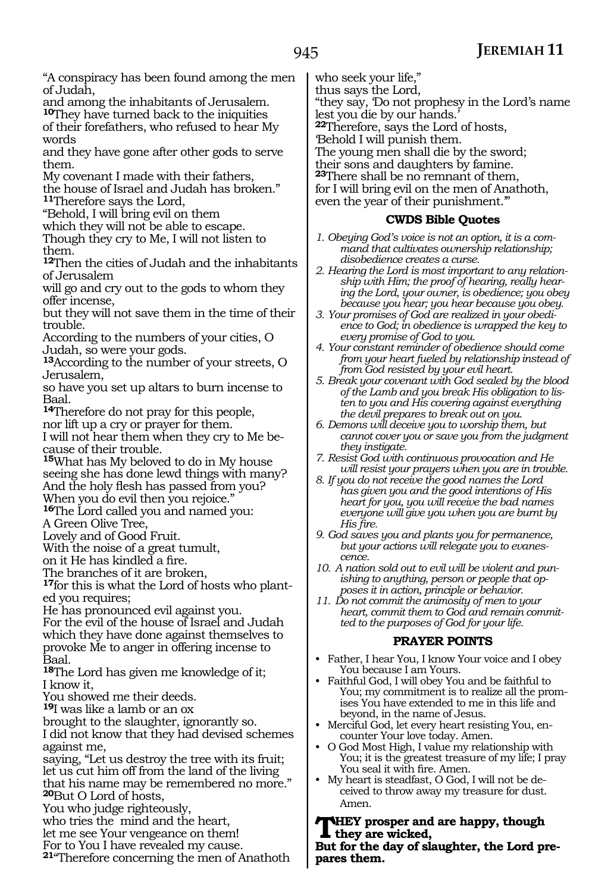"A conspiracy has been found among the men of Judah,
and among the inhabitants of Jerusalem.
**10**They have turned back to the iniquities of their forefathers, who refused to hear My words
and they have gone after other gods to serve them.
My covenant I made with their fathers,
the house of Israel and Judah has broken."
**11**Therefore says the Lord,
"Behold, I will bring evil on them
which they will not be able to escape.
Though they cry to Me, I will not listen to them.
**12**Then the cities of Judah and the inhabitants of Jerusalem
will go and cry out to the gods to whom they offer incense,
but they will not save them in the time of their trouble.
According to the numbers of your cities, O Judah, so were your gods.
**13**According to the number of your streets, O Jerusalem,
so have you set up altars to burn incense to Baal.
**14**Therefore do not pray for this people,
nor lift up a cry or prayer for them.
I will not hear them when they cry to Me because of their trouble.
**15**What has My beloved to do in My house
seeing she has done lewd things with many?
And the holy flesh has passed from you?
When you do evil then you rejoice."
**16**The Lord called you and named you:
A Green Olive Tree,
Lovely and of Good Fruit.
With the noise of a great tumult,
on it He has kindled a fire.
The branches of it are broken,
**17**for this is what the Lord of hosts who planted you requires;
He has pronounced evil against you.
For the evil of the house of Israel and Judah
which they have done against themselves to provoke Me to anger in offering incense to Baal.
**18**The Lord has given me knowledge of it;
I know it,
You showed me their deeds.
**19**I was like a lamb or an ox
brought to the slaughter, ignorantly so.
I did not know that they had devised schemes against me,
saying, "Let us destroy the tree with its fruit;
let us cut him off from the land of the living
that his name may be remembered no more."
**20**But O Lord of hosts,
You who judge righteously,
who tries the mind and the heart,
let me see Your vengeance on them!
For to You I have revealed my cause.
**21**"Therefore concerning the men of Anathoth
who seek your life,"
thus says the Lord,
"they say, 'Do not prophesy in the Lord's name lest you die by our hands.'
**22**Therefore, says the Lord of hosts,
'Behold I will punish them.
The young men shall die by the sword;
their sons and daughters by famine.
**23**There shall be no remnant of them,
for I will bring evil on the men of Anathoth,
even the year of their punishment.'"

### CWDS Bible Quotes

1. *Obeying God's voice is not an option, it is a command that cultivates ownership relationship; disobedience creates a curse.*
2. *Hearing the Lord is most important to any relationship with Him; the proof of hearing, really hearing the Lord, your owner, is obedience; you obey because you hear; you hear because you obey.*
3. *Your promises of God are realized in your obedience to God; in obedience is wrapped the key to every promise of God to you.*
4. *Your constant reminder of obedience should come from your heart fueled by relationship instead of from God resisted by your evil heart.*
5. *Break your covenant with God sealed by the blood of the Lamb and you break His obligation to listen to you and His covering against everything the devil prepares to break out on you.*
6. *Demons will deceive you to worship them, but cannot cover you or save you from the judgment they instigate.*
7. *Resist God with continuous provocation and He will resist your prayers when you are in trouble.*
8. *If you do not receive the good names the Lord has given you and the good intentions of His heart for you, you will receive the bad names everyone will give you when you are burnt by His fire.*
9. *God saves you and plants you for permanence, but your actions will relegate you to evanescence.*
10. *A nation sold out to evil will be violent and punishing to anything, person or people that opposes it in action, principle or behavior.*
11. *Do not commit the animosity of men to your heart, commit them to God and remain committed to the purposes of God for your life.*

### PRAYER POINTS

- Father, I hear You, I know Your voice and I obey You because I am Yours.
- Faithful God, I will obey You and be faithful to You; my commitment is to realize all the promises You have extended to me in this life and beyond, in the name of Jesus.
- Merciful God, let every heart resisting You, encounter Your love today. Amen.
- O God Most High, I value my relationship with You; it is the greatest treasure of my life; I pray You seal it with fire. Amen.
- My heart is steadfast, O God, I will not be deceived to throw away my treasure for dust. Amen.

**THEY prosper and are happy, though they are wicked,
But for the day of slaughter, the Lord prepares them.**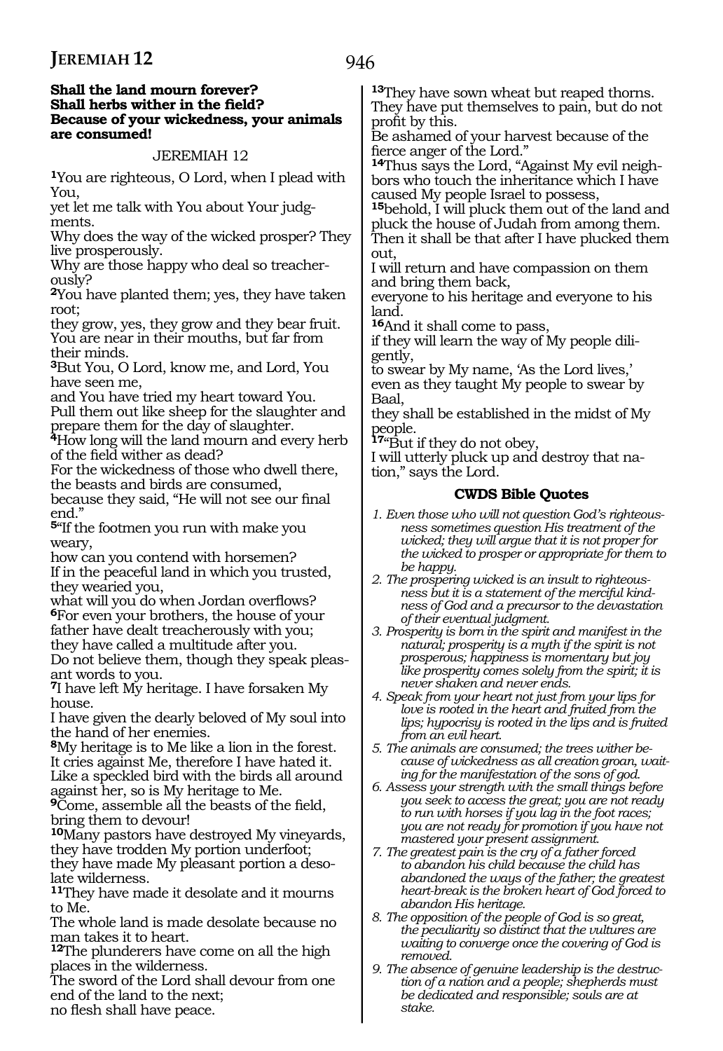**Shall the land mourn forever?**
**Shall herbs wither in the field?**
**Because of your wickedness, your animals are consumed!**

JEREMIAH 12

[1]You are righteous, O Lord, when I plead with You,
yet let me talk with You about Your judgments.
Why does the way of the wicked prosper? They live prosperously.
Why are those happy who deal so treacherously?
[2]You have planted them; yes, they have taken root;
they grow, yes, they grow and they bear fruit.
You are near in their mouths, but far from their minds.
[3]But You, O Lord, know me, and Lord, You have seen me,
and You have tried my heart toward You.
Pull them out like sheep for the slaughter and prepare them for the day of slaughter.
[4]How long will the land mourn and every herb of the field wither as dead?
For the wickedness of those who dwell there,
the beasts and birds are consumed,
because they said, "He will not see our final end."
[5]"If the footmen you run with make you weary,
how can you contend with horsemen?
If in the peaceful land in which you trusted, they wearied you,
what will you do when Jordan overflows?
[6]For even your brothers, the house of your father have dealt treacherously with you;
they have called a multitude after you.
Do not believe them, though they speak pleasant words to you.
[7]I have left My heritage. I have forsaken My house.
I have given the dearly beloved of My soul into the hand of her enemies.
[8]My heritage is to Me like a lion in the forest.
It cries against Me, therefore I have hated it.
Like a speckled bird with the birds all around against her, so is My heritage to Me.
[9]Come, assemble all the beasts of the field,
bring them to devour!
[10]Many pastors have destroyed My vineyards,
they have trodden My portion underfoot;
they have made My pleasant portion a desolate wilderness.
[11]They have made it desolate and it mourns to Me.
The whole land is made desolate because no man takes it to heart.
[12]The plunderers have come on all the high places in the wilderness.
The sword of the Lord shall devour from one end of the land to the next;
no flesh shall have peace.
[13]They have sown wheat but reaped thorns.
They have put themselves to pain, but do not profit by this.
Be ashamed of your harvest because of the fierce anger of the Lord."
[14]Thus says the Lord, "Against My evil neighbors who touch the inheritance which I have caused My people Israel to possess,
[15]behold, I will pluck them out of the land and pluck the house of Judah from among them.
Then it shall be that after I have plucked them out,
I will return and have compassion on them and bring them back,
everyone to his heritage and everyone to his land.
[16]And it shall come to pass,
if they will learn the way of My people diligently,
to swear by My name, 'As the Lord lives,'
even as they taught My people to swear by Baal,
they shall be established in the midst of My people.
[17]"But if they do not obey,
I will utterly pluck up and destroy that nation," says the Lord.

### CWDS Bible Quotes

1. *Even those who will not question God's righteousness sometimes question His treatment of the wicked; they will argue that it is not proper for the wicked to prosper or appropriate for them to be happy.*
2. *The prospering wicked is an insult to righteousness but it is a statement of the merciful kindness of God and a precursor to the devastation of their eventual judgment.*
3. *Prosperity is born in the spirit and manifest in the natural; prosperity is a myth if the spirit is not prosperous; happiness is momentary but joy like prosperity comes solely from the spirit; it is never shaken and never ends.*
4. *Speak from your heart not just from your lips for love is rooted in the heart and fruited from the lips; hypocrisy is rooted in the lips and is fruited from an evil heart.*
5. *The animals are consumed; the trees wither because of wickedness as all creation groan, waiting for the manifestation of the sons of god.*
6. *Assess your strength with the small things before you seek to access the great; you are not ready to run with horses if you lag in the foot races; you are not ready for promotion if you have not mastered your present assignment.*
7. *The greatest pain is the cry of a father forced to abandon his child because the child has abandoned the ways of the father; the greatest heart-break is the broken heart of God forced to abandon His heritage.*
8. *The opposition of the people of God is so great, the peculiarity so distinct that the vultures are waiting to converge once the covering of God is removed.*
9. *The absence of genuine leadership is the destruction of a nation and a people; shepherds must be dedicated and responsible; souls are at stake.*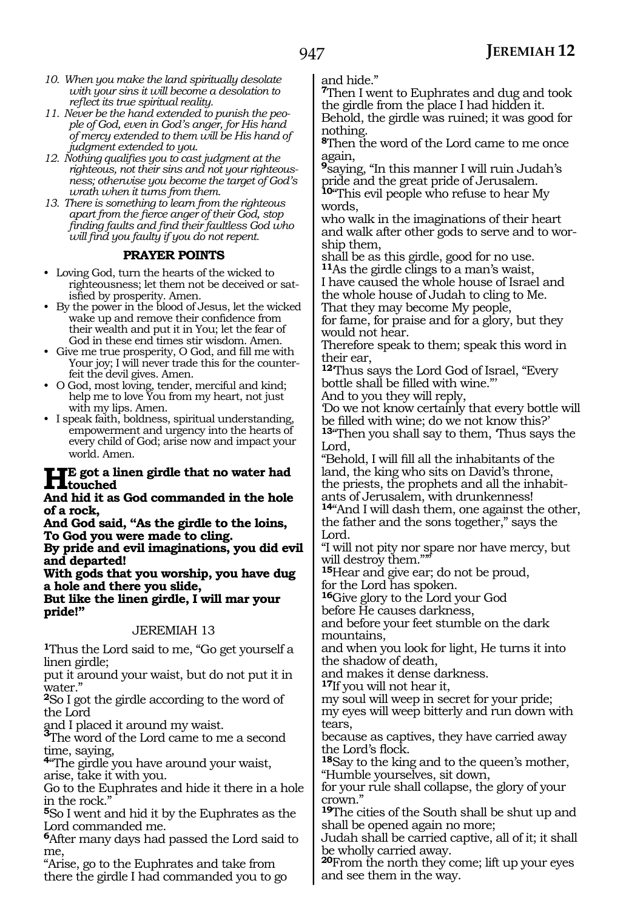*10. When you make the land spiritually desolate with your sins it will become a desolation to reflect its true spiritual reality.*

*11. Never be the hand extended to punish the people of God, even in God's anger, for His hand of mercy extended to them will be His hand of judgment extended to you.*

*12. Nothing qualifies you to cast judgment at the righteous, not their sins and not your righteousness; otherwise you become the target of God's wrath when it turns from them.*

*13. There is something to learn from the righteous apart from the fierce anger of their God, stop finding faults and find their faultless God who will find you faulty if you do not repent.*

### PRAYER POINTS

- Loving God, turn the hearts of the wicked to righteousness; let them not be deceived or satisfied by prosperity. Amen.
- By the power in the blood of Jesus, let the wicked wake up and remove their confidence from their wealth and put it in You; let the fear of God in these end times stir wisdom. Amen.
- Give me true prosperity, O God, and fill me with Your joy; I will never trade this for the counterfeit the devil gives. Amen.
- O God, most loving, tender, merciful and kind; help me to love You from my heart, not just with my lips. Amen.
- I speak faith, boldness, spiritual understanding, empowerment and urgency into the hearts of every child of God; arise now and impact your world. Amen.

**HE got a linen girdle that no water had touched**
**And hid it as God commanded in the hole of a rock,**
**And God said, "As the girdle to the loins, To God you were made to cling.**
**By pride and evil imaginations, you did evil and departed!**
**With gods that you worship, you have dug a hole and there you slide,**
**But like the linen girdle, I will mar your pride!"**

## JEREMIAH 13

**1**Thus the Lord said to me, "Go get yourself a linen girdle;
put it around your waist, but do not put it in water."
**2**So I got the girdle according to the word of the Lord
and I placed it around my waist.
**3**The word of the Lord came to me a second time, saying,
**4**"The girdle you have around your waist, arise, take it with you.
Go to the Euphrates and hide it there in a hole in the rock."
**5**So I went and hid it by the Euphrates as the Lord commanded me.
**6**After many days had passed the Lord said to me,
"Arise, go to the Euphrates and take from there the girdle I had commanded you to go and hide."
**7**Then I went to Euphrates and dug and took the girdle from the place I had hidden it.
Behold, the girdle was ruined; it was good for nothing.
**8**Then the word of the Lord came to me once again,
**9**saying, "In this manner I will ruin Judah's pride and the great pride of Jerusalem.
**10**"This evil people who refuse to hear My words,
who walk in the imaginations of their heart and walk after other gods to serve and to worship them,
shall be as this girdle, good for no use.
**11**As the girdle clings to a man's waist,
I have caused the whole house of Israel and the whole house of Judah to cling to Me.
That they may become My people,
for fame, for praise and for a glory, but they would not hear.
Therefore speak to them; speak this word in their ear,
**12**'Thus says the Lord God of Israel, "Every bottle shall be filled with wine."'
And to you they will reply,
'Do we not know certainly that every bottle will be filled with wine; do we not know this?'
**13**"Then you shall say to them, 'Thus says the Lord,
"Behold, I will fill all the inhabitants of the land, the king who sits on David's throne,
the priests, the prophets and all the inhabitants of Jerusalem, with drunkenness!
**14**"And I will dash them, one against the other, the father and the sons together," says the Lord.
"I will not pity nor spare nor have mercy, but will destroy them."'"
**15**Hear and give ear; do not be proud,
for the Lord has spoken.
**16**Give glory to the Lord your God
before He causes darkness,
and before your feet stumble on the dark mountains,
and when you look for light, He turns it into the shadow of death,
and makes it dense darkness.
**17**If you will not hear it,
my soul will weep in secret for your pride;
my eyes will weep bitterly and run down with tears,
because as captives, they have carried away the Lord's flock.
**18**Say to the king and to the queen's mother,
"Humble yourselves, sit down,
for your rule shall collapse, the glory of your crown."
**19**The cities of the South shall be shut up and shall be opened again no more;
Judah shall be carried captive, all of it; it shall be wholly carried away.
**20**From the north they come; lift up your eyes and see them in the way.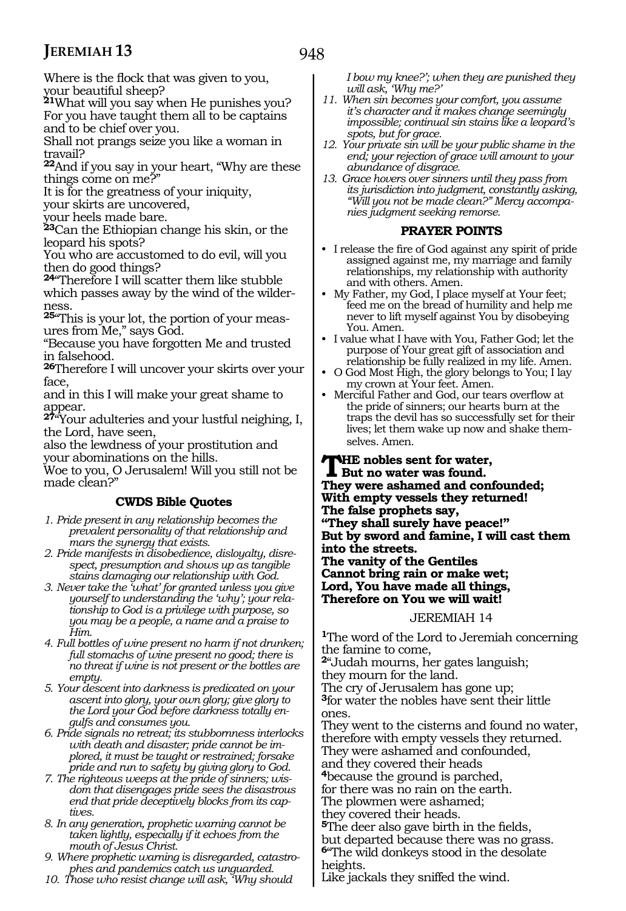Where is the flock that was given to you,
your beautiful sheep?
[21]What will you say when He punishes you?
For you have taught them all to be captains
and to be chief over you.
Shall not prangs seize you like a woman in travail?
[22]And if you say in your heart, "Why are these things come on me?"
It is for the greatness of your iniquity,
your skirts are uncovered,
your heels made bare.
[23]Can the Ethiopian change his skin, or the leopard his spots?
You who are accustomed to do evil, will you then do good things?
[24]"Therefore I will scatter them like stubble which passes away by the wind of the wilderness.
[25]"This is your lot, the portion of your measures from Me," says God.
"Because you have forgotten Me and trusted in falsehood.
[26]Therefore I will uncover your skirts over your face,
and in this I will make your great shame to appear.
[27]"Your adulteries and your lustful neighing, I, the Lord, have seen,
also the lewdness of your prostitution and your abominations on the hills.
Woe to you, O Jerusalem! Will you still not be made clean?"

### CWDS Bible Quotes

1. *Pride present in any relationship becomes the prevalent personality of that relationship and mars the synergy that exists.*
2. *Pride manifests in disobedience, disloyalty, disrespect, presumption and shows up as tangible stains damaging our relationship with God.*
3. *Never take the 'what' for granted unless you give yourself to understanding the 'why'; your relationship to God is a privilege with purpose, so you may be a people, a name and a praise to Him.*
4. *Full bottles of wine present no harm if not drunken; full stomachs of wine present no good; there is no threat if wine is not present or the bottles are empty.*
5. *Your descent into darkness is predicated on your ascent into glory, your own glory; give glory to the Lord your God before darkness totally engulfs and consumes you.*
6. *Pride signals no retreat; its stubbornness interlocks with death and disaster; pride cannot be implored, it must be taught or restrained; forsake pride and run to safety by giving glory to God.*
7. *The righteous weeps at the pride of sinners; wisdom that disengages pride sees the disastrous end that pride deceptively blocks from its captives.*
8. *In any generation, prophetic warning cannot be taken lightly, especially if it echoes from the mouth of Jesus Christ.*
9. *Where prophetic warning is disregarded, catastrophes and pandemics catch us unguarded.*
10. *Those who resist change will ask, 'Why should I bow my knee?'; when they are punished they will ask, 'Why me?'*
11. *When sin becomes your comfort, you assume it's character and it makes change seemingly impossible; continual sin stains like a leopard's spots, but for grace.*
12. *Your private sin will be your public shame in the end; your rejection of grace will amount to your abundance of disgrace.*
13. *Grace hovers over sinners until they pass from its jurisdiction into judgment, constantly asking, "Will you not be made clean?" Mercy accompanies judgment seeking remorse.*

### PRAYER POINTS

- I release the fire of God against any spirit of pride assigned against me, my marriage and family relationships, my relationship with authority and with others. Amen.
- My Father, my God, I place myself at Your feet; feed me on the bread of humility and help me never to lift myself against You by disobeying You. Amen.
- I value what I have with You, Father God; let the purpose of Your great gift of association and relationship be fully realized in my life. Amen.
- O God Most High, the glory belongs to You; I lay my crown at Your feet. Amen.
- Merciful Father and God, our tears overflow at the pride of sinners; our hearts burn at the traps the devil has so successfully set for their lives; let them wake up now and shake themselves. Amen.

**THE nobles sent for water,**
**But no water was found.**
**They were ashamed and confounded;**
**With empty vessels they returned!**
**The false prophets say,**
**"They shall surely have peace!"**
**But by sword and famine, I will cast them into the streets.**
**The vanity of the Gentiles**
**Cannot bring rain or make wet;**
**Lord, You have made all things,**
**Therefore on You we will wait!**

## JEREMIAH 14

[1]The word of the Lord to Jeremiah concerning the famine to come,
[2]"Judah mourns, her gates languish;
they mourn for the land.
The cry of Jerusalem has gone up;
[3]for water the nobles have sent their little ones.
They went to the cisterns and found no water,
therefore with empty vessels they returned.
They were ashamed and confounded,
and they covered their heads
[4]because the ground is parched,
for there was no rain on the earth.
The plowmen were ashamed;
they covered their heads.
[5]The deer also gave birth in the fields,
but departed because there was no grass.
[6]"The wild donkeys stood in the desolate heights.
Like jackals they sniffed the wind.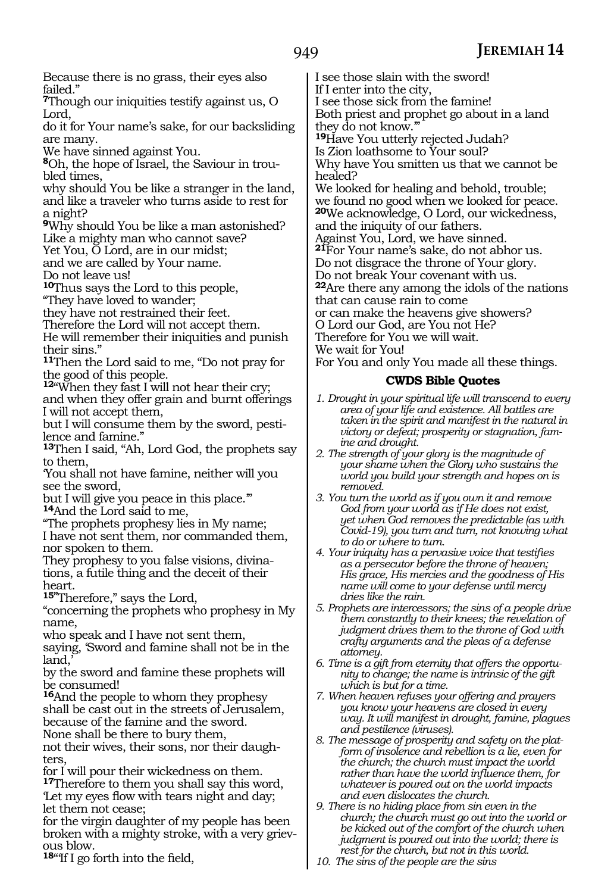Because there is no grass, their eyes also failed."

**7**Though our iniquities testify against us, O Lord,
do it for Your name's sake, for our backsliding are many.
We have sinned against You.

**8**Oh, the hope of Israel, the Saviour in troubled times,
why should You be like a stranger in the land,
and like a traveler who turns aside to rest for a night?

**9**Why should You be like a man astonished?
Like a mighty man who cannot save?
Yet You, O Lord, are in our midst;
and we are called by Your name.
Do not leave us!

**10**Thus says the Lord to this people,
"They have loved to wander;
they have not restrained their feet.
Therefore the Lord will not accept them.
He will remember their iniquities and punish their sins."

**11**Then the Lord said to me, "Do not pray for the good of this people.

**12**"When they fast I will not hear their cry;
and when they offer grain and burnt offerings I will not accept them,
but I will consume them by the sword, pestilence and famine."

**13**Then I said, "Ah, Lord God, the prophets say to them,
'You shall not have famine, neither will you see the sword,
but I will give you peace in this place.'"

**14**And the Lord said to me,
"The prophets prophesy lies in My name;
I have not sent them, nor commanded them, nor spoken to them.
They prophesy to you false visions, divinations, a futile thing and the deceit of their heart.

**15**"Therefore," says the Lord,
"concerning the prophets who prophesy in My name,
who speak and I have not sent them,
saying, 'Sword and famine shall not be in the land,'
by the sword and famine these prophets will be consumed!

**16**And the people to whom they prophesy
shall be cast out in the streets of Jerusalem,
because of the famine and the sword.
None shall be there to bury them,
not their wives, their sons, nor their daughters,
for I will pour their wickedness on them.

**17**Therefore to them you shall say this word,
'Let my eyes flow with tears night and day;
let them not cease;
for the virgin daughter of my people has been broken with a mighty stroke, with a very grievous blow.

**18**"If I go forth into the field,
I see those slain with the sword!
If I enter into the city,
I see those sick from the famine!
Both priest and prophet go about in a land they do not know.'"

**19**Have You utterly rejected Judah?
Is Zion loathsome to Your soul?
Why have You smitten us that we cannot be healed?
We looked for healing and behold, trouble;
we found no good when we looked for peace.

**20**We acknowledge, O Lord, our wickedness,
and the iniquity of our fathers.
Against You, Lord, we have sinned.

**21**For Your name's sake, do not abhor us.
Do not disgrace the throne of Your glory.
Do not break Your covenant with us.

**22**Are there any among the idols of the nations
that can cause rain to come
or can make the heavens give showers?
O Lord our God, are You not He?
Therefore for You we will wait.
We wait for You!
For You and only You made all these things.

### CWDS Bible Quotes

1. *Drought in your spiritual life will transcend to every area of your life and existence. All battles are taken in the spirit and manifest in the natural in victory or defeat; prosperity or stagnation, famine and drought.*
2. *The strength of your glory is the magnitude of your shame when the Glory who sustains the world you build your strength and hopes on is removed.*
3. *You turn the world as if you own it and remove God from your world as if He does not exist, yet when God removes the predictable (as with Covid-19), you turn and turn, not knowing what to do or where to turn.*
4. *Your iniquity has a pervasive voice that testifies as a persecutor before the throne of heaven; His grace, His mercies and the goodness of His name will come to your defense until mercy dries like the rain.*
5. *Prophets are intercessors; the sins of a people drive them constantly to their knees; the revelation of judgment drives them to the throne of God with crafty arguments and the pleas of a defense attorney.*
6. *Time is a gift from eternity that offers the opportunity to change; the name is intrinsic of the gift which is but for a time.*
7. *When heaven refuses your offering and prayers you know your heavens are closed in every way. It will manifest in drought, famine, plagues and pestilence (viruses).*
8. *The message of prosperity and safety on the platform of insolence and rebellion is a lie, even for the church; the church must impact the world rather than have the world influence them, for whatever is poured out on the world impacts and even dislocates the church.*
9. *There is no hiding place from sin even in the church; the church must go out into the world or be kicked out of the comfort of the church when judgment is poured out into the world; there is rest for the church, but not in this world.*
10. *The sins of the people are the sins*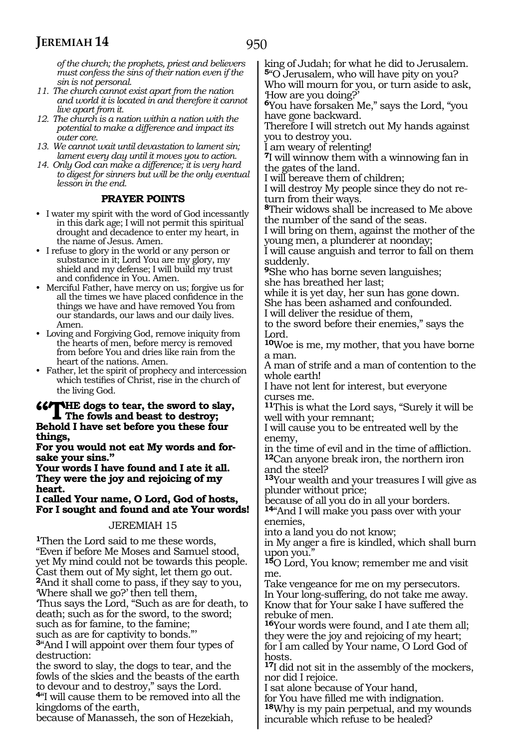*of the church; the prophets, priest and believers must confess the sins of their nation even if the sin is not personal.*

11. *The church cannot exist apart from the nation and world it is located in and therefore it cannot live apart from it.*
12. *The church is a nation within a nation with the potential to make a difference and impact its outer core.*
13. *We cannot wait until devastation to lament sin; lament every day until it moves you to action.*
14. *Only God can make a difference; it is very hard to digest for sinners but will be the only eventual lesson in the end.*

**PRAYER POINTS**

- I water my spirit with the word of God incessantly in this dark age; I will not permit this spiritual drought and decadence to enter my heart, in the name of Jesus. Amen.
- I refuse to glory in the world or any person or substance in it; Lord You are my glory, my shield and my defense; I will build my trust and confidence in You. Amen.
- Merciful Father, have mercy on us; forgive us for all the times we have placed confidence in the things we have and have removed You from our standards, our laws and our daily lives. Amen.
- Loving and Forgiving God, remove iniquity from the hearts of men, before mercy is removed from before You and dries like rain from the heart of the nations. Amen.
- Father, let the spirit of prophecy and intercession which testifies of Christ, rise in the church of the living God.

**"THE dogs to tear, the sword to slay,
The fowls and beast to destroy;
Behold I have set before you these four things,
For you would not eat My words and forsake your sins."
Your words I have found and I ate it all.
They were the joy and rejoicing of my heart.
I called Your name, O Lord, God of hosts,
For I sought and found and ate Your words!**

JEREMIAH 15

**1**Then the Lord said to me these words,
"Even if before Me Moses and Samuel stood,
yet My mind could not be towards this people.
Cast them out of My sight, let them go out.
**2**And it shall come to pass, if they say to you,
'Where shall we go?' then tell them,
'Thus says the Lord, "Such as are for death, to death; such as for the sword, to the sword;
such as for famine, to the famine;
such as are for captivity to bonds."'
**3**"And I will appoint over them four types of destruction:
the sword to slay, the dogs to tear, and the fowls of the skies and the beasts of the earth to devour and to destroy," says the Lord.
**4**"I will cause them to be removed into all the kingdoms of the earth,
because of Manasseh, the son of Hezekiah, king of Judah; for what he did to Jerusalem.
**5**"O Jerusalem, who will have pity on you?
Who will mourn for you, or turn aside to ask, 'How are you doing?'
**6**You have forsaken Me," says the Lord, "you have gone backward.
Therefore I will stretch out My hands against you to destroy you.
I am weary of relenting!
**7**I will winnow them with a winnowing fan in the gates of the land.
I will bereave them of children;
I will destroy My people since they do not return from their ways.
**8**Their widows shall be increased to Me above the number of the sand of the seas.
I will bring on them, against the mother of the young men, a plunderer at noonday;
I will cause anguish and terror to fall on them suddenly.
**9**She who has borne seven languishes;
she has breathed her last;
while it is yet day, her sun has gone down.
She has been ashamed and confounded.
I will deliver the residue of them,
to the sword before their enemies," says the Lord.
**10**Woe is me, my mother, that you have borne a man.
A man of strife and a man of contention to the whole earth!
I have not lent for interest, but everyone curses me.
**11**This is what the Lord says, "Surely it will be well with your remnant;
I will cause you to be entreated well by the enemy,
in the time of evil and in the time of affliction.
**12**Can anyone break iron, the northern iron and the steel?
**13**Your wealth and your treasures I will give as plunder without price;
because of all you do in all your borders.
**14**"And I will make you pass over with your enemies,
into a land you do not know;
in My anger a fire is kindled, which shall burn upon you."
**15**O Lord, You know; remember me and visit me.
Take vengeance for me on my persecutors.
In Your long-suffering, do not take me away.
Know that for Your sake I have suffered the rebuke of men.
**16**Your words were found, and I ate them all;
they were the joy and rejoicing of my heart;
for I am called by Your name, O Lord God of hosts.
**17**I did not sit in the assembly of the mockers, nor did I rejoice.
I sat alone because of Your hand,
for You have filled me with indignation.
**18**Why is my pain perpetual, and my wounds incurable which refuse to be healed?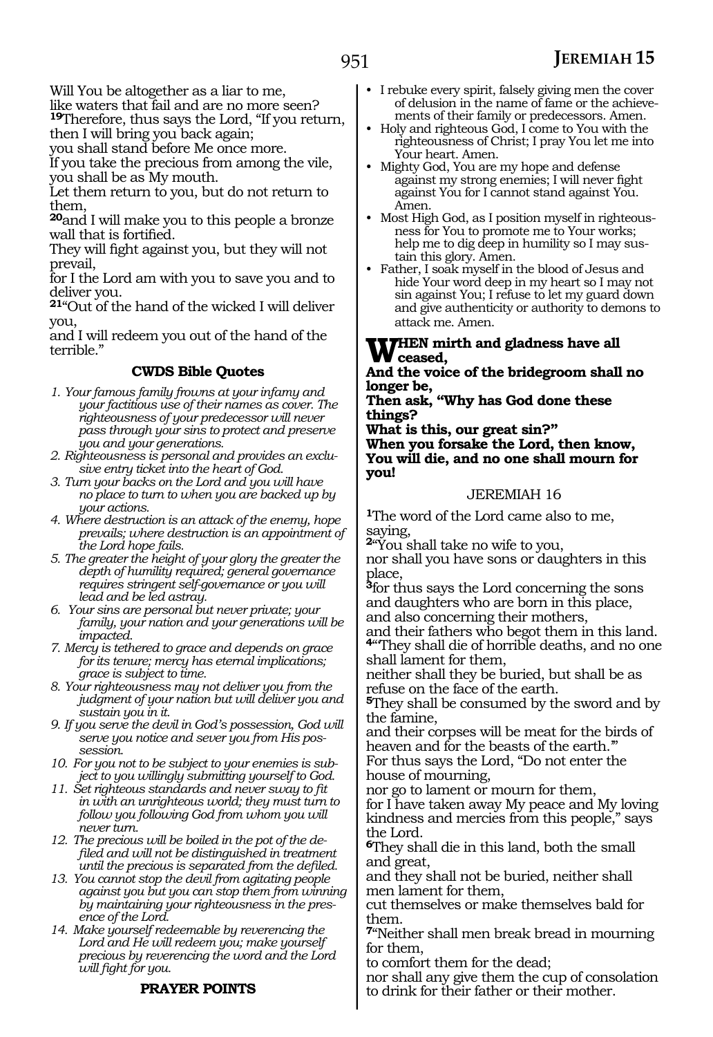Will You be altogether as a liar to me,
like waters that fail and are no more seen?
**19**Therefore, thus says the Lord, "If you return,
then I will bring you back again;
you shall stand before Me once more.
If you take the precious from among the vile,
you shall be as My mouth.
Let them return to you, but do not return to them,
**20**and I will make you to this people a bronze wall that is fortified.
They will fight against you, but they will not prevail,
for I the Lord am with you to save you and to deliver you.
**21**"Out of the hand of the wicked I will deliver you,
and I will redeem you out of the hand of the terrible."

### CWDS Bible Quotes

1. *Your famous family frowns at your infamy and your factitious use of their names as cover. The righteousness of your predecessor will never pass through your sins to protect and preserve you and your generations.*
2. *Righteousness is personal and provides an exclusive entry ticket into the heart of God.*
3. *Turn your backs on the Lord and you will have no place to turn to when you are backed up by your actions.*
4. *Where destruction is an attack of the enemy, hope prevails; where destruction is an appointment of the Lord hope fails.*
5. *The greater the height of your glory the greater the depth of humility required; general governance requires stringent self-governance or you will lead and be led astray.*
6. *Your sins are personal but never private; your family, your nation and your generations will be impacted.*
7. *Mercy is tethered to grace and depends on grace for its tenure; mercy has eternal implications; grace is subject to time.*
8. *Your righteousness may not deliver you from the judgment of your nation but will deliver you and sustain you in it.*
9. *If you serve the devil in God's possession, God will serve you notice and sever you from His possession.*
10. *For you not to be subject to your enemies is subject to you willingly submitting yourself to God.*
11. *Set righteous standards and never sway to fit in with an unrighteous world; they must turn to follow you following God from whom you will never turn.*
12. *The precious will be boiled in the pot of the defiled and will not be distinguished in treatment until the precious is separated from the defiled.*
13. *You cannot stop the devil from agitating people against you but you can stop them from winning by maintaining your righteousness in the presence of the Lord.*
14. *Make yourself redeemable by reverencing the Lord and He will redeem you; make yourself precious by reverencing the word and the Lord will fight for you.*

### PRAYER POINTS

- I rebuke every spirit, falsely giving men the cover of delusion in the name of fame or the achievements of their family or predecessors. Amen.
- Holy and righteous God, I come to You with the righteousness of Christ; I pray You let me into Your heart. Amen.
- Mighty God, You are my hope and defense against my strong enemies; I will never fight against You for I cannot stand against You. Amen.
- Most High God, as I position myself in righteousness for You to promote me to Your works; help me to dig deep in humility so I may sustain this glory. Amen.
- Father, I soak myself in the blood of Jesus and hide Your word deep in my heart so I may not sin against You; I refuse to let my guard down and give authenticity or authority to demons to attack me. Amen.

**When mirth and gladness have all ceased,**
**And the voice of the bridegroom shall no longer be,**
**Then ask, "Why has God done these things?**
**What is this, our great sin?"**
**When you forsake the Lord, then know,**
**You will die, and no one shall mourn for you!**

## JEREMIAH 16

**1**The word of the Lord came also to me, saying,
**2**"You shall take no wife to you,
nor shall you have sons or daughters in this place,
**3**for thus says the Lord concerning the sons and daughters who are born in this place,
and also concerning their mothers,
and their fathers who begot them in this land.
**4**'They shall die of horrible deaths, and no one shall lament for them,
neither shall they be buried, but shall be as refuse on the face of the earth.
**5**They shall be consumed by the sword and by the famine,
and their corpses will be meat for the birds of heaven and for the beasts of the earth.'"
For thus says the Lord, "Do not enter the house of mourning,
nor go to lament or mourn for them,
for I have taken away My peace and My loving kindness and mercies from this people," says the Lord.
**6**They shall die in this land, both the small and great,
and they shall not be buried, neither shall men lament for them,
cut themselves or make themselves bald for them.
**7**"Neither shall men break bread in mourning for them,
to comfort them for the dead;
nor shall any give them the cup of consolation to drink for their father or their mother.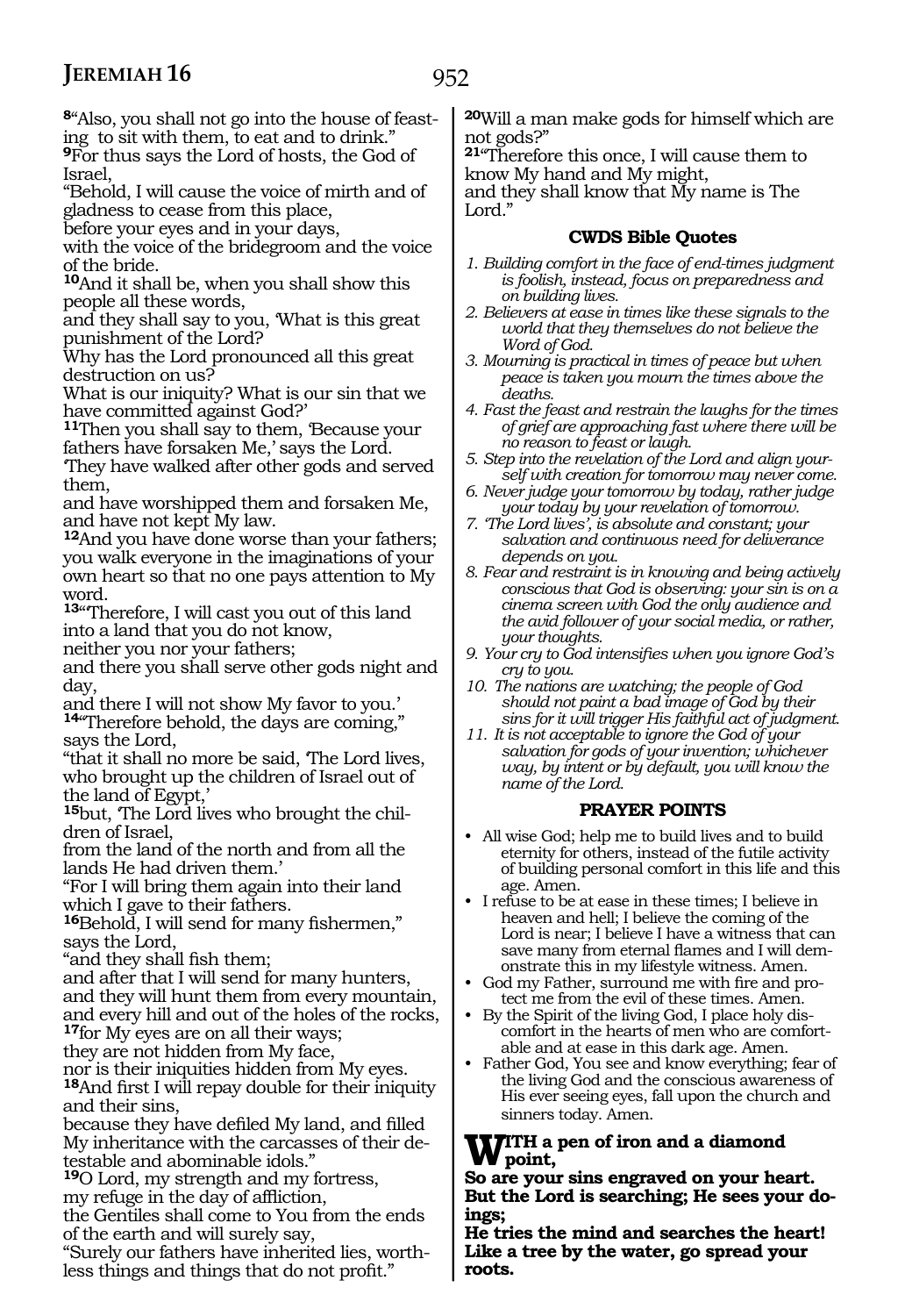**8**"Also, you shall not go into the house of feasting to sit with them, to eat and to drink."
**9**For thus says the Lord of hosts, the God of Israel,
"Behold, I will cause the voice of mirth and of gladness to cease from this place,
before your eyes and in your days,
with the voice of the bridegroom and the voice of the bride.
**10**And it shall be, when you shall show this people all these words,
and they shall say to you, 'What is this great punishment of the Lord?
Why has the Lord pronounced all this great destruction on us?
What is our iniquity? What is our sin that we have committed against God?'
**11**Then you shall say to them, 'Because your fathers have forsaken Me,' says the Lord.
'They have walked after other gods and served them,
and have worshipped them and forsaken Me,
and have not kept My law.
**12**And you have done worse than your fathers;
you walk everyone in the imaginations of your own heart so that no one pays attention to My word.
**13**"'Therefore, I will cast you out of this land into a land that you do not know,
neither you nor your fathers;
and there you shall serve other gods night and day,
and there I will not show My favor to you.'
**14**"Therefore behold, the days are coming," says the Lord,
"that it shall no more be said, 'The Lord lives, who brought up the children of Israel out of the land of Egypt,'
**15**but, 'The Lord lives who brought the children of Israel,
from the land of the north and from all the lands He had driven them.'
"For I will bring them again into their land which I gave to their fathers.
**16**Behold, I will send for many fishermen," says the Lord,
"and they shall fish them;
and after that I will send for many hunters,
and they will hunt them from every mountain,
and every hill and out of the holes of the rocks,
**17**for My eyes are on all their ways;
they are not hidden from My face,
nor is their iniquities hidden from My eyes.
**18**And first I will repay double for their iniquity and their sins,
because they have defiled My land, and filled My inheritance with the carcasses of their detestable and abominable idols."
**19**O Lord, my strength and my fortress,
my refuge in the day of affliction,
the Gentiles shall come to You from the ends of the earth and will surely say,
"Surely our fathers have inherited lies, worthless things and things that do not profit."
**20**Will a man make gods for himself which are not gods?"
**21**"Therefore this once, I will cause them to know My hand and My might,
and they shall know that My name is The Lord."

### CWDS Bible Quotes

1. *Building comfort in the face of end-times judgment is foolish, instead, focus on preparedness and on building lives.*
2. *Believers at ease in times like these signals to the world that they themselves do not believe the Word of God.*
3. *Mourning is practical in times of peace but when peace is taken you mourn the times above the deaths.*
4. *Fast the feast and restrain the laughs for the times of grief are approaching fast where there will be no reason to feast or laugh.*
5. *Step into the revelation of the Lord and align yourself with creation for tomorrow may never come.*
6. *Never judge your tomorrow by today, rather judge your today by your revelation of tomorrow.*
7. *'The Lord lives', is absolute and constant; your salvation and continuous need for deliverance depends on you.*
8. *Fear and restraint is in knowing and being actively conscious that God is observing: your sin is on a cinema screen with God the only audience and the avid follower of your social media, or rather, your thoughts.*
9. *Your cry to God intensifies when you ignore God's cry to you.*
10. *The nations are watching; the people of God should not paint a bad image of God by their sins for it will trigger His faithful act of judgment.*
11. *It is not acceptable to ignore the God of your salvation for gods of your invention; whichever way, by intent or by default, you will know the name of the Lord.*

### PRAYER POINTS

- All wise God; help me to build lives and to build eternity for others, instead of the futile activity of building personal comfort in this life and this age. Amen.
- I refuse to be at ease in these times; I believe in heaven and hell; I believe the coming of the Lord is near; I believe I have a witness that can save many from eternal flames and I will demonstrate this in my lifestyle witness. Amen.
- God my Father, surround me with fire and protect me from the evil of these times. Amen.
- By the Spirit of the living God, I place holy discomfort in the hearts of men who are comfortable and at ease in this dark age. Amen.
- Father God, You see and know everything; fear of the living God and the conscious awareness of His ever seeing eyes, fall upon the church and sinners today. Amen.

**WITH a pen of iron and a diamond point,**
**So are your sins engraved on your heart.**
**But the Lord is searching; He sees your doings;**
**He tries the mind and searches the heart!**
**Like a tree by the water, go spread your roots.**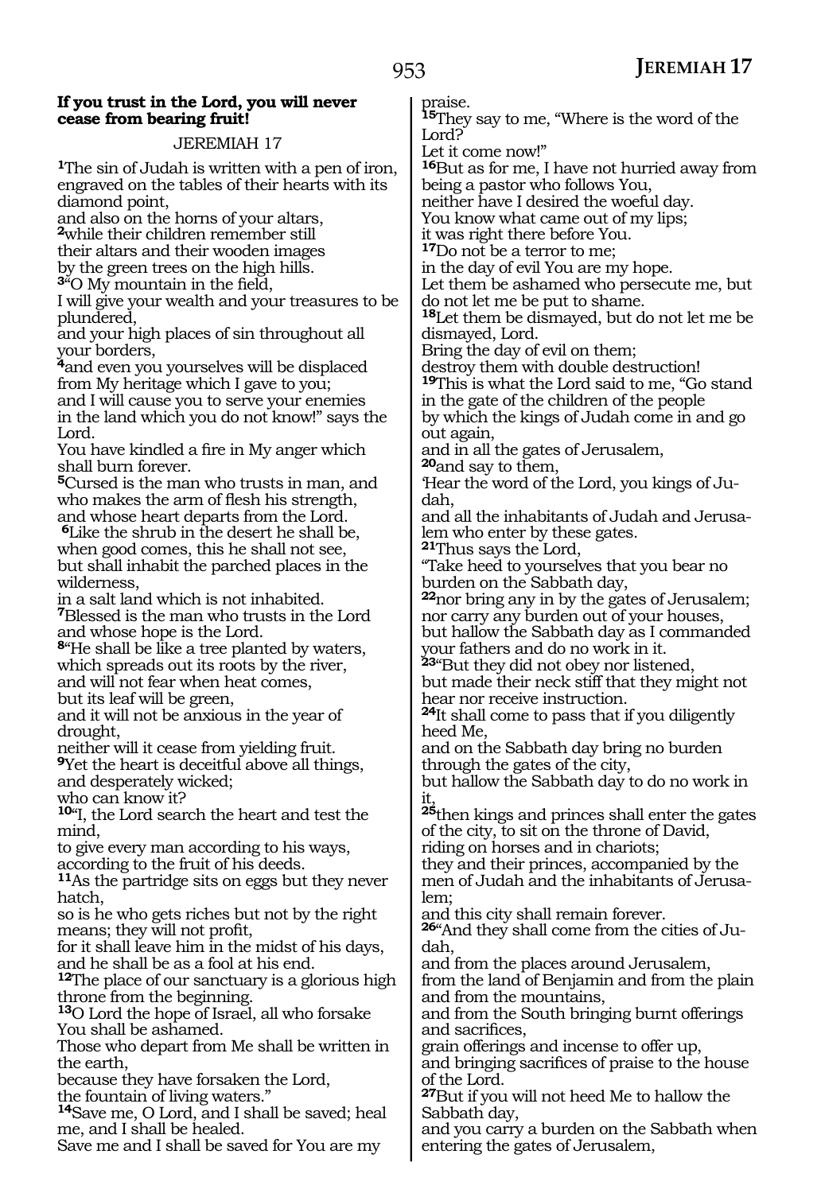**If you trust in the Lord, you will never cease from bearing fruit!**

JEREMIAH 17

[1]The sin of Judah is written with a pen of iron, engraved on the tables of their hearts with its diamond point,
and also on the horns of your altars,
[2]while their children remember still
their altars and their wooden images
by the green trees on the high hills.
[3]"O My mountain in the field,
I will give your wealth and your treasures to be plundered,
and your high places of sin throughout all your borders,
[4]and even you yourselves will be displaced from My heritage which I gave to you;
and I will cause you to serve your enemies
in the land which you do not know!" says the Lord.
You have kindled a fire in My anger which shall burn forever.
[5]Cursed is the man who trusts in man, and who makes the arm of flesh his strength,
and whose heart departs from the Lord.
[6]Like the shrub in the desert he shall be,
when good comes, this he shall not see,
but shall inhabit the parched places in the wilderness,
in a salt land which is not inhabited.
[7]Blessed is the man who trusts in the Lord
and whose hope is the Lord.
[8]"He shall be like a tree planted by waters,
which spreads out its roots by the river,
and will not fear when heat comes,
but its leaf will be green,
and it will not be anxious in the year of drought,
neither will it cease from yielding fruit.
[9]Yet the heart is deceitful above all things,
and desperately wicked;
who can know it?
[10]"I, the Lord search the heart and test the mind,
to give every man according to his ways,
according to the fruit of his deeds.
[11]As the partridge sits on eggs but they never hatch,
so is he who gets riches but not by the right means; they will not profit,
for it shall leave him in the midst of his days,
and he shall be as a fool at his end.
[12]The place of our sanctuary is a glorious high throne from the beginning.
[13]O Lord the hope of Israel, all who forsake You shall be ashamed.
Those who depart from Me shall be written in the earth,
because they have forsaken the Lord,
the fountain of living waters."
[14]Save me, O Lord, and I shall be saved; heal me, and I shall be healed.
Save me and I shall be saved for You are my praise.
[15]They say to me, "Where is the word of the Lord?
Let it come now!"
[16]But as for me, I have not hurried away from being a pastor who follows You,
neither have I desired the woeful day.
You know what came out of my lips;
it was right there before You.
[17]Do not be a terror to me;
in the day of evil You are my hope.
Let them be ashamed who persecute me, but do not let me be put to shame.
[18]Let them be dismayed, but do not let me be dismayed, Lord.
Bring the day of evil on them;
destroy them with double destruction!
[19]This is what the Lord said to me, "Go stand in the gate of the children of the people
by which the kings of Judah come in and go out again,
and in all the gates of Jerusalem,
[20]and say to them,
'Hear the word of the Lord, you kings of Judah,
and all the inhabitants of Judah and Jerusalem who enter by these gates.
[21]Thus says the Lord,
"Take heed to yourselves that you bear no burden on the Sabbath day,
[22]nor bring any in by the gates of Jerusalem;
nor carry any burden out of your houses,
but hallow the Sabbath day as I commanded your fathers and do no work in it.
[23]"But they did not obey nor listened,
but made their neck stiff that they might not hear nor receive instruction.
[24]It shall come to pass that if you diligently heed Me,
and on the Sabbath day bring no burden through the gates of the city,
but hallow the Sabbath day to do no work in it,
[25]then kings and princes shall enter the gates of the city, to sit on the throne of David,
riding on horses and in chariots;
they and their princes, accompanied by the men of Judah and the inhabitants of Jerusalem;
and this city shall remain forever.
[26]"And they shall come from the cities of Judah,
and from the places around Jerusalem,
from the land of Benjamin and from the plain and from the mountains,
and from the South bringing burnt offerings and sacrifices,
grain offerings and incense to offer up,
and bringing sacrifices of praise to the house of the Lord.
[27]But if you will not heed Me to hallow the Sabbath day,
and you carry a burden on the Sabbath when entering the gates of Jerusalem,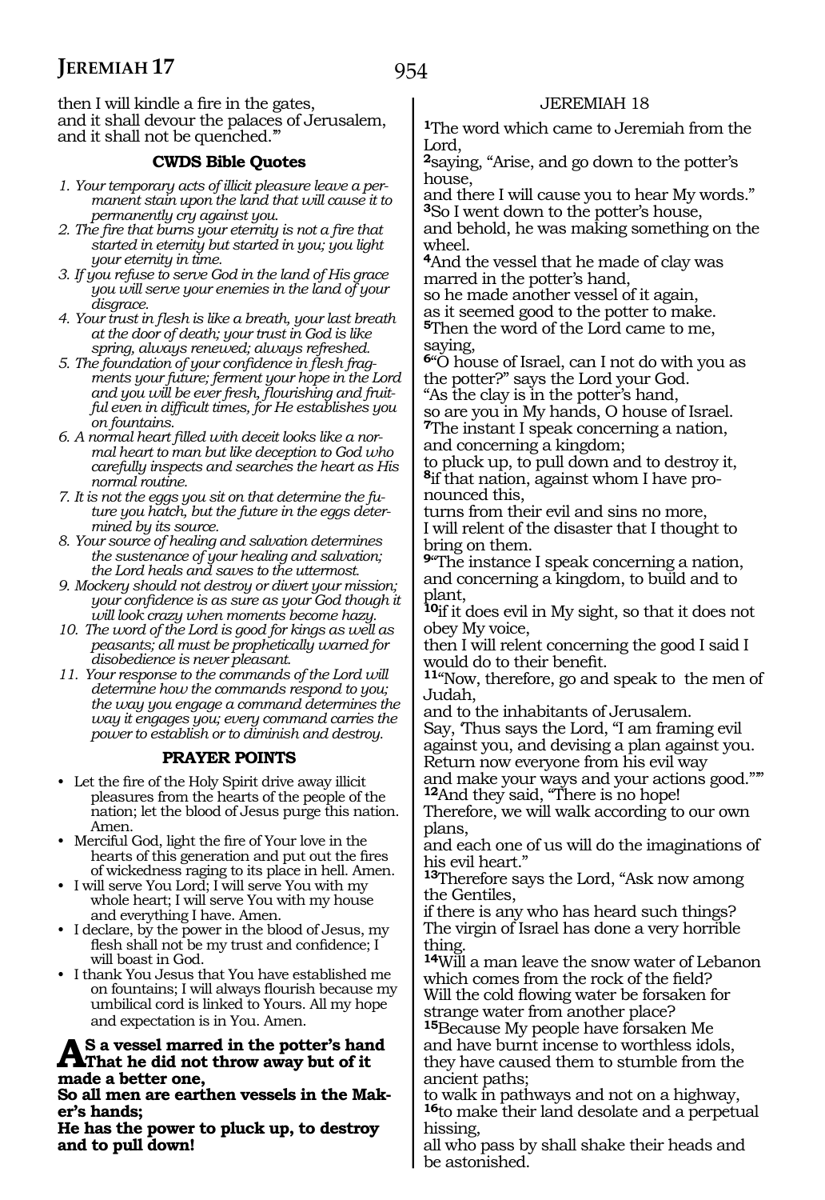then I will kindle a fire in the gates,
and it shall devour the palaces of Jerusalem,
and it shall not be quenched.'"

### CWDS Bible Quotes

1. *Your temporary acts of illicit pleasure leave a permanent stain upon the land that will cause it to permanently cry against you.*
2. *The fire that burns your eternity is not a fire that started in eternity but started in you; you light your eternity in time.*
3. *If you refuse to serve God in the land of His grace you will serve your enemies in the land of your disgrace.*
4. *Your trust in flesh is like a breath, your last breath at the door of death; your trust in God is like spring, always renewed; always refreshed.*
5. *The foundation of your confidence in flesh fragments your future; ferment your hope in the Lord and you will be ever fresh, flourishing and fruitful even in difficult times, for He establishes you on fountains.*
6. *A normal heart filled with deceit looks like a normal heart to man but like deception to God who carefully inspects and searches the heart as His normal routine.*
7. *It is not the eggs you sit on that determine the future you hatch, but the future in the eggs determined by its source.*
8. *Your source of healing and salvation determines the sustenance of your healing and salvation; the Lord heals and saves to the uttermost.*
9. *Mockery should not destroy or divert your mission; your confidence is as sure as your God though it will look crazy when moments become hazy.*
10. *The word of the Lord is good for kings as well as peasants; all must be prophetically warned for disobedience is never pleasant.*
11. *Your response to the commands of the Lord will determine how the commands respond to you; the way you engage a command determines the way it engages you; every command carries the power to establish or to diminish and destroy.*

### PRAYER POINTS

- Let the fire of the Holy Spirit drive away illicit pleasures from the hearts of the people of the nation; let the blood of Jesus purge this nation. Amen.
- Merciful God, light the fire of Your love in the hearts of this generation and put out the fires of wickedness raging to its place in hell. Amen.
- I will serve You Lord; I will serve You with my whole heart; I will serve You with my house and everything I have. Amen.
- I declare, by the power in the blood of Jesus, my flesh shall not be my trust and confidence; I will boast in God.
- I thank You Jesus that You have established me on fountains; I will always flourish because my umbilical cord is linked to Yours. All my hope and expectation is in You. Amen.

**As a vessel marred in the potter's hand**
**That he did not throw away but of it made a better one,**
**So all men are earthen vessels in the Maker's hands;**
**He has the power to pluck up, to destroy and to pull down!**

## JEREMIAH 18

[1]The word which came to Jeremiah from the Lord,
[2]saying, "Arise, and go down to the potter's house,
and there I will cause you to hear My words."
[3]So I went down to the potter's house,
and behold, he was making something on the wheel.
[4]And the vessel that he made of clay was marred in the potter's hand,
so he made another vessel of it again,
as it seemed good to the potter to make.
[5]Then the word of the Lord came to me, saying,
[6]"O house of Israel, can I not do with you as the potter?" says the Lord your God.
"As the clay is in the potter's hand,
so are you in My hands, O house of Israel.
[7]The instant I speak concerning a nation,
and concerning a kingdom;
to pluck up, to pull down and to destroy it,
[8]if that nation, against whom I have pronounced this,
turns from their evil and sins no more,
I will relent of the disaster that I thought to bring on them.
[9]"The instance I speak concerning a nation,
and concerning a kingdom, to build and to plant,
[10]if it does evil in My sight, so that it does not obey My voice,
then I will relent concerning the good I said I would do to their benefit.
[11]"Now, therefore, go and speak to the men of Judah,
and to the inhabitants of Jerusalem.
Say, 'Thus says the Lord, "I am framing evil against you, and devising a plan against you.
Return now everyone from his evil way
and make your ways and your actions good."'"
[12]And they said, "There is no hope!
Therefore, we will walk according to our own plans,
and each one of us will do the imaginations of his evil heart."
[13]Therefore says the Lord, "Ask now among the Gentiles,
if there is any who has heard such things?
The virgin of Israel has done a very horrible thing.
[14]Will a man leave the snow water of Lebanon
which comes from the rock of the field?
Will the cold flowing water be forsaken for strange water from another place?
[15]Because My people have forsaken Me
and have burnt incense to worthless idols,
they have caused them to stumble from the ancient paths;
to walk in pathways and not on a highway,
[16]to make their land desolate and a perpetual hissing,
all who pass by shall shake their heads and be astonished.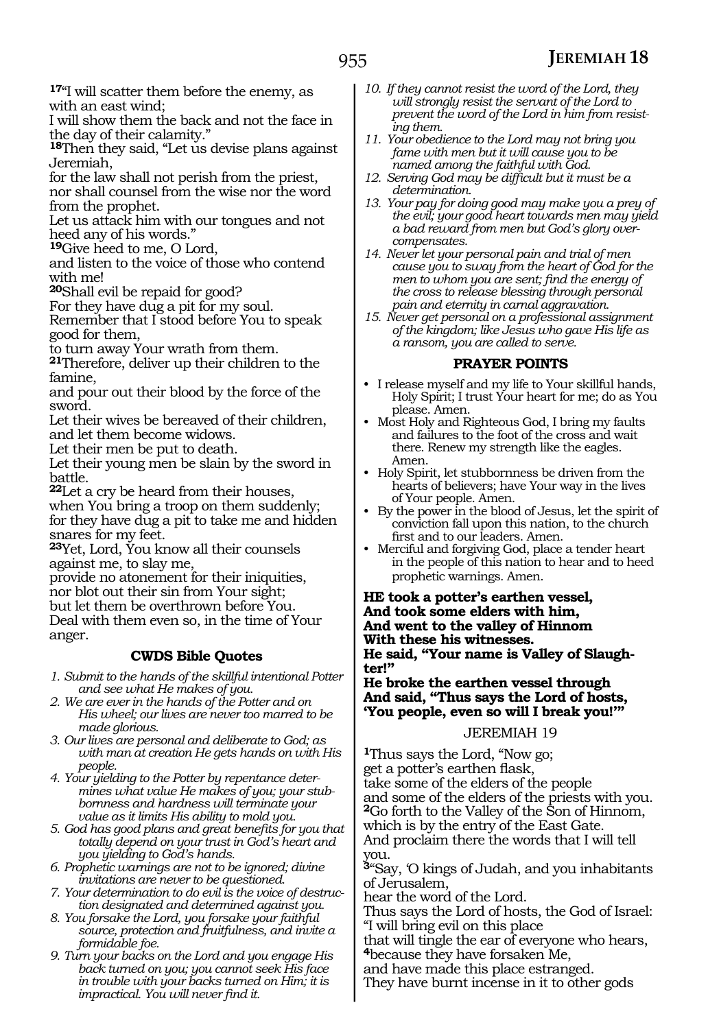[17]"I will scatter them before the enemy, as with an east wind;
I will show them the back and not the face in the day of their calamity."
[18]Then they said, "Let us devise plans against Jeremiah,
for the law shall not perish from the priest, nor shall counsel from the wise nor the word from the prophet.
Let us attack him with our tongues and not heed any of his words."
[19]Give heed to me, O Lord,
and listen to the voice of those who contend with me!
[20]Shall evil be repaid for good?
For they have dug a pit for my soul.
Remember that I stood before You to speak good for them,
to turn away Your wrath from them.
[21]Therefore, deliver up their children to the famine,
and pour out their blood by the force of the sword.
Let their wives be bereaved of their children, and let them become widows.
Let their men be put to death.
Let their young men be slain by the sword in battle.
[22]Let a cry be heard from their houses,
when You bring a troop on them suddenly;
for they have dug a pit to take me and hidden snares for my feet.
[23]Yet, Lord, You know all their counsels against me, to slay me,
provide no atonement for their iniquities,
nor blot out their sin from Your sight;
but let them be overthrown before You.
Deal with them even so, in the time of Your anger.

### CWDS Bible Quotes

1. *Submit to the hands of the skillful intentional Potter and see what He makes of you.*
2. *We are ever in the hands of the Potter and on His wheel; our lives are never too marred to be made glorious.*
3. *Our lives are personal and deliberate to God; as with man at creation He gets hands on with His people.*
4. *Your yielding to the Potter by repentance determines what value He makes of you; your stubbornness and hardness will terminate your value as it limits His ability to mold you.*
5. *God has good plans and great benefits for you that totally depend on your trust in God's heart and you yielding to God's hands.*
6. *Prophetic warnings are not to be ignored; divine invitations are never to be questioned.*
7. *Your determination to do evil is the voice of destruction designated and determined against you.*
8. *You forsake the Lord, you forsake your faithful source, protection and fruitfulness, and invite a formidable foe.*
9. *Turn your backs on the Lord and you engage His back turned on you; you cannot seek His face in trouble with your backs turned on Him; it is impractical. You will never find it.*
10. *If they cannot resist the word of the Lord, they will strongly resist the servant of the Lord to prevent the word of the Lord in him from resisting them.*
11. *Your obedience to the Lord may not bring you fame with men but it will cause you to be named among the faithful with God.*
12. *Serving God may be difficult but it must be a determination.*
13. *Your pay for doing good may make you a prey of the evil; your good heart towards men may yield a bad reward from men but God's glory overcompensates.*
14. *Never let your personal pain and trial of men cause you to sway from the heart of God for the men to whom you are sent; find the energy of the cross to release blessing through personal pain and eternity in carnal aggravation.*
15. *Never get personal on a professional assignment of the kingdom; like Jesus who gave His life as a ransom, you are called to serve.*

### PRAYER POINTS

- I release myself and my life to Your skillful hands, Holy Spirit; I trust Your heart for me; do as You please. Amen.
- Most Holy and Righteous God, I bring my faults and failures to the foot of the cross and wait there. Renew my strength like the eagles. Amen.
- Holy Spirit, let stubbornness be driven from the hearts of believers; have Your way in the lives of Your people. Amen.
- By the power in the blood of Jesus, let the spirit of conviction fall upon this nation, to the church first and to our leaders. Amen.
- Merciful and forgiving God, place a tender heart in the people of this nation to hear and to heed prophetic warnings. Amen.

**HE took a potter's earthen vessel,**
**And took some elders with him,**
**And went to the valley of Hinnom**
**With these his witnesses.**
**He said, "Your name is Valley of Slaughter!"**
**He broke the earthen vessel through**
**And said, "Thus says the Lord of hosts,**
**'You people, even so will I break you!'"**

## JEREMIAH 19

[1]Thus says the Lord, "Now go;
get a potter's earthen flask,
take some of the elders of the people
and some of the elders of the priests with you.
[2]Go forth to the Valley of the Son of Hinnom,
which is by the entry of the East Gate.
And proclaim there the words that I will tell you.
[3]"Say, 'O kings of Judah, and you inhabitants of Jerusalem,
hear the word of the Lord.
Thus says the Lord of hosts, the God of Israel:
"I will bring evil on this place
that will tingle the ear of everyone who hears,
[4]because they have forsaken Me,
and have made this place estranged.
They have burnt incense in it to other gods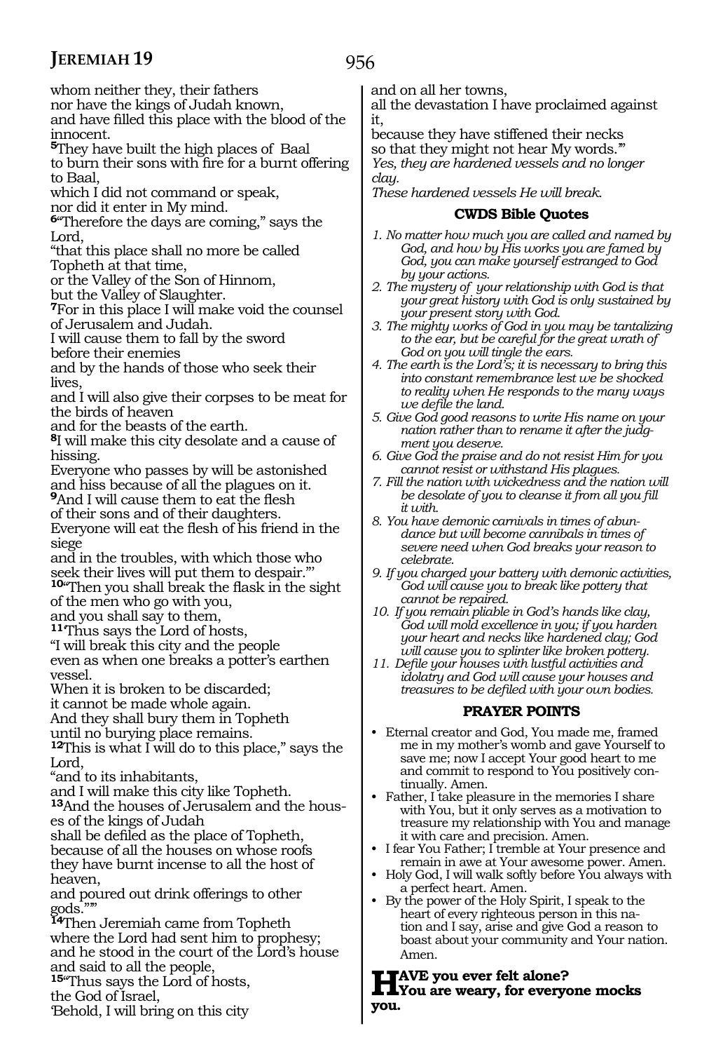whom neither they, their fathers
nor have the kings of Judah known,
and have filled this place with the blood of the innocent.
**5**They have built the high places of Baal
to burn their sons with fire for a burnt offering to Baal,
which I did not command or speak,
nor did it enter in My mind.
**6**"Therefore the days are coming," says the Lord,
"that this place shall no more be called
Topheth at that time,
or the Valley of the Son of Hinnom,
but the Valley of Slaughter.
**7**For in this place I will make void the counsel of Jerusalem and Judah.
I will cause them to fall by the sword
before their enemies
and by the hands of those who seek their lives,
and I will also give their corpses to be meat for the birds of heaven
and for the beasts of the earth.
**8**I will make this city desolate and a cause of hissing.
Everyone who passes by will be astonished
and hiss because of all the plagues on it.
**9**And I will cause them to eat the flesh
of their sons and of their daughters.
Everyone will eat the flesh of his friend in the siege
and in the troubles, with which those who
seek their lives will put them to despair."'
**10**"Then you shall break the flask in the sight
of the men who go with you,
and you shall say to them,
**11**'Thus says the Lord of hosts,
"I will break this city and the people
even as when one breaks a potter's earthen vessel.
When it is broken to be discarded;
it cannot be made whole again.
And they shall bury them in Topheth
until no burying place remains.
**12**This is what I will do to this place," says the Lord,
"and to its inhabitants,
and I will make this city like Topheth.
**13**And the houses of Jerusalem and the houses of the kings of Judah
shall be defiled as the place of Topheth,
because of all the houses on whose roofs
they have burnt incense to all the host of heaven,
and poured out drink offerings to other gods."'"
**14**Then Jeremiah came from Topheth
where the Lord had sent him to prophesy;
and he stood in the court of the Lord's house
and said to all the people,
**15**"Thus says the Lord of hosts,
the God of Israel,
'Behold, I will bring on this city
and on all her towns,
all the devastation I have proclaimed against it,
because they have stiffened their necks
so that they might not hear My words.'"
*Yes, they are hardened vessels and no longer clay.*
*These hardened vessels He will break.*

### CWDS Bible Quotes

1. *No matter how much you are called and named by God, and how by His works you are famed by God, you can make yourself estranged to God by your actions.*
2. *The mystery of your relationship with God is that your great history with God is only sustained by your present story with God.*
3. *The mighty works of God in you may be tantalizing to the ear, but be careful for the great wrath of God on you will tingle the ears.*
4. *The earth is the Lord's; it is necessary to bring this into constant remembrance lest we be shocked to reality when He responds to the many ways we defile the land.*
5. *Give God good reasons to write His name on your nation rather than to rename it after the judgment you deserve.*
6. *Give God the praise and do not resist Him for you cannot resist or withstand His plagues.*
7. *Fill the nation with wickedness and the nation will be desolate of you to cleanse it from all you fill it with.*
8. *You have demonic carnivals in times of abundance but will become cannibals in times of severe need when God breaks your reason to celebrate.*
9. *If you charged your battery with demonic activities, God will cause you to break like pottery that cannot be repaired.*
10. *If you remain pliable in God's hands like clay, God will mold excellence in you; if you harden your heart and necks like hardened clay; God will cause you to splinter like broken pottery.*
11. *Defile your houses with lustful activities and idolatry and God will cause your houses and treasures to be defiled with your own bodies.*

### PRAYER POINTS

- Eternal creator and God, You made me, framed me in my mother's womb and gave Yourself to save me; now I accept Your good heart to me and commit to respond to You positively continually. Amen.
- Father, I take pleasure in the memories I share with You, but it only serves as a motivation to treasure my relationship with You and manage it with care and precision. Amen.
- I fear You Father; I tremble at Your presence and remain in awe at Your awesome power. Amen.
- Holy God, I will walk softly before You always with a perfect heart. Amen.
- By the power of the Holy Spirit, I speak to the heart of every righteous person in this nation and I say, arise and give God a reason to boast about your community and Your nation. Amen.

**HAVE you ever felt alone?**
**You are weary, for everyone mocks you.**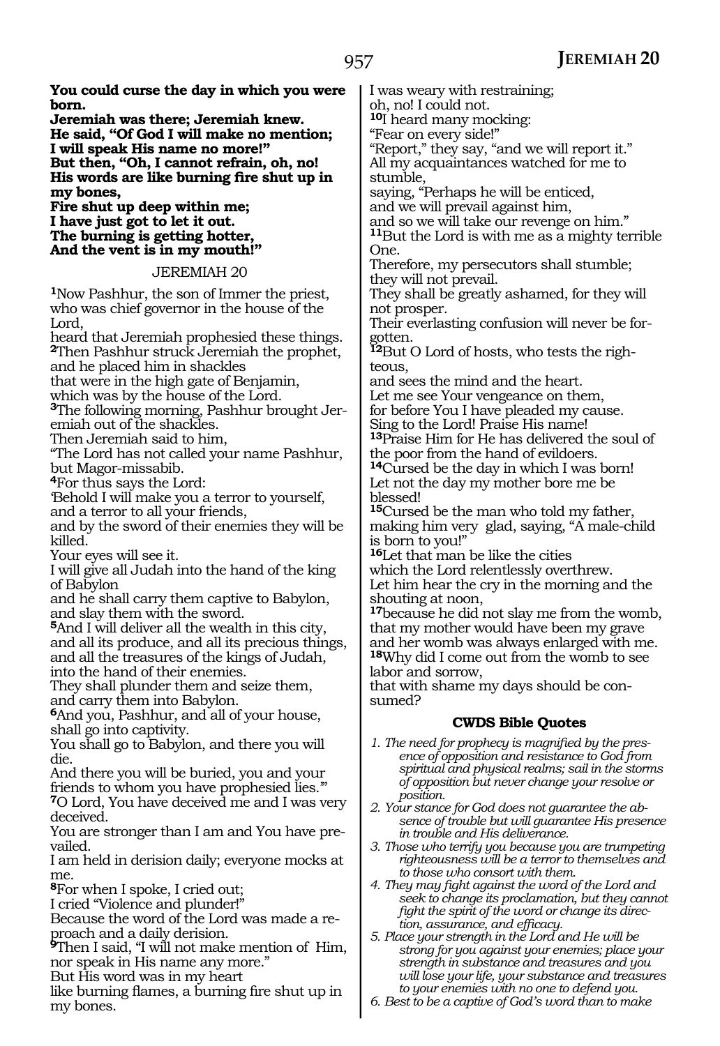**You could curse the day in which you were born.**
**Jeremiah was there; Jeremiah knew.**
**He said, "Of God I will make no mention;**
**I will speak His name no more!"**
**But then, "Oh, I cannot refrain, oh, no!**
**His words are like burning fire shut up in my bones,**
**Fire shut up deep within me;**
**I have just got to let it out.**
**The burning is getting hotter,**
**And the vent is in my mouth!"**

## JEREMIAH 20

**1**Now Pashhur, the son of Immer the priest, who was chief governor in the house of the Lord,
heard that Jeremiah prophesied these things.
**2**Then Pashhur struck Jeremiah the prophet, and he placed him in shackles
that were in the high gate of Benjamin,
which was by the house of the Lord.
**3**The following morning, Pashhur brought Jeremiah out of the shackles.
Then Jeremiah said to him,
"The Lord has not called your name Pashhur, but Magor-missabib.
**4**For thus says the Lord:
'Behold I will make you a terror to yourself, and a terror to all your friends,
and by the sword of their enemies they will be killed.
Your eyes will see it.
I will give all Judah into the hand of the king of Babylon
and he shall carry them captive to Babylon, and slay them with the sword.
**5**And I will deliver all the wealth in this city, and all its produce, and all its precious things, and all the treasures of the kings of Judah, into the hand of their enemies.
They shall plunder them and seize them, and carry them into Babylon.
**6**And you, Pashhur, and all of your house, shall go into captivity.
You shall go to Babylon, and there you will die.
And there you will be buried, you and your friends to whom you have prophesied lies.'"
**7**O Lord, You have deceived me and I was very deceived.
You are stronger than I am and You have prevailed.
I am held in derision daily; everyone mocks at me.
**8**For when I spoke, I cried out;
I cried "Violence and plunder!"
Because the word of the Lord was made a reproach and a daily derision.
**9**Then I said, "I will not make mention of Him, nor speak in His name any more."
But His word was in my heart
like burning flames, a burning fire shut up in my bones.
I was weary with restraining;
oh, no! I could not.
**10**I heard many mocking:
"Fear on every side!"
"Report," they say, "and we will report it."
All my acquaintances watched for me to stumble,
saying, "Perhaps he will be enticed,
and we will prevail against him,
and so we will take our revenge on him."
**11**But the Lord is with me as a mighty terrible One.
Therefore, my persecutors shall stumble;
they will not prevail.
They shall be greatly ashamed, for they will not prosper.
Their everlasting confusion will never be forgotten.
**12**But O Lord of hosts, who tests the righteous,
and sees the mind and the heart.
Let me see Your vengeance on them,
for before You I have pleaded my cause.
Sing to the Lord! Praise His name!
**13**Praise Him for He has delivered the soul of the poor from the hand of evildoers.
**14**Cursed be the day in which I was born!
Let not the day my mother bore me be blessed!
**15**Cursed be the man who told my father,
making him very glad, saying, "A male-child is born to you!"
**16**Let that man be like the cities
which the Lord relentlessly overthrew.
Let him hear the cry in the morning and the shouting at noon,
**17**because he did not slay me from the womb,
that my mother would have been my grave
and her womb was always enlarged with me.
**18**Why did I come out from the womb to see labor and sorrow,
that with shame my days should be consumed?

### CWDS Bible Quotes

1. *The need for prophecy is magnified by the presence of opposition and resistance to God from spiritual and physical realms; sail in the storms of opposition but never change your resolve or position.*
2. *Your stance for God does not guarantee the absence of trouble but will guarantee His presence in trouble and His deliverance.*
3. *Those who terrify you because you are trumpeting righteousness will be a terror to themselves and to those who consort with them.*
4. *They may fight against the word of the Lord and seek to change its proclamation, but they cannot fight the spirit of the word or change its direction, assurance, and efficacy.*
5. *Place your strength in the Lord and He will be strong for you against your enemies; place your strength in substance and treasures and you will lose your life, your substance and treasures to your enemies with no one to defend you.*
6. *Best to be a captive of God's word than to make*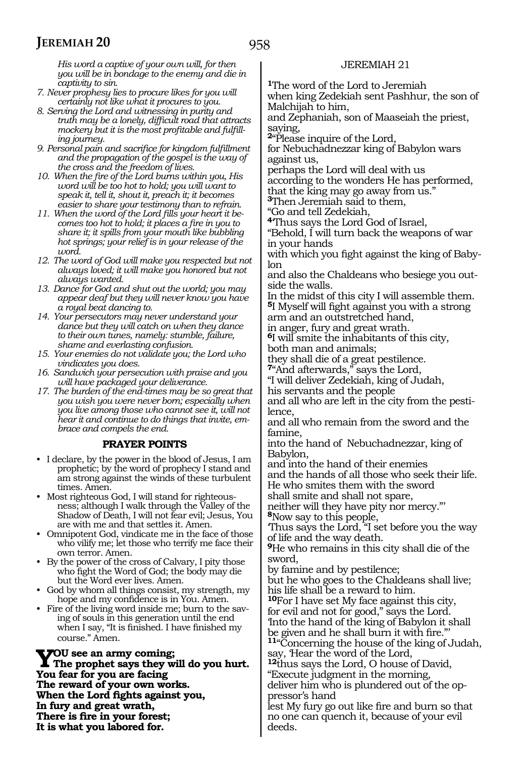*His word a captive of your own will, for then you will be in bondage to the enemy and die in captivity to sin.*

7. *Never prophesy lies to procure likes for you will certainly not like what it procures to you.*
8. *Serving the Lord and witnessing in purity and truth may be a lonely, difficult road that attracts mockery but it is the most profitable and fulfilling journey.*
9. *Personal pain and sacrifice for kingdom fulfillment and the propagation of the gospel is the way of the cross and the freedom of lives.*
10. *When the fire of the Lord burns within you, His word will be too hot to hold; you will want to speak it, tell it, shout it, preach it; it becomes easier to share your testimony than to refrain.*
11. *When the word of the Lord fills your heart it becomes too hot to hold; it places a fire in you to share it; it spills from your mouth like bubbling hot springs; your relief is in your release of the word.*
12. *The word of God will make you respected but not always loved; it will make you honored but not always wanted.*
13. *Dance for God and shut out the world; you may appear deaf but they will never know you have a royal beat dancing to.*
14. *Your persecutors may never understand your dance but they will catch on when they dance to their own tunes, namely: stumble, failure, shame and everlasting confusion.*
15. *Your enemies do not validate you; the Lord who vindicates you does.*
16. *Sandwich your persecution with praise and you will have packaged your deliverance.*
17. *The burden of the end-times may be so great that you wish you were never born; especially when you live among those who cannot see it, will not hear it and continue to do things that invite, embrace and compels the end.*

## PRAYER POINTS

- I declare, by the power in the blood of Jesus, I am prophetic; by the word of prophecy I stand and am strong against the winds of these turbulent times. Amen.
- Most righteous God, I will stand for righteousness; although I walk through the Valley of the Shadow of Death, I will not fear evil; Jesus, You are with me and that settles it. Amen.
- Omnipotent God, vindicate me in the face of those who vilify me; let those who terrify me face their own terror. Amen.
- By the power of the cross of Calvary, I pity those who fight the Word of God; the body may die but the Word ever lives. Amen.
- God by whom all things consist, my strength, my hope and my confidence is in You. Amen.
- Fire of the living word inside me; burn to the saving of souls in this generation until the end when I say, "It is finished. I have finished my course." Amen.

**YOU see an army coming;**
**The prophet says they will do you hurt.**
**You fear for you are facing**
**The reward of your own works.**
**When the Lord fights against you,**
**In fury and great wrath,**
**There is fire in your forest;**
**It is what you labored for.**

## JEREMIAH 21

[1]The word of the Lord to Jeremiah
when king Zedekiah sent Pashhur, the son of Malchijah to him,
and Zephaniah, son of Maaseiah the priest, saying,
[2]"Please inquire of the Lord,
for Nebuchadnezzar king of Babylon wars against us,
perhaps the Lord will deal with us
according to the wonders He has performed,
that the king may go away from us."
[3]Then Jeremiah said to them,
"Go and tell Zedekiah,
[4]'Thus says the Lord God of Israel,
"Behold, I will turn back the weapons of war in your hands
with which you fight against the king of Babylon
and also the Chaldeans who besiege you outside the walls.
In the midst of this city I will assemble them.
[5]I Myself will fight against you with a strong arm and an outstretched hand,
in anger, fury and great wrath.
[6]I will smite the inhabitants of this city,
both man and animals;
they shall die of a great pestilence.
[7]"And afterwards," says the Lord,
"I will deliver Zedekiah, king of Judah,
his servants and the people
and all who are left in the city from the pestilence,
and all who remain from the sword and the famine,
into the hand of Nebuchadnezzar, king of Babylon,
and into the hand of their enemies
and the hands of all those who seek their life.
He who smites them with the sword
shall smite and shall not spare,
neither will they have pity nor mercy."'
[8]Now say to this people,
'Thus says the Lord, "I set before you the way of life and the way death.
[9]He who remains in this city shall die of the sword,
by famine and by pestilence;
but he who goes to the Chaldeans shall live;
his life shall be a reward to him.
[10]For I have set My face against this city,
for evil and not for good," says the Lord.
'Into the hand of the king of Babylon it shall be given and he shall burn it with fire."'
[11]"Concerning the house of the king of Judah, say, 'Hear the word of the Lord,
[12]thus says the Lord, O house of David,
"Execute judgment in the morning,
deliver him who is plundered out of the oppressor's hand
lest My fury go out like fire and burn so that no one can quench it, because of your evil deeds.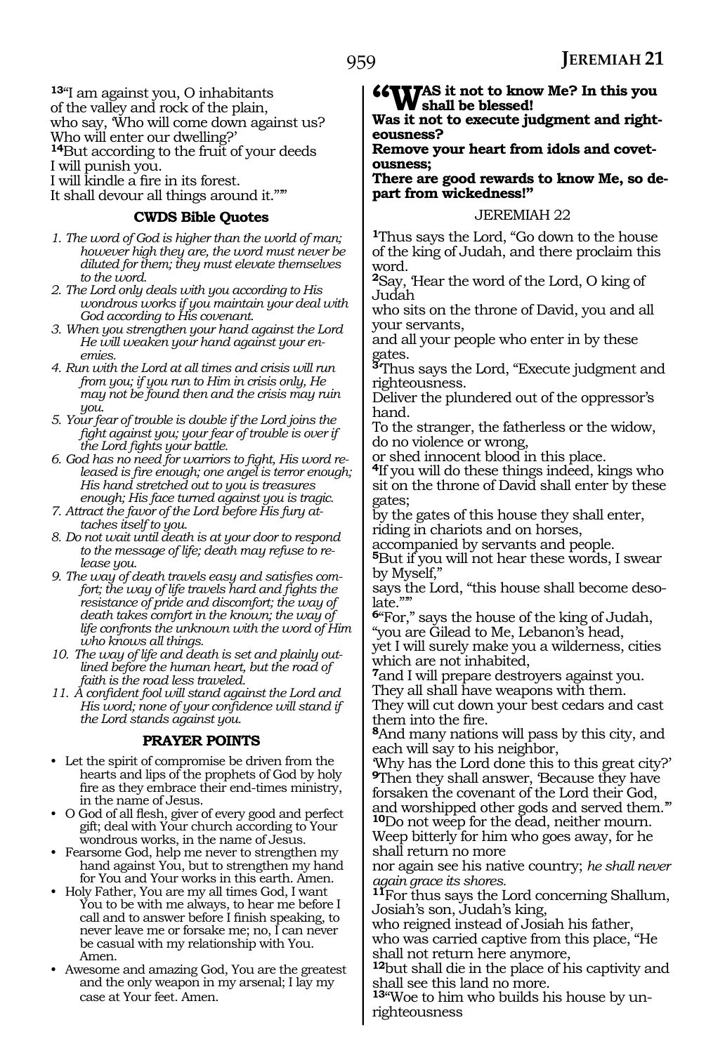[13]"I am against you, O inhabitants of the valley and rock of the plain, who say, 'Who will come down against us? Who will enter our dwelling?'
[14]But according to the fruit of your deeds I will punish you.
I will kindle a fire in its forest.
It shall devour all things around it.""

### CWDS Bible Quotes

1. *The word of God is higher than the world of man; however high they are, the word must never be diluted for them; they must elevate themselves to the word.*
2. *The Lord only deals with you according to His wondrous works if you maintain your deal with God according to His covenant.*
3. *When you strengthen your hand against the Lord He will weaken your hand against your enemies.*
4. *Run with the Lord at all times and crisis will run from you; if you run to Him in crisis only, He may not be found then and the crisis may ruin you.*
5. *Your fear of trouble is double if the Lord joins the fight against you; your fear of trouble is over if the Lord fights your battle.*
6. *God has no need for warriors to fight, His word released is fire enough; one angel is terror enough; His hand stretched out to you is treasures enough; His face turned against you is tragic.*
7. *Attract the favor of the Lord before His fury attaches itself to you.*
8. *Do not wait until death is at your door to respond to the message of life; death may refuse to release you.*
9. *The way of death travels easy and satisfies comfort; the way of life travels hard and fights the resistance of pride and discomfort; the way of death takes comfort in the known; the way of life confronts the unknown with the word of Him who knows all things.*
10. *The way of life and death is set and plainly outlined before the human heart, but the road of faith is the road less traveled.*
11. *A confident fool will stand against the Lord and His word; none of your confidence will stand if the Lord stands against you.*

### PRAYER POINTS

- Let the spirit of compromise be driven from the hearts and lips of the prophets of God by holy fire as they embrace their end-times ministry, in the name of Jesus.
- O God of all flesh, giver of every good and perfect gift; deal with Your church according to Your wondrous works, in the name of Jesus.
- Fearsome God, help me never to strengthen my hand against You, but to strengthen my hand for You and Your works in this earth. Amen.
- Holy Father, You are my all times God, I want You to be with me always, to hear me before I call and to answer before I finish speaking, to never leave me or forsake me; no, I can never be casual with my relationship with You. Amen.
- Awesome and amazing God, You are the greatest and the only weapon in my arsenal; I lay my case at Your feet. Amen.

**"WAS it not to know Me? In this you shall be blessed!**
**Was it not to execute judgment and righteousness?**
**Remove your heart from idols and covetousness;**
**There are good rewards to know Me, so depart from wickedness!"**

## JEREMIAH 22

[1]Thus says the Lord, "Go down to the house of the king of Judah, and there proclaim this word.
[2]Say, 'Hear the word of the Lord, O king of Judah
who sits on the throne of David, you and all your servants,
and all your people who enter in by these gates.
[3]'Thus says the Lord, "Execute judgment and righteousness.
Deliver the plundered out of the oppressor's hand.
To the stranger, the fatherless or the widow, do no violence or wrong,
or shed innocent blood in this place.
[4]If you will do these things indeed, kings who sit on the throne of David shall enter by these gates;
by the gates of this house they shall enter, riding in chariots and on horses,
accompanied by servants and people.
[5]But if you will not hear these words, I swear by Myself,"
says the Lord, "this house shall become desolate."'"
[6]"For," says the house of the king of Judah, "you are Gilead to Me, Lebanon's head,
yet I will surely make you a wilderness, cities which are not inhabited,
[7]and I will prepare destroyers against you.
They all shall have weapons with them.
They will cut down your best cedars and cast them into the fire.
[8]And many nations will pass by this city, and each will say to his neighbor,
'Why has the Lord done this to this great city?'
[9]Then they shall answer, 'Because they have forsaken the covenant of the Lord their God, and worshipped other gods and served them.'"
[10]Do not weep for the dead, neither mourn.
Weep bitterly for him who goes away, for he shall return no more
nor again see his native country; *he shall never again grace its shores.*
[11]For thus says the Lord concerning Shallum, Josiah's son, Judah's king,
who reigned instead of Josiah his father,
who was carried captive from this place, "He shall not return here anymore,
[12]but shall die in the place of his captivity and shall see this land no more.
[13]"Woe to him who builds his house by unrighteousness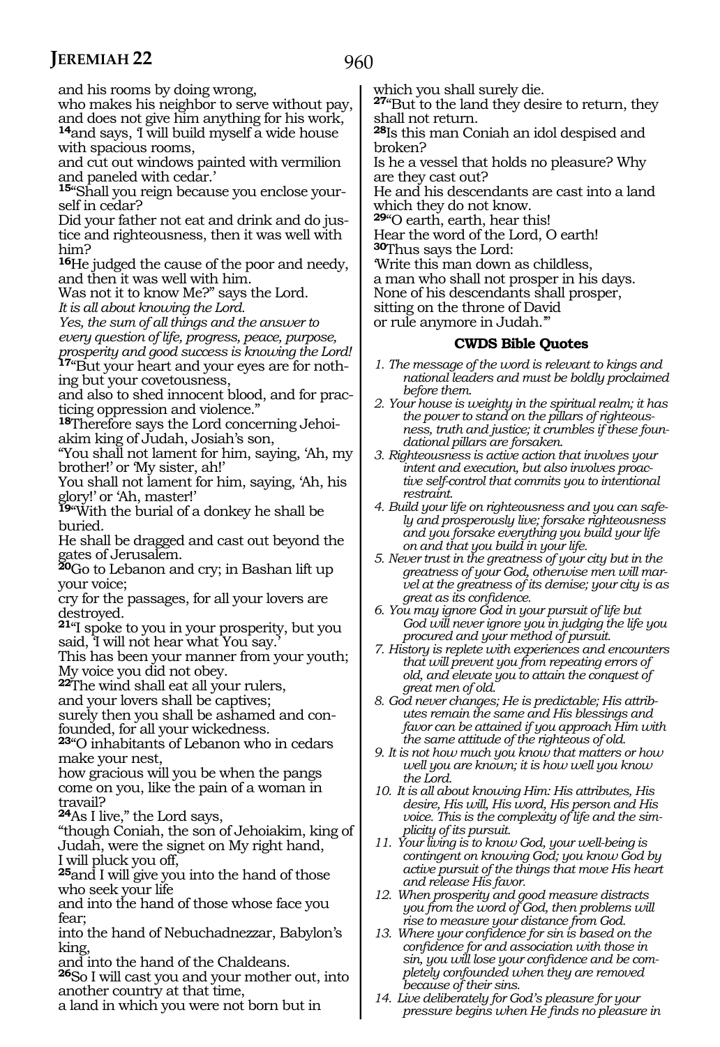and his rooms by doing wrong,
who makes his neighbor to serve without pay,
and does not give him anything for his work,
**14**and says, 'I will build myself a wide house with spacious rooms,
and cut out windows painted with vermilion and paneled with cedar.'
**15**"Shall you reign because you enclose yourself in cedar?
Did your father not eat and drink and do justice and righteousness, then it was well with him?
**16**He judged the cause of the poor and needy, and then it was well with him.
Was not it to know Me?" says the Lord.
*It is all about knowing the Lord.*
*Yes, the sum of all things and the answer to every question of life, progress, peace, purpose, prosperity and good success is knowing the Lord!*
**17**"But your heart and your eyes are for nothing but your covetousness,
and also to shed innocent blood, and for practicing oppression and violence."
**18**Therefore says the Lord concerning Jehoiakim king of Judah, Josiah's son,
"You shall not lament for him, saying, 'Ah, my brother!' or 'My sister, ah!'
You shall not lament for him, saying, 'Ah, his glory!' or 'Ah, master!'
**19**"With the burial of a donkey he shall be buried.
He shall be dragged and cast out beyond the gates of Jerusalem.
**20**Go to Lebanon and cry; in Bashan lift up your voice;
cry for the passages, for all your lovers are destroyed.
**21**"I spoke to you in your prosperity, but you said, 'I will not hear what You say.'
This has been your manner from your youth;
My voice you did not obey.
**22**The wind shall eat all your rulers,
and your lovers shall be captives;
surely then you shall be ashamed and confounded, for all your wickedness.
**23**"O inhabitants of Lebanon who in cedars make your nest,
how gracious will you be when the pangs come on you, like the pain of a woman in travail?
**24**As I live," the Lord says,
"though Coniah, the son of Jehoiakim, king of Judah, were the signet on My right hand,
I will pluck you off,
**25**and I will give you into the hand of those who seek your life
and into the hand of those whose face you fear;
into the hand of Nebuchadnezzar, Babylon's king,
and into the hand of the Chaldeans.
**26**So I will cast you and your mother out, into another country at that time,
a land in which you were not born but in which you shall surely die.
**27**"But to the land they desire to return, they shall not return.
**28**Is this man Coniah an idol despised and broken?
Is he a vessel that holds no pleasure? Why are they cast out?
He and his descendants are cast into a land which they do not know.
**29**"O earth, earth, hear this!
Hear the word of the Lord, O earth!
**30**Thus says the Lord:
'Write this man down as childless,
a man who shall not prosper in his days.
None of his descendants shall prosper,
sitting on the throne of David
or rule anymore in Judah.'"

### CWDS Bible Quotes

1. *The message of the word is relevant to kings and national leaders and must be boldly proclaimed before them.*
2. *Your house is weighty in the spiritual realm; it has the power to stand on the pillars of righteousness, truth and justice; it crumbles if these foundational pillars are forsaken.*
3. *Righteousness is active action that involves your intent and execution, but also involves proactive self-control that commits you to intentional restraint.*
4. *Build your life on righteousness and you can safely and prosperously live; forsake righteousness and you forsake everything you build your life on and that you build in your life.*
5. *Never trust in the greatness of your city but in the greatness of your God, otherwise men will marvel at the greatness of its demise; your city is as great as its confidence.*
6. *You may ignore God in your pursuit of life but God will never ignore you in judging the life you procured and your method of pursuit.*
7. *History is replete with experiences and encounters that will prevent you from repeating errors of old, and elevate you to attain the conquest of great men of old.*
8. *God never changes; He is predictable; His attributes remain the same and His blessings and favor can be attained if you approach Him with the same attitude of the righteous of old.*
9. *It is not how much you know that matters or how well you are known; it is how well you know the Lord.*
10. *It is all about knowing Him: His attributes, His desire, His will, His word, His person and His voice. This is the complexity of life and the simplicity of its pursuit.*
11. *Your living is to know God, your well-being is contingent on knowing God; you know God by active pursuit of the things that move His heart and release His favor.*
12. *When prosperity and good measure distracts you from the word of God, then problems will rise to measure your distance from God.*
13. *Where your confidence for sin is based on the confidence for and association with those in sin, you will lose your confidence and be completely confounded when they are removed because of their sins.*
14. *Live deliberately for God's pleasure for your pressure begins when He finds no pleasure in*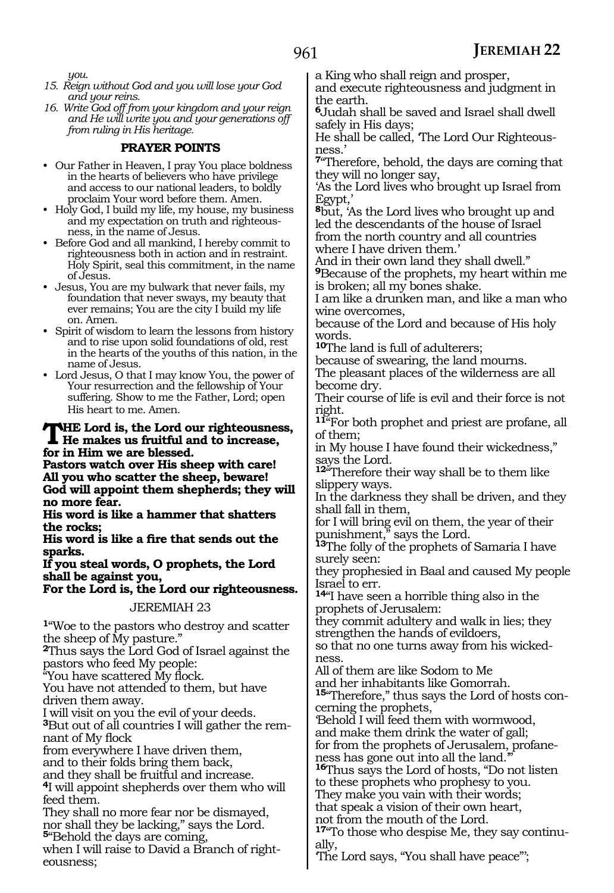*you.*

15. *Reign without God and you will lose your God and your reins.*
16. *Write God off from your kingdom and your reign and He will write you and your generations off from ruling in His heritage.*

### PRAYER POINTS

- Our Father in Heaven, I pray You place boldness in the hearts of believers who have privilege and access to our national leaders, to boldly proclaim Your word before them. Amen.
- Holy God, I build my life, my house, my business and my expectation on truth and righteousness, in the name of Jesus.
- Before God and all mankind, I hereby commit to righteousness both in action and in restraint. Holy Spirit, seal this commitment, in the name of Jesus.
- Jesus, You are my bulwark that never fails, my foundation that never sways, my beauty that ever remains; You are the city I build my life on. Amen.
- Spirit of wisdom to learn the lessons from history and to rise upon solid foundations of old, rest in the hearts of the youths of this nation, in the name of Jesus.
- Lord Jesus, O that I may know You, the power of Your resurrection and the fellowship of Your suffering. Show to me the Father, Lord; open His heart to me. Amen.

**THE Lord is, the Lord our righteousness,**
**He makes us fruitful and to increase,**
**for in Him we are blessed.**
**Pastors watch over His sheep with care!**
**All you who scatter the sheep, beware!**
**God will appoint them shepherds; they will no more fear.**
**His word is like a hammer that shatters the rocks;**
**His word is like a fire that sends out the sparks.**
**If you steal words, O prophets, the Lord shall be against you,**
**For the Lord is, the Lord our righteousness.**

## JEREMIAH 23

**1**"Woe to the pastors who destroy and scatter the sheep of My pasture."
**2**Thus says the Lord God of Israel against the pastors who feed My people:
"You have scattered My flock.
You have not attended to them, but have driven them away.
I will visit on you the evil of your deeds.
**3**But out of all countries I will gather the remnant of My flock
from everywhere I have driven them,
and to their folds bring them back,
and they shall be fruitful and increase.
**4**I will appoint shepherds over them who will feed them.
They shall no more fear nor be dismayed,
nor shall they be lacking," says the Lord.
**5**"Behold the days are coming,
when I will raise to David a Branch of righteousness;
a King who shall reign and prosper,
and execute righteousness and judgment in the earth.
**6**Judah shall be saved and Israel shall dwell safely in His days;
He shall be called, 'The Lord Our Righteousness.'
**7**"Therefore, behold, the days are coming that they will no longer say,
'As the Lord lives who brought up Israel from Egypt,'
**8**but, 'As the Lord lives who brought up and led the descendants of the house of Israel
from the north country and all countries where I have driven them.'
And in their own land they shall dwell."
**9**Because of the prophets, my heart within me is broken; all my bones shake.
I am like a drunken man, and like a man who wine overcomes,
because of the Lord and because of His holy words.
**10**The land is full of adulterers;
because of swearing, the land mourns.
The pleasant places of the wilderness are all become dry.
Their course of life is evil and their force is not right.
**11**"For both prophet and priest are profane, all of them;
in My house I have found their wickedness," says the Lord.
**12**"Therefore their way shall be to them like slippery ways.
In the darkness they shall be driven, and they shall fall in them,
for I will bring evil on them, the year of their punishment," says the Lord.
**13**The folly of the prophets of Samaria I have surely seen:
they prophesied in Baal and caused My people Israel to err.
**14**"I have seen a horrible thing also in the prophets of Jerusalem:
they commit adultery and walk in lies; they strengthen the hands of evildoers,
so that no one turns away from his wickedness.
All of them are like Sodom to Me
and her inhabitants like Gomorrah.
**15**"Therefore," thus says the Lord of hosts concerning the prophets,
'Behold I will feed them with wormwood,
and make them drink the water of gall;
for from the prophets of Jerusalem, profaneness has gone out into all the land.'"
**16**Thus says the Lord of hosts, "Do not listen to these prophets who prophesy to you.
They make you vain with their words;
that speak a vision of their own heart,
not from the mouth of the Lord.
**17**"To those who despise Me, they say continually,
'The Lord says, "You shall have peace"';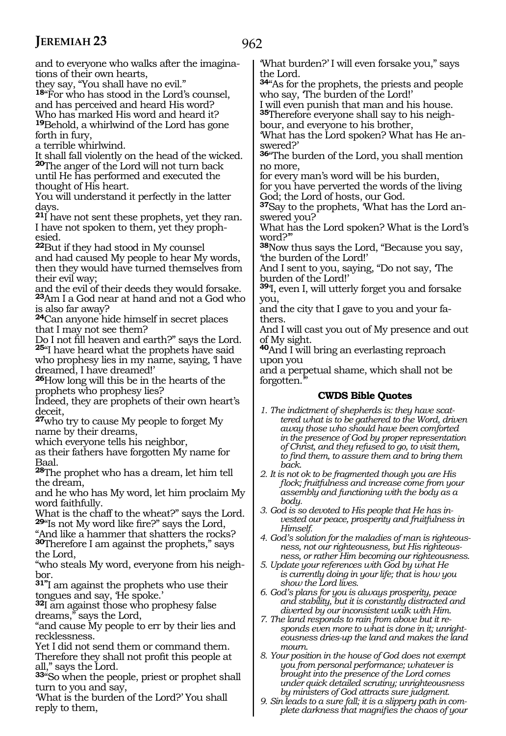and to everyone who walks after the imaginations of their own hearts,
they say, "You shall have no evil."
**18**"For who has stood in the Lord's counsel,
and has perceived and heard His word?
Who has marked His word and heard it?
**19**Behold, a whirlwind of the Lord has gone forth in fury,
a terrible whirlwind.
It shall fall violently on the head of the wicked.
**20**The anger of the Lord will not turn back
until He has performed and executed the thought of His heart.
You will understand it perfectly in the latter days.
**21**I have not sent these prophets, yet they ran.
I have not spoken to them, yet they prophesied.
**22**But if they had stood in My counsel
and had caused My people to hear My words,
then they would have turned themselves from their evil way;
and the evil of their deeds they would forsake.
**23**Am I a God near at hand and not a God who is also far away?
**24**Can anyone hide himself in secret places
that I may not see them?
Do I not fill heaven and earth?" says the Lord.
**25**"I have heard what the prophets have said
who prophesy lies in my name, saying, 'I have dreamed, I have dreamed!'
**26**How long will this be in the hearts of the prophets who prophesy lies?
Indeed, they are prophets of their own heart's deceit,
**27**who try to cause My people to forget My name by their dreams,
which everyone tells his neighbor,
as their fathers have forgotten My name for Baal.
**28**The prophet who has a dream, let him tell the dream,
and he who has My word, let him proclaim My word faithfully.
What is the chaff to the wheat?" says the Lord.
**29**"Is not My word like fire?" says the Lord,
"And like a hammer that shatters the rocks?
**30**Therefore I am against the prophets," says the Lord,
"who steals My word, everyone from his neighbor.
**31**"I am against the prophets who use their tongues and say, 'He spoke.'
**32**I am against those who prophesy false dreams," says the Lord,
"and cause My people to err by their lies and recklessness.
Yet I did not send them or command them.
Therefore they shall not profit this people at all," says the Lord.
**33**"So when the people, priest or prophet shall turn to you and say,
'What is the burden of the Lord?' You shall reply to them,
'What burden?' I will even forsake you," says the Lord.
**34**"As for the prophets, the priests and people who say, 'The burden of the Lord!'
I will even punish that man and his house.
**35**Therefore everyone shall say to his neighbour, and everyone to his brother,
'What has the Lord spoken? What has He answered?'
**36**"The burden of the Lord, you shall mention no more,
for every man's word will be his burden,
for you have perverted the words of the living God; the Lord of hosts, our God.
**37**Say to the prophets, 'What has the Lord answered you?
What has the Lord spoken? What is the Lord's word?'"
**38**Now thus says the Lord, "Because you say, 'the burden of the Lord!'
And I sent to you, saying, "Do not say, 'The burden of the Lord!'
**39**'I, even I, will utterly forget you and forsake you,
and the city that I gave to you and your fathers.
And I will cast you out of My presence and out of My sight.
**40**And I will bring an everlasting reproach upon you
and a perpetual shame, which shall not be forgotten.'"

### CWDS Bible Quotes

1. *The indictment of shepherds is: they have scattered what is to be gathered to the Word, driven away those who should have been comforted in the presence of God by proper representation of Christ, and they refused to go, to visit them, to find them, to assure them and to bring them back.*
2. *It is not ok to be fragmented though you are His flock; fruitfulness and increase come from your assembly and functioning with the body as a body.*
3. *God is so devoted to His people that He has invested our peace, prosperity and fruitfulness in Himself.*
4. *God's solution for the maladies of man is righteousness, not our righteousness, but His righteousness, or rather Him becoming our righteousness.*
5. *Update your references with God by what He is currently doing in your life; that is how you show the Lord lives.*
6. *God's plans for you is always prosperity, peace and stability, but it is constantly distracted and diverted by our inconsistent walk with Him.*
7. *The land responds to rain from above but it responds even more to what is done in it; unrighteousness dries-up the land and makes the land mourn.*
8. *Your position in the house of God does not exempt you from personal performance; whatever is brought into the presence of the Lord comes under quick detailed scrutiny; unrighteousness by ministers of God attracts sure judgment.*
9. *Sin leads to a sure fall; it is a slippery path in complete darkness that magnifies the chaos of your*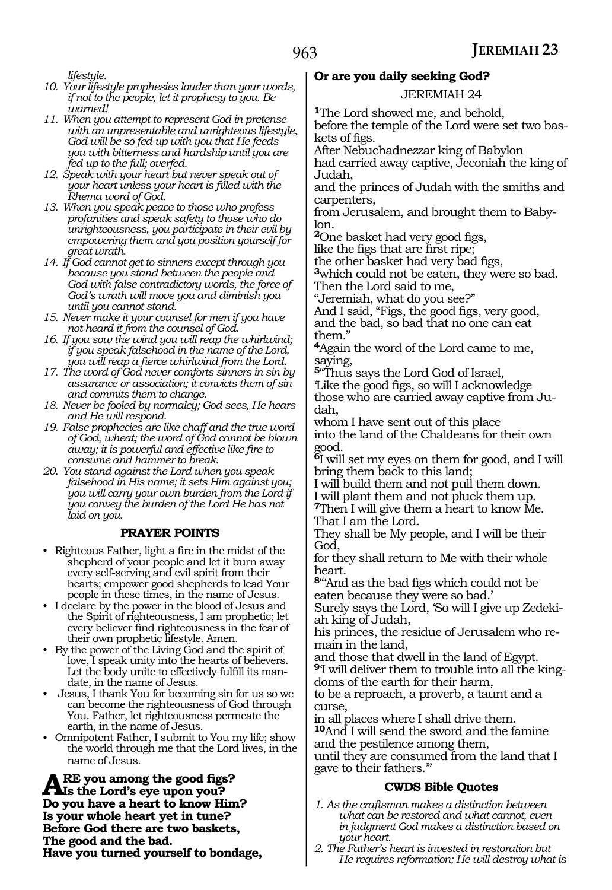*lifestyle.*

10. *Your lifestyle prophesies louder than your words, if not to the people, let it prophesy to you. Be warned!*
11. *When you attempt to represent God in pretense with an unpresentable and unrighteous lifestyle, God will be so fed-up with you that He feeds you with bitterness and hardship until you are fed-up to the full; overfed.*
12. *Speak with your heart but never speak out of your heart unless your heart is filled with the Rhema word of God.*
13. *When you speak peace to those who profess profanities and speak safety to those who do unrighteousness, you participate in their evil by empowering them and you position yourself for great wrath.*
14. *If God cannot get to sinners except through you because you stand between the people and God with false contradictory words, the force of God's wrath will move you and diminish you until you cannot stand.*
15. *Never make it your counsel for men if you have not heard it from the counsel of God.*
16. *If you sow the wind you will reap the whirlwind; if you speak falsehood in the name of the Lord, you will reap a fierce whirlwind from the Lord.*
17. *The word of God never comforts sinners in sin by assurance or association; it convicts them of sin and commits them to change.*
18. *Never be fooled by normalcy; God sees, He hears and He will respond.*
19. *False prophecies are like chaff and the true word of God, wheat; the word of God cannot be blown away; it is powerful and effective like fire to consume and hammer to break.*
20. *You stand against the Lord when you speak falsehood in His name; it sets Him against you; you will carry your own burden from the Lord if you convey the burden of the Lord He has not laid on you.*

### PRAYER POINTS

- Righteous Father, light a fire in the midst of the shepherd of your people and let it burn away every self-serving and evil spirit from their hearts; empower good shepherds to lead Your people in these times, in the name of Jesus.
- I declare by the power in the blood of Jesus and the Spirit of righteousness, I am prophetic; let every believer find righteousness in the fear of their own prophetic lifestyle. Amen.
- By the power of the Living God and the spirit of love, I speak unity into the hearts of believers. Let the body unite to effectively fulfill its mandate, in the name of Jesus.
- Jesus, I thank You for becoming sin for us so we can become the righteousness of God through You. Father, let righteousness permeate the earth, in the name of Jesus.
- Omnipotent Father, I submit to You my life; show the world through me that the Lord lives, in the name of Jesus.

**ARE you among the good figs?**
**Is the Lord's eye upon you?**
**Do you have a heart to know Him?**
**Is your whole heart yet in tune?**
**Before God there are two baskets,**
**The good and the bad.**
**Have you turned yourself to bondage,**
**Or are you daily seeking God?**

JEREMIAH 24

[1]The Lord showed me, and behold,
before the temple of the Lord were set two baskets of figs.
After Nebuchadnezzar king of Babylon
had carried away captive, Jeconiah the king of Judah,
and the princes of Judah with the smiths and carpenters,
from Jerusalem, and brought them to Babylon.
[2]One basket had very good figs,
like the figs that are first ripe;
the other basket had very bad figs,
[3]which could not be eaten, they were so bad.
Then the Lord said to me,
"Jeremiah, what do you see?"
And I said, "Figs, the good figs, very good,
and the bad, so bad that no one can eat them."
[4]Again the word of the Lord came to me, saying,
[5]"Thus says the Lord God of Israel,
'Like the good figs, so will I acknowledge those who are carried away captive from Judah,
whom I have sent out of this place
into the land of the Chaldeans for their own good.
[6]I will set my eyes on them for good, and I will bring them back to this land;
I will build them and not pull them down.
I will plant them and not pluck them up.
[7]Then I will give them a heart to know Me.
That I am the Lord.
They shall be My people, and I will be their God,
for they shall return to Me with their whole heart.
[8]"'And as the bad figs which could not be eaten because they were so bad.'
Surely says the Lord, 'So will I give up Zedekiah king of Judah,
his princes, the residue of Jerusalem who remain in the land,
and those that dwell in the land of Egypt.
[9]'I will deliver them to trouble into all the kingdoms of the earth for their harm,
to be a reproach, a proverb, a taunt and a curse,
in all places where I shall drive them.
[10]And I will send the sword and the famine and the pestilence among them,
until they are consumed from the land that I gave to their fathers.'"

### CWDS Bible Quotes

1. *As the craftsman makes a distinction between what can be restored and what cannot, even in judgment God makes a distinction based on your heart.*
2. *The Father's heart is invested in restoration but He requires reformation; He will destroy what is*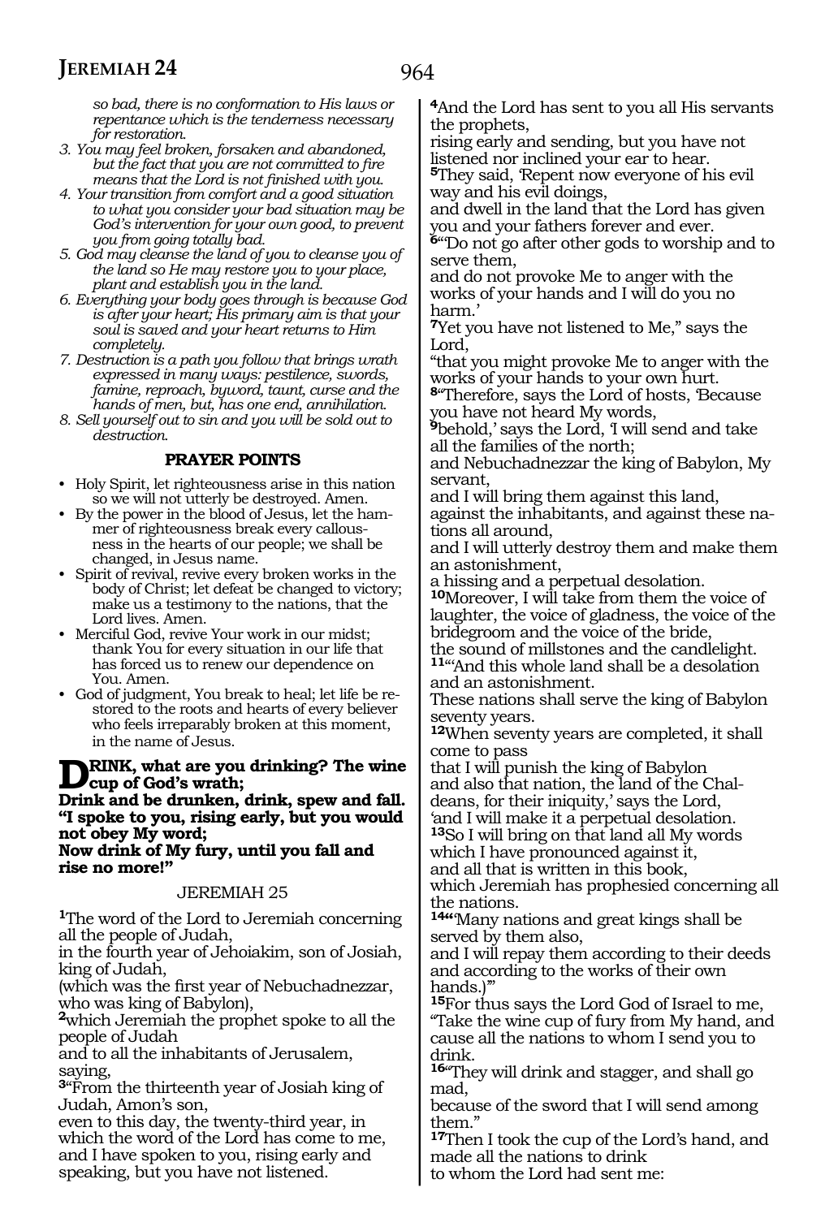*so bad, there is no conformation to His laws or repentance which is the tenderness necessary for restoration.*

3. *You may feel broken, forsaken and abandoned, but the fact that you are not committed to fire means that the Lord is not finished with you.*
4. *Your transition from comfort and a good situation to what you consider your bad situation may be God's intervention for your own good, to prevent you from going totally bad.*
5. *God may cleanse the land of you to cleanse you of the land so He may restore you to your place, plant and establish you in the land.*
6. *Everything your body goes through is because God is after your heart; His primary aim is that your soul is saved and your heart returns to Him completely.*
7. *Destruction is a path you follow that brings wrath expressed in many ways: pestilence, swords, famine, reproach, byword, taunt, curse and the hands of men, but, has one end, annihilation.*
8. *Sell yourself out to sin and you will be sold out to destruction.*

### PRAYER POINTS

- Holy Spirit, let righteousness arise in this nation so we will not utterly be destroyed. Amen.
- By the power in the blood of Jesus, let the hammer of righteousness break every callousness in the hearts of our people; we shall be changed, in Jesus name.
- Spirit of revival, revive every broken works in the body of Christ; let defeat be changed to victory; make us a testimony to the nations, that the Lord lives. Amen.
- Merciful God, revive Your work in our midst; thank You for every situation in our life that has forced us to renew our dependence on You. Amen.
- God of judgment, You break to heal; let life be restored to the roots and hearts of every believer who feels irreparably broken at this moment, in the name of Jesus.

**DRINK, what are you drinking? The wine cup of God's wrath;
Drink and be drunken, drink, spew and fall.
"I spoke to you, rising early, but you would not obey My word;
Now drink of My fury, until you fall and rise no more!"**

JEREMIAH 25

**1**The word of the Lord to Jeremiah concerning all the people of Judah,
in the fourth year of Jehoiakim, son of Josiah, king of Judah,
(which was the first year of Nebuchadnezzar, who was king of Babylon),
**2**which Jeremiah the prophet spoke to all the people of Judah
and to all the inhabitants of Jerusalem, saying,
**3**"From the thirteenth year of Josiah king of Judah, Amon's son,
even to this day, the twenty-third year, in which the word of the Lord has come to me,
and I have spoken to you, rising early and speaking, but you have not listened.
**4**And the Lord has sent to you all His servants the prophets,
rising early and sending, but you have not listened nor inclined your ear to hear.
**5**They said, 'Repent now everyone of his evil way and his evil doings,
and dwell in the land that the Lord has given you and your fathers forever and ever.
**6**"Do not go after other gods to worship and to serve them,
and do not provoke Me to anger with the works of your hands and I will do you no harm.'
**7**Yet you have not listened to Me," says the Lord,
"that you might provoke Me to anger with the works of your hands to your own hurt.
**8**"Therefore, says the Lord of hosts, 'Because you have not heard My words,
**9**behold,' says the Lord, 'I will send and take all the families of the north;
and Nebuchadnezzar the king of Babylon, My servant,
and I will bring them against this land, against the inhabitants, and against these nations all around,
and I will utterly destroy them and make them an astonishment,
a hissing and a perpetual desolation.
**10**Moreover, I will take from them the voice of laughter, the voice of gladness, the voice of the bridegroom and the voice of the bride,
the sound of millstones and the candlelight.
**11**"'And this whole land shall be a desolation and an astonishment.
These nations shall serve the king of Babylon seventy years.
**12**When seventy years are completed, it shall come to pass
that I will punish the king of Babylon
and also that nation, the land of the Chaldeans, for their iniquity,' says the Lord,
'and I will make it a perpetual desolation.
**13**So I will bring on that land all My words which I have pronounced against it,
and all that is written in this book,
which Jeremiah has prophesied concerning all the nations.
**14**"'Many nations and great kings shall be served by them also,
and I will repay them according to their deeds and according to the works of their own hands.)'"
**15**For thus says the Lord God of Israel to me,
"Take the wine cup of fury from My hand, and cause all the nations to whom I send you to drink.
**16**"They will drink and stagger, and shall go mad,
because of the sword that I will send among them."
**17**Then I took the cup of the Lord's hand, and made all the nations to drink
to whom the Lord had sent me: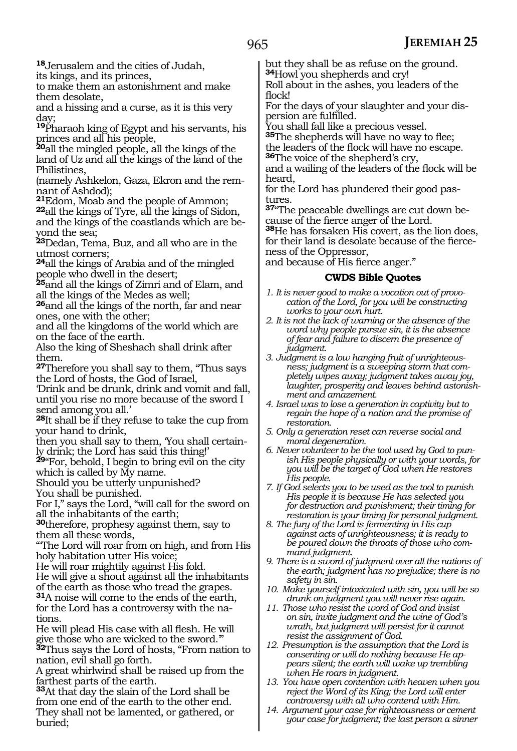[18]Jerusalem and the cities of Judah,
its kings, and its princes,
to make them an astonishment and make them desolate,
and a hissing and a curse, as it is this very day;
[19]Pharaoh king of Egypt and his servants, his princes and all his people,
[20]all the mingled people, all the kings of the land of Uz and all the kings of the land of the Philistines,
(namely Ashkelon, Gaza, Ekron and the remnant of Ashdod);
[21]Edom, Moab and the people of Ammon;
[22]all the kings of Tyre, all the kings of Sidon, and the kings of the coastlands which are beyond the sea;
[23]Dedan, Tema, Buz, and all who are in the utmost corners;
[24]all the kings of Arabia and of the mingled people who dwell in the desert;
[25]and all the kings of Zimri and of Elam, and all the kings of the Medes as well;
[26]and all the kings of the north, far and near ones, one with the other;
and all the kingdoms of the world which are on the face of the earth.
Also the king of Sheshach shall drink after them.
[27]Therefore you shall say to them, "Thus says the Lord of hosts, the God of Israel,
'Drink and be drunk, drink and vomit and fall, until you rise no more because of the sword I send among you all.'
[28]It shall be if they refuse to take the cup from your hand to drink,
then you shall say to them, 'You shall certainly drink; the Lord has said this thing!'
[29]"For, behold, I begin to bring evil on the city which is called by My name.
Should you be utterly unpunished?
You shall be punished.
For I," says the Lord, "will call for the sword on all the inhabitants of the earth;
[30]therefore, prophesy against them, say to them all these words,
"The Lord will roar from on high, and from His holy habitation utter His voice;
He will roar mightily against His fold.
He will give a shout against all the inhabitants of the earth as those who tread the grapes.
[31]A noise will come to the ends of the earth, for the Lord has a controversy with the nations.
He will plead His case with all flesh. He will give those who are wicked to the sword.'"
[32]Thus says the Lord of hosts, "From nation to nation, evil shall go forth.
A great whirlwind shall be raised up from the farthest parts of the earth.
[33]At that day the slain of the Lord shall be from one end of the earth to the other end.
They shall not be lamented, or gathered, or buried;
but they shall be as refuse on the ground.
[34]Howl you shepherds and cry!
Roll about in the ashes, you leaders of the flock!
For the days of your slaughter and your dispersion are fulfilled.
You shall fall like a precious vessel.
[35]The shepherds will have no way to flee;
the leaders of the flock will have no escape.
[36]The voice of the shepherd's cry,
and a wailing of the leaders of the flock will be heard,
for the Lord has plundered their good pastures.
[37]"The peaceable dwellings are cut down because of the fierce anger of the Lord.
[38]He has forsaken His covert, as the lion does, for their land is desolate because of the fierceness of the Oppressor,
and because of His fierce anger."

## CWDS Bible Quotes

1. *It is never good to make a vocation out of provocation of the Lord, for you will be constructing works to your own hurt.*
2. *It is not the lack of warning or the absence of the word why people pursue sin, it is the absence of fear and failure to discern the presence of judgment.*
3. *Judgment is a low hanging fruit of unrighteousness; judgment is a sweeping storm that completely wipes away; judgment takes away joy, laughter, prosperity and leaves behind astonishment and amazement.*
4. *Israel was to lose a generation in captivity but to regain the hope of a nation and the promise of restoration.*
5. *Only a generation reset can reverse social and moral degeneration.*
6. *Never volunteer to be the tool used by God to punish His people physically or with your words, for you will be the target of God when He restores His people.*
7. *If God selects you to be used as the tool to punish His people it is because He has selected you for destruction and punishment; their timing for restoration is your timing for personal judgment.*
8. *The fury of the Lord is fermenting in His cup against acts of unrighteousness; it is ready to be poured down the throats of those who command judgment.*
9. *There is a sword of judgment over all the nations of the earth; judgment has no prejudice; there is no safety in sin.*
10. *Make yourself intoxicated with sin, you will be so drunk on judgment you will never rise again.*
11. *Those who resist the word of God and insist on sin, invite judgment and the wine of God's wrath, but judgment will persist for it cannot resist the assignment of God.*
12. *Presumption is the assumption that the Lord is consenting or will do nothing because He appears silent; the earth will wake up trembling when He roars in judgment.*
13. *You have open contention with heaven when you reject the Word of its King; the Lord will enter controversy with all who contend with Him.*
14. *Argument your case for righteousness or cement your case for judgment; the last person a sinner*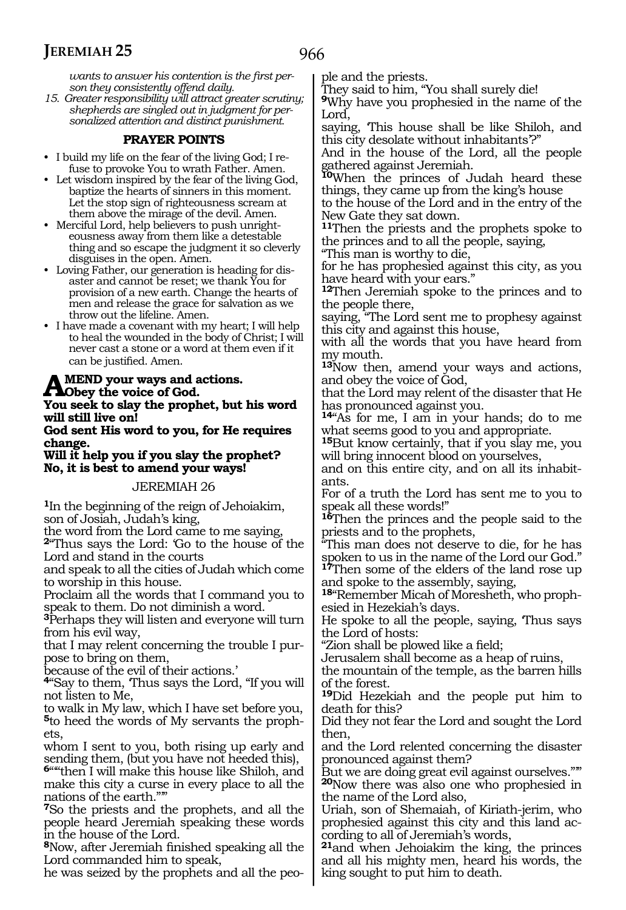*wants to answer his contention is the first person they consistently offend daily.*

15. *Greater responsibility will attract greater scrutiny; shepherds are singled out in judgment for personalized attention and distinct punishment.*

**PRAYER POINTS**

- I build my life on the fear of the living God; I refuse to provoke You to wrath Father. Amen.
- Let wisdom inspired by the fear of the living God, baptize the hearts of sinners in this moment. Let the stop sign of righteousness scream at them above the mirage of the devil. Amen.
- Merciful Lord, help believers to push unrighteousness away from them like a detestable thing and so escape the judgment it so cleverly disguises in the open. Amen.
- Loving Father, our generation is heading for disaster and cannot be reset; we thank You for provision of a new earth. Change the hearts of men and release the grace for salvation as we throw out the lifeline. Amen.
- I have made a covenant with my heart; I will help to heal the wounded in the body of Christ; I will never cast a stone or a word at them even if it can be justified. Amen.

**AMEND your ways and actions.**
**Obey the voice of God.**
**You seek to slay the prophet, but his word will still live on!**
**God sent His word to you, for He requires change.**
**Will it help you if you slay the prophet?**
**No, it is best to amend your ways!**

JEREMIAH 26

1In the beginning of the reign of Jehoiakim, son of Josiah, Judah's king,
the word from the Lord came to me saying,
2"Thus says the Lord: 'Go to the house of the Lord and stand in the courts
and speak to all the cities of Judah which come to worship in this house.
Proclaim all the words that I command you to speak to them. Do not diminish a word.
3Perhaps they will listen and everyone will turn from his evil way,
that I may relent concerning the trouble I purpose to bring on them,
because of the evil of their actions.'
4"Say to them, 'Thus says the Lord, "If you will not listen to Me,
to walk in My law, which I have set before you, 5to heed the words of My servants the prophets,
whom I sent to you, both rising up early and sending them, (but you have not heeded this),
6""then I will make this house like Shiloh, and make this city a curse in every place to all the nations of the earth."'"
7So the priests and the prophets, and all the people heard Jeremiah speaking these words in the house of the Lord.
8Now, after Jeremiah finished speaking all the Lord commanded him to speak,
he was seized by the prophets and all the people and the priests.
They said to him, "You shall surely die!
9Why have you prophesied in the name of the Lord,
saying, 'This house shall be like Shiloh, and this city desolate without inhabitants'?"
And in the house of the Lord, all the people gathered against Jeremiah.
10When the princes of Judah heard these things, they came up from the king's house
to the house of the Lord and in the entry of the New Gate they sat down.
11Then the priests and the prophets spoke to the princes and to all the people, saying,
"This man is worthy to die,
for he has prophesied against this city, as you have heard with your ears."
12Then Jeremiah spoke to the princes and to the people there,
saying, "The Lord sent me to prophesy against this city and against this house,
with all the words that you have heard from my mouth.
13Now then, amend your ways and actions, and obey the voice of God,
that the Lord may relent of the disaster that He has pronounced against you.
14"As for me, I am in your hands; do to me what seems good to you and appropriate.
15But know certainly, that if you slay me, you will bring innocent blood on yourselves,
and on this entire city, and on all its inhabitants.
For of a truth the Lord has sent me to you to speak all these words!"
16Then the princes and the people said to the priests and to the prophets,
"This man does not deserve to die, for he has spoken to us in the name of the Lord our God."
17Then some of the elders of the land rose up and spoke to the assembly, saying,
18"Remember Micah of Moresheth, who prophesied in Hezekiah's days.
He spoke to all the people, saying, 'Thus says the Lord of hosts:
"Zion shall be plowed like a field;
Jerusalem shall become as a heap of ruins,
the mountain of the temple, as the barren hills of the forest.
19Did Hezekiah and the people put him to death for this?
Did they not fear the Lord and sought the Lord then,
and the Lord relented concerning the disaster pronounced against them?
But we are doing great evil against ourselves."'"
20Now there was also one who prophesied in the name of the Lord also,
Uriah, son of Shemaiah, of Kiriath-jerim, who prophesied against this city and this land according to all of Jeremiah's words,
21and when Jehoiakim the king, the princes and all his mighty men, heard his words, the king sought to put him to death.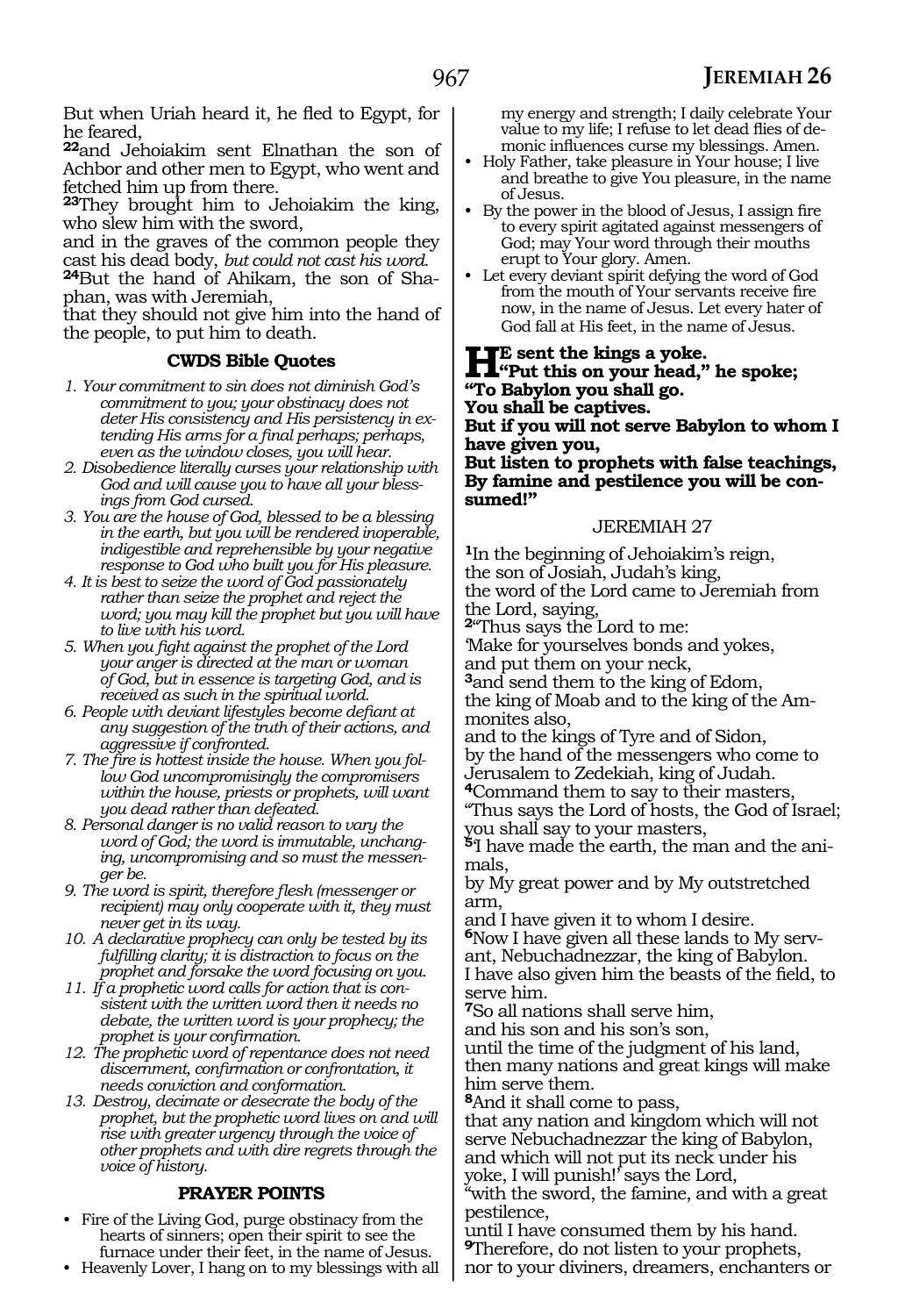But when Uriah heard it, he fled to Egypt, for he feared,

**22**and Jehoiakim sent Elnathan the son of Achbor and other men to Egypt, who went and fetched him up from there.

**23**They brought him to Jehoiakim the king, who slew him with the sword,

and in the graves of the common people they cast his dead body, *but could not cast his word.*

**24**But the hand of Ahikam, the son of Shaphan, was with Jeremiah,

that they should not give him into the hand of the people, to put him to death.

### CWDS Bible Quotes

1. *Your commitment to sin does not diminish God's commitment to you; your obstinacy does not deter His consistency and His persistency in extending His arms for a final perhaps; perhaps, even as the window closes, you will hear.*
2. *Disobedience literally curses your relationship with God and will cause you to have all your blessings from God cursed.*
3. *You are the house of God, blessed to be a blessing in the earth, but you will be rendered inoperable, indigestible and reprehensible by your negative response to God who built you for His pleasure.*
4. *It is best to seize the word of God passionately rather than seize the prophet and reject the word; you may kill the prophet but you will have to live with his word.*
5. *When you fight against the prophet of the Lord your anger is directed at the man or woman of God, but in essence is targeting God, and is received as such in the spiritual world.*
6. *People with deviant lifestyles become defiant at any suggestion of the truth of their actions, and aggressive if confronted.*
7. *The fire is hottest inside the house. When you follow God uncompromisingly the compromisers within the house, priests or prophets, will want you dead rather than defeated.*
8. *Personal danger is no valid reason to vary the word of God; the word is immutable, unchanging, uncompromising and so must the messenger be.*
9. *The word is spirit, therefore flesh (messenger or recipient) may only cooperate with it, they must never get in its way.*
10. *A declarative prophecy can only be tested by its fulfilling clarity; it is distraction to focus on the prophet and forsake the word focusing on you.*
11. *If a prophetic word calls for action that is consistent with the written word then it needs no debate, the written word is your prophecy; the prophet is your confirmation.*
12. *The prophetic word of repentance does not need discernment, confirmation or confrontation, it needs conviction and conformation.*
13. *Destroy, decimate or desecrate the body of the prophet, but the prophetic word lives on and will rise with greater urgency through the voice of other prophets and with dire regrets through the voice of history.*

### PRAYER POINTS

- Fire of the Living God, purge obstinacy from the hearts of sinners; open their spirit to see the furnace under their feet, in the name of Jesus.
- Heavenly Lover, I hang on to my blessings with all my energy and strength; I daily celebrate Your value to my life; I refuse to let dead flies of demonic influences curse my blessings. Amen.
- Holy Father, take pleasure in Your house; I live and breathe to give You pleasure, in the name of Jesus.
- By the power in the blood of Jesus, I assign fire to every spirit agitated against messengers of God; may Your word through their mouths erupt to Your glory. Amen.
- Let every deviant spirit defying the word of God from the mouth of Your servants receive fire now, in the name of Jesus. Let every hater of God fall at His feet, in the name of Jesus.

**HE sent the kings a yoke.**
**"Put this on your head," he spoke;**
**"To Babylon you shall go.**
**You shall be captives.**
**But if you will not serve Babylon to whom I have given you,**
**But listen to prophets with false teachings,**
**By famine and pestilence you will be consumed!"**

## JEREMIAH 27

**1**In the beginning of Jehoiakim's reign,
the son of Josiah, Judah's king,
the word of the Lord came to Jeremiah from the Lord, saying,

**2**"Thus says the Lord to me:
'Make for yourselves bonds and yokes,
and put them on your neck,

**3**and send them to the king of Edom,
the king of Moab and to the king of the Ammonites also,
and to the kings of Tyre and of Sidon,
by the hand of the messengers who come to Jerusalem to Zedekiah, king of Judah.

**4**Command them to say to their masters,
"Thus says the Lord of hosts, the God of Israel;
you shall say to your masters,

**5**'I have made the earth, the man and the animals,
by My great power and by My outstretched arm,
and I have given it to whom I desire.

**6**Now I have given all these lands to My servant, Nebuchadnezzar, the king of Babylon.
I have also given him the beasts of the field, to serve him.

**7**So all nations shall serve him,
and his son and his son's son,
until the time of the judgment of his land,
then many nations and great kings will make him serve them.

**8**And it shall come to pass,
that any nation and kingdom which will not serve Nebuchadnezzar the king of Babylon,
and which will not put its neck under his yoke, I will punish!' says the Lord,
"with the sword, the famine, and with a great pestilence,
until I have consumed them by his hand.

**9**Therefore, do not listen to your prophets,
nor to your diviners, dreamers, enchanters or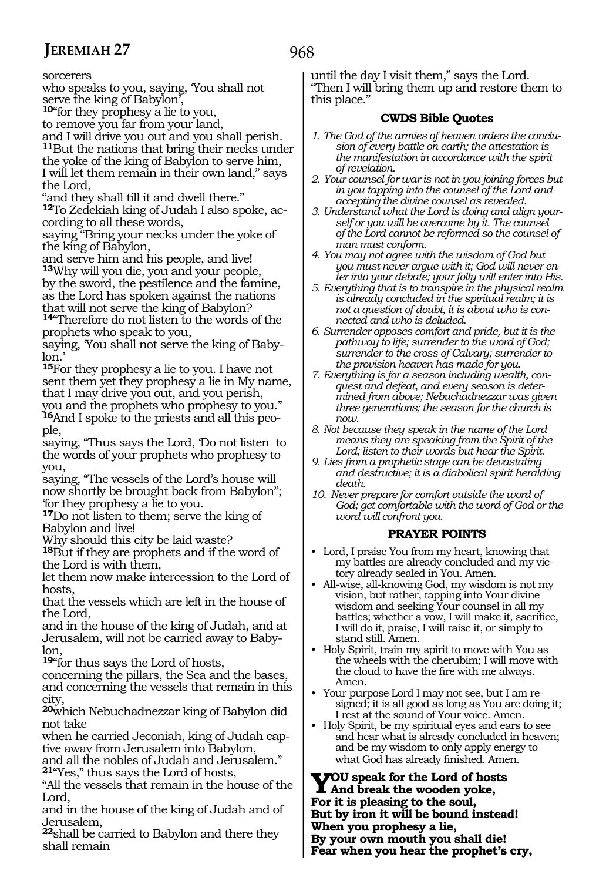sorcerers
who speaks to you, saying, 'You shall not serve the king of Babylon',
[10]"for they prophesy a lie to you,
to remove you far from your land,
and I will drive you out and you shall perish.
[11]But the nations that bring their necks under the yoke of the king of Babylon to serve him,
I will let them remain in their own land," says the Lord,
"and they shall till it and dwell there."
[12]To Zedekiah king of Judah I also spoke, according to all these words,
saying "Bring your necks under the yoke of the king of Babylon,
and serve him and his people, and live!
[13]Why will you die, you and your people,
by the sword, the pestilence and the famine,
as the Lord has spoken against the nations that will not serve the king of Babylon?
[14]"Therefore do not listen to the words of the prophets who speak to you,
saying, 'You shall not serve the king of Babylon.'
[15]For they prophesy a lie to you. I have not sent them yet they prophesy a lie in My name,
that I may drive you out, and you perish,
you and the prophets who prophesy to you."
[16]And I spoke to the priests and all this people,
saying, "Thus says the Lord, 'Do not listen to the words of your prophets who prophesy to you,
saying, "The vessels of the Lord's house will now shortly be brought back from Babylon";
'for they prophesy a lie to you.
[17]Do not listen to them; serve the king of Babylon and live!
Why should this city be laid waste?
[18]But if they are prophets and if the word of the Lord is with them,
let them now make intercession to the Lord of hosts,
that the vessels which are left in the house of the Lord,
and in the house of the king of Judah, and at Jerusalem, will not be carried away to Babylon,
[19]"for thus says the Lord of hosts,
concerning the pillars, the Sea and the bases,
and concerning the vessels that remain in this city,
[20]which Nebuchadnezzar king of Babylon did not take
when he carried Jeconiah, king of Judah captive away from Jerusalem into Babylon,
and all the nobles of Judah and Jerusalem."
[21]"Yes," thus says the Lord of hosts,
"All the vessels that remain in the house of the Lord,
and in the house of the king of Judah and of Jerusalem,
[22]shall be carried to Babylon and there they shall remain
until the day I visit them," says the Lord.
"Then I will bring them up and restore them to this place."

### CWDS Bible Quotes

1. *The God of the armies of heaven orders the conclusion of every battle on earth; the attestation is the manifestation in accordance with the spirit of revelation.*
2. *Your counsel for war is not in you joining forces but in you tapping into the counsel of the Lord and accepting the divine counsel as revealed.*
3. *Understand what the Lord is doing and align yourself or you will be overcome by it. The counsel of the Lord cannot be reformed so the counsel of man must conform.*
4. *You may not agree with the wisdom of God but you must never argue with it; God will never enter into your debate; your folly will enter into His.*
5. *Everything that is to transpire in the physical realm is already concluded in the spiritual realm; it is not a question of doubt, it is about who is connected and who is deluded.*
6. *Surrender opposes comfort and pride, but it is the pathway to life; surrender to the word of God; surrender to the cross of Calvary; surrender to the provision heaven has made for you.*
7. *Everything is for a season including wealth, conquest and defeat, and every season is determined from above; Nebuchadnezzar was given three generations; the season for the church is now.*
8. *Not because they speak in the name of the Lord means they are speaking from the Spirit of the Lord; listen to their words but hear the Spirit.*
9. *Lies from a prophetic stage can be devastating and destructive; it is a diabolical spirit heralding death.*
10. *Never prepare for comfort outside the word of God; get comfortable with the word of God or the word will confront you.*

### PRAYER POINTS

- Lord, I praise You from my heart, knowing that my battles are already concluded and my victory already sealed in You. Amen.
- All-wise, all-knowing God, my wisdom is not my vision, but rather, tapping into Your divine wisdom and seeking Your counsel in all my battles; whether a vow, I will make it, sacrifice, I will do it, praise, I will raise it, or simply to stand still. Amen.
- Holy Spirit, train my spirit to move with You as the wheels with the cherubim; I will move with the cloud to have the fire with me always. Amen.
- Your purpose Lord I may not see, but I am resigned; it is all good as long as You are doing it; I rest at the sound of Your voice. Amen.
- Holy Spirit, be my spiritual eyes and ears to see and hear what is already concluded in heaven; and be my wisdom to only apply energy to what God has already finished. Amen.

**YOU speak for the Lord of hosts**
**And break the wooden yoke,**
**For it is pleasing to the soul,**
**But by iron it will be bound instead!**
**When you prophesy a lie,**
**By your own mouth you shall die!**
**Fear when you hear the prophet's cry,**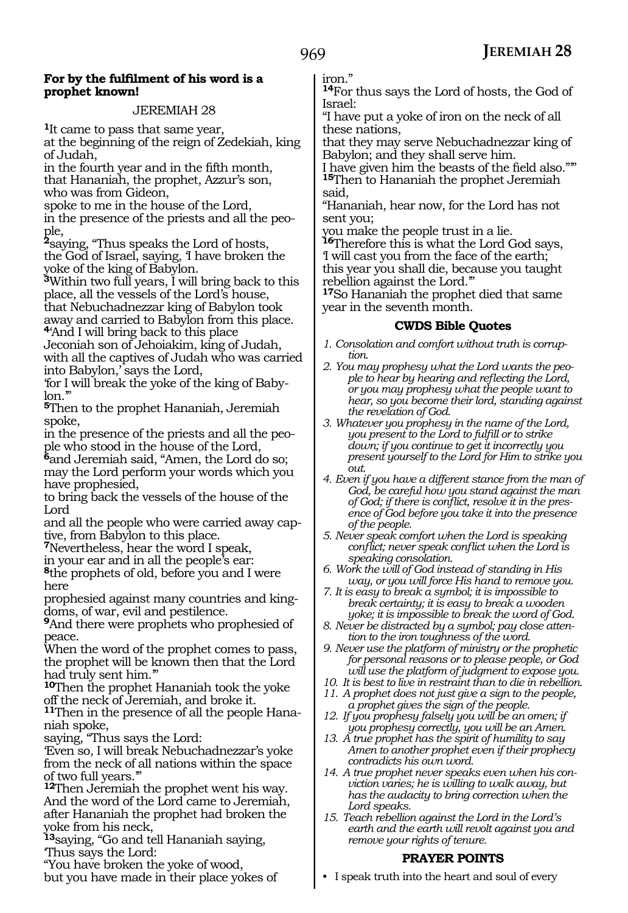**For by the fulfilment of his word is a prophet known!**

JEREMIAH 28

**1**It came to pass that same year,
at the beginning of the reign of Zedekiah, king of Judah,
in the fourth year and in the fifth month,
that Hananiah, the prophet, Azzur's son,
who was from Gideon,
spoke to me in the house of the Lord,
in the presence of the priests and all the people,
**2**saying, "Thus speaks the Lord of hosts,
the God of Israel, saying, 'I have broken the yoke of the king of Babylon.
**3**Within two full years, I will bring back to this place, all the vessels of the Lord's house,
that Nebuchadnezzar king of Babylon took away and carried to Babylon from this place.
**4**'And I will bring back to this place
Jeconiah son of Jehoiakim, king of Judah,
with all the captives of Judah who was carried into Babylon,' says the Lord,
'for I will break the yoke of the king of Babylon.'"
**5**Then to the prophet Hananiah, Jeremiah spoke,
in the presence of the priests and all the people who stood in the house of the Lord,
**6**and Jeremiah said, "Amen, the Lord do so;
may the Lord perform your words which you have prophesied,
to bring back the vessels of the house of the Lord
and all the people who were carried away captive, from Babylon to this place.
**7**Nevertheless, hear the word I speak,
in your ear and in all the people's ear:
**8**the prophets of old, before you and I were here
prophesied against many countries and kingdoms, of war, evil and pestilence.
**9**And there were prophets who prophesied of peace.
When the word of the prophet comes to pass,
the prophet will be known then that the Lord had truly sent him.'"
**10**Then the prophet Hananiah took the yoke off the neck of Jeremiah, and broke it.
**11**Then in the presence of all the people Hananiah spoke,
saying, "Thus says the Lord:
'Even so, I will break Nebuchadnezzar's yoke from the neck of all nations within the space of two full years.'"
**12**Then Jeremiah the prophet went his way.
And the word of the Lord came to Jeremiah,
after Hananiah the prophet had broken the yoke from his neck,
**13**saying, "Go and tell Hananiah saying,
'Thus says the Lord:
"You have broken the yoke of wood,
but you have made in their place yokes of iron."
**14**For thus says the Lord of hosts, the God of Israel:
"I have put a yoke of iron on the neck of all these nations,
that they may serve Nebuchadnezzar king of Babylon; and they shall serve him.
I have given him the beasts of the field also."'"
**15**Then to Hananiah the prophet Jeremiah said,
"Hananiah, hear now, for the Lord has not sent you;
you make the people trust in a lie.
**16**Therefore this is what the Lord God says,
'I will cast you from the face of the earth;
this year you shall die, because you taught rebellion against the Lord.'"
**17**So Hananiah the prophet died that same year in the seventh month.

### CWDS Bible Quotes

1. *Consolation and comfort without truth is corruption.*
2. *You may prophesy what the Lord wants the people to hear by hearing and reflecting the Lord, or you may prophesy what the people want to hear, so you become their lord, standing against the revelation of God.*
3. *Whatever you prophesy in the name of the Lord, you present to the Lord to fulfill or to strike down; if you continue to get it incorrectly you present yourself to the Lord for Him to strike you out.*
4. *Even if you have a different stance from the man of God, be careful how you stand against the man of God; if there is conflict, resolve it in the presence of God before you take it into the presence of the people.*
5. *Never speak comfort when the Lord is speaking conflict; never speak conflict when the Lord is speaking consolation.*
6. *Work the will of God instead of standing in His way, or you will force His hand to remove you.*
7. *It is easy to break a symbol; it is impossible to break certainty; it is easy to break a wooden yoke; it is impossible to break the word of God.*
8. *Never be distracted by a symbol; pay close attention to the iron toughness of the word.*
9. *Never use the platform of ministry or the prophetic for personal reasons or to please people, or God will use the platform of judgment to expose you.*
10. *It is best to live in restraint than to die in rebellion.*
11. *A prophet does not just give a sign to the people, a prophet gives the sign of the people.*
12. *If you prophesy falsely you will be an omen; if you prophesy correctly, you will be an Amen.*
13. *A true prophet has the spirit of humility to say Amen to another prophet even if their prophecy contradicts his own word.*
14. *A true prophet never speaks even when his conviction varies; he is willing to walk away, but has the audacity to bring correction when the Lord speaks.*
15. *Teach rebellion against the Lord in the Lord's earth and the earth will revolt against you and remove your rights of tenure.*

### PRAYER POINTS

- I speak truth into the heart and soul of every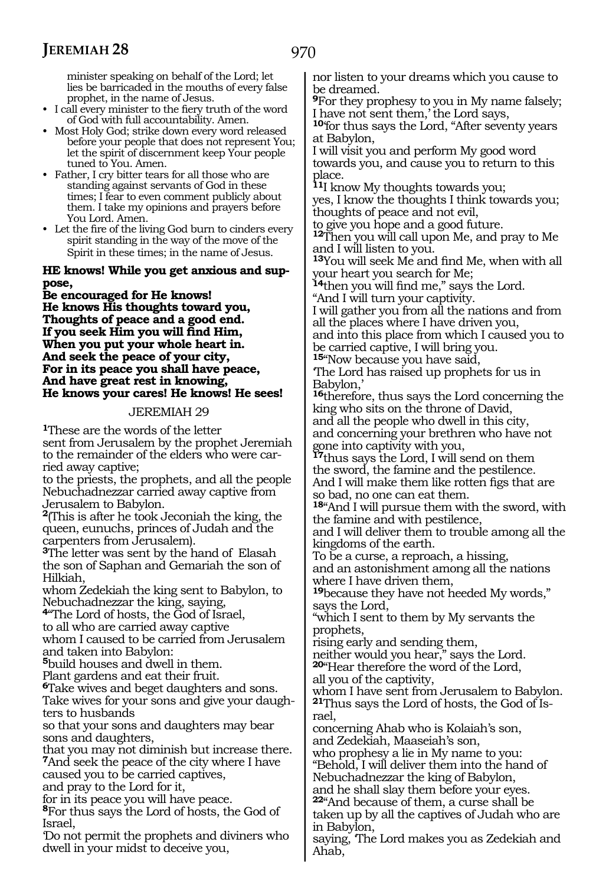minister speaking on behalf of the Lord; let lies be barricaded in the mouths of every false prophet, in the name of Jesus.

- I call every minister to the fiery truth of the word of God with full accountability. Amen.
- Most Holy God; strike down every word released before your people that does not represent You; let the spirit of discernment keep Your people tuned to You. Amen.
- Father, I cry bitter tears for all those who are standing against servants of God in these times; I fear to even comment publicly about them. I take my opinions and prayers before You Lord. Amen.
- Let the fire of the living God burn to cinders every spirit standing in the way of the move of the Spirit in these times; in the name of Jesus.

**HE knows! While you get anxious and suppose,**
**Be encouraged for He knows!**
**He knows His thoughts toward you,**
**Thoughts of peace and a good end.**
**If you seek Him you will find Him,**
**When you put your whole heart in.**
**And seek the peace of your city,**
**For in its peace you shall have peace,**
**And have great rest in knowing,**
**He knows your cares! He knows! He sees!**

## JEREMIAH 29

**1**These are the words of the letter
sent from Jerusalem by the prophet Jeremiah to the remainder of the elders who were carried away captive;
to the priests, the prophets, and all the people Nebuchadnezzar carried away captive from Jerusalem to Babylon.
**2**(This is after he took Jeconiah the king, the queen, eunuchs, princes of Judah and the carpenters from Jerusalem).
**3**The letter was sent by the hand of Elasah the son of Saphan and Gemariah the son of Hilkiah,
whom Zedekiah the king sent to Babylon, to Nebuchadnezzar the king, saying,
**4**"The Lord of hosts, the God of Israel,
to all who are carried away captive
whom I caused to be carried from Jerusalem and taken into Babylon:
**5**build houses and dwell in them.
Plant gardens and eat their fruit.
**6**Take wives and beget daughters and sons.
Take wives for your sons and give your daughters to husbands
so that your sons and daughters may bear sons and daughters,
that you may not diminish but increase there.
**7**And seek the peace of the city where I have caused you to be carried captives,
and pray to the Lord for it,
for in its peace you will have peace.
**8**For thus says the Lord of hosts, the God of Israel,
'Do not permit the prophets and diviners who dwell in your midst to deceive you,
nor listen to your dreams which you cause to be dreamed.
**9**For they prophesy to you in My name falsely;
I have not sent them,' the Lord says,
**10**'for thus says the Lord, "After seventy years at Babylon,
I will visit you and perform My good word towards you, and cause you to return to this place.
**11**I know My thoughts towards you;
yes, I know the thoughts I think towards you;
thoughts of peace and not evil,
to give you hope and a good future.
**12**Then you will call upon Me, and pray to Me and I will listen to you.
**13**You will seek Me and find Me, when with all your heart you search for Me;
**14**then you will find me," says the Lord.
"And I will turn your captivity.
I will gather you from all the nations and from all the places where I have driven you,
and into this place from which I caused you to be carried captive, I will bring you.
**15**"Now because you have said,
'The Lord has raised up prophets for us in Babylon,'
**16**therefore, thus says the Lord concerning the king who sits on the throne of David,
and all the people who dwell in this city,
and concerning your brethren who have not gone into captivity with you,
**17**thus says the Lord, I will send on them
the sword, the famine and the pestilence.
And I will make them like rotten figs that are so bad, no one can eat them.
**18**"And I will pursue them with the sword, with the famine and with pestilence,
and I will deliver them to trouble among all the kingdoms of the earth.
To be a curse, a reproach, a hissing,
and an astonishment among all the nations where I have driven them,
**19**because they have not heeded My words," says the Lord,
"which I sent to them by My servants the prophets,
rising early and sending them,
neither would you hear," says the Lord.
**20**"Hear therefore the word of the Lord,
all you of the captivity,
whom I have sent from Jerusalem to Babylon.
**21**Thus says the Lord of hosts, the God of Israel,
concerning Ahab who is Kolaiah's son,
and Zedekiah, Maaseiah's son,
who prophesy a lie in My name to you:
"Behold, I will deliver them into the hand of Nebuchadnezzar the king of Babylon,
and he shall slay them before your eyes.
**22**"And because of them, a curse shall be taken up by all the captives of Judah who are in Babylon,
saying, 'The Lord makes you as Zedekiah and Ahab,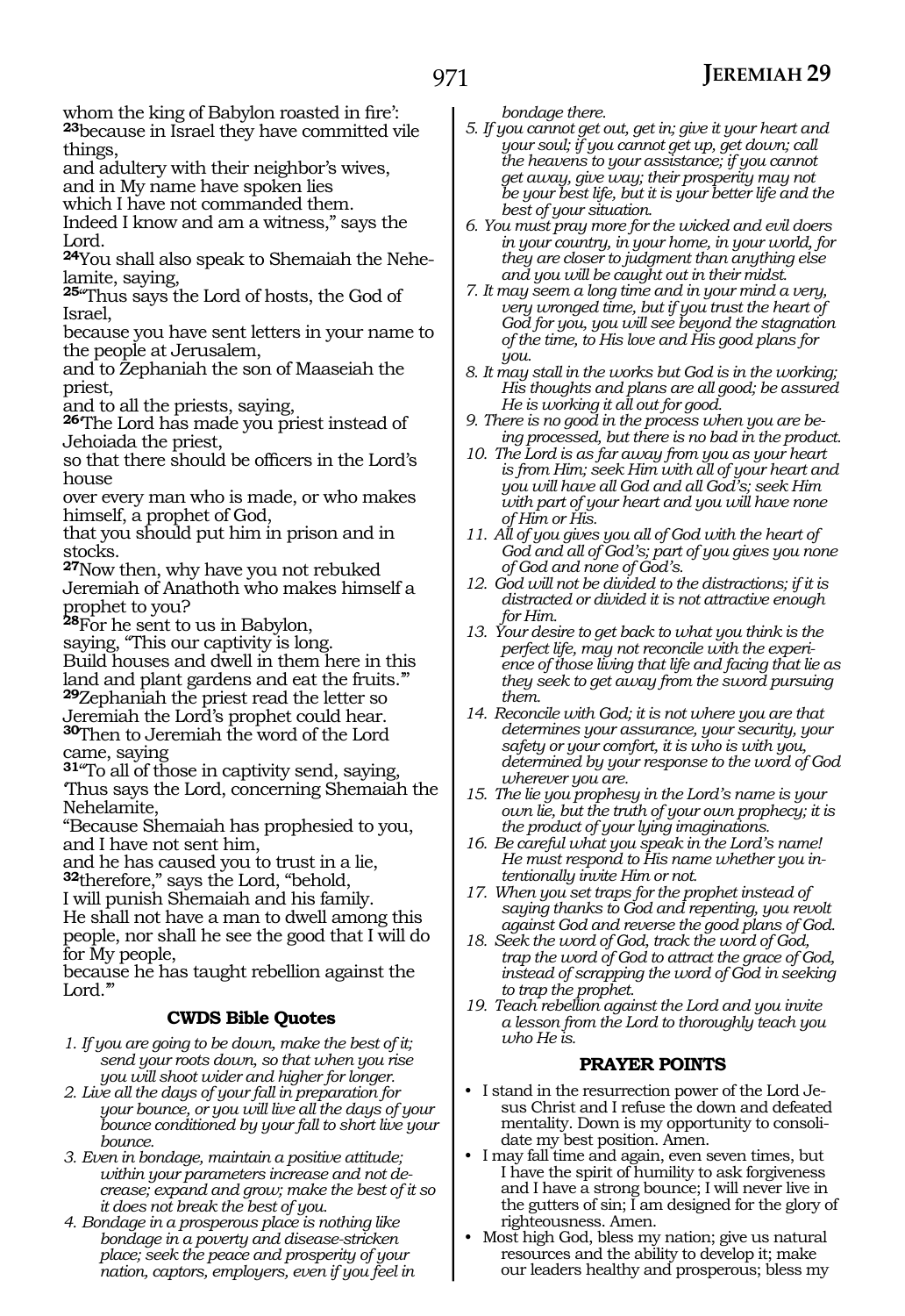whom the king of Babylon roasted in fire':
**23**because in Israel they have committed vile things,
and adultery with their neighbor's wives,
and in My name have spoken lies
which I have not commanded them.
Indeed I know and am a witness," says the Lord.
**24**You shall also speak to Shemaiah the Nehelamite, saying,
**25**"Thus says the Lord of hosts, the God of Israel,
because you have sent letters in your name to the people at Jerusalem,
and to Zephaniah the son of Maaseiah the priest,
and to all the priests, saying,
**26**'The Lord has made you priest instead of Jehoiada the priest,
so that there should be officers in the Lord's house
over every man who is made, or who makes himself, a prophet of God,
that you should put him in prison and in stocks.
**27**Now then, why have you not rebuked Jeremiah of Anathoth who makes himself a prophet to you?
**28**For he sent to us in Babylon,
saying, "This our captivity is long.
Build houses and dwell in them here in this land and plant gardens and eat the fruits."'
**29**Zephaniah the priest read the letter so Jeremiah the Lord's prophet could hear.
**30**Then to Jeremiah the word of the Lord came, saying
**31**"To all of those in captivity send, saying,
'Thus says the Lord, concerning Shemaiah the Nehelamite,
"Because Shemaiah has prophesied to you, and I have not sent him,
and he has caused you to trust in a lie,
**32**therefore," says the Lord, "behold,
I will punish Shemaiah and his family.
He shall not have a man to dwell among this people, nor shall he see the good that I will do for My people,
because he has taught rebellion against the Lord."'

## CWDS Bible Quotes

1. *If you are going to be down, make the best of it; send your roots down, so that when you rise you will shoot wider and higher for longer.*
2. *Live all the days of your fall in preparation for your bounce, or you will live all the days of your bounce conditioned by your fall to short live your bounce.*
3. *Even in bondage, maintain a positive attitude; within your parameters increase and not decrease; expand and grow; make the best of it so it does not break the best of you.*
4. *Bondage in a prosperous place is nothing like bondage in a poverty and disease-stricken place; seek the peace and prosperity of your nation, captors, employers, even if you feel in bondage there.*
5. *If you cannot get out, get in; give it your heart and your soul; if you cannot get up, get down; call the heavens to your assistance; if you cannot get away, give way; their prosperity may not be your best life, but it is your better life and the best of your situation.*
6. *You must pray more for the wicked and evil doers in your country, in your home, in your world, for they are closer to judgment than anything else and you will be caught out in their midst.*
7. *It may seem a long time and in your mind a very, very wronged time, but if you trust the heart of God for you, you will see beyond the stagnation of the time, to His love and His good plans for you.*
8. *It may stall in the works but God is in the working; His thoughts and plans are all good; be assured He is working it all out for good.*
9. *There is no good in the process when you are being processed, but there is no bad in the product.*
10. *The Lord is as far away from you as your heart is from Him; seek Him with all of your heart and you will have all God and all God's; seek Him with part of your heart and you will have none of Him or His.*
11. *All of you gives you all of God with the heart of God and all of God's; part of you gives you none of God and none of God's.*
12. *God will not be divided to the distractions; if it is distracted or divided it is not attractive enough for Him.*
13. *Your desire to get back to what you think is the perfect life, may not reconcile with the experience of those living that life and facing that lie as they seek to get away from the sword pursuing them.*
14. *Reconcile with God; it is not where you are that determines your assurance, your security, your safety or your comfort, it is who is with you, determined by your response to the word of God wherever you are.*
15. *The lie you prophesy in the Lord's name is your own lie, but the truth of your own prophecy; it is the product of your lying imaginations.*
16. *Be careful what you speak in the Lord's name! He must respond to His name whether you intentionally invite Him or not.*
17. *When you set traps for the prophet instead of saying thanks to God and repenting, you revolt against God and reverse the good plans of God.*
18. *Seek the word of God, track the word of God, trap the word of God to attract the grace of God, instead of scrapping the word of God in seeking to trap the prophet.*
19. *Teach rebellion against the Lord and you invite a lesson from the Lord to thoroughly teach you who He is.*

## PRAYER POINTS

- I stand in the resurrection power of the Lord Jesus Christ and I refuse the down and defeated mentality. Down is my opportunity to consolidate my best position. Amen.
- I may fall time and again, even seven times, but I have the spirit of humility to ask forgiveness and I have a strong bounce; I will never live in the gutters of sin; I am designed for the glory of righteousness. Amen.
- Most high God, bless my nation; give us natural resources and the ability to develop it; make our leaders healthy and prosperous; bless my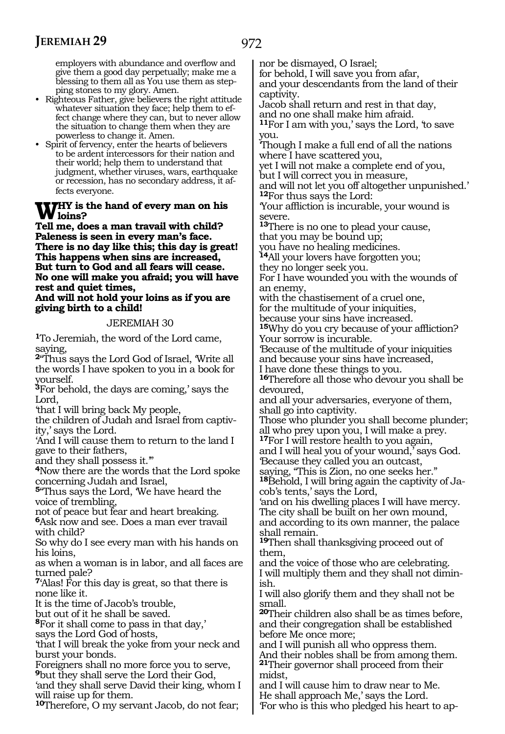employers with abundance and overflow and give them a good day perpetually; make me a blessing to them all as You use them as stepping stones to my glory. Amen.

- Righteous Father, give believers the right attitude whatever situation they face; help them to effect change where they can, but to never allow the situation to change them when they are powerless to change it. Amen.
- Spirit of fervency, enter the hearts of believers to be ardent intercessors for their nation and their world; help them to understand that judgment, whether viruses, wars, earthquake or recession, has no secondary address, it affects everyone.

**WHY is the hand of every man on his loins?**
**Tell me, does a man travail with child?**
**Paleness is seen in every man's face.**
**There is no day like this; this day is great!**
**This happens when sins are increased,**
**But turn to God and all fears will cease.**
**No one will make you afraid; you will have rest and quiet times,**
**And will not hold your loins as if you are giving birth to a child!**

## JEREMIAH 30

[1]To Jeremiah, the word of the Lord came, saying,
[2]"Thus says the Lord God of Israel, 'Write all the words I have spoken to you in a book for yourself.
[3]For behold, the days are coming,' says the Lord,
'that I will bring back My people,
the children of Judah and Israel from captivity,' says the Lord.
'And I will cause them to return to the land I gave to their fathers,
and they shall possess it.'"
[4]Now there are the words that the Lord spoke concerning Judah and Israel,
[5]"Thus says the Lord, 'We have heard the voice of trembling,
not of peace but fear and heart breaking.
[6]Ask now and see. Does a man ever travail with child?
So why do I see every man with his hands on his loins,
as when a woman is in labor, and all faces are turned pale?
[7]'Alas! For this day is great, so that there is none like it.
It is the time of Jacob's trouble,
but out of it he shall be saved.
[8]For it shall come to pass in that day,'
says the Lord God of hosts,
'that I will break the yoke from your neck and burst your bonds.
Foreigners shall no more force you to serve,
[9]but they shall serve the Lord their God,
'and they shall serve David their king, whom I will raise up for them.
[10]Therefore, O my servant Jacob, do not fear;
nor be dismayed, O Israel;
for behold, I will save you from afar,
and your descendants from the land of their captivity.
Jacob shall return and rest in that day,
and no one shall make him afraid.
[11]For I am with you,' says the Lord, 'to save you.
'Though I make a full end of all the nations where I have scattered you,
yet I will not make a complete end of you,
but I will correct you in measure,
and will not let you off altogether unpunished.'
[12]For thus says the Lord:
'Your affliction is incurable, your wound is severe.
[13]There is no one to plead your cause,
that you may be bound up;
you have no healing medicines.
[14]All your lovers have forgotten you;
they no longer seek you.
For I have wounded you with the wounds of an enemy,
with the chastisement of a cruel one,
for the multitude of your iniquities,
because your sins have increased.
[15]Why do you cry because of your affliction?
Your sorrow is incurable.
'Because of the multitude of your iniquities
and because your sins have increased,
I have done these things to you.
[16]Therefore all those who devour you shall be devoured,
and all your adversaries, everyone of them,
shall go into captivity.
Those who plunder you shall become plunder;
all who prey upon you, I will make a prey.
[17]For I will restore health to you again,
and I will heal you of your wound,' says God.
'Because they called you an outcast,
saying, "This is Zion, no one seeks her."
[18]Behold, I will bring again the captivity of Jacob's tents,' says the Lord,
'and on his dwelling places I will have mercy.
The city shall be built on her own mound,
and according to its own manner, the palace shall remain.
[19]Then shall thanksgiving proceed out of them,
and the voice of those who are celebrating.
I will multiply them and they shall not diminish.
I will also glorify them and they shall not be small.
[20]Their children also shall be as times before,
and their congregation shall be established before Me once more;
and I will punish all who oppress them.
And their nobles shall be from among them.
[21]Their governor shall proceed from their midst,
and I will cause him to draw near to Me.
He shall approach Me,' says the Lord.
'For who is this who pledged his heart to ap-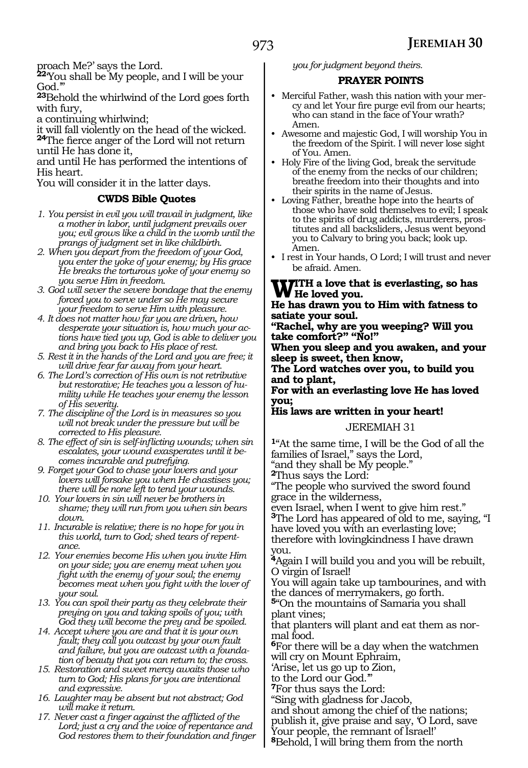proach Me?' says the Lord.

**22**'You shall be My people, and I will be your God.'"

**23**Behold the whirlwind of the Lord goes forth with fury,
a continuing whirlwind;
it will fall violently on the head of the wicked.

**24**The fierce anger of the Lord will not return until He has done it,
and until He has performed the intentions of His heart.
You will consider it in the latter days.

### CWDS Bible Quotes

*1. You persist in evil you will travail in judgment, like a mother in labor, until judgment prevails over you; evil grows like a child in the womb until the prangs of judgment set in like childbirth.*

*2. When you depart from the freedom of your God, you enter the yoke of your enemy; by His grace He breaks the torturous yoke of your enemy so you serve Him in freedom.*

*3. God will sever the severe bondage that the enemy forced you to serve under so He may secure your freedom to serve Him with pleasure.*

*4. It does not matter how far you are driven, how desperate your situation is, how much your actions have tied you up, God is able to deliver you and bring you back to His place of rest.*

*5. Rest it in the hands of the Lord and you are free; it will drive fear far away from your heart.*

*6. The Lord's correction of His own is not retributive but restorative; He teaches you a lesson of humility while He teaches your enemy the lesson of His severity.*

*7. The discipline of the Lord is in measures so you will not break under the pressure but will be corrected to His pleasure.*

*8. The effect of sin is self-inflicting wounds; when sin escalates, your wound exasperates until it becomes incurable and putrefying.*

*9. Forget your God to chase your lovers and your lovers will forsake you when He chastises you; there will be none left to tend your wounds.*

*10. Your lovers in sin will never be brothers in shame; they will run from you when sin bears down.*

*11. Incurable is relative; there is no hope for you in this world, turn to God; shed tears of repentance.*

*12. Your enemies become His when you invite Him on your side; you are enemy meat when you fight with the enemy of your soul; the enemy becomes meat when you fight with the lover of your soul.*

*13. You can spoil their party as they celebrate their preying on you and taking spoils of you; with God they will become the prey and be spoiled.*

*14. Accept where you are and that it is your own fault; they call you outcast by your own fault and failure, but you are outcast with a foundation of beauty that you can return to; the cross.*

*15. Restoration and sweet mercy awaits those who turn to God; His plans for you are intentional and expressive.*

*16. Laughter may be absent but not abstract; God will make it return.*

*17. Never cast a finger against the afflicted of the Lord; just a cry and the voice of repentance and God restores them to their foundation and finger you for judgment beyond theirs.*

### PRAYER POINTS

- Merciful Father, wash this nation with your mercy and let Your fire purge evil from our hearts; who can stand in the face of Your wrath? Amen.
- Awesome and majestic God, I will worship You in the freedom of the Spirit. I will never lose sight of You. Amen.
- Holy Fire of the living God, break the servitude of the enemy from the necks of our children; breathe freedom into their thoughts and into their spirits in the name of Jesus.
- Loving Father, breathe hope into the hearts of those who have sold themselves to evil; I speak to the spirits of drug addicts, murderers, prostitutes and all backsliders, Jesus went beyond you to Calvary to bring you back; look up. Amen.
- I rest in Your hands, O Lord; I will trust and never be afraid. Amen.

**WITH a love that is everlasting, so has He loved you.**
**He has drawn you to Him with fatness to satiate your soul.**
**"Rachel, why are you weeping? Will you take comfort?" "No!"**
**When you sleep and you awaken, and your sleep is sweet, then know,**
**The Lord watches over you, to build you and to plant,**
**For with an everlasting love He has loved you;**
**His laws are written in your heart!**

## JEREMIAH 31

**1**"At the same time, I will be the God of all the families of Israel," says the Lord,
"and they shall be My people."

**2**Thus says the Lord:
"The people who survived the sword found grace in the wilderness,
even Israel, when I went to give him rest."

**3**The Lord has appeared of old to me, saying, "I have loved you with an everlasting love;
therefore with lovingkindness I have drawn you.

**4**Again I will build you and you will be rebuilt, O virgin of Israel!
You will again take up tambourines, and with the dances of merrymakers, go forth.

**5**"On the mountains of Samaria you shall plant vines;
that planters will plant and eat them as normal food.

**6**For there will be a day when the watchmen will cry on Mount Ephraim,
'Arise, let us go up to Zion,
to the Lord our God.'"

**7**For thus says the Lord:
"Sing with gladness for Jacob,
and shout among the chief of the nations;
publish it, give praise and say, 'O Lord, save Your people, the remnant of Israel!'

**8**Behold, I will bring them from the north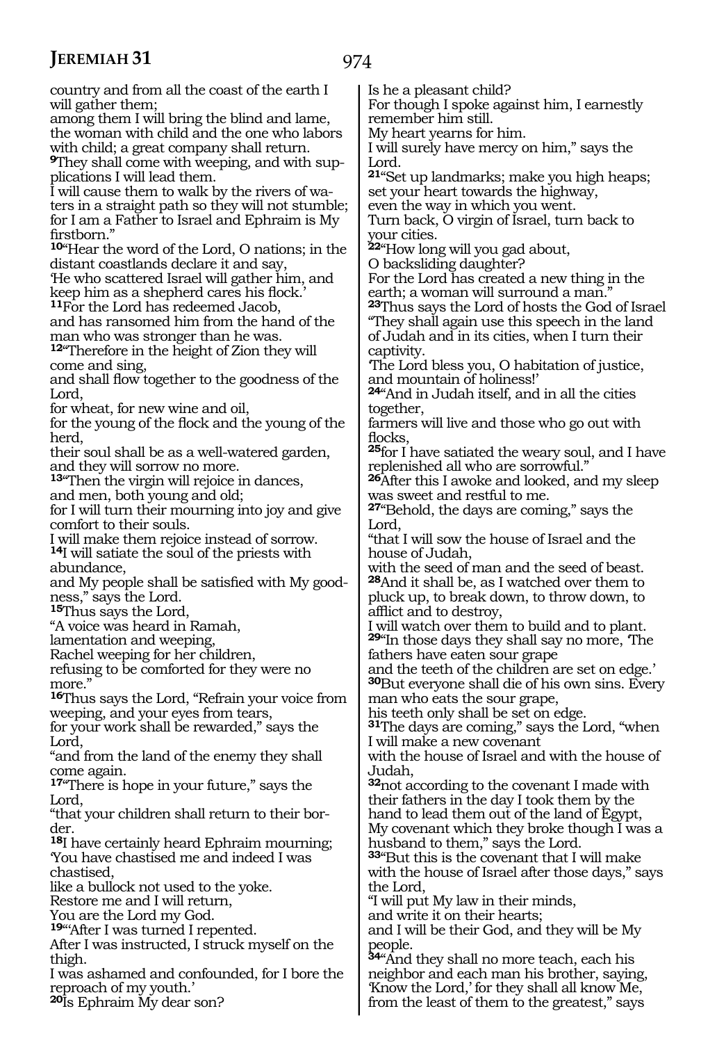country and from all the coast of the earth I will gather them;
among them I will bring the blind and lame, the woman with child and the one who labors with child; a great company shall return.
**9**They shall come with weeping, and with supplications I will lead them.
I will cause them to walk by the rivers of waters in a straight path so they will not stumble; for I am a Father to Israel and Ephraim is My firstborn."
**10**"Hear the word of the Lord, O nations; in the distant coastlands declare it and say,
'He who scattered Israel will gather him, and keep him as a shepherd cares his flock.'
**11**For the Lord has redeemed Jacob,
and has ransomed him from the hand of the man who was stronger than he was.
**12**"Therefore in the height of Zion they will come and sing,
and shall flow together to the goodness of the Lord,
for wheat, for new wine and oil,
for the young of the flock and the young of the herd,
their soul shall be as a well-watered garden,
and they will sorrow no more.
**13**"Then the virgin will rejoice in dances,
and men, both young and old;
for I will turn their mourning into joy and give comfort to their souls.
I will make them rejoice instead of sorrow.
**14**I will satiate the soul of the priests with abundance,
and My people shall be satisfied with My goodness," says the Lord.
**15**Thus says the Lord,
"A voice was heard in Ramah,
lamentation and weeping,
Rachel weeping for her children,
refusing to be comforted for they were no more."
**16**Thus says the Lord, "Refrain your voice from weeping, and your eyes from tears,
for your work shall be rewarded," says the Lord,
"and from the land of the enemy they shall come again.
**17**"There is hope in your future," says the Lord,
"that your children shall return to their border.
**18**I have certainly heard Ephraim mourning;
'You have chastised me and indeed I was chastised,
like a bullock not used to the yoke.
Restore me and I will return,
You are the Lord my God.
**19**"'After I was turned I repented.
After I was instructed, I struck myself on the thigh.
I was ashamed and confounded, for I bore the reproach of my youth.'
**20**Is Ephraim My dear son?
Is he a pleasant child?
For though I spoke against him, I earnestly remember him still.
My heart yearns for him.
I will surely have mercy on him," says the Lord.
**21**"Set up landmarks; make you high heaps;
set your heart towards the highway,
even the way in which you went.
Turn back, O virgin of Israel, turn back to your cities.
**22**"How long will you gad about,
O backsliding daughter?
For the Lord has created a new thing in the earth; a woman will surround a man."
**23**Thus says the Lord of hosts the God of Israel
"They shall again use this speech in the land of Judah and in its cities, when I turn their captivity.
'The Lord bless you, O habitation of justice, and mountain of holiness!'
**24**"And in Judah itself, and in all the cities together,
farmers will live and those who go out with flocks,
**25**for I have satiated the weary soul, and I have replenished all who are sorrowful."
**26**After this I awoke and looked, and my sleep was sweet and restful to me.
**27**"Behold, the days are coming," says the Lord,
"that I will sow the house of Israel and the house of Judah,
with the seed of man and the seed of beast.
**28**And it shall be, as I watched over them to pluck up, to break down, to throw down, to afflict and to destroy,
I will watch over them to build and to plant.
**29**"In those days they shall say no more, 'The fathers have eaten sour grape
and the teeth of the children are set on edge.'
**30**But everyone shall die of his own sins. Every man who eats the sour grape,
his teeth only shall be set on edge.
**31**The days are coming," says the Lord, "when I will make a new covenant
with the house of Israel and with the house of Judah,
**32**not according to the covenant I made with their fathers in the day I took them by the hand to lead them out of the land of Egypt,
My covenant which they broke though I was a husband to them," says the Lord.
**33**"But this is the covenant that I will make with the house of Israel after those days," says the Lord,
"I will put My law in their minds,
and write it on their hearts;
and I will be their God, and they will be My people.
**34**"And they shall no more teach, each his neighbor and each man his brother, saying,
'Know the Lord,' for they shall all know Me,
from the least of them to the greatest," says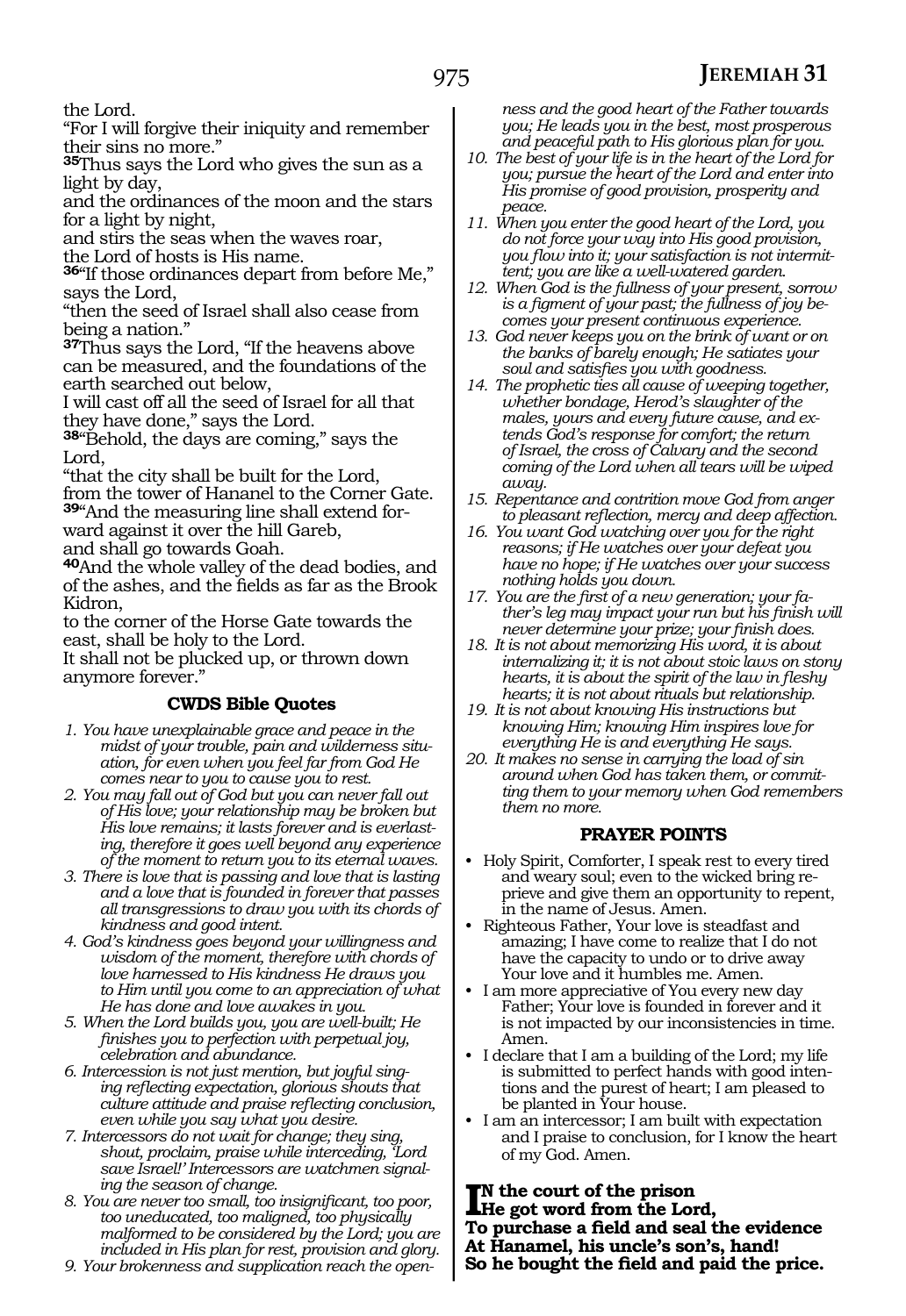the Lord.

"For I will forgive their iniquity and remember their sins no more."

**35**Thus says the Lord who gives the sun as a light by day,
and the ordinances of the moon and the stars for a light by night,
and stirs the seas when the waves roar,
the Lord of hosts is His name.

**36**"If those ordinances depart from before Me," says the Lord,
"then the seed of Israel shall also cease from being a nation."

**37**Thus says the Lord, "If the heavens above can be measured, and the foundations of the earth searched out below,
I will cast off all the seed of Israel for all that they have done," says the Lord.

**38**"Behold, the days are coming," says the Lord,
"that the city shall be built for the Lord,
from the tower of Hananel to the Corner Gate.

**39**"And the measuring line shall extend forward against it over the hill Gareb,
and shall go towards Goah.

**40**And the whole valley of the dead bodies, and of the ashes, and the fields as far as the Brook Kidron,
to the corner of the Horse Gate towards the east, shall be holy to the Lord.
It shall not be plucked up, or thrown down anymore forever."

### CWDS Bible Quotes

1. *You have unexplainable grace and peace in the midst of your trouble, pain and wilderness situation, for even when you feel far from God He comes near to you to cause you to rest.*
2. *You may fall out of God but you can never fall out of His love; your relationship may be broken but His love remains; it lasts forever and is everlasting, therefore it goes well beyond any experience of the moment to return you to its eternal waves.*
3. *There is love that is passing and love that is lasting and a love that is founded in forever that passes all transgressions to draw you with its chords of kindness and good intent.*
4. *God's kindness goes beyond your willingness and wisdom of the moment, therefore with chords of love harnessed to His kindness He draws you to Him until you come to an appreciation of what He has done and love awakes in you.*
5. *When the Lord builds you, you are well-built; He finishes you to perfection with perpetual joy, celebration and abundance.*
6. *Intercession is not just mention, but joyful singing reflecting expectation, glorious shouts that culture attitude and praise reflecting conclusion, even while you say what you desire.*
7. *Intercessors do not wait for change; they sing, shout, proclaim, praise while interceding, 'Lord save Israel!' Intercessors are watchmen signaling the season of change.*
8. *You are never too small, too insignificant, too poor, too uneducated, too maligned, too physically malformed to be considered by the Lord; you are included in His plan for rest, provision and glory.*
9. *Your brokenness and supplication reach the openness and the good heart of the Father towards you; He leads you in the best, most prosperous and peaceful path to His glorious plan for you.*
10. *The best of your life is in the heart of the Lord for you; pursue the heart of the Lord and enter into His promise of good provision, prosperity and peace.*
11. *When you enter the good heart of the Lord, you do not force your way into His good provision, you flow into it; your satisfaction is not intermittent; you are like a well-watered garden.*
12. *When God is the fullness of your present, sorrow is a figment of your past; the fullness of joy becomes your present continuous experience.*
13. *God never keeps you on the brink of want or on the banks of barely enough; He satiates your soul and satisfies you with goodness.*
14. *The prophetic ties all cause of weeping together, whether bondage, Herod's slaughter of the males, yours and every future cause, and extends God's response for comfort; the return of Israel, the cross of Calvary and the second coming of the Lord when all tears will be wiped away.*
15. *Repentance and contrition move God from anger to pleasant reflection, mercy and deep affection.*
16. *You want God watching over you for the right reasons; if He watches over your defeat you have no hope; if He watches over your success nothing holds you down.*
17. *You are the first of a new generation; your father's leg may impact your run but his finish will never determine your prize; your finish does.*
18. *It is not about memorizing His word, it is about internalizing it; it is not about stoic laws on stony hearts, it is about the spirit of the law in fleshy hearts; it is not about rituals but relationship.*
19. *It is not about knowing His instructions but knowing Him; knowing Him inspires love for everything He is and everything He says.*
20. *It makes no sense in carrying the load of sin around when God has taken them, or committing them to your memory when God remembers them no more.*

### PRAYER POINTS

- Holy Spirit, Comforter, I speak rest to every tired and weary soul; even to the wicked bring reprieve and give them an opportunity to repent, in the name of Jesus. Amen.
- Righteous Father, Your love is steadfast and amazing; I have come to realize that I do not have the capacity to undo or to drive away Your love and it humbles me. Amen.
- I am more appreciative of You every new day Father; Your love is founded in forever and it is not impacted by our inconsistencies in time. Amen.
- I declare that I am a building of the Lord; my life is submitted to perfect hands with good intentions and the purest of heart; I am pleased to be planted in Your house.
- I am an intercessor; I am built with expectation and I praise to conclusion, for I know the heart of my God. Amen.

**In the court of the prison**
**He got word from the Lord,**
**To purchase a field and seal the evidence**
**At Hanamel, his uncle's son's, hand!**
**So he bought the field and paid the price.**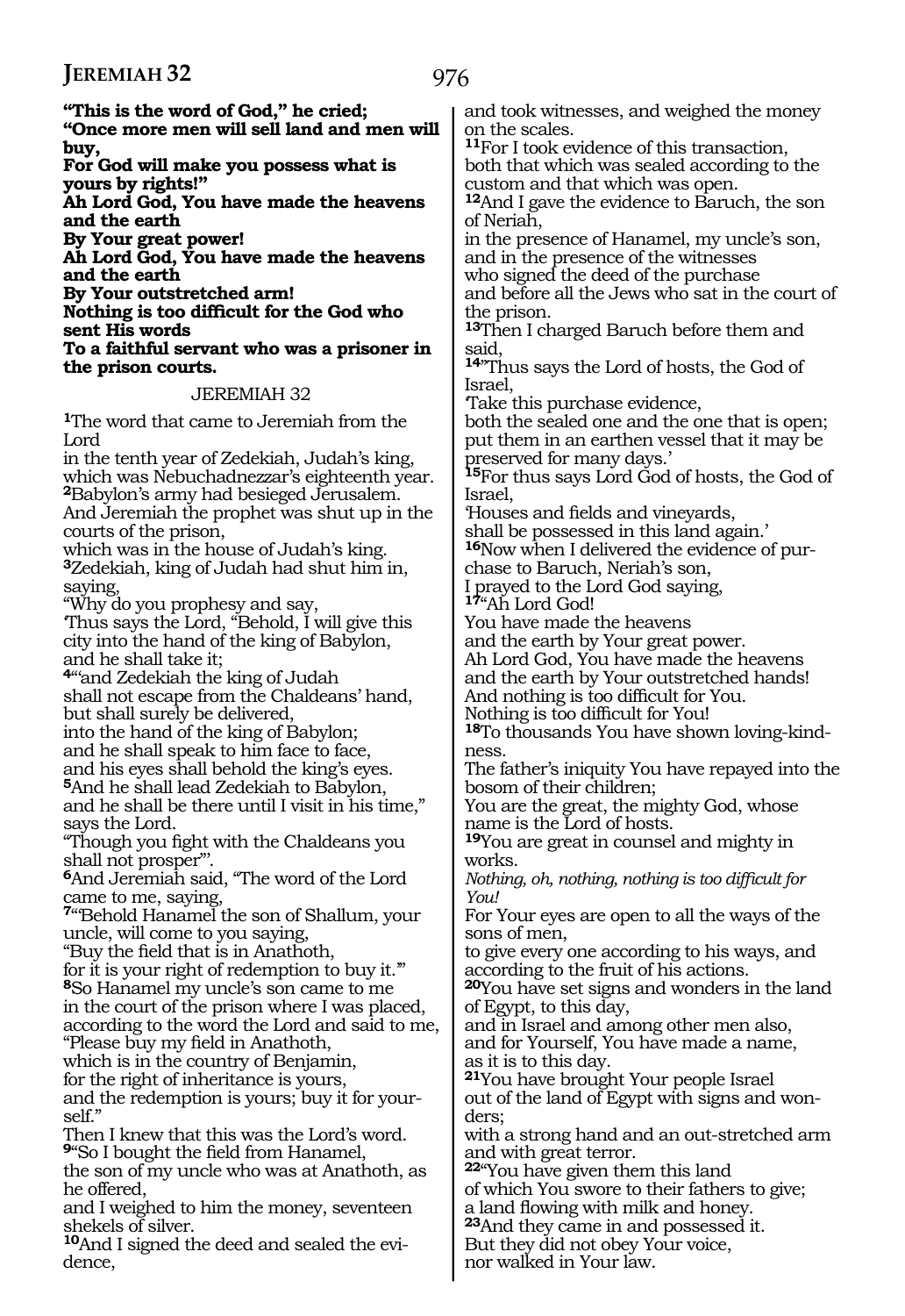**"This is the word of God," he cried;**
**"Once more men will sell land and men will buy,**
**For God will make you possess what is yours by rights!"**
**Ah Lord God, You have made the heavens and the earth**
**By Your great power!**
**Ah Lord God, You have made the heavens and the earth**
**By Your outstretched arm!**
**Nothing is too difficult for the God who sent His words**
**To a faithful servant who was a prisoner in the prison courts.**

## JEREMIAH 32

1The word that came to Jeremiah from the Lord
in the tenth year of Zedekiah, Judah's king,
which was Nebuchadnezzar's eighteenth year.
2Babylon's army had besieged Jerusalem.
And Jeremiah the prophet was shut up in the courts of the prison,
which was in the house of Judah's king.
3Zedekiah, king of Judah had shut him in,
saying,
"Why do you prophesy and say,
'Thus says the Lord, "Behold, I will give this city into the hand of the king of Babylon,
and he shall take it;
4"'and Zedekiah the king of Judah
shall not escape from the Chaldeans' hand,
but shall surely be delivered,
into the hand of the king of Babylon;
and he shall speak to him face to face,
and his eyes shall behold the king's eyes.
5And he shall lead Zedekiah to Babylon,
and he shall be there until I visit in his time,"
says the Lord.
"Though you fight with the Chaldeans you shall not prosper"'.
6And Jeremiah said, "The word of the Lord came to me, saying,
7"'Behold Hanamel the son of Shallum, your uncle, will come to you saying,
"Buy the field that is in Anathoth,
for it is your right of redemption to buy it."'
8So Hanamel my uncle's son came to me
in the court of the prison where I was placed,
according to the word the Lord and said to me,
"Please buy my field in Anathoth,
which is in the country of Benjamin,
for the right of inheritance is yours,
and the redemption is yours; buy it for yourself."
Then I knew that this was the Lord's word.
9"So I bought the field from Hanamel,
the son of my uncle who was at Anathoth, as he offered,
and I weighed to him the money, seventeen shekels of silver.
10And I signed the deed and sealed the evidence,
and took witnesses, and weighed the money on the scales.
11For I took evidence of this transaction,
both that which was sealed according to the custom and that which was open.
12And I gave the evidence to Baruch, the son of Neriah,
in the presence of Hanamel, my uncle's son,
and in the presence of the witnesses
who signed the deed of the purchase
and before all the Jews who sat in the court of the prison.
13Then I charged Baruch before them and said,
14"Thus says the Lord of hosts, the God of Israel,
'Take this purchase evidence,
both the sealed one and the one that is open;
put them in an earthen vessel that it may be preserved for many days.'
15For thus says Lord God of hosts, the God of Israel,
'Houses and fields and vineyards,
shall be possessed in this land again.'
16Now when I delivered the evidence of purchase to Baruch, Neriah's son,
I prayed to the Lord God saying,
17"Ah Lord God!
You have made the heavens
and the earth by Your great power.
Ah Lord God, You have made the heavens
and the earth by Your outstretched hands!
And nothing is too difficult for You.
Nothing is too difficult for You!
18To thousands You have shown loving-kindness.
The father's iniquity You have repayed into the bosom of their children;
You are the great, the mighty God, whose name is the Lord of hosts.
19You are great in counsel and mighty in works.
*Nothing, oh, nothing, nothing is too difficult for You!*
For Your eyes are open to all the ways of the sons of men,
to give every one according to his ways, and according to the fruit of his actions.
20You have set signs and wonders in the land of Egypt, to this day,
and in Israel and among other men also,
and for Yourself, You have made a name,
as it is to this day.
21You have brought Your people Israel
out of the land of Egypt with signs and wonders;
with a strong hand and an out-stretched arm
and with great terror.
22"You have given them this land
of which You swore to their fathers to give;
a land flowing with milk and honey.
23And they came in and possessed it.
But they did not obey Your voice,
nor walked in Your law.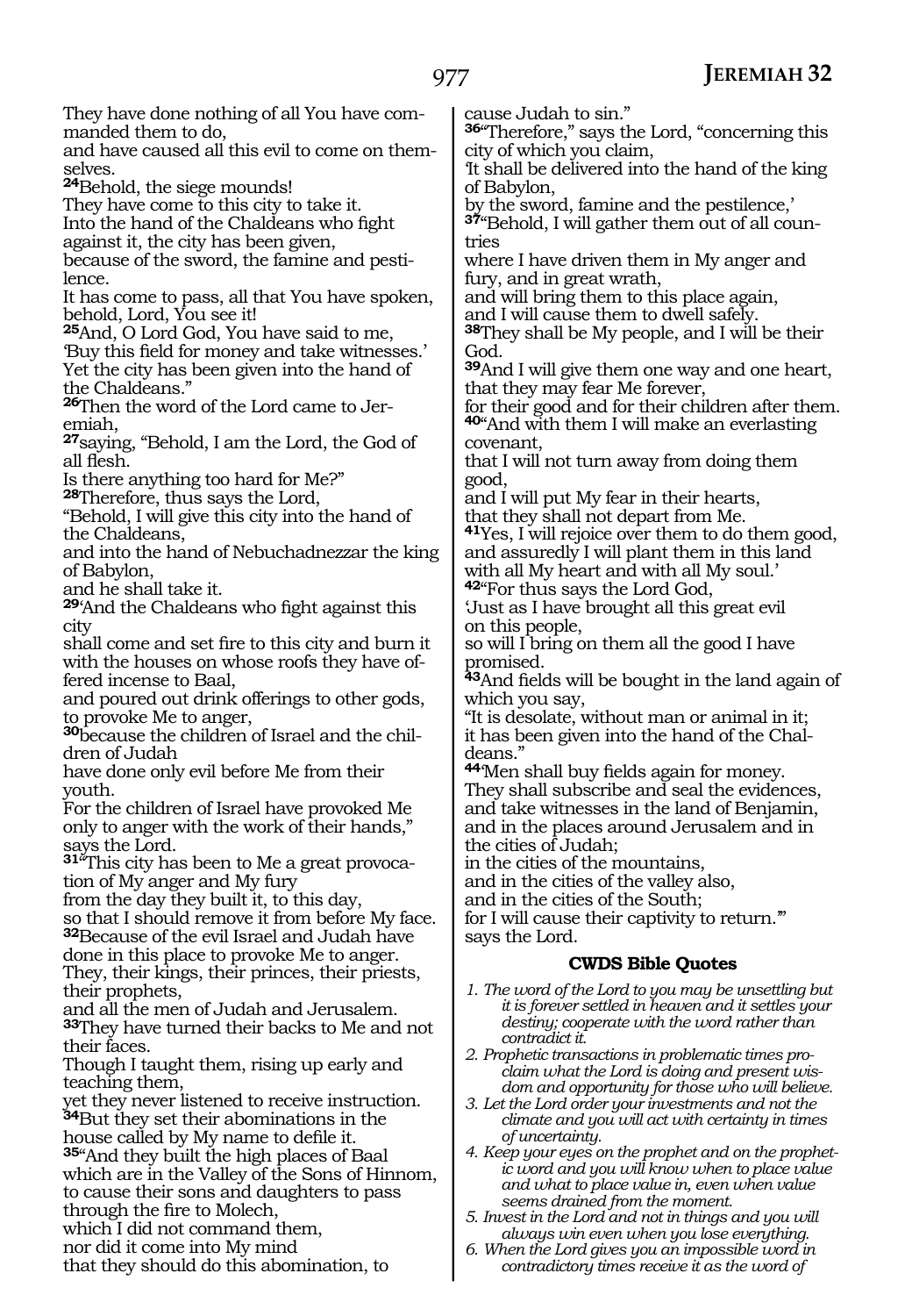They have done nothing of all You have commanded them to do,
and have caused all this evil to come on themselves.
**24**Behold, the siege mounds!
They have come to this city to take it.
Into the hand of the Chaldeans who fight against it, the city has been given,
because of the sword, the famine and pestilence.
It has come to pass, all that You have spoken, behold, Lord, You see it!
**25**And, O Lord God, You have said to me,
'Buy this field for money and take witnesses.'
Yet the city has been given into the hand of the Chaldeans."
**26**Then the word of the Lord came to Jeremiah,
**27**saying, "Behold, I am the Lord, the God of all flesh.
Is there anything too hard for Me?"
**28**Therefore, thus says the Lord,
"Behold, I will give this city into the hand of the Chaldeans,
and into the hand of Nebuchadnezzar the king of Babylon,
and he shall take it.
**29**'And the Chaldeans who fight against this city
shall come and set fire to this city and burn it with the houses on whose roofs they have offered incense to Baal,
and poured out drink offerings to other gods, to provoke Me to anger,
**30**because the children of Israel and the children of Judah
have done only evil before Me from their youth.
For the children of Israel have provoked Me only to anger with the work of their hands," says the Lord.
**31**"This city has been to Me a great provocation of My anger and My fury
from the day they built it, to this day,
so that I should remove it from before My face.
**32**Because of the evil Israel and Judah have done in this place to provoke Me to anger.
They, their kings, their princes, their priests, their prophets,
and all the men of Judah and Jerusalem.
**33**They have turned their backs to Me and not their faces.
Though I taught them, rising up early and teaching them,
yet they never listened to receive instruction.
**34**But they set their abominations in the house called by My name to defile it.
**35**"And they built the high places of Baal which are in the Valley of the Sons of Hinnom,
to cause their sons and daughters to pass through the fire to Molech,
which I did not command them,
nor did it come into My mind
that they should do this abomination, to cause Judah to sin."
**36**"Therefore," says the Lord, "concerning this city of which you claim,
'It shall be delivered into the hand of the king of Babylon,
by the sword, famine and the pestilence,'
**37**"Behold, I will gather them out of all countries
where I have driven them in My anger and fury, and in great wrath,
and will bring them to this place again,
and I will cause them to dwell safely.
**38**They shall be My people, and I will be their God.
**39**And I will give them one way and one heart,
that they may fear Me forever,
for their good and for their children after them.
**40**"And with them I will make an everlasting covenant,
that I will not turn away from doing them good,
and I will put My fear in their hearts,
that they shall not depart from Me.
**41**Yes, I will rejoice over them to do them good,
and assuredly I will plant them in this land
with all My heart and with all My soul.'
**42**"For thus says the Lord God,
'Just as I have brought all this great evil on this people,
so will I bring on them all the good I have promised.
**43**And fields will be bought in the land again of which you say,
"It is desolate, without man or animal in it;
it has been given into the hand of the Chaldeans."
**44**'Men shall buy fields again for money.
They shall subscribe and seal the evidences,
and take witnesses in the land of Benjamin,
and in the places around Jerusalem and in the cities of Judah;
in the cities of the mountains,
and in the cities of the valley also,
and in the cities of the South;
for I will cause their captivity to return.'"
says the Lord.

### CWDS Bible Quotes

1. *The word of the Lord to you may be unsettling but it is forever settled in heaven and it settles your destiny; cooperate with the word rather than contradict it.*
2. *Prophetic transactions in problematic times proclaim what the Lord is doing and present wisdom and opportunity for those who will believe.*
3. *Let the Lord order your investments and not the climate and you will act with certainty in times of uncertainty.*
4. *Keep your eyes on the prophet and on the prophetic word and you will know when to place value and what to place value in, even when value seems drained from the moment.*
5. *Invest in the Lord and not in things and you will always win even when you lose everything.*
6. *When the Lord gives you an impossible word in contradictory times receive it as the word of*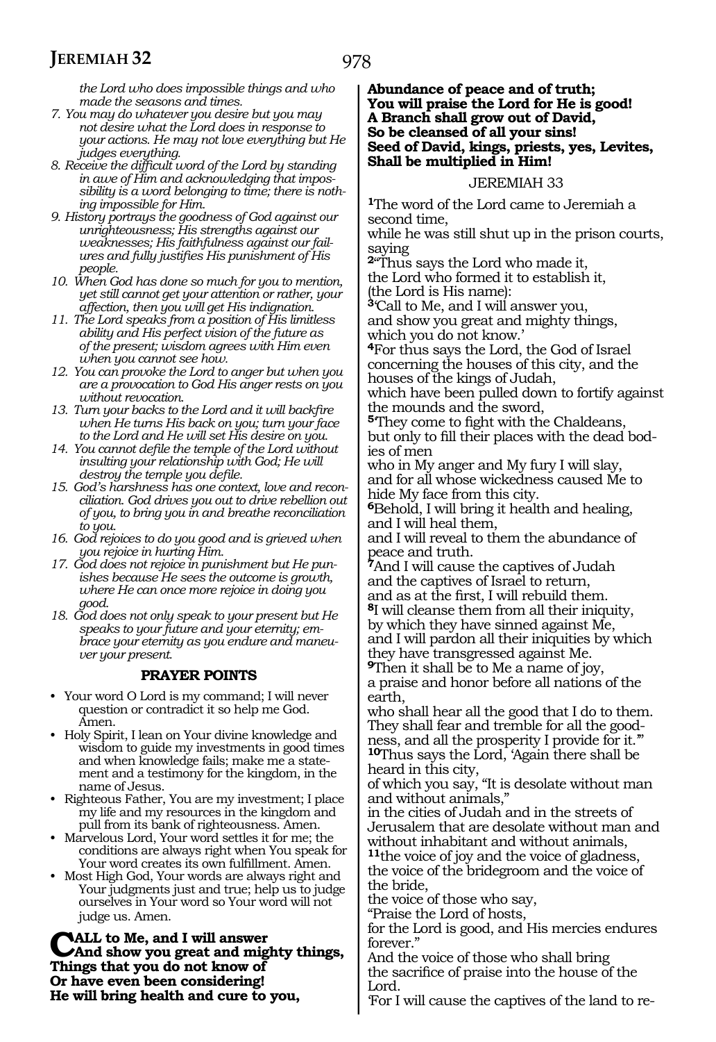*the Lord who does impossible things and who made the seasons and times.*

7. *You may do whatever you desire but you may not desire what the Lord does in response to your actions. He may not love everything but He judges everything.*
8. *Receive the difficult word of the Lord by standing in awe of Him and acknowledging that impossibility is a word belonging to time; there is nothing impossible for Him.*
9. *History portrays the goodness of God against our unrighteousness; His strengths against our weaknesses; His faithfulness against our failures and fully justifies His punishment of His people.*
10. *When God has done so much for you to mention, yet still cannot get your attention or rather, your affection, then you will get His indignation.*
11. *The Lord speaks from a position of His limitless ability and His perfect vision of the future as of the present; wisdom agrees with Him even when you cannot see how.*
12. *You can provoke the Lord to anger but when you are a provocation to God His anger rests on you without revocation.*
13. *Turn your backs to the Lord and it will backfire when He turns His back on you; turn your face to the Lord and He will set His desire on you.*
14. *You cannot defile the temple of the Lord without insulting your relationship with God; He will destroy the temple you defile.*
15. *God's harshness has one context, love and reconciliation. God drives you out to drive rebellion out of you, to bring you in and breathe reconciliation to you.*
16. *God rejoices to do you good and is grieved when you rejoice in hurting Him.*
17. *God does not rejoice in punishment but He punishes because He sees the outcome is growth, where He can once more rejoice in doing you good.*
18. *God does not only speak to your present but He speaks to your future and your eternity; embrace your eternity as you endure and maneuver your present.*

### PRAYER POINTS

- Your word O Lord is my command; I will never question or contradict it so help me God. Amen.
- Holy Spirit, I lean on Your divine knowledge and wisdom to guide my investments in good times and when knowledge fails; make me a statement and a testimony for the kingdom, in the name of Jesus.
- Righteous Father, You are my investment; I place my life and my resources in the kingdom and pull from its bank of righteousness. Amen.
- Marvelous Lord, Your word settles it for me; the conditions are always right when You speak for Your word creates its own fulfillment. Amen.
- Most High God, Your words are always right and Your judgments just and true; help us to judge ourselves in Your word so Your word will not judge us. Amen.

**CALL to Me, and I will answer**
**And show you great and mighty things,**
**Things that you do not know of**
**Or have even been considering!**
**He will bring health and cure to you,**
**Abundance of peace and of truth;**
**You will praise the Lord for He is good!**
**A Branch shall grow out of David,**
**So be cleansed of all your sins!**
**Seed of David, kings, priests, yes, Levites,**
**Shall be multiplied in Him!**

## JEREMIAH 33

**1**The word of the Lord came to Jeremiah a second time,
while he was still shut up in the prison courts, saying
**2**"Thus says the Lord who made it,
the Lord who formed it to establish it,
(the Lord is His name):
**3**'Call to Me, and I will answer you,
and show you great and mighty things,
which you do not know.'
**4**For thus says the Lord, the God of Israel
concerning the houses of this city, and the houses of the kings of Judah,
which have been pulled down to fortify against the mounds and the sword,
**5**'They come to fight with the Chaldeans,
but only to fill their places with the dead bodies of men
who in My anger and My fury I will slay,
and for all whose wickedness caused Me to hide My face from this city.
**6**Behold, I will bring it health and healing,
and I will heal them,
and I will reveal to them the abundance of peace and truth.
**7**And I will cause the captives of Judah
and the captives of Israel to return,
and as at the first, I will rebuild them.
**8**I will cleanse them from all their iniquity,
by which they have sinned against Me,
and I will pardon all their iniquities by which they have transgressed against Me.
**9**Then it shall be to Me a name of joy,
a praise and honor before all nations of the earth,
who shall hear all the good that I do to them.
They shall fear and tremble for all the goodness, and all the prosperity I provide for it.'"
**10**Thus says the Lord, 'Again there shall be heard in this city,
of which you say, "It is desolate without man and without animals,"
in the cities of Judah and in the streets of Jerusalem that are desolate without man and without inhabitant and without animals,
**11**the voice of joy and the voice of gladness,
the voice of the bridegroom and the voice of the bride,
the voice of those who say,
"Praise the Lord of hosts,
for the Lord is good, and His mercies endures forever."
And the voice of those who shall bring
the sacrifice of praise into the house of the Lord.
'For I will cause the captives of the land to re-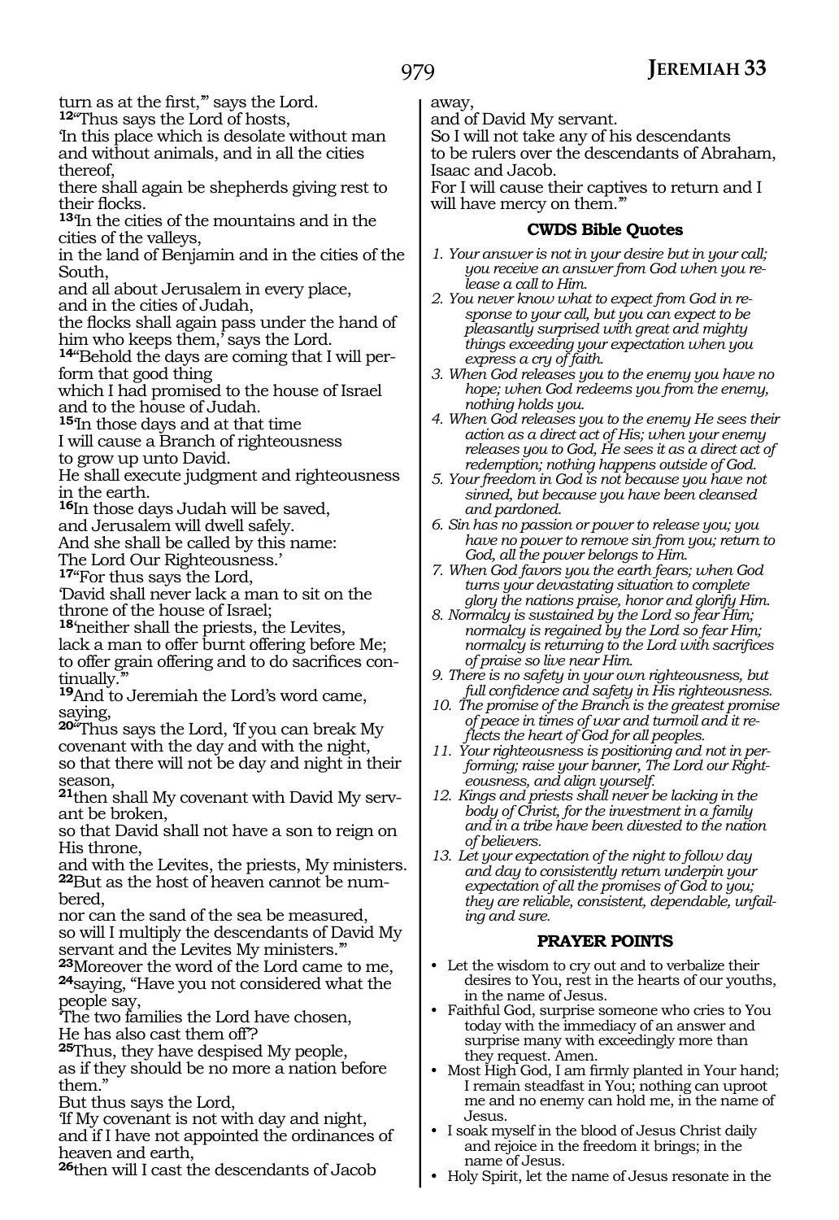turn as at the first,'" says the Lord.

[12]"Thus says the Lord of hosts,
'In this place which is desolate without man and without animals, and in all the cities thereof,
there shall again be shepherds giving rest to their flocks.

[13]'In the cities of the mountains and in the cities of the valleys,
in the land of Benjamin and in the cities of the South,
and all about Jerusalem in every place,
and in the cities of Judah,
the flocks shall again pass under the hand of him who keeps them,' says the Lord.

[14]"Behold the days are coming that I will perform that good thing
which I had promised to the house of Israel and to the house of Judah.

[15]'In those days and at that time
I will cause a Branch of righteousness
to grow up unto David.
He shall execute judgment and righteousness in the earth.

[16]In those days Judah will be saved,
and Jerusalem will dwell safely.
And she shall be called by this name:
The Lord Our Righteousness.'

[17]"For thus says the Lord,
'David shall never lack a man to sit on the throne of the house of Israel;

[18]'neither shall the priests, the Levites,
lack a man to offer burnt offering before Me;
to offer grain offering and to do sacrifices continually.'"

[19]And to Jeremiah the Lord's word came, saying,

[20]"Thus says the Lord, 'If you can break My covenant with the day and with the night,
so that there will not be day and night in their season,

[21]then shall My covenant with David My servant be broken,
so that David shall not have a son to reign on His throne,
and with the Levites, the priests, My ministers.

[22]But as the host of heaven cannot be numbered,
nor can the sand of the sea be measured,
so will I multiply the descendants of David My servant and the Levites My ministers.'"

[23]Moreover the word of the Lord came to me,

[24]saying, "Have you not considered what the people say,
'The two families the Lord have chosen,
He has also cast them off'?

[25]Thus, they have despised My people,
as if they should be no more a nation before them."
But thus says the Lord,
'If My covenant is not with day and night,
and if I have not appointed the ordinances of heaven and earth,

[26]then will I cast the descendants of Jacob away,
and of David My servant.
So I will not take any of his descendants
to be rulers over the descendants of Abraham, Isaac and Jacob.
For I will cause their captives to return and I will have mercy on them.'"

### CWDS Bible Quotes

1. *Your answer is not in your desire but in your call; you receive an answer from God when you release a call to Him.*
2. *You never know what to expect from God in response to your call, but you can expect to be pleasantly surprised with great and mighty things exceeding your expectation when you express a cry of faith.*
3. *When God releases you to the enemy you have no hope; when God redeems you from the enemy, nothing holds you.*
4. *When God releases you to the enemy He sees their action as a direct act of His; when your enemy releases you to God, He sees it as a direct act of redemption; nothing happens outside of God.*
5. *Your freedom in God is not because you have not sinned, but because you have been cleansed and pardoned.*
6. *Sin has no passion or power to release you; you have no power to remove sin from you; return to God, all the power belongs to Him.*
7. *When God favors you the earth fears; when God turns your devastating situation to complete glory the nations praise, honor and glorify Him.*
8. *Normalcy is sustained by the Lord so fear Him; normalcy is regained by the Lord so fear Him; normalcy is returning to the Lord with sacrifices of praise so live near Him.*
9. *There is no safety in your own righteousness, but full confidence and safety in His righteousness.*
10. *The promise of the Branch is the greatest promise of peace in times of war and turmoil and it reflects the heart of God for all peoples.*
11. *Your righteousness is positioning and not in performing; raise your banner, The Lord our Righteousness, and align yourself.*
12. *Kings and priests shall never be lacking in the body of Christ, for the investment in a family and in a tribe have been divested to the nation of believers.*
13. *Let your expectation of the night to follow day and day to consistently return underpin your expectation of all the promises of God to you; they are reliable, consistent, dependable, unfailing and sure.*

### PRAYER POINTS

- Let the wisdom to cry out and to verbalize their desires to You, rest in the hearts of our youths, in the name of Jesus.
- Faithful God, surprise someone who cries to You today with the immediacy of an answer and surprise many with exceedingly more than they request. Amen.
- Most High God, I am firmly planted in Your hand; I remain steadfast in You; nothing can uproot me and no enemy can hold me, in the name of Jesus.
- I soak myself in the blood of Jesus Christ daily and rejoice in the freedom it brings; in the name of Jesus.
- Holy Spirit, let the name of Jesus resonate in the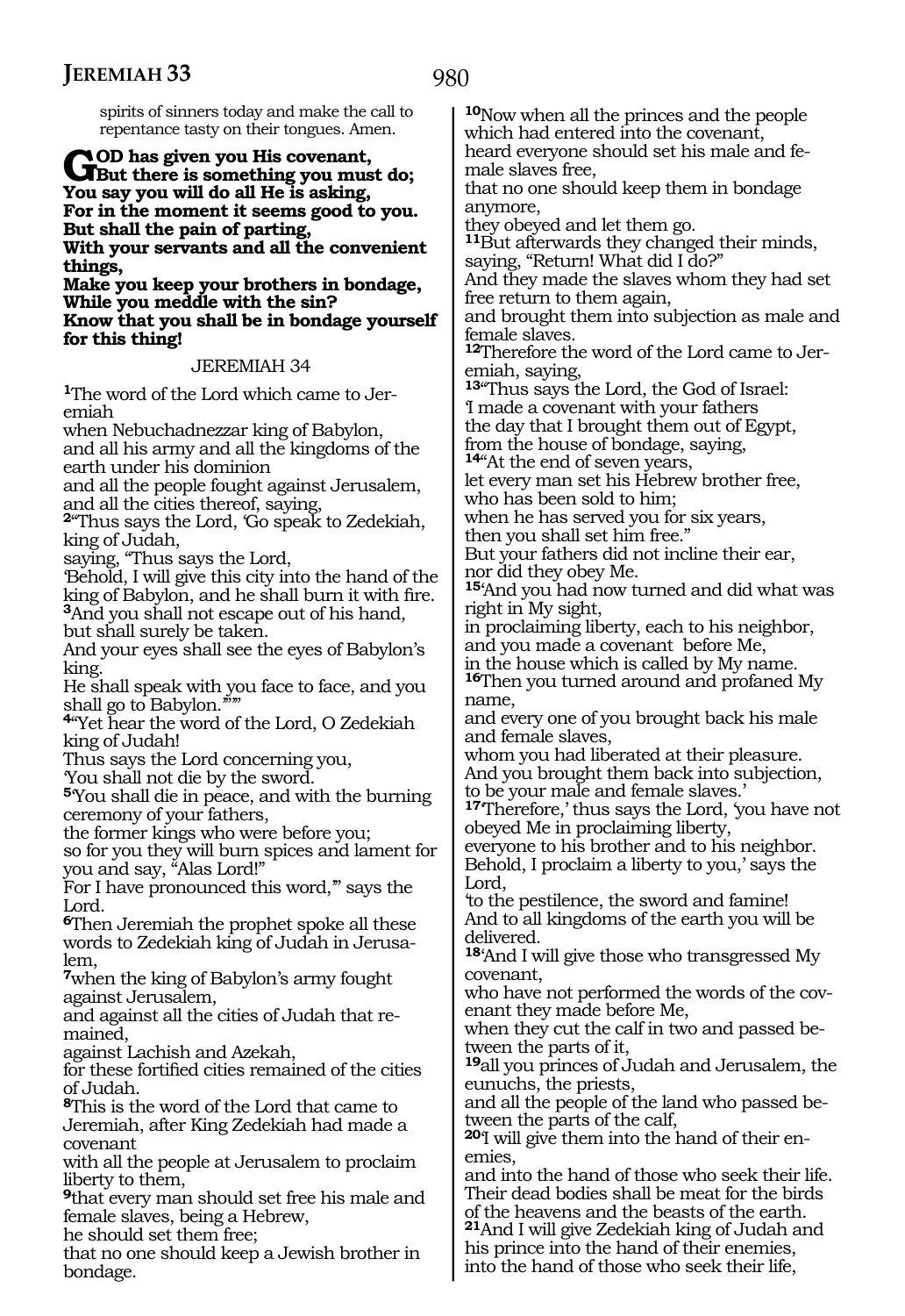spirits of sinners today and make the call to repentance tasty on their tongues. Amen.

**GOD has given you His covenant,**
**But there is something you must do;**
**You say you will do all He is asking,**
**For in the moment it seems good to you.**
**But shall the pain of parting,**
**With your servants and all the convenient things,**
**Make you keep your brothers in bondage,**
**While you meddle with the sin?**
**Know that you shall be in bondage yourself for this thing!**

## JEREMIAH 34

**1**The word of the Lord which came to Jeremiah
when Nebuchadnezzar king of Babylon,
and all his army and all the kingdoms of the earth under his dominion
and all the people fought against Jerusalem,
and all the cities thereof, saying,
**2**"Thus says the Lord, 'Go speak to Zedekiah, king of Judah,
saying, "Thus says the Lord,
'Behold, I will give this city into the hand of the king of Babylon, and he shall burn it with fire.
**3**And you shall not escape out of his hand,
but shall surely be taken.
And your eyes shall see the eyes of Babylon's king.
He shall speak with you face to face, and you shall go to Babylon.'"'"
**4**"Yet hear the word of the Lord, O Zedekiah king of Judah!
Thus says the Lord concerning you,
'You shall not die by the sword.
**5**'You shall die in peace, and with the burning ceremony of your fathers,
the former kings who were before you;
so for you they will burn spices and lament for you and say, "Alas Lord!"
For I have pronounced this word,'" says the Lord.
**6**Then Jeremiah the prophet spoke all these words to Zedekiah king of Judah in Jerusalem,
**7**when the king of Babylon's army fought against Jerusalem,
and against all the cities of Judah that remained,
against Lachish and Azekah,
for these fortified cities remained of the cities of Judah.
**8**This is the word of the Lord that came to Jeremiah, after King Zedekiah had made a covenant
with all the people at Jerusalem to proclaim liberty to them,
**9**that every man should set free his male and female slaves, being a Hebrew,
he should set them free;
that no one should keep a Jewish brother in bondage.
**10**Now when all the princes and the people which had entered into the covenant,
heard everyone should set his male and female slaves free,
that no one should keep them in bondage anymore,
they obeyed and let them go.
**11**But afterwards they changed their minds,
saying, "Return! What did I do?"
And they made the slaves whom they had set free return to them again,
and brought them into subjection as male and female slaves.
**12**Therefore the word of the Lord came to Jeremiah, saying,
**13**"Thus says the Lord, the God of Israel:
'I made a covenant with your fathers
the day that I brought them out of Egypt,
from the house of bondage, saying,
**14**"At the end of seven years,
let every man set his Hebrew brother free,
who has been sold to him;
when he has served you for six years,
then you shall set him free."
But your fathers did not incline their ear,
nor did they obey Me.
**15**'And you had now turned and did what was right in My sight,
in proclaiming liberty, each to his neighbor,
and you made a covenant before Me,
in the house which is called by My name.
**16**Then you turned around and profaned My name,
and every one of you brought back his male and female slaves,
whom you had liberated at their pleasure.
And you brought them back into subjection,
to be your male and female slaves.'
**17**'Therefore,' thus says the Lord, 'you have not obeyed Me in proclaiming liberty,
everyone to his brother and to his neighbor.
Behold, I proclaim a liberty to you,' says the Lord,
'to the pestilence, the sword and famine!
And to all kingdoms of the earth you will be delivered.
**18**'And I will give those who transgressed My covenant,
who have not performed the words of the covenant they made before Me,
when they cut the calf in two and passed between the parts of it,
**19**all you princes of Judah and Jerusalem, the eunuchs, the priests,
and all the people of the land who passed between the parts of the calf,
**20**I will give them into the hand of their enemies,
and into the hand of those who seek their life.
Their dead bodies shall be meat for the birds of the heavens and the beasts of the earth.
**21**And I will give Zedekiah king of Judah and his prince into the hand of their enemies,
into the hand of those who seek their life,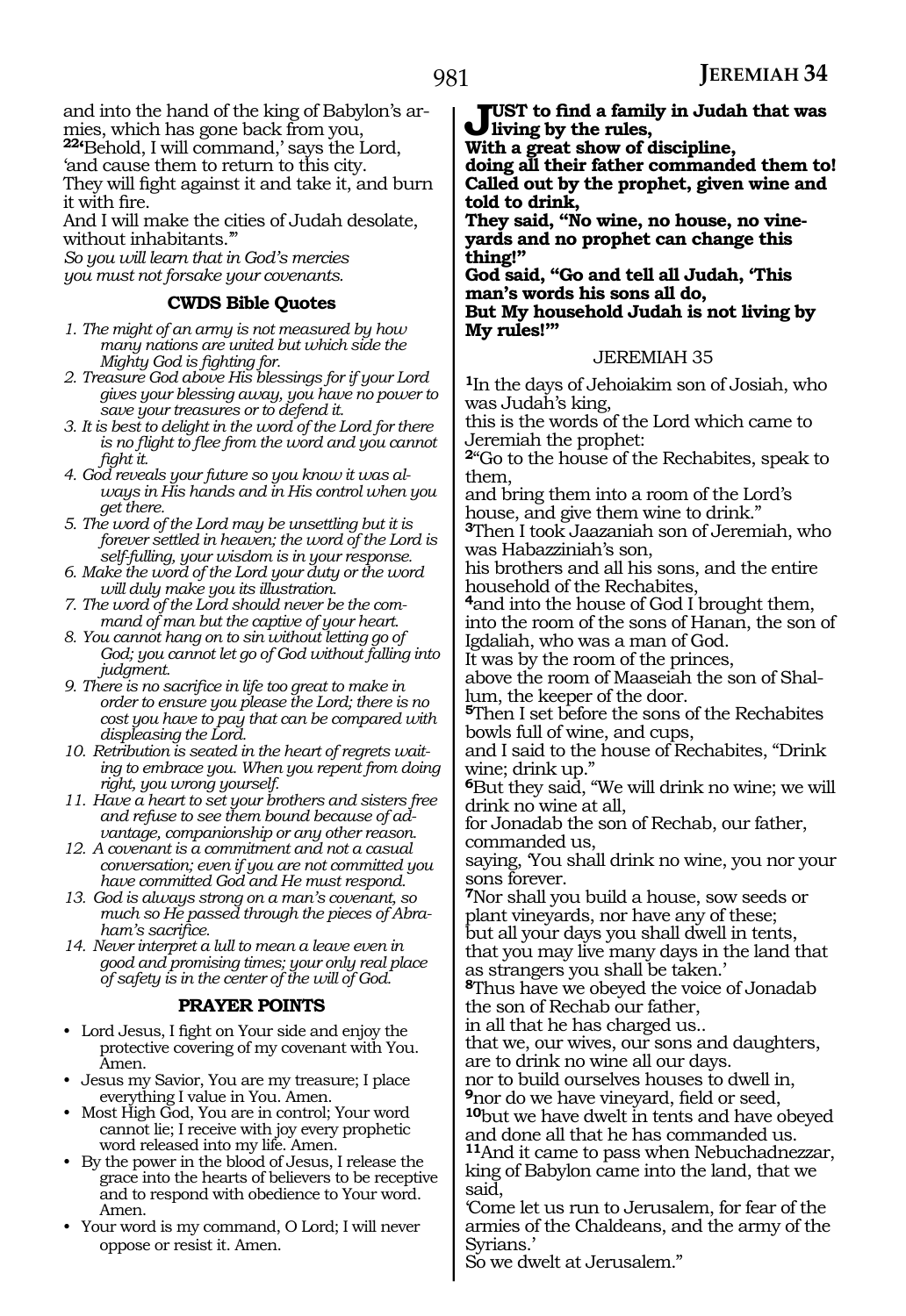and into the hand of the king of Babylon's armies, which has gone back from you,
[22]'Behold, I will command,' says the Lord,
'and cause them to return to this city.
They will fight against it and take it, and burn it with fire.
And I will make the cities of Judah desolate, without inhabitants.'"

*So you will learn that in God's mercies you must not forsake your covenants.*

### CWDS Bible Quotes

1. *The might of an army is not measured by how many nations are united but which side the Mighty God is fighting for.*
2. *Treasure God above His blessings for if your Lord gives your blessing away, you have no power to save your treasures or to defend it.*
3. *It is best to delight in the word of the Lord for there is no flight to flee from the word and you cannot fight it.*
4. *God reveals your future so you know it was always in His hands and in His control when you get there.*
5. *The word of the Lord may be unsettling but it is forever settled in heaven; the word of the Lord is self-fulling, your wisdom is in your response.*
6. *Make the word of the Lord your duty or the word will duly make you its illustration.*
7. *The word of the Lord should never be the command of man but the captive of your heart.*
8. *You cannot hang on to sin without letting go of God; you cannot let go of God without falling into judgment.*
9. *There is no sacrifice in life too great to make in order to ensure you please the Lord; there is no cost you have to pay that can be compared with displeasing the Lord.*
10. *Retribution is seated in the heart of regrets waiting to embrace you. When you repent from doing right, you wrong yourself.*
11. *Have a heart to set your brothers and sisters free and refuse to see them bound because of advantage, companionship or any other reason.*
12. *A covenant is a commitment and not a casual conversation; even if you are not committed you have committed God and He must respond.*
13. *God is always strong on a man's covenant, so much so He passed through the pieces of Abraham's sacrifice.*
14. *Never interpret a lull to mean a leave even in good and promising times; your only real place of safety is in the center of the will of God.*

### PRAYER POINTS

- Lord Jesus, I fight on Your side and enjoy the protective covering of my covenant with You. Amen.
- Jesus my Savior, You are my treasure; I place everything I value in You. Amen.
- Most High God, You are in control; Your word cannot lie; I receive with joy every prophetic word released into my life. Amen.
- By the power in the blood of Jesus, I release the grace into the hearts of believers to be receptive and to respond with obedience to Your word. Amen.
- Your word is my command, O Lord; I will never oppose or resist it. Amen.

**JUST to find a family in Judah that was living by the rules,
With a great show of discipline,
doing all their father commanded them to!
Called out by the prophet, given wine and told to drink,
They said, "No wine, no house, no vineyards and no prophet can change this thing!"
God said, "Go and tell all Judah, 'This man's words his sons all do,
But My household Judah is not living by My rules!'"**

## JEREMIAH 35

[1]In the days of Jehoiakim son of Josiah, who was Judah's king,
this is the words of the Lord which came to Jeremiah the prophet:
[2]"Go to the house of the Rechabites, speak to them,
and bring them into a room of the Lord's house, and give them wine to drink."
[3]Then I took Jaazaniah son of Jeremiah, who was Habazziniah's son,
his brothers and all his sons, and the entire household of the Rechabites,
[4]and into the house of God I brought them,
into the room of the sons of Hanan, the son of Igdaliah, who was a man of God.
It was by the room of the princes,
above the room of Maaseiah the son of Shallum, the keeper of the door.
[5]Then I set before the sons of the Rechabites bowls full of wine, and cups,
and I said to the house of Rechabites, "Drink wine; drink up."
[6]But they said, "We will drink no wine; we will drink no wine at all,
for Jonadab the son of Rechab, our father, commanded us,
saying, 'You shall drink no wine, you nor your sons forever.
[7]Nor shall you build a house, sow seeds or plant vineyards, nor have any of these;
but all your days you shall dwell in tents,
that you may live many days in the land that as strangers you shall be taken.'
[8]Thus have we obeyed the voice of Jonadab the son of Rechab our father,
in all that he has charged us..
that we, our wives, our sons and daughters, are to drink no wine all our days.
nor to build ourselves houses to dwell in,
[9]nor do we have vineyard, field or seed,
[10]but we have dwelt in tents and have obeyed and done all that he has commanded us.
[11]And it came to pass when Nebuchadnezzar, king of Babylon came into the land, that we said,
'Come let us run to Jerusalem, for fear of the armies of the Chaldeans, and the army of the Syrians.'
So we dwelt at Jerusalem."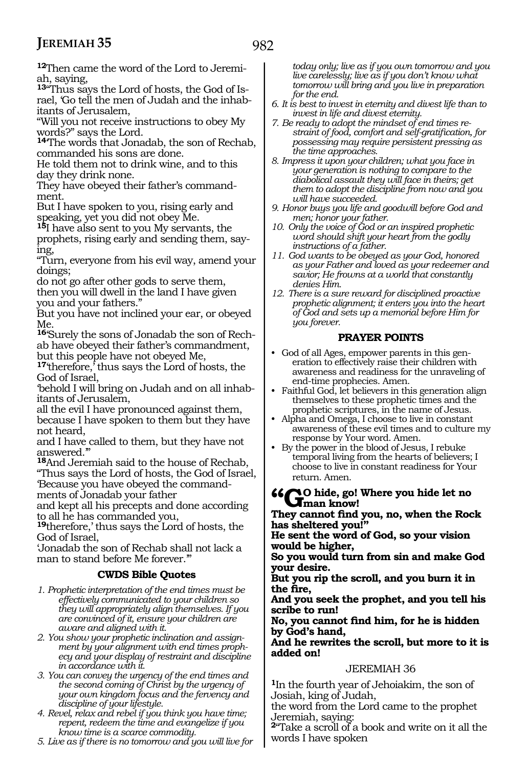[12]Then came the word of the Lord to Jeremiah, saying,

[13]"Thus says the Lord of hosts, the God of Israel, 'Go tell the men of Judah and the inhabitants of Jerusalem,

"Will you not receive instructions to obey My words?" says the Lord.

[14]'The words that Jonadab, the son of Rechab, commanded his sons are done.

He told them not to drink wine, and to this day they drink none.

They have obeyed their father's commandment.

But I have spoken to you, rising early and speaking, yet you did not obey Me.

[15]I have also sent to you My servants, the prophets, rising early and sending them, saying,

"Turn, everyone from his evil way, amend your doings;

do not go after other gods to serve them,

then you will dwell in the land I have given you and your fathers."

But you have not inclined your ear, or obeyed Me.

[16]'Surely the sons of Jonadab the son of Rechab have obeyed their father's commandment,

but this people have not obeyed Me,

[17]'therefore,' thus says the Lord of hosts, the God of Israel,

'behold I will bring on Judah and on all inhabitants of Jerusalem,

all the evil I have pronounced against them,

because I have spoken to them but they have not heard,

and I have called to them, but they have not answered.'"

[18]And Jeremiah said to the house of Rechab, "Thus says the Lord of hosts, the God of Israel, 'Because you have obeyed the commandments of Jonadab your father

and kept all his precepts and done according to all he has commanded you,

[19]therefore,' thus says the Lord of hosts, the God of Israel,

'Jonadab the son of Rechab shall not lack a man to stand before Me forever.'"

### CWDS Bible Quotes

1. *Prophetic interpretation of the end times must be effectively communicated to your children so they will appropriately align themselves. If you are convinced of it, ensure your children are aware and aligned with it.*
2. *You show your prophetic inclination and assignment by your alignment with end times prophecy and your display of restraint and discipline in accordance with it.*
3. *You can convey the urgency of the end times and the second coming of Christ by the urgency of your own kingdom focus and the fervency and discipline of your lifestyle.*
4. *Revel, relax and rebel if you think you have time; repent, redeem the time and evangelize if you know time is a scarce commodity.*
5. *Live as if there is no tomorrow and you will live for today only; live as if you own tomorrow and you live carelessly; live as if you don't know what tomorrow will bring and you live in preparation for the end.*
6. *It is best to invest in eternity and divest life than to invest in life and divest eternity.*
7. *Be ready to adopt the mindset of end times restraint of food, comfort and self-gratification, for possessing may require persistent pressing as the time approaches.*
8. *Impress it upon your children; what you face in your generation is nothing to compare to the diabolical assault they will face in theirs; get them to adopt the discipline from now and you will have succeeded.*
9. *Honor buys you life and goodwill before God and men; honor your father.*
10. *Only the voice of God or an inspired prophetic word should shift your heart from the godly instructions of a father.*
11. *God wants to be obeyed as your God, honored as your Father and loved as your redeemer and savior; He frowns at a world that constantly denies Him.*
12. *There is a sure reward for disciplined proactive prophetic alignment; it enters you into the heart of God and sets up a memorial before Him for you forever.*

### PRAYER POINTS

- God of all Ages, empower parents in this generation to effectively raise their children with awareness and readiness for the unraveling of end-time prophecies. Amen.
- Faithful God, let believers in this generation align themselves to these prophetic times and the prophetic scriptures, in the name of Jesus.
- Alpha and Omega, I choose to live in constant awareness of these evil times and to culture my response by Your word. Amen.
- By the power in the blood of Jesus, I rebuke temporal living from the hearts of believers; I choose to live in constant readiness for Your return. Amen.

**"Go hide, go! Where you hide let no man know!**
**They cannot find you, no, when the Rock has sheltered you!"**
**He sent the word of God, so your vision would be higher,**
**So you would turn from sin and make God your desire.**
**But you rip the scroll, and you burn it in the fire,**
**And you seek the prophet, and you tell his scribe to run!**
**No, you cannot find him, for he is hidden by God's hand,**
**And he rewrites the scroll, but more to it is added on!**

## JEREMIAH 36

[1]In the fourth year of Jehoiakim, the son of Josiah, king of Judah,

the word from the Lord came to the prophet Jeremiah, saying:

[2]"Take a scroll of a book and write on it all the words I have spoken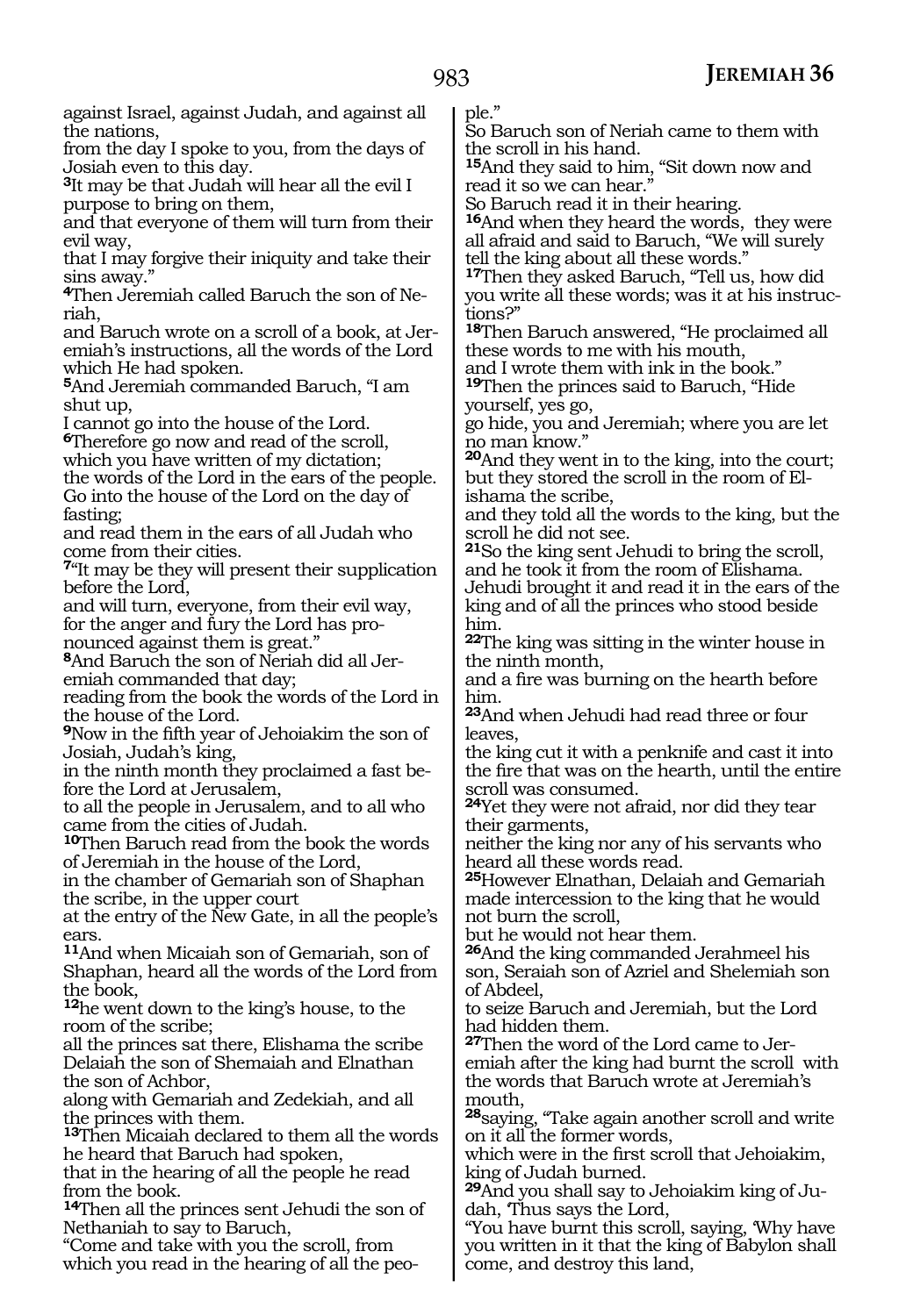against Israel, against Judah, and against all the nations,
from the day I spoke to you, from the days of Josiah even to this day.
**3**It may be that Judah will hear all the evil I purpose to bring on them,
and that everyone of them will turn from their evil way,
that I may forgive their iniquity and take their sins away."
**4**Then Jeremiah called Baruch the son of Neriah,
and Baruch wrote on a scroll of a book, at Jeremiah's instructions, all the words of the Lord which He had spoken.
**5**And Jeremiah commanded Baruch, "I am shut up,
I cannot go into the house of the Lord.
**6**Therefore go now and read of the scroll,
which you have written of my dictation;
the words of the Lord in the ears of the people.
Go into the house of the Lord on the day of fasting;
and read them in the ears of all Judah who come from their cities.
**7**"It may be they will present their supplication before the Lord,
and will turn, everyone, from their evil way,
for the anger and fury the Lord has pronounced against them is great."
**8**And Baruch the son of Neriah did all Jeremiah commanded that day;
reading from the book the words of the Lord in the house of the Lord.
**9**Now in the fifth year of Jehoiakim the son of Josiah, Judah's king,
in the ninth month they proclaimed a fast before the Lord at Jerusalem,
to all the people in Jerusalem, and to all who came from the cities of Judah.
**10**Then Baruch read from the book the words of Jeremiah in the house of the Lord,
in the chamber of Gemariah son of Shaphan the scribe, in the upper court
at the entry of the New Gate, in all the people's ears.
**11**And when Micaiah son of Gemariah, son of Shaphan, heard all the words of the Lord from the book,
**12**he went down to the king's house, to the room of the scribe;
all the princes sat there, Elishama the scribe Delaiah the son of Shemaiah and Elnathan the son of Achbor,
along with Gemariah and Zedekiah, and all the princes with them.
**13**Then Micaiah declared to them all the words he heard that Baruch had spoken,
that in the hearing of all the people he read from the book.
**14**Then all the princes sent Jehudi the son of Nethaniah to say to Baruch,
"Come and take with you the scroll, from which you read in the hearing of all the people."
So Baruch son of Neriah came to them with the scroll in his hand.
**15**And they said to him, "Sit down now and read it so we can hear."
So Baruch read it in their hearing.
**16**And when they heard the words, they were all afraid and said to Baruch, "We will surely tell the king about all these words."
**17**Then they asked Baruch, "Tell us, how did you write all these words; was it at his instructions?"
**18**Then Baruch answered, "He proclaimed all these words to me with his mouth,
and I wrote them with ink in the book."
**19**Then the princes said to Baruch, "Hide yourself, yes go,
go hide, you and Jeremiah; where you are let no man know."
**20**And they went in to the king, into the court;
but they stored the scroll in the room of Elishama the scribe,
and they told all the words to the king, but the scroll he did not see.
**21**So the king sent Jehudi to bring the scroll,
and he took it from the room of Elishama.
Jehudi brought it and read it in the ears of the king and of all the princes who stood beside him.
**22**The king was sitting in the winter house in the ninth month,
and a fire was burning on the hearth before him.
**23**And when Jehudi had read three or four leaves,
the king cut it with a penknife and cast it into the fire that was on the hearth, until the entire scroll was consumed.
**24**Yet they were not afraid, nor did they tear their garments,
neither the king nor any of his servants who heard all these words read.
**25**However Elnathan, Delaiah and Gemariah made intercession to the king that he would not burn the scroll,
but he would not hear them.
**26**And the king commanded Jerahmeel his son, Seraiah son of Azriel and Shelemiah son of Abdeel,
to seize Baruch and Jeremiah, but the Lord had hidden them.
**27**Then the word of the Lord came to Jeremiah after the king had burnt the scroll with the words that Baruch wrote at Jeremiah's mouth,
**28**saying, "Take again another scroll and write on it all the former words,
which were in the first scroll that Jehoiakim, king of Judah burned.
**29**And you shall say to Jehoiakim king of Judah, 'Thus says the Lord,
"You have burnt this scroll, saying, 'Why have you written in it that the king of Babylon shall come, and destroy this land,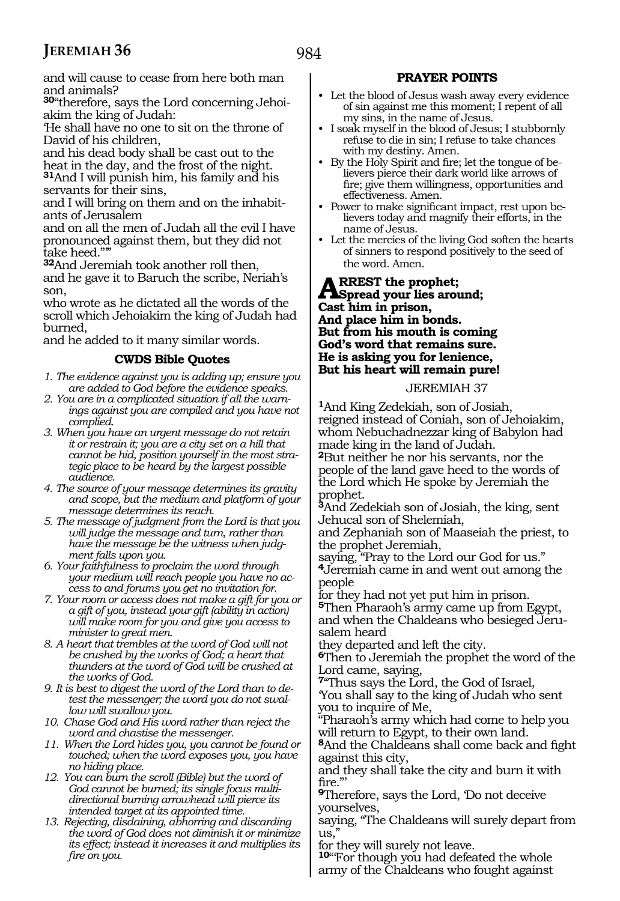and will cause to cease from here both man and animals?

**30**"therefore, says the Lord concerning Jehoiakim the king of Judah:
'He shall have no one to sit on the throne of David of his children,
and his dead body shall be cast out to the heat in the day, and the frost of the night.
**31**And I will punish him, his family and his servants for their sins,
and I will bring on them and on the inhabitants of Jerusalem
and on all the men of Judah all the evil I have pronounced against them, but they did not take heed."'"

**32**And Jeremiah took another roll then,
and he gave it to Baruch the scribe, Neriah's son,
who wrote as he dictated all the words of the scroll which Jehoiakim the king of Judah had burned,
and he added to it many similar words.

### CWDS Bible Quotes

1. *The evidence against you is adding up; ensure you are added to God before the evidence speaks.*
2. *You are in a complicated situation if all the warnings against you are compiled and you have not complied.*
3. *When you have an urgent message do not retain it or restrain it; you are a city set on a hill that cannot be hid, position yourself in the most strategic place to be heard by the largest possible audience.*
4. *The source of your message determines its gravity and scope, but the medium and platform of your message determines its reach.*
5. *The message of judgment from the Lord is that you will judge the message and turn, rather than have the message be the witness when judgment falls upon you.*
6. *Your faithfulness to proclaim the word through your medium will reach people you have no access to and forums you get no invitation for.*
7. *Your room or access does not make a gift for you or a gift of you, instead your gift (ability in action) will make room for you and give you access to minister to great men.*
8. *A heart that trembles at the word of God will not be crushed by the works of God; a heart that thunders at the word of God will be crushed at the works of God.*
9. *It is best to digest the word of the Lord than to detest the messenger; the word you do not swallow will swallow you.*
10. *Chase God and His word rather than reject the word and chastise the messenger.*
11. *When the Lord hides you, you cannot be found or touched; when the word exposes you, you have no hiding place.*
12. *You can burn the scroll (Bible) but the word of God cannot be burned; its single focus multi-directional burning arrowhead will pierce its intended target at its appointed time.*
13. *Rejecting, disdaining, abhorring and discarding the word of God does not diminish it or minimize its effect; instead it increases it and multiplies its fire on you.*

### PRAYER POINTS

- Let the blood of Jesus wash away every evidence of sin against me this moment; I repent of all my sins, in the name of Jesus.
- I soak myself in the blood of Jesus; I stubbornly refuse to die in sin; I refuse to take chances with my destiny. Amen.
- By the Holy Spirit and fire; let the tongue of believers pierce their dark world like arrows of fire; give them willingness, opportunities and effectiveness. Amen.
- Power to make significant impact, rest upon believers today and magnify their efforts, in the name of Jesus.
- Let the mercies of the living God soften the hearts of sinners to respond positively to the seed of the word. Amen.

**ARREST the prophet;**
**Spread your lies around;**
**Cast him in prison,**
**And place him in bonds.**
**But from his mouth is coming**
**God's word that remains sure.**
**He is asking you for lenience,**
**But his heart will remain pure!**

## JEREMIAH 37

**1**And King Zedekiah, son of Josiah,
reigned instead of Coniah, son of Jehoiakim,
whom Nebuchadnezzar king of Babylon had made king in the land of Judah.
**2**But neither he nor his servants, nor the people of the land gave heed to the words of the Lord which He spoke by Jeremiah the prophet.
**3**And Zedekiah son of Josiah, the king, sent Jehucal son of Shelemiah,
and Zephaniah son of Maaseiah the priest, to the prophet Jeremiah,
saying, "Pray to the Lord our God for us."
**4**Jeremiah came in and went out among the people
for they had not yet put him in prison.
**5**Then Pharaoh's army came up from Egypt,
and when the Chaldeans who besieged Jerusalem heard
they departed and left the city.
**6**Then to Jeremiah the prophet the word of the Lord came, saying,
**7**"Thus says the Lord, the God of Israel,
'You shall say to the king of Judah who sent you to inquire of Me,
"Pharaoh's army which had come to help you will return to Egypt, to their own land.
**8**And the Chaldeans shall come back and fight against this city,
and they shall take the city and burn it with fire."'
**9**Therefore, says the Lord, 'Do not deceive yourselves,
saying, "The Chaldeans will surely depart from us,"
for they will surely not leave.
**10**"For though you had defeated the whole army of the Chaldeans who fought against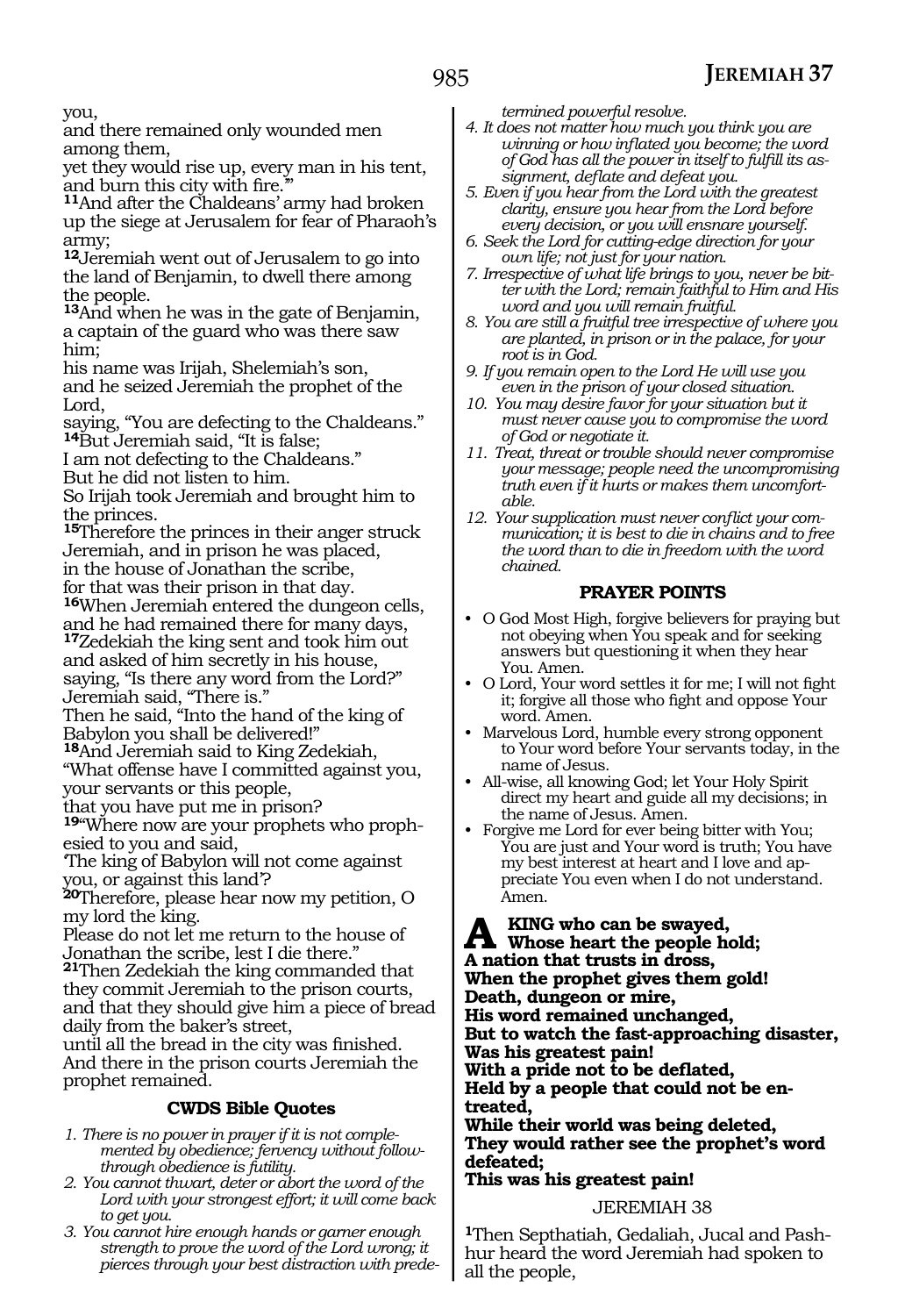you,
and there remained only wounded men among them,
yet they would rise up, every man in his tent, and burn this city with fire.'"

**11**And after the Chaldeans' army had broken up the siege at Jerusalem for fear of Pharaoh's army;

**12**Jeremiah went out of Jerusalem to go into the land of Benjamin, to dwell there among the people.

**13**And when he was in the gate of Benjamin, a captain of the guard who was there saw him;
his name was Irijah, Shelemiah's son, and he seized Jeremiah the prophet of the Lord,
saying, "You are defecting to the Chaldeans."

**14**But Jeremiah said, "It is false;
I am not defecting to the Chaldeans."
But he did not listen to him.
So Irijah took Jeremiah and brought him to the princes.

**15**Therefore the princes in their anger struck Jeremiah, and in prison he was placed,
in the house of Jonathan the scribe,
for that was their prison in that day.

**16**When Jeremiah entered the dungeon cells, and he had remained there for many days,

**17**Zedekiah the king sent and took him out and asked of him secretly in his house,
saying, "Is there any word from the Lord?"
Jeremiah said, "There is."
Then he said, "Into the hand of the king of Babylon you shall be delivered!"

**18**And Jeremiah said to King Zedekiah,
"What offense have I committed against you, your servants or this people,
that you have put me in prison?

**19**"Where now are your prophets who prophesied to you and said,
'The king of Babylon will not come against you, or against this land'?

**20**Therefore, please hear now my petition, O my lord the king.
Please do not let me return to the house of Jonathan the scribe, lest I die there."

**21**Then Zedekiah the king commanded that they commit Jeremiah to the prison courts,
and that they should give him a piece of bread daily from the baker's street,
until all the bread in the city was finished.
And there in the prison courts Jeremiah the prophet remained.

### CWDS Bible Quotes

1. *There is no power in prayer if it is not complemented by obedience; fervency without follow-through obedience is futility.*
2. *You cannot thwart, deter or abort the word of the Lord with your strongest effort; it will come back to get you.*
3. *You cannot hire enough hands or garner enough strength to prove the word of the Lord wrong; it pierces through your best distraction with predetermined powerful resolve.*
4. *It does not matter how much you think you are winning or how inflated you become; the word of God has all the power in itself to fulfill its assignment, deflate and defeat you.*
5. *Even if you hear from the Lord with the greatest clarity, ensure you hear from the Lord before every decision, or you will ensnare yourself.*
6. *Seek the Lord for cutting-edge direction for your own life; not just for your nation.*
7. *Irrespective of what life brings to you, never be bitter with the Lord; remain faithful to Him and His word and you will remain fruitful.*
8. *You are still a fruitful tree irrespective of where you are planted, in prison or in the palace, for your root is in God.*
9. *If you remain open to the Lord He will use you even in the prison of your closed situation.*
10. *You may desire favor for your situation but it must never cause you to compromise the word of God or negotiate it.*
11. *Treat, threat or trouble should never compromise your message; people need the uncompromising truth even if it hurts or makes them uncomfortable.*
12. *Your supplication must never conflict your communication; it is best to die in chains and to free the word than to die in freedom with the word chained.*

### PRAYER POINTS

- O God Most High, forgive believers for praying but not obeying when You speak and for seeking answers but questioning it when they hear You. Amen.
- O Lord, Your word settles it for me; I will not fight it; forgive all those who fight and oppose Your word. Amen.
- Marvelous Lord, humble every strong opponent to Your word before Your servants today, in the name of Jesus.
- All-wise, all knowing God; let Your Holy Spirit direct my heart and guide all my decisions; in the name of Jesus. Amen.
- Forgive me Lord for ever being bitter with You; You are just and Your word is truth; You have my best interest at heart and I love and appreciate You even when I do not understand. Amen.

**A KING who can be swayed,**
**Whose heart the people hold;**
**A nation that trusts in dross,**
**When the prophet gives them gold!**
**Death, dungeon or mire,**
**His word remained unchanged,**
**But to watch the fast-approaching disaster,**
**Was his greatest pain!**
**With a pride not to be deflated,**
**Held by a people that could not be entreated,**
**While their world was being deleted,**
**They would rather see the prophet's word defeated;**
**This was his greatest pain!**

## JEREMIAH 38

**1**Then Septhatiah, Gedaliah, Jucal and Pashhur heard the word Jeremiah had spoken to all the people,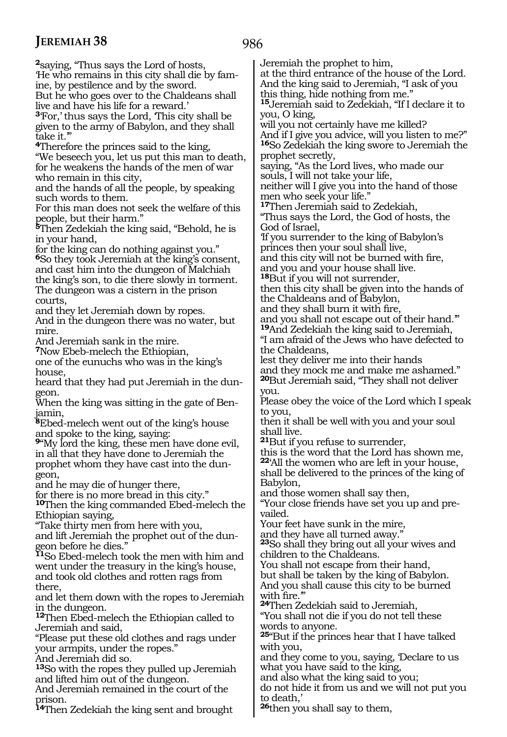**2**saying, "Thus says the Lord of hosts,
'He who remains in this city shall die by famine, by pestilence and by the sword.
But he who goes over to the Chaldeans shall live and have his life for a reward.'
**3**'For,' thus says the Lord, 'This city shall be given to the army of Babylon, and they shall take it.'"
**4**Therefore the princes said to the king,
"We beseech you, let us put this man to death, for he weakens the hands of the men of war who remain in this city,
and the hands of all the people, by speaking such words to them.
For this man does not seek the welfare of this people, but their harm."
**5**Then Zedekiah the king said, "Behold, he is in your hand,
for the king can do nothing against you."
**6**So they took Jeremiah at the king's consent, and cast him into the dungeon of Malchiah the king's son, to die there slowly in torment.
The dungeon was a cistern in the prison courts,
and they let Jeremiah down by ropes.
And in the dungeon there was no water, but mire.
And Jeremiah sank in the mire.
**7**Now Ebeb-melech the Ethiopian,
one of the eunuchs who was in the king's house,
heard that they had put Jeremiah in the dungeon.
When the king was sitting in the gate of Benjamin,
**8**Ebed-melech went out of the king's house and spoke to the king, saying:
**9**"My lord the king, these men have done evil,
in all that they have done to Jeremiah the prophet whom they have cast into the dungeon,
and he may die of hunger there,
for there is no more bread in this city."
**10**Then the king commanded Ebed-melech the Ethiopian saying,
"Take thirty men from here with you,
and lift Jeremiah the prophet out of the dungeon before he dies."
**11**So Ebed-melech took the men with him and went under the treasury in the king's house,
and took old clothes and rotten rags from there,
and let them down with the ropes to Jeremiah in the dungeon.
**12**Then Ebed-melech the Ethiopian called to Jeremiah and said,
"Please put these old clothes and rags under your armpits, under the ropes."
And Jeremiah did so.
**13**So with the ropes they pulled up Jeremiah and lifted him out of the dungeon.
And Jeremiah remained in the court of the prison.
**14**Then Zedekiah the king sent and brought Jeremiah the prophet to him,
at the third entrance of the house of the Lord.
And the king said to Jeremiah, "I ask of you this thing, hide nothing from me."
**15**Jeremiah said to Zedekiah, "If I declare it to you, O king,
will you not certainly have me killed?
And if I give you advice, will you listen to me?"
**16**So Zedekiah the king swore to Jeremiah the prophet secretly,
saying, "As the Lord lives, who made our souls, I will not take your life,
neither will I give you into the hand of those men who seek your life."
**17**Then Jeremiah said to Zedekiah,
"Thus says the Lord, the God of hosts, the God of Israel,
'If you surrender to the king of Babylon's princes then your soul shall live,
and this city will not be burned with fire,
and you and your house shall live.
**18**But if you will not surrender,
then this city shall be given into the hands of the Chaldeans and of Babylon,
and they shall burn it with fire,
and you shall not escape out of their hand.'"
**19**And Zedekiah the king said to Jeremiah,
"I am afraid of the Jews who have defected to the Chaldeans,
lest they deliver me into their hands
and they mock me and make me ashamed."
**20**But Jeremiah said, "They shall not deliver you.
Please obey the voice of the Lord which I speak to you,
then it shall be well with you and your soul shall live.
**21**But if you refuse to surrender,
this is the word that the Lord has shown me,
**22**'All the women who are left in your house,
shall be delivered to the princes of the king of Babylon,
and those women shall say then,
"Your close friends have set you up and prevailed.
Your feet have sunk in the mire,
and they have all turned away."
**23**So shall they bring out all your wives and children to the Chaldeans.
You shall not escape from their hand,
but shall be taken by the king of Babylon.
And you shall cause this city to be burned with fire.'"
**24**Then Zedekiah said to Jeremiah,
"You shall not die if you do not tell these words to anyone.
**25**"But if the princes hear that I have talked with you,
and they come to you, saying, 'Declare to us what you have said to the king,
and also what the king said to you;
do not hide it from us and we will not put you to death,'
**26**then you shall say to them,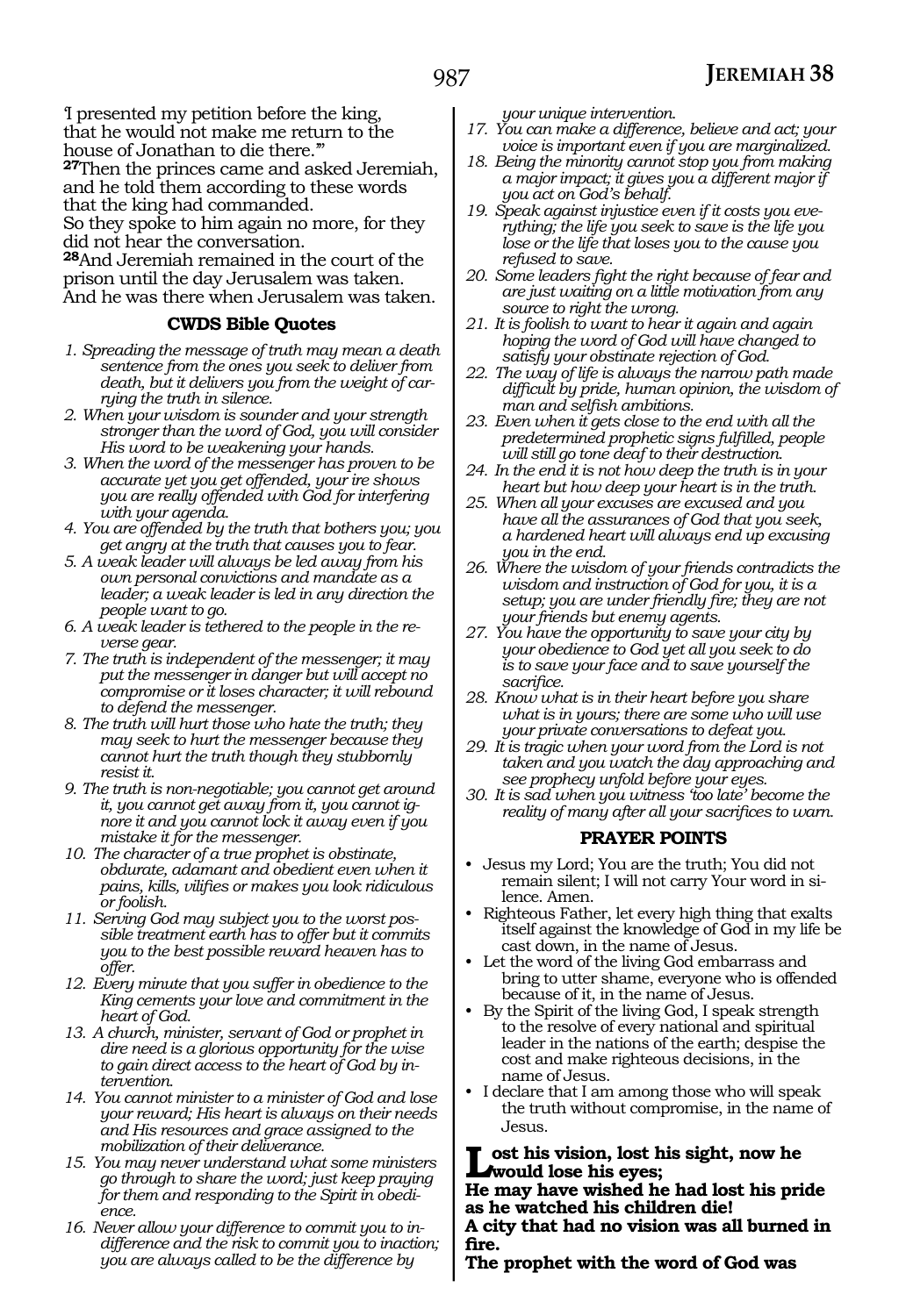'I presented my petition before the king, that he would not make me return to the house of Jonathan to die there.'"

**27**Then the princes came and asked Jeremiah, and he told them according to these words that the king had commanded.
So they spoke to him again no more, for they did not hear the conversation.

**28**And Jeremiah remained in the court of the prison until the day Jerusalem was taken.
And he was there when Jerusalem was taken.

### CWDS Bible Quotes

1. *Spreading the message of truth may mean a death sentence from the ones you seek to deliver from death, but it delivers you from the weight of carrying the truth in silence.*
2. *When your wisdom is sounder and your strength stronger than the word of God, you will consider His word to be weakening your hands.*
3. *When the word of the messenger has proven to be accurate yet you get offended, your ire shows you are really offended with God for interfering with your agenda.*
4. *You are offended by the truth that bothers you; you get angry at the truth that causes you to fear.*
5. *A weak leader will always be led away from his own personal convictions and mandate as a leader; a weak leader is led in any direction the people want to go.*
6. *A weak leader is tethered to the people in the reverse gear.*
7. *The truth is independent of the messenger; it may put the messenger in danger but will accept no compromise or it loses character; it will rebound to defend the messenger.*
8. *The truth will hurt those who hate the truth; they may seek to hurt the messenger because they cannot hurt the truth though they stubbornly resist it.*
9. *The truth is non-negotiable; you cannot get around it, you cannot get away from it, you cannot ignore it and you cannot lock it away even if you mistake it for the messenger.*
10. *The character of a true prophet is obstinate, obdurate, adamant and obedient even when it pains, kills, vilifies or makes you look ridiculous or foolish.*
11. *Serving God may subject you to the worst possible treatment earth has to offer but it commits you to the best possible reward heaven has to offer.*
12. *Every minute that you suffer in obedience to the King cements your love and commitment in the heart of God.*
13. *A church, minister, servant of God or prophet in dire need is a glorious opportunity for the wise to gain direct access to the heart of God by intervention.*
14. *You cannot minister to a minister of God and lose your reward; His heart is always on their needs and His resources and grace assigned to the mobilization of their deliverance.*
15. *You may never understand what some ministers go through to share the word; just keep praying for them and responding to the Spirit in obedience.*
16. *Never allow your difference to commit you to indifference and the risk to commit you to inaction; you are always called to be the difference by your unique intervention.*
17. *You can make a difference, believe and act; your voice is important even if you are marginalized.*
18. *Being the minority cannot stop you from making a major impact; it gives you a different major if you act on God's behalf.*
19. *Speak against injustice even if it costs you everything; the life you seek to save is the life you lose or the life that loses you to the cause you refused to save.*
20. *Some leaders fight the right because of fear and are just waiting on a little motivation from any source to right the wrong.*
21. *It is foolish to want to hear it again and again hoping the word of God will have changed to satisfy your obstinate rejection of God.*
22. *The way of life is always the narrow path made difficult by pride, human opinion, the wisdom of man and selfish ambitions.*
23. *Even when it gets close to the end with all the predetermined prophetic signs fulfilled, people will still go tone deaf to their destruction.*
24. *In the end it is not how deep the truth is in your heart but how deep your heart is in the truth.*
25. *When all your excuses are excused and you have all the assurances of God that you seek, a hardened heart will always end up excusing you in the end.*
26. *Where the wisdom of your friends contradicts the wisdom and instruction of God for you, it is a setup; you are under friendly fire; they are not your friends but enemy agents.*
27. *You have the opportunity to save your city by your obedience to God yet all you seek to do is to save your face and to save yourself the sacrifice.*
28. *Know what is in their heart before you share what is in yours; there are some who will use your private conversations to defeat you.*
29. *It is tragic when your word from the Lord is not taken and you watch the day approaching and see prophecy unfold before your eyes.*
30. *It is sad when you witness 'too late' become the reality of many after all your sacrifices to warn.*

### PRAYER POINTS

- Jesus my Lord; You are the truth; You did not remain silent; I will not carry Your word in silence. Amen.
- Righteous Father, let every high thing that exalts itself against the knowledge of God in my life be cast down, in the name of Jesus.
- Let the word of the living God embarrass and bring to utter shame, everyone who is offended because of it, in the name of Jesus.
- By the Spirit of the living God, I speak strength to the resolve of every national and spiritual leader in the nations of the earth; despise the cost and make righteous decisions, in the name of Jesus.
- I declare that I am among those who will speak the truth without compromise, in the name of Jesus.

**Lost his vision, lost his sight, now he would lose his eyes;**
**He may have wished he had lost his pride as he watched his children die!**
**A city that had no vision was all burned in fire.**
**The prophet with the word of God was**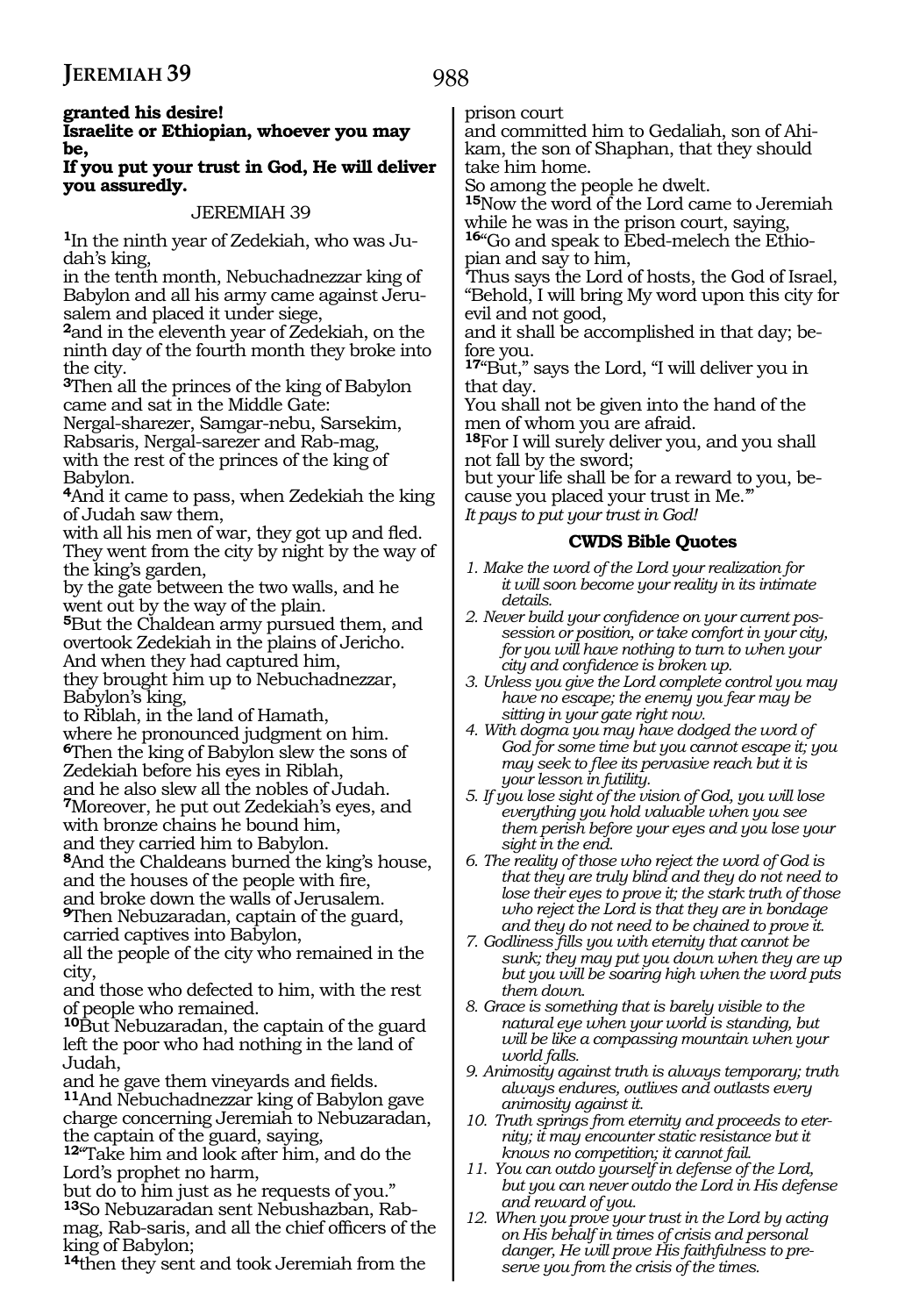**granted his desire!**
**Israelite or Ethiopian, whoever you may be,**
**If you put your trust in God, He will deliver you assuredly.**

## JEREMIAH 39

1In the ninth year of Zedekiah, who was Judah's king,
in the tenth month, Nebuchadnezzar king of Babylon and all his army came against Jerusalem and placed it under siege,
2and in the eleventh year of Zedekiah, on the ninth day of the fourth month they broke into the city.
3Then all the princes of the king of Babylon came and sat in the Middle Gate:
Nergal-sharezer, Samgar-nebu, Sarsekim, Rabsaris, Nergal-sarezer and Rab-mag,
with the rest of the princes of the king of Babylon.
4And it came to pass, when Zedekiah the king of Judah saw them,
with all his men of war, they got up and fled.
They went from the city by night by the way of the king's garden,
by the gate between the two walls, and he went out by the way of the plain.
5But the Chaldean army pursued them, and overtook Zedekiah in the plains of Jericho.
And when they had captured him,
they brought him up to Nebuchadnezzar, Babylon's king,
to Riblah, in the land of Hamath,
where he pronounced judgment on him.
6Then the king of Babylon slew the sons of Zedekiah before his eyes in Riblah,
and he also slew all the nobles of Judah.
7Moreover, he put out Zedekiah's eyes, and with bronze chains he bound him,
and they carried him to Babylon.
8And the Chaldeans burned the king's house, and the houses of the people with fire,
and broke down the walls of Jerusalem.
9Then Nebuzaradan, captain of the guard, carried captives into Babylon,
all the people of the city who remained in the city,
and those who defected to him, with the rest of people who remained.
10But Nebuzaradan, the captain of the guard left the poor who had nothing in the land of Judah,
and he gave them vineyards and fields.
11And Nebuchadnezzar king of Babylon gave charge concerning Jeremiah to Nebuzaradan, the captain of the guard, saying,
12"Take him and look after him, and do the Lord's prophet no harm,
but do to him just as he requests of you."
13So Nebuzaradan sent Nebushazban, Rab-mag, Rab-saris, and all the chief officers of the king of Babylon;
14then they sent and took Jeremiah from the prison court
and committed him to Gedaliah, son of Ahikam, the son of Shaphan, that they should take him home.
So among the people he dwelt.
15Now the word of the Lord came to Jeremiah while he was in the prison court, saying,
16"Go and speak to Ebed-melech the Ethiopian and say to him,
'Thus says the Lord of hosts, the God of Israel, "Behold, I will bring My word upon this city for evil and not good,
and it shall be accomplished in that day; before you.
17"But," says the Lord, "I will deliver you in that day.
You shall not be given into the hand of the men of whom you are afraid.
18For I will surely deliver you, and you shall not fall by the sword;
but your life shall be for a reward to you, because you placed your trust in Me."'
*It pays to put your trust in God!*

### CWDS Bible Quotes

1. *Make the word of the Lord your realization for it will soon become your reality in its intimate details.*
2. *Never build your confidence on your current possession or position, or take comfort in your city, for you will have nothing to turn to when your city and confidence is broken up.*
3. *Unless you give the Lord complete control you may have no escape; the enemy you fear may be sitting in your gate right now.*
4. *With dogma you may have dodged the word of God for some time but you cannot escape it; you may seek to flee its pervasive reach but it is your lesson in futility.*
5. *If you lose sight of the vision of God, you will lose everything you hold valuable when you see them perish before your eyes and you lose your sight in the end.*
6. *The reality of those who reject the word of God is that they are truly blind and they do not need to lose their eyes to prove it; the stark truth of those who reject the Lord is that they are in bondage and they do not need to be chained to prove it.*
7. *Godliness fills you with eternity that cannot be sunk; they may put you down when they are up but you will be soaring high when the word puts them down.*
8. *Grace is something that is barely visible to the natural eye when your world is standing, but will be like a compassing mountain when your world falls.*
9. *Animosity against truth is always temporary; truth always endures, outlives and outlasts every animosity against it.*
10. *Truth springs from eternity and proceeds to eternity; it may encounter static resistance but it knows no competition; it cannot fail.*
11. *You can outdo yourself in defense of the Lord, but you can never outdo the Lord in His defense and reward of you.*
12. *When you prove your trust in the Lord by acting on His behalf in times of crisis and personal danger, He will prove His faithfulness to preserve you from the crisis of the times.*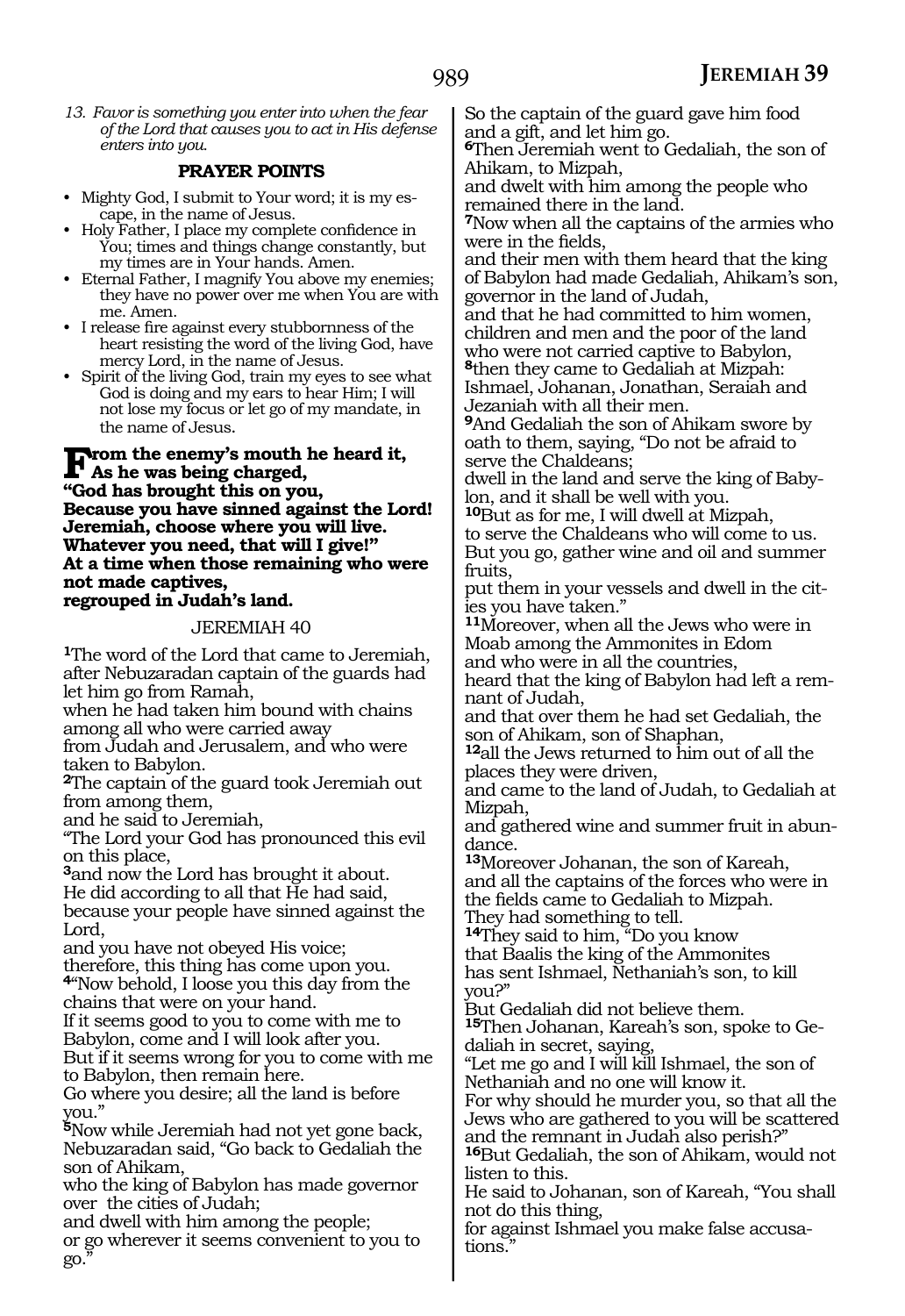*13. Favor is something you enter into when the fear of the Lord that causes you to act in His defense enters into you.*

## PRAYER POINTS

- Mighty God, I submit to Your word; it is my escape, in the name of Jesus.
- Holy Father, I place my complete confidence in You; times and things change constantly, but my times are in Your hands. Amen.
- Eternal Father, I magnify You above my enemies; they have no power over me when You are with me. Amen.
- I release fire against every stubbornness of the heart resisting the word of the living God, have mercy Lord, in the name of Jesus.
- Spirit of the living God, train my eyes to see what God is doing and my ears to hear Him; I will not lose my focus or let go of my mandate, in the name of Jesus.

**From the enemy's mouth he heard it,**
**As he was being charged,**
**"God has brought this on you,**
**Because you have sinned against the Lord!**
**Jeremiah, choose where you will live.**
**Whatever you need, that will I give!"**
**At a time when those remaining who were not made captives,**
**regrouped in Judah's land.**

JEREMIAH 40

[1]The word of the Lord that came to Jeremiah, after Nebuzaradan captain of the guards had let him go from Ramah,
when he had taken him bound with chains among all who were carried away
from Judah and Jerusalem, and who were taken to Babylon.
[2]The captain of the guard took Jeremiah out from among them,
and he said to Jeremiah,
"The Lord your God has pronounced this evil on this place,
[3]and now the Lord has brought it about.
He did according to all that He had said,
because your people have sinned against the Lord,
and you have not obeyed His voice;
therefore, this thing has come upon you.
[4]"Now behold, I loose you this day from the chains that were on your hand.
If it seems good to you to come with me to Babylon, come and I will look after you.
But if it seems wrong for you to come with me to Babylon, then remain here.
Go where you desire; all the land is before you."
[5]Now while Jeremiah had not yet gone back, Nebuzaradan said, "Go back to Gedaliah the son of Ahikam,
who the king of Babylon has made governor over the cities of Judah;
and dwell with him among the people;
or go wherever it seems convenient to you to go."
So the captain of the guard gave him food and a gift, and let him go.
[6]Then Jeremiah went to Gedaliah, the son of Ahikam, to Mizpah,
and dwelt with him among the people who remained there in the land.
[7]Now when all the captains of the armies who were in the fields,
and their men with them heard that the king of Babylon had made Gedaliah, Ahikam's son, governor in the land of Judah,
and that he had committed to him women, children and men and the poor of the land who were not carried captive to Babylon,
[8]then they came to Gedaliah at Mizpah:
Ishmael, Johanan, Jonathan, Seraiah and Jezaniah with all their men.
[9]And Gedaliah the son of Ahikam swore by oath to them, saying, "Do not be afraid to serve the Chaldeans;
dwell in the land and serve the king of Babylon, and it shall be well with you.
[10]But as for me, I will dwell at Mizpah,
to serve the Chaldeans who will come to us.
But you go, gather wine and oil and summer fruits,
put them in your vessels and dwell in the cities you have taken."
[11]Moreover, when all the Jews who were in Moab among the Ammonites in Edom
and who were in all the countries,
heard that the king of Babylon had left a remnant of Judah,
and that over them he had set Gedaliah, the son of Ahikam, son of Shaphan,
[12]all the Jews returned to him out of all the places they were driven,
and came to the land of Judah, to Gedaliah at Mizpah,
and gathered wine and summer fruit in abundance.
[13]Moreover Johanan, the son of Kareah,
and all the captains of the forces who were in the fields came to Gedaliah to Mizpah.
They had something to tell.
[14]They said to him, "Do you know
that Baalis the king of the Ammonites
has sent Ishmael, Nethaniah's son, to kill you?"
But Gedaliah did not believe them.
[15]Then Johanan, Kareah's son, spoke to Gedaliah in secret, saying,
"Let me go and I will kill Ishmael, the son of Nethaniah and no one will know it.
For why should he murder you, so that all the Jews who are gathered to you will be scattered and the remnant in Judah also perish?"
[16]But Gedaliah, the son of Ahikam, would not listen to this.
He said to Johanan, son of Kareah, "You shall not do this thing,
for against Ishmael you make false accusations."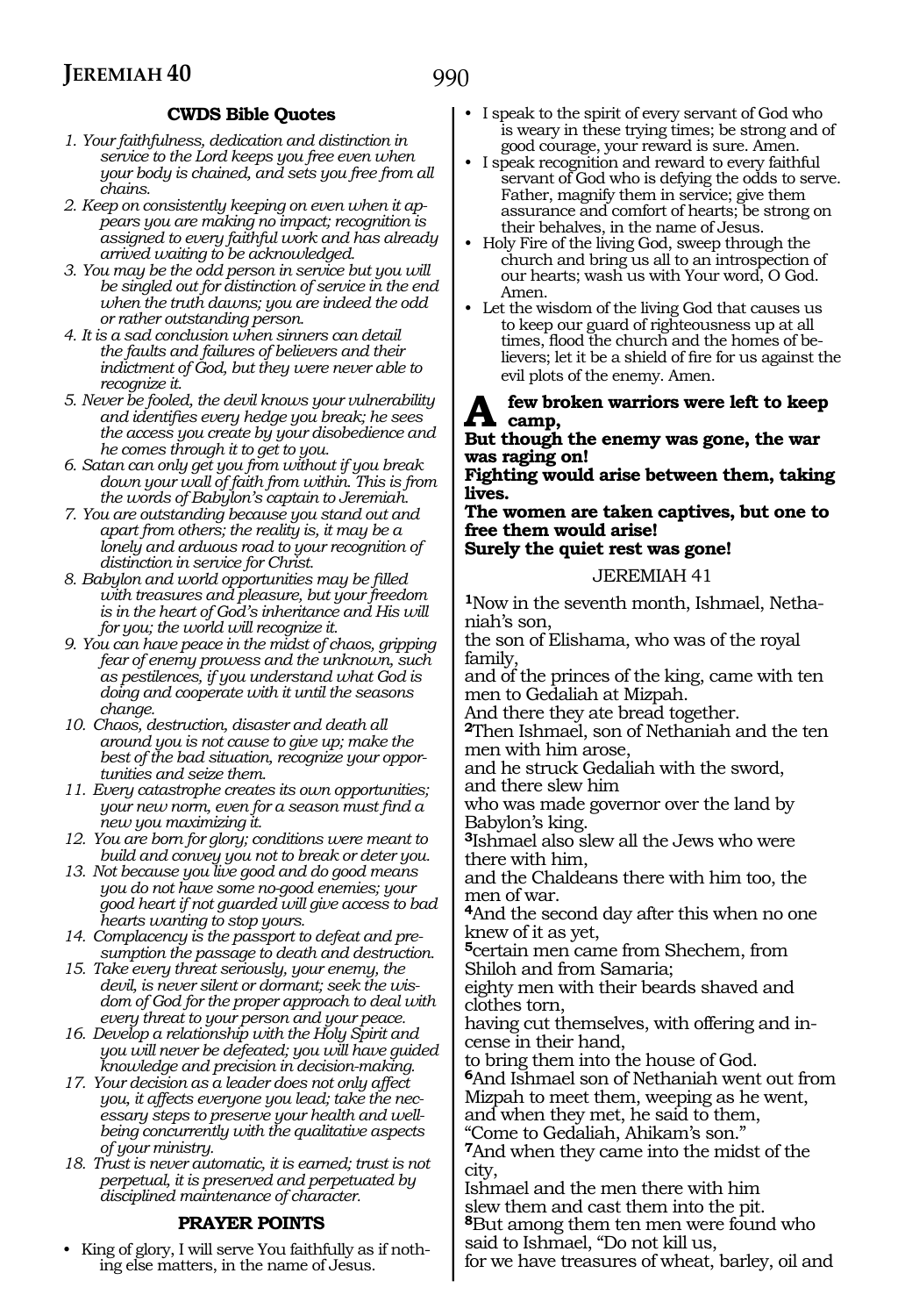### CWDS Bible Quotes

1. *Your faithfulness, dedication and distinction in service to the Lord keeps you free even when your body is chained, and sets you free from all chains.*
2. *Keep on consistently keeping on even when it appears you are making no impact; recognition is assigned to every faithful work and has already arrived waiting to be acknowledged.*
3. *You may be the odd person in service but you will be singled out for distinction of service in the end when the truth dawns; you are indeed the odd or rather outstanding person.*
4. *It is a sad conclusion when sinners can detail the faults and failures of believers and their indictment of God, but they were never able to recognize it.*
5. *Never be fooled, the devil knows your vulnerability and identifies every hedge you break; he sees the access you create by your disobedience and he comes through it to get to you.*
6. *Satan can only get you from without if you break down your wall of faith from within. This is from the words of Babylon's captain to Jeremiah.*
7. *You are outstanding because you stand out and apart from others; the reality is, it may be a lonely and arduous road to your recognition of distinction in service for Christ.*
8. *Babylon and world opportunities may be filled with treasures and pleasure, but your freedom is in the heart of God's inheritance and His will for you; the world will recognize it.*
9. *You can have peace in the midst of chaos, gripping fear of enemy prowess and the unknown, such as pestilences, if you understand what God is doing and cooperate with it until the seasons change.*
10. *Chaos, destruction, disaster and death all around you is not cause to give up; make the best of the bad situation, recognize your opportunities and seize them.*
11. *Every catastrophe creates its own opportunities; your new norm, even for a season must find a new you maximizing it.*
12. *You are born for glory; conditions were meant to build and convey you not to break or deter you.*
13. *Not because you live good and do good means you do not have some no-good enemies; your good heart if not guarded will give access to bad hearts wanting to stop yours.*
14. *Complacency is the passport to defeat and presumption the passage to death and destruction.*
15. *Take every threat seriously, your enemy, the devil, is never silent or dormant; seek the wisdom of God for the proper approach to deal with every threat to your person and your peace.*
16. *Develop a relationship with the Holy Spirit and you will never be defeated; you will have guided knowledge and precision in decision-making.*
17. *Your decision as a leader does not only affect you, it affects everyone you lead; take the necessary steps to preserve your health and well-being concurrently with the qualitative aspects of your ministry.*
18. *Trust is never automatic, it is earned; trust is not perpetual, it is preserved and perpetuated by disciplined maintenance of character.*

### PRAYER POINTS

- King of glory, I will serve You faithfully as if nothing else matters, in the name of Jesus.
- I speak to the spirit of every servant of God who is weary in these trying times; be strong and of good courage, your reward is sure. Amen.
- I speak recognition and reward to every faithful servant of God who is defying the odds to serve. Father, magnify them in service; give them assurance and comfort of hearts; be strong on their behalves, in the name of Jesus.
- Holy Fire of the living God, sweep through the church and bring us all to an introspection of our hearts; wash us with Your word, O God. Amen.
- Let the wisdom of the living God that causes us to keep our guard of righteousness up at all times, flood the church and the homes of believers; let it be a shield of fire for us against the evil plots of the enemy. Amen.

**A few broken warriors were left to keep camp,**
**But though the enemy was gone, the war was raging on!**
**Fighting would arise between them, taking lives.**
**The women are taken captives, but one to free them would arise!**
**Surely the quiet rest was gone!**

JEREMIAH 41

[1]Now in the seventh month, Ishmael, Nethaniah's son,
the son of Elishama, who was of the royal family,
and of the princes of the king, came with ten men to Gedaliah at Mizpah.
And there they ate bread together.
[2]Then Ishmael, son of Nethaniah and the ten men with him arose,
and he struck Gedaliah with the sword, and there slew him
who was made governor over the land by Babylon's king.
[3]Ishmael also slew all the Jews who were there with him,
and the Chaldeans there with him too, the men of war.
[4]And the second day after this when no one knew of it as yet,
[5]certain men came from Shechem, from Shiloh and from Samaria;
eighty men with their beards shaved and clothes torn,
having cut themselves, with offering and incense in their hand,
to bring them into the house of God.
[6]And Ishmael son of Nethaniah went out from Mizpah to meet them, weeping as he went,
and when they met, he said to them,
"Come to Gedaliah, Ahikam's son."
[7]And when they came into the midst of the city,
Ishmael and the men there with him
slew them and cast them into the pit.
[8]But among them ten men were found who said to Ishmael, "Do not kill us,
for we have treasures of wheat, barley, oil and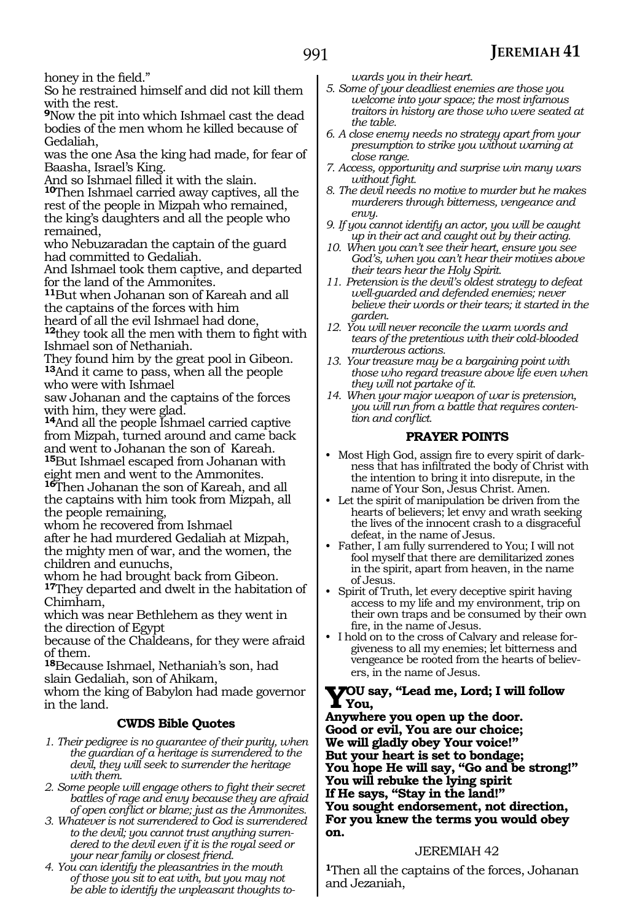honey in the field."
So he restrained himself and did not kill them with the rest.
**9**Now the pit into which Ishmael cast the dead bodies of the men whom he killed because of Gedaliah,
was the one Asa the king had made, for fear of Baasha, Israel's King.
And so Ishmael filled it with the slain.
**10**Then Ishmael carried away captives, all the rest of the people in Mizpah who remained, the king's daughters and all the people who remained,
who Nebuzaradan the captain of the guard had committed to Gedaliah.
And Ishmael took them captive, and departed for the land of the Ammonites.
**11**But when Johanan son of Kareah and all the captains of the forces with him
heard of all the evil Ishmael had done,
**12**they took all the men with them to fight with Ishmael son of Nethaniah.
They found him by the great pool in Gibeon.
**13**And it came to pass, when all the people who were with Ishmael
saw Johanan and the captains of the forces with him, they were glad.
**14**And all the people Ishmael carried captive from Mizpah, turned around and came back and went to Johanan the son of Kareah.
**15**But Ishmael escaped from Johanan with eight men and went to the Ammonites.
**16**Then Johanan the son of Kareah, and all the captains with him took from Mizpah, all the people remaining,
whom he recovered from Ishmael
after he had murdered Gedaliah at Mizpah, the mighty men of war, and the women, the children and eunuchs,
whom he had brought back from Gibeon.
**17**They departed and dwelt in the habitation of Chimham,
which was near Bethlehem as they went in the direction of Egypt
because of the Chaldeans, for they were afraid of them.
**18**Because Ishmael, Nethaniah's son, had slain Gedaliah, son of Ahikam,
whom the king of Babylon had made governor in the land.

### CWDS Bible Quotes

1. *Their pedigree is no guarantee of their purity, when the guardian of a heritage is surrendered to the devil, they will seek to surrender the heritage with them.*
2. *Some people will engage others to fight their secret battles of rage and envy because they are afraid of open conflict or blame; just as the Ammonites.*
3. *Whatever is not surrendered to God is surrendered to the devil; you cannot trust anything surrendered to the devil even if it is the royal seed or your near family or closest friend.*
4. *You can identify the pleasantries in the mouth of those you sit to eat with, but you may not be able to identify the unpleasant thoughts towards you in their heart.*
5. *Some of your deadliest enemies are those you welcome into your space; the most infamous traitors in history are those who were seated at the table.*
6. *A close enemy needs no strategy apart from your presumption to strike you without warning at close range.*
7. *Access, opportunity and surprise win many wars without fight.*
8. *The devil needs no motive to murder but he makes murderers through bitterness, vengeance and envy.*
9. *If you cannot identify an actor, you will be caught up in their act and caught out by their acting.*
10. *When you can't see their heart, ensure you see God's, when you can't hear their motives above their tears hear the Holy Spirit.*
11. *Pretension is the devil's oldest strategy to defeat well-guarded and defended enemies; never believe their words or their tears; it started in the garden.*
12. *You will never reconcile the warm words and tears of the pretentious with their cold-blooded murderous actions.*
13. *Your treasure may be a bargaining point with those who regard treasure above life even when they will not partake of it.*
14. *When your major weapon of war is pretension, you will run from a battle that requires contention and conflict.*

### PRAYER POINTS

- Most High God, assign fire to every spirit of darkness that has infiltrated the body of Christ with the intention to bring it into disrepute, in the name of Your Son, Jesus Christ. Amen.
- Let the spirit of manipulation be driven from the hearts of believers; let envy and wrath seeking the lives of the innocent crash to a disgraceful defeat, in the name of Jesus.
- Father, I am fully surrendered to You; I will not fool myself that there are demilitarized zones in the spirit, apart from heaven, in the name of Jesus.
- Spirit of Truth, let every deceptive spirit having access to my life and my environment, trip on their own traps and be consumed by their own fire, in the name of Jesus.
- I hold on to the cross of Calvary and release forgiveness to all my enemies; let bitterness and vengeance be rooted from the hearts of believers, in the name of Jesus.

**YOU say, "Lead me, Lord; I will follow You,**
**Anywhere you open up the door.**
**Good or evil, You are our choice;**
**We will gladly obey Your voice!"**
**But your heart is set to bondage;**
**You hope He will say, "Go and be strong!"**
**You will rebuke the lying spirit**
**If He says, "Stay in the land!"**
**You sought endorsement, not direction,**
**For you knew the terms you would obey on.**

## JEREMIAH 42

**1**Then all the captains of the forces, Johanan and Jezaniah,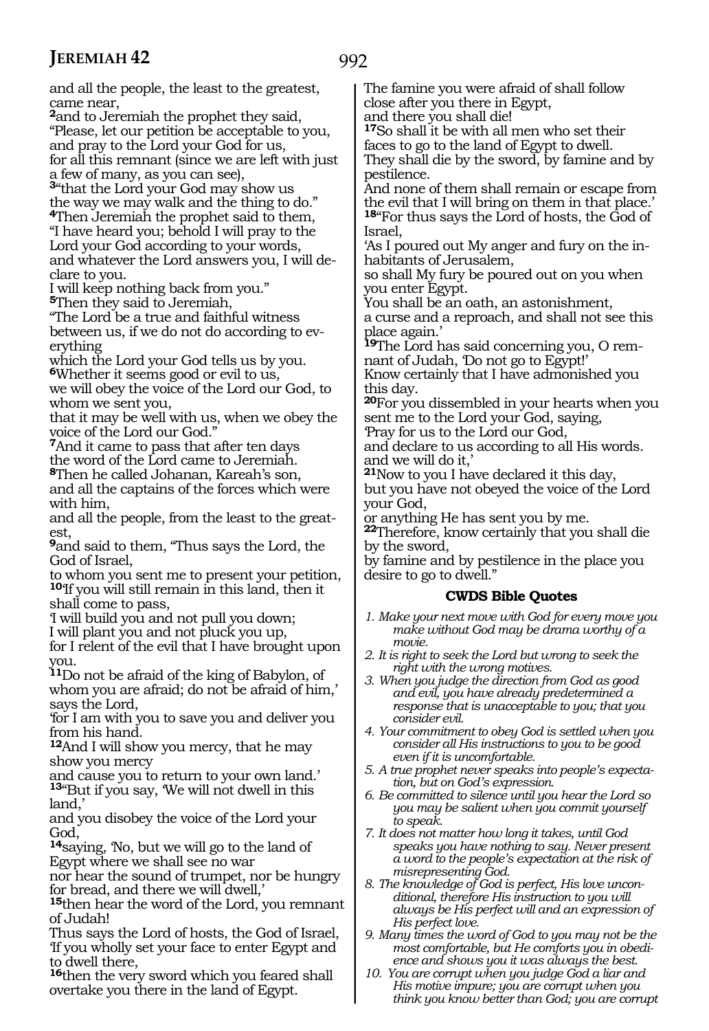and all the people, the least to the greatest, came near,
**2**and to Jeremiah the prophet they said,
"Please, let our petition be acceptable to you,
and pray to the Lord your God for us,
for all this remnant (since we are left with just a few of many, as you can see),
**3**"that the Lord your God may show us
the way we may walk and the thing to do."
**4**Then Jeremiah the prophet said to them,
"I have heard you; behold I will pray to the Lord your God according to your words,
and whatever the Lord answers you, I will declare to you.
I will keep nothing back from you."
**5**Then they said to Jeremiah,
"The Lord be a true and faithful witness between us, if we do not do according to everything
which the Lord your God tells us by you.
**6**Whether it seems good or evil to us,
we will obey the voice of the Lord our God, to whom we sent you,
that it may be well with us, when we obey the voice of the Lord our God."
**7**And it came to pass that after ten days
the word of the Lord came to Jeremiah.
**8**Then he called Johanan, Kareah's son,
and all the captains of the forces which were with him,
and all the people, from the least to the greatest,
**9**and said to them, "Thus says the Lord, the God of Israel,
to whom you sent me to present your petition,
**10**'If you will still remain in this land, then it shall come to pass,
'I will build you and not pull you down;
I will plant you and not pluck you up,
for I relent of the evil that I have brought upon you.
**11**Do not be afraid of the king of Babylon, of whom you are afraid; do not be afraid of him,' says the Lord,
'for I am with you to save you and deliver you from his hand.
**12**And I will show you mercy, that he may show you mercy
and cause you to return to your own land.'
**13**"But if you say, 'We will not dwell in this land,'
and you disobey the voice of the Lord your God,
**14**saying, 'No, but we will go to the land of Egypt where we shall see no war
nor hear the sound of trumpet, nor be hungry for bread, and there we will dwell,'
**15**then hear the word of the Lord, you remnant of Judah!
Thus says the Lord of hosts, the God of Israel, 'If you wholly set your face to enter Egypt and to dwell there,
**16**then the very sword which you feared shall overtake you there in the land of Egypt.
The famine you were afraid of shall follow close after you there in Egypt,
and there you shall die!
**17**So shall it be with all men who set their faces to go to the land of Egypt to dwell.
They shall die by the sword, by famine and by pestilence.
And none of them shall remain or escape from the evil that I will bring on them in that place.'
**18**"For thus says the Lord of hosts, the God of Israel,
'As I poured out My anger and fury on the inhabitants of Jerusalem,
so shall My fury be poured out on you when you enter Egypt.
You shall be an oath, an astonishment,
a curse and a reproach, and shall not see this place again.'
**19**The Lord has said concerning you, O remnant of Judah, 'Do not go to Egypt!'
Know certainly that I have admonished you this day.
**20**For you dissembled in your hearts when you sent me to the Lord your God, saying,
'Pray for us to the Lord our God,
and declare to us according to all His words.
and we will do it,'
**21**Now to you I have declared it this day,
but you have not obeyed the voice of the Lord your God,
or anything He has sent you by me.
**22**Therefore, know certainly that you shall die by the sword,
by famine and by pestilence in the place you desire to go to dwell."

### CWDS Bible Quotes

1. *Make your next move with God for every move you make without God may be drama worthy of a movie.*
2. *It is right to seek the Lord but wrong to seek the right with the wrong motives.*
3. *When you judge the direction from God as good and evil, you have already predetermined a response that is unacceptable to you; that you consider evil.*
4. *Your commitment to obey God is settled when you consider all His instructions to you to be good even if it is uncomfortable.*
5. *A true prophet never speaks into people's expectation, but on God's expression.*
6. *Be committed to silence until you hear the Lord so you may be salient when you commit yourself to speak.*
7. *It does not matter how long it takes, until God speaks you have nothing to say. Never present a word to the people's expectation at the risk of misrepresenting God.*
8. *The knowledge of God is perfect, His love unconditional, therefore His instruction to you will always be His perfect will and an expression of His perfect love.*
9. *Many times the word of God to you may not be the most comfortable, but He comforts you in obedience and shows you it was always the best.*
10. *You are corrupt when you judge God a liar and His motive impure; you are corrupt when you think you know better than God; you are corrupt*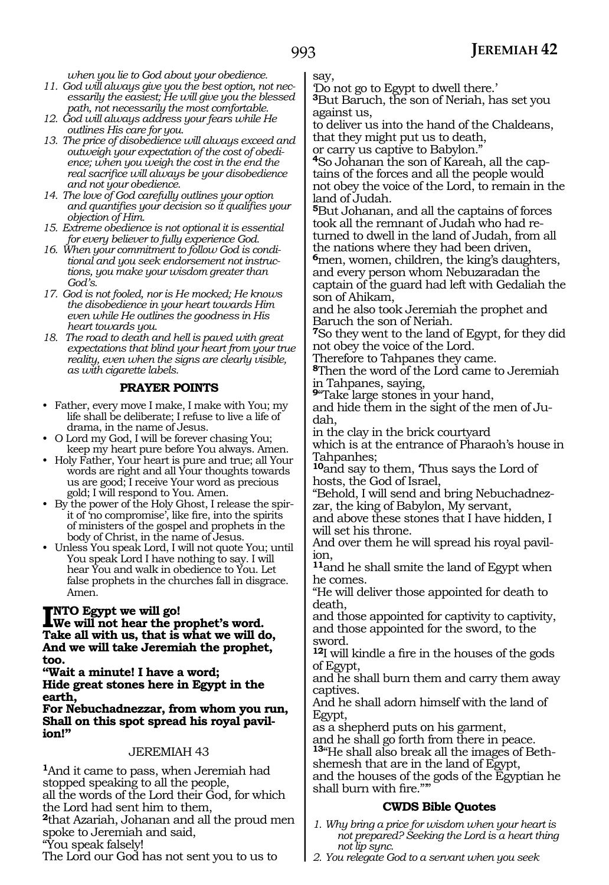*when you lie to God about your obedience.*

11. *God will always give you the best option, not necessarily the easiest; He will give you the blessed path, not necessarily the most comfortable.*
12. *God will always address your fears while He outlines His care for you.*
13. *The price of disobedience will always exceed and outweigh your expectation of the cost of obedience; when you weigh the cost in the end the real sacrifice will always be your disobedience and not your obedience.*
14. *The love of God carefully outlines your option and quantifies your decision so it qualifies your objection of Him.*
15. *Extreme obedience is not optional it is essential for every believer to fully experience God.*
16. *When your commitment to follow God is conditional and you seek endorsement not instructions, you make your wisdom greater than God's.*
17. *God is not fooled, nor is He mocked; He knows the disobedience in your heart towards Him even while He outlines the goodness in His heart towards you.*
18. *The road to death and hell is paved with great expectations that blind your heart from your true reality, even when the signs are clearly visible, as with cigarette labels.*

### PRAYER POINTS

- Father, every move I make, I make with You; my life shall be deliberate; I refuse to live a life of drama, in the name of Jesus.
- O Lord my God, I will be forever chasing You; keep my heart pure before You always. Amen.
- Holy Father, Your heart is pure and true; all Your words are right and all Your thoughts towards us are good; I receive Your word as precious gold; I will respond to You. Amen.
- By the power of the Holy Ghost, I release the spirit of 'no compromise', like fire, into the spirits of ministers of the gospel and prophets in the body of Christ, in the name of Jesus.
- Unless You speak Lord, I will not quote You; until You speak Lord I have nothing to say. I will hear You and walk in obedience to You. Let false prophets in the churches fall in disgrace. Amen.

**INTO Egypt we will go!**
**We will not hear the prophet's word.**
**Take all with us, that is what we will do,**
**And we will take Jeremiah the prophet, too.**
**"Wait a minute! I have a word;**
**Hide great stones here in Egypt in the earth,**
**For Nebuchadnezzar, from whom you run,**
**Shall on this spot spread his royal pavilion!"**

## JEREMIAH 43

[1]And it came to pass, when Jeremiah had stopped speaking to all the people,
all the words of the Lord their God, for which the Lord had sent him to them,
[2]that Azariah, Johanan and all the proud men spoke to Jeremiah and said,
"You speak falsely!
The Lord our God has not sent you to us to say,
'Do not go to Egypt to dwell there.'
[3]But Baruch, the son of Neriah, has set you against us,
to deliver us into the hand of the Chaldeans, that they might put us to death,
or carry us captive to Babylon."
[4]So Johanan the son of Kareah, all the captains of the forces and all the people would not obey the voice of the Lord, to remain in the land of Judah.
[5]But Johanan, and all the captains of forces took all the remnant of Judah who had returned to dwell in the land of Judah, from all the nations where they had been driven,
[6]men, women, children, the king's daughters, and every person whom Nebuzaradan the captain of the guard had left with Gedaliah the son of Ahikam,
and he also took Jeremiah the prophet and Baruch the son of Neriah.
[7]So they went to the land of Egypt, for they did not obey the voice of the Lord.
Therefore to Tahpanes they came.
[8]Then the word of the Lord came to Jeremiah in Tahpanes, saying,
[9]"Take large stones in your hand,
and hide them in the sight of the men of Judah,
in the clay in the brick courtyard
which is at the entrance of Pharaoh's house in Tahpanhes;
[10]and say to them, 'Thus says the Lord of hosts, the God of Israel,
"Behold, I will send and bring Nebuchadnezzar, the king of Babylon, My servant,
and above these stones that I have hidden, I will set his throne.
And over them he will spread his royal pavilion,
[11]and he shall smite the land of Egypt when he comes.
"He will deliver those appointed for death to death,
and those appointed for captivity to captivity,
and those appointed for the sword, to the sword.
[12]I will kindle a fire in the houses of the gods of Egypt,
and he shall burn them and carry them away captives.
And he shall adorn himself with the land of Egypt,
as a shepherd puts on his garment,
and he shall go forth from there in peace.
[13]"He shall also break all the images of Beth-shemesh that are in the land of Egypt,
and the houses of the gods of the Egyptian he shall burn with fire."'"

### CWDS Bible Quotes

1. *Why bring a price for wisdom when your heart is not prepared? Seeking the Lord is a heart thing not lip sync.*
2. *You relegate God to a servant when you seek*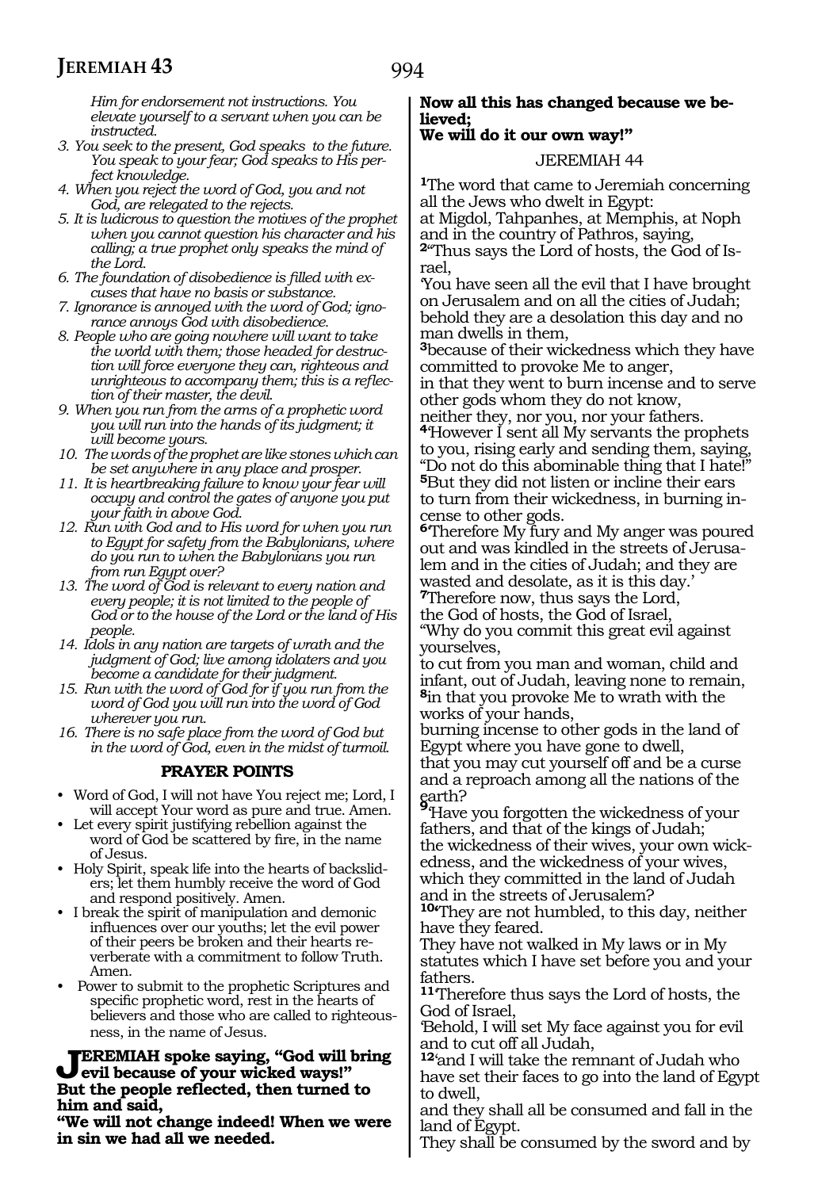*Him for endorsement not instructions. You elevate yourself to a servant when you can be instructed.*

3. *You seek to the present, God speaks to the future. You speak to your fear; God speaks to His perfect knowledge.*
4. *When you reject the word of God, you and not God, are relegated to the rejects.*
5. *It is ludicrous to question the motives of the prophet when you cannot question his character and his calling; a true prophet only speaks the mind of the Lord.*
6. *The foundation of disobedience is filled with excuses that have no basis or substance.*
7. *Ignorance is annoyed with the word of God; ignorance annoys God with disobedience.*
8. *People who are going nowhere will want to take the world with them; those headed for destruction will force everyone they can, righteous and unrighteous to accompany them; this is a reflection of their master, the devil.*
9. *When you run from the arms of a prophetic word you will run into the hands of its judgment; it will become yours.*
10. *The words of the prophet are like stones which can be set anywhere in any place and prosper.*
11. *It is heartbreaking failure to know your fear will occupy and control the gates of anyone you put your faith in above God.*
12. *Run with God and to His word for when you run to Egypt for safety from the Babylonians, where do you run to when the Babylonians you run from run Egypt over?*
13. *The word of God is relevant to every nation and every people; it is not limited to the people of God or to the house of the Lord or the land of His people.*
14. *Idols in any nation are targets of wrath and the judgment of God; live among idolaters and you become a candidate for their judgment.*
15. *Run with the word of God for if you run from the word of God you will run into the word of God wherever you run.*
16. *There is no safe place from the word of God but in the word of God, even in the midst of turmoil.*

## PRAYER POINTS

- Word of God, I will not have You reject me; Lord, I will accept Your word as pure and true. Amen.
- Let every spirit justifying rebellion against the word of God be scattered by fire, in the name of Jesus.
- Holy Spirit, speak life into the hearts of backsliders; let them humbly receive the word of God and respond positively. Amen.
- I break the spirit of manipulation and demonic influences over our youths; let the evil power of their peers be broken and their hearts reverberate with a commitment to follow Truth. Amen.
- Power to submit to the prophetic Scriptures and specific prophetic word, rest in the hearts of believers and those who are called to righteousness, in the name of Jesus.

**JEREMIAH spoke saying, "God will bring evil because of your wicked ways!"**
**But the people reflected, then turned to him and said,**
**"We will not change indeed! When we were in sin we had all we needed.**
**Now all this has changed because we believed;**
**We will do it our own way!"**

JEREMIAH 44

**1**The word that came to Jeremiah concerning all the Jews who dwelt in Egypt:
at Migdol, Tahpanhes, at Memphis, at Noph and in the country of Pathros, saying,
**2**"Thus says the Lord of hosts, the God of Israel,
'You have seen all the evil that I have brought on Jerusalem and on all the cities of Judah; behold they are a desolation this day and no man dwells in them,
**3**because of their wickedness which they have committed to provoke Me to anger,
in that they went to burn incense and to serve other gods whom they do not know,
neither they, nor you, nor your fathers.
**4**'However I sent all My servants the prophets to you, rising early and sending them, saying, "Do not do this abominable thing that I hate!"
**5**But they did not listen or incline their ears to turn from their wickedness, in burning incense to other gods.
**6**'Therefore My fury and My anger was poured out and was kindled in the streets of Jerusalem and in the cities of Judah; and they are wasted and desolate, as it is this day.'
**7**Therefore now, thus says the Lord,
the God of hosts, the God of Israel,
"Why do you commit this great evil against yourselves,
to cut from you man and woman, child and infant, out of Judah, leaving none to remain,
**8**in that you provoke Me to wrath with the works of your hands,
burning incense to other gods in the land of Egypt where you have gone to dwell,
that you may cut yourself off and be a curse and a reproach among all the nations of the earth?
**9**'Have you forgotten the wickedness of your fathers, and that of the kings of Judah;
the wickedness of their wives, your own wickedness, and the wickedness of your wives,
which they committed in the land of Judah and in the streets of Jerusalem?
**10**'They are not humbled, to this day, neither have they feared.
They have not walked in My laws or in My statutes which I have set before you and your fathers.
**11**'Therefore thus says the Lord of hosts, the God of Israel,
'Behold, I will set My face against you for evil and to cut off all Judah,
**12**'and I will take the remnant of Judah who have set their faces to go into the land of Egypt to dwell,
and they shall all be consumed and fall in the land of Egypt.
They shall be consumed by the sword and by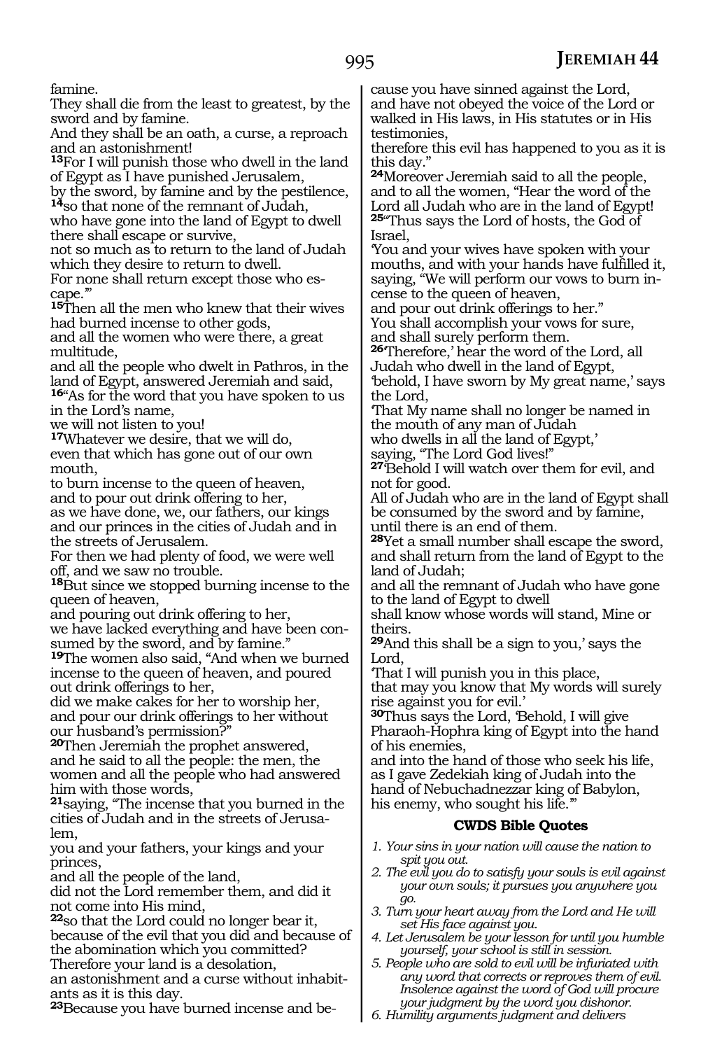famine.
They shall die from the least to greatest, by the sword and by famine.
And they shall be an oath, a curse, a reproach and an astonishment!
**13**For I will punish those who dwell in the land of Egypt as I have punished Jerusalem,
by the sword, by famine and by the pestilence,
**14**so that none of the remnant of Judah,
who have gone into the land of Egypt to dwell there shall escape or survive,
not so much as to return to the land of Judah which they desire to return to dwell.
For none shall return except those who escape.'"
**15**Then all the men who knew that their wives had burned incense to other gods,
and all the women who were there, a great multitude,
and all the people who dwelt in Pathros, in the land of Egypt, answered Jeremiah and said,
**16**"As for the word that you have spoken to us in the Lord's name,
we will not listen to you!
**17**Whatever we desire, that we will do,
even that which has gone out of our own mouth,
to burn incense to the queen of heaven,
and to pour out drink offering to her,
as we have done, we, our fathers, our kings and our princes in the cities of Judah and in the streets of Jerusalem.
For then we had plenty of food, we were well off, and we saw no trouble.
**18**But since we stopped burning incense to the queen of heaven,
and pouring out drink offering to her,
we have lacked everything and have been consumed by the sword, and by famine."
**19**The women also said, "And when we burned incense to the queen of heaven, and poured out drink offerings to her,
did we make cakes for her to worship her,
and pour our drink offerings to her without our husband's permission?"
**20**Then Jeremiah the prophet answered,
and he said to all the people: the men, the women and all the people who had answered him with those words,
**21**saying, "The incense that you burned in the cities of Judah and in the streets of Jerusalem,
you and your fathers, your kings and your princes,
and all the people of the land,
did not the Lord remember them, and did it not come into His mind,
**22**so that the Lord could no longer bear it,
because of the evil that you did and because of the abomination which you committed?
Therefore your land is a desolation,
an astonishment and a curse without inhabitants as it is this day.
**23**Because you have burned incense and because you have sinned against the Lord,
and have not obeyed the voice of the Lord or walked in His laws, in His statutes or in His testimonies,
therefore this evil has happened to you as it is this day."
**24**Moreover Jeremiah said to all the people,
and to all the women, "Hear the word of the Lord all Judah who are in the land of Egypt!
**25**"Thus says the Lord of hosts, the God of Israel,
'You and your wives have spoken with your mouths, and with your hands have fulfilled it, saying, "We will perform our vows to burn incense to the queen of heaven,
and pour out drink offerings to her."
You shall accomplish your vows for sure,
and shall surely perform them.
**26**'Therefore,' hear the word of the Lord, all Judah who dwell in the land of Egypt,
'behold, I have sworn by My great name,' says the Lord,
'That My name shall no longer be named in the mouth of any man of Judah
who dwells in all the land of Egypt,'
saying, "The Lord God lives!"
**27**'Behold I will watch over them for evil, and not for good.
All of Judah who are in the land of Egypt shall be consumed by the sword and by famine,
until there is an end of them.
**28**Yet a small number shall escape the sword,
and shall return from the land of Egypt to the land of Judah;
and all the remnant of Judah who have gone to the land of Egypt to dwell
shall know whose words will stand, Mine or theirs.
**29**And this shall be a sign to you,' says the Lord,
'That I will punish you in this place,
that may you know that My words will surely rise against you for evil.'
**30**Thus says the Lord, 'Behold, I will give Pharaoh-Hophra king of Egypt into the hand of his enemies,
and into the hand of those who seek his life,
as I gave Zedekiah king of Judah into the hand of Nebuchadnezzar king of Babylon,
his enemy, who sought his life.'"

### CWDS Bible Quotes

1. *Your sins in your nation will cause the nation to spit you out.*
2. *The evil you do to satisfy your souls is evil against your own souls; it pursues you anywhere you go.*
3. *Turn your heart away from the Lord and He will set His face against you.*
4. *Let Jerusalem be your lesson for until you humble yourself, your school is still in session.*
5. *People who are sold to evil will be infuriated with any word that corrects or reproves them of evil. Insolence against the word of God will procure your judgment by the word you dishonor.*
6. *Humility arguments judgment and delivers*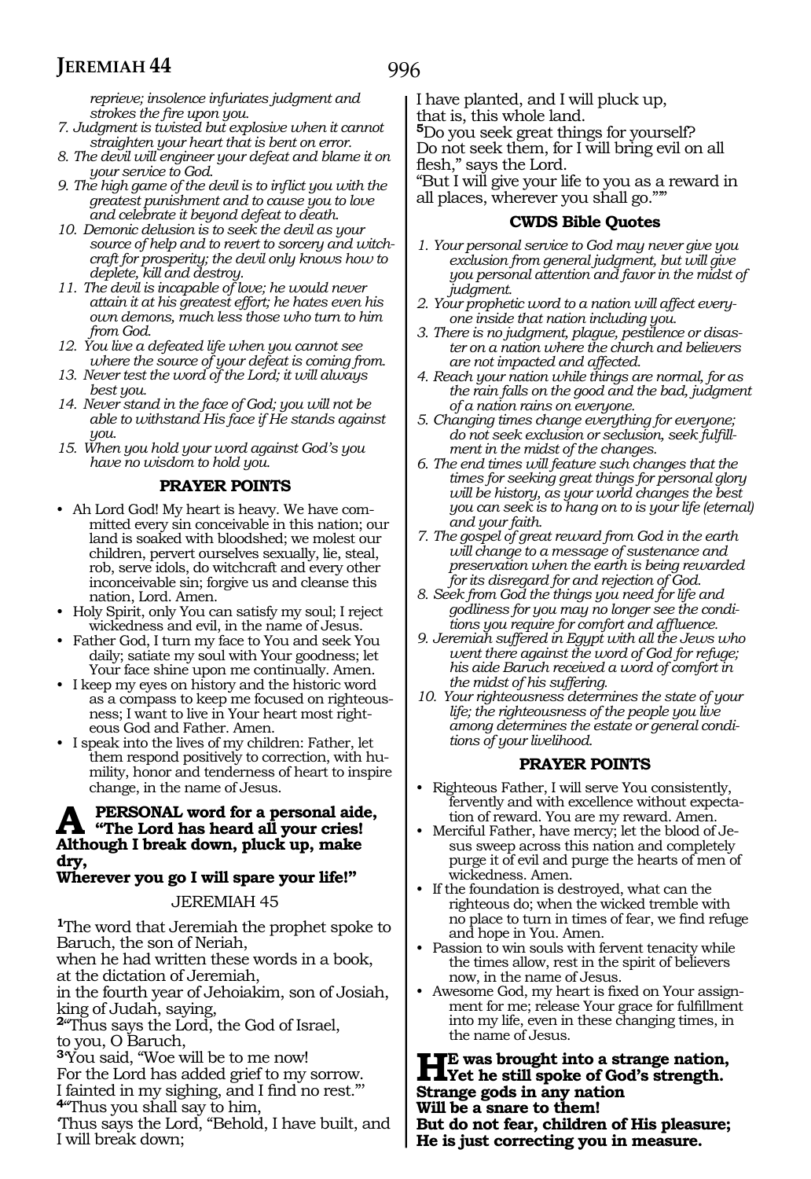*reprieve; insolence infuriates judgment and strokes the fire upon you.*

7. *Judgment is twisted but explosive when it cannot straighten your heart that is bent on error.*
8. *The devil will engineer your defeat and blame it on your service to God.*
9. *The high game of the devil is to inflict you with the greatest punishment and to cause you to love and celebrate it beyond defeat to death.*
10. *Demonic delusion is to seek the devil as your source of help and to revert to sorcery and witchcraft for prosperity; the devil only knows how to deplete, kill and destroy.*
11. *The devil is incapable of love; he would never attain it at his greatest effort; he hates even his own demons, much less those who turn to him from God.*
12. *You live a defeated life when you cannot see where the source of your defeat is coming from.*
13. *Never test the word of the Lord; it will always best you.*
14. *Never stand in the face of God; you will not be able to withstand His face if He stands against you.*
15. *When you hold your word against God's you have no wisdom to hold you.*

### PRAYER POINTS

- Ah Lord God! My heart is heavy. We have committed every sin conceivable in this nation; our land is soaked with bloodshed; we molest our children, pervert ourselves sexually, lie, steal, rob, serve idols, do witchcraft and every other inconceivable sin; forgive us and cleanse this nation, Lord. Amen.
- Holy Spirit, only You can satisfy my soul; I reject wickedness and evil, in the name of Jesus.
- Father God, I turn my face to You and seek You daily; satiate my soul with Your goodness; let Your face shine upon me continually. Amen.
- I keep my eyes on history and the historic word as a compass to keep me focused on righteousness; I want to live in Your heart most righteous God and Father. Amen.
- I speak into the lives of my children: Father, let them respond positively to correction, with humility, honor and tenderness of heart to inspire change, in the name of Jesus.

**A PERSONAL word for a personal aide, "The Lord has heard all your cries! Although I break down, pluck up, make dry, Wherever you go I will spare your life!"**

JEREMIAH 45

[1]The word that Jeremiah the prophet spoke to Baruch, the son of Neriah,
when he had written these words in a book,
at the dictation of Jeremiah,
in the fourth year of Jehoiakim, son of Josiah, king of Judah, saying,
[2]"Thus says the Lord, the God of Israel,
to you, O Baruch,
[3]'You said, "Woe will be to me now!
For the Lord has added grief to my sorrow.
I fainted in my sighing, and I find no rest."'
[4]"Thus you shall say to him,
'Thus says the Lord, "Behold, I have built, and I will break down;
I have planted, and I will pluck up,
that is, this whole land.
[5]Do you seek great things for yourself?
Do not seek them, for I will bring evil on all flesh," says the Lord.
"But I will give your life to you as a reward in all places, wherever you shall go."'"

### CWDS Bible Quotes

1. *Your personal service to God may never give you exclusion from general judgment, but will give you personal attention and favor in the midst of judgment.*
2. *Your prophetic word to a nation will affect everyone inside that nation including you.*
3. *There is no judgment, plague, pestilence or disaster on a nation where the church and believers are not impacted and affected.*
4. *Reach your nation while things are normal, for as the rain falls on the good and the bad, judgment of a nation rains on everyone.*
5. *Changing times change everything for everyone; do not seek exclusion or seclusion, seek fulfillment in the midst of the changes.*
6. *The end times will feature such changes that the times for seeking great things for personal glory will be history, as your world changes the best you can seek is to hang on to is your life (eternal) and your faith.*
7. *The gospel of great reward from God in the earth will change to a message of sustenance and preservation when the earth is being rewarded for its disregard for and rejection of God.*
8. *Seek from God the things you need for life and godliness for you may no longer see the conditions you require for comfort and affluence.*
9. *Jeremiah suffered in Egypt with all the Jews who went there against the word of God for refuge; his aide Baruch received a word of comfort in the midst of his suffering.*
10. *Your righteousness determines the state of your life; the righteousness of the people you live among determines the estate or general conditions of your livelihood.*

### PRAYER POINTS

- Righteous Father, I will serve You consistently, fervently and with excellence without expectation of reward. You are my reward. Amen.
- Merciful Father, have mercy; let the blood of Jesus sweep across this nation and completely purge it of evil and purge the hearts of men of wickedness. Amen.
- If the foundation is destroyed, what can the righteous do; when the wicked tremble with no place to turn in times of fear, we find refuge and hope in You. Amen.
- Passion to win souls with fervent tenacity while the times allow, rest in the spirit of believers now, in the name of Jesus.
- Awesome God, my heart is fixed on Your assignment for me; release Your grace for fulfillment into my life, even in these changing times, in the name of Jesus.

**HE was brought into a strange nation, Yet he still spoke of God's strength. Strange gods in any nation Will be a snare to them! But do not fear, children of His pleasure; He is just correcting you in measure.**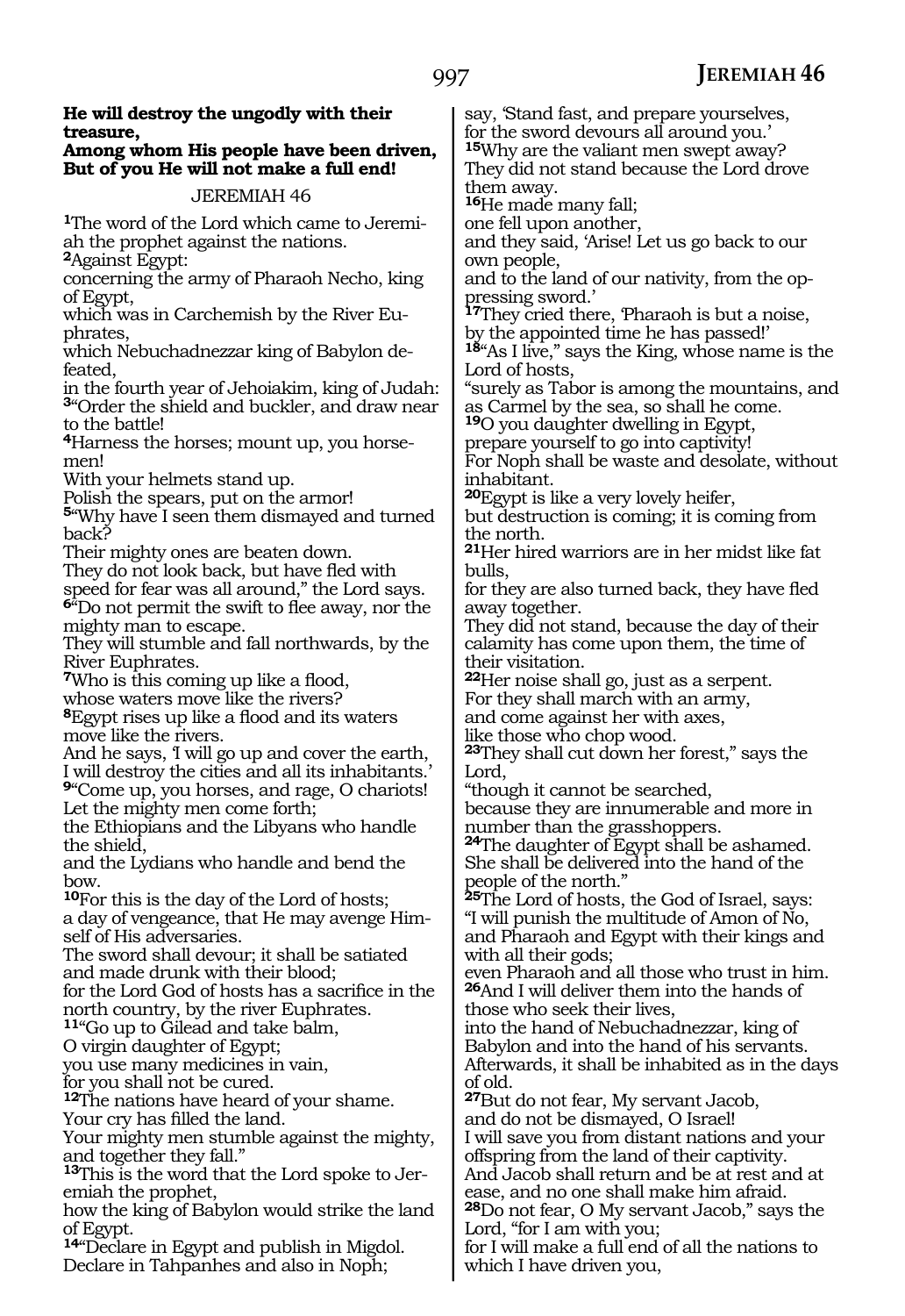**He will destroy the ungodly with their treasure,**
**Among whom His people have been driven,**
**But of you He will not make a full end!**

JEREMIAH 46

1The word of the Lord which came to Jeremiah the prophet against the nations.
2Against Egypt:
concerning the army of Pharaoh Necho, king of Egypt,
which was in Carchemish by the River Euphrates,
which Nebuchadnezzar king of Babylon defeated,
in the fourth year of Jehoiakim, king of Judah:
3"Order the shield and buckler, and draw near to the battle!
4Harness the horses; mount up, you horsemen!
With your helmets stand up.
Polish the spears, put on the armor!
5"Why have I seen them dismayed and turned back?
Their mighty ones are beaten down.
They do not look back, but have fled with speed for fear was all around," the Lord says.
6"Do not permit the swift to flee away, nor the mighty man to escape.
They will stumble and fall northwards, by the River Euphrates.
7Who is this coming up like a flood,
whose waters move like the rivers?
8Egypt rises up like a flood and its waters move like the rivers.
And he says, 'I will go up and cover the earth,
I will destroy the cities and all its inhabitants.'
9"Come up, you horses, and rage, O chariots!
Let the mighty men come forth;
the Ethiopians and the Libyans who handle the shield,
and the Lydians who handle and bend the bow.
10For this is the day of the Lord of hosts;
a day of vengeance, that He may avenge Himself of His adversaries.
The sword shall devour; it shall be satiated and made drunk with their blood;
for the Lord God of hosts has a sacrifice in the north country, by the river Euphrates.
11"Go up to Gilead and take balm,
O virgin daughter of Egypt;
you use many medicines in vain,
for you shall not be cured.
12The nations have heard of your shame.
Your cry has filled the land.
Your mighty men stumble against the mighty,
and together they fall."
13This is the word that the Lord spoke to Jeremiah the prophet,
how the king of Babylon would strike the land of Egypt.
14"Declare in Egypt and publish in Migdol.
Declare in Tahpanhes and also in Noph;
say, 'Stand fast, and prepare yourselves,
for the sword devours all around you.'
15Why are the valiant men swept away?
They did not stand because the Lord drove them away.
16He made many fall;
one fell upon another,
and they said, 'Arise! Let us go back to our own people,
and to the land of our nativity, from the oppressing sword.'
17They cried there, 'Pharaoh is but a noise,
by the appointed time he has passed!'
18"As I live," says the King, whose name is the Lord of hosts,
"surely as Tabor is among the mountains, and as Carmel by the sea, so shall he come.
19O you daughter dwelling in Egypt,
prepare yourself to go into captivity!
For Noph shall be waste and desolate, without inhabitant.
20Egypt is like a very lovely heifer,
but destruction is coming; it is coming from the north.
21Her hired warriors are in her midst like fat bulls,
for they are also turned back, they have fled away together.
They did not stand, because the day of their calamity has come upon them, the time of their visitation.
22Her noise shall go, just as a serpent.
For they shall march with an army,
and come against her with axes,
like those who chop wood.
23They shall cut down her forest," says the Lord,
"though it cannot be searched,
because they are innumerable and more in number than the grasshoppers.
24The daughter of Egypt shall be ashamed.
She shall be delivered into the hand of the people of the north."
25The Lord of hosts, the God of Israel, says:
"I will punish the multitude of Amon of No,
and Pharaoh and Egypt with their kings and with all their gods;
even Pharaoh and all those who trust in him.
26And I will deliver them into the hands of those who seek their lives,
into the hand of Nebuchadnezzar, king of Babylon and into the hand of his servants.
Afterwards, it shall be inhabited as in the days of old.
27But do not fear, My servant Jacob,
and do not be dismayed, O Israel!
I will save you from distant nations and your offspring from the land of their captivity.
And Jacob shall return and be at rest and at ease, and no one shall make him afraid.
28Do not fear, O My servant Jacob," says the Lord, "for I am with you;
for I will make a full end of all the nations to which I have driven you,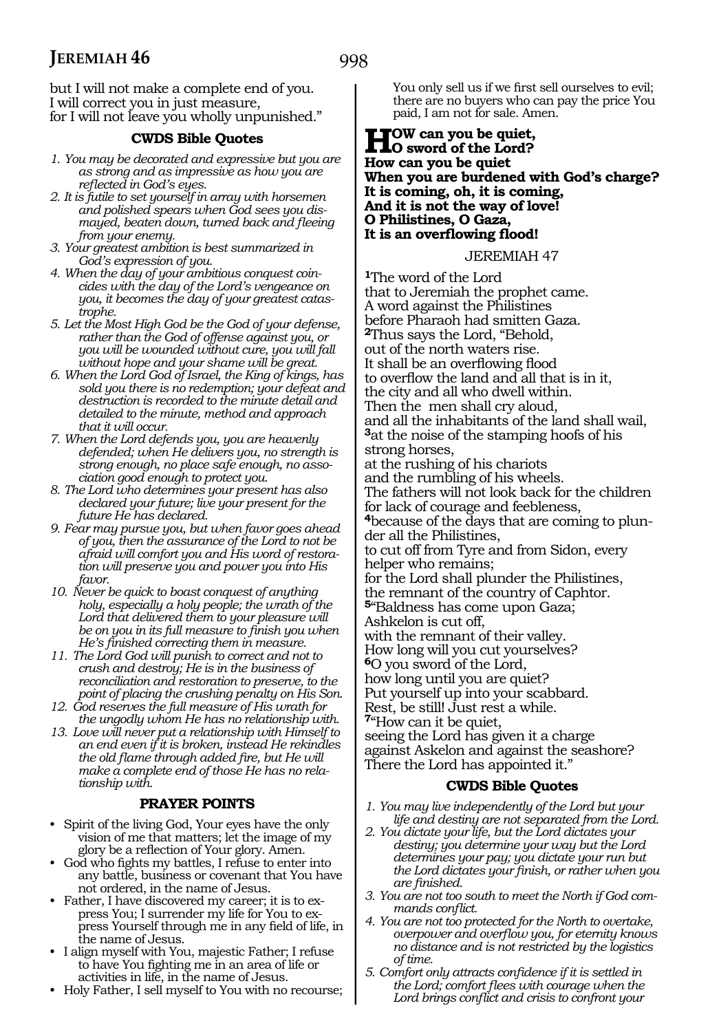but I will not make a complete end of you.
I will correct you in just measure,
for I will not leave you wholly unpunished."

### CWDS Bible Quotes

1. *You may be decorated and expressive but you are as strong and as impressive as how you are reflected in God's eyes.*
2. *It is futile to set yourself in array with horsemen and polished spears when God sees you dismayed, beaten down, turned back and fleeing from your enemy.*
3. *Your greatest ambition is best summarized in God's expression of you.*
4. *When the day of your ambitious conquest coincides with the day of the Lord's vengeance on you, it becomes the day of your greatest catastrophe.*
5. *Let the Most High God be the God of your defense, rather than the God of offense against you, or you will be wounded without cure, you will fall without hope and your shame will be great.*
6. *When the Lord God of Israel, the King of kings, has sold you there is no redemption; your defeat and destruction is recorded to the minute detail and detailed to the minute, method and approach that it will occur.*
7. *When the Lord defends you, you are heavenly defended; when He delivers you, no strength is strong enough, no place safe enough, no association good enough to protect you.*
8. *The Lord who determines your present has also declared your future; live your present for the future He has declared.*
9. *Fear may pursue you, but when favor goes ahead of you, then the assurance of the Lord to not be afraid will comfort you and His word of restoration will preserve you and power you into His favor.*
10. *Never be quick to boast conquest of anything holy, especially a holy people; the wrath of the Lord that delivered them to your pleasure will be on you in its full measure to finish you when He's finished correcting them in measure.*
11. *The Lord God will punish to correct and not to crush and destroy; He is in the business of reconciliation and restoration to preserve, to the point of placing the crushing penalty on His Son.*
12. *God reserves the full measure of His wrath for the ungodly whom He has no relationship with.*
13. *Love will never put a relationship with Himself to an end even if it is broken, instead He rekindles the old flame through added fire, but He will make a complete end of those He has no relationship with.*

### PRAYER POINTS

- Spirit of the living God, Your eyes have the only vision of me that matters; let the image of my glory be a reflection of Your glory. Amen.
- God who fights my battles, I refuse to enter into any battle, business or covenant that You have not ordered, in the name of Jesus.
- Father, I have discovered my career; it is to express You; I surrender my life for You to express Yourself through me in any field of life, in the name of Jesus.
- I align myself with You, majestic Father; I refuse to have You fighting me in an area of life or activities in life, in the name of Jesus.
- Holy Father, I sell myself to You with no recourse; You only sell us if we first sell ourselves to evil; there are no buyers who can pay the price You paid, I am not for sale. Amen.

**HOW can you be quiet,**
**O sword of the Lord?**
**How can you be quiet**
**When you are burdened with God's charge?**
**It is coming, oh, it is coming,**
**And it is not the way of love!**
**O Philistines, O Gaza,**
**It is an overflowing flood!**

## JEREMIAH 47

**1**The word of the Lord
that to Jeremiah the prophet came.
A word against the Philistines
before Pharaoh had smitten Gaza.
**2**Thus says the Lord, "Behold,
out of the north waters rise.
It shall be an overflowing flood
to overflow the land and all that is in it,
the city and all who dwell within.
Then the men shall cry aloud,
and all the inhabitants of the land shall wail,
**3**at the noise of the stamping hoofs of his strong horses,
at the rushing of his chariots
and the rumbling of his wheels.
The fathers will not look back for the children
for lack of courage and feebleness,
**4**because of the days that are coming to plunder all the Philistines,
to cut off from Tyre and from Sidon, every helper who remains;
for the Lord shall plunder the Philistines,
the remnant of the country of Caphtor.
**5**"Baldness has come upon Gaza;
Ashkelon is cut off,
with the remnant of their valley.
How long will you cut yourselves?
**6**O you sword of the Lord,
how long until you are quiet?
Put yourself up into your scabbard.
Rest, be still! Just rest a while.
**7**"How can it be quiet,
seeing the Lord has given it a charge
against Askelon and against the seashore?
There the Lord has appointed it."

### CWDS Bible Quotes

1. *You may live independently of the Lord but your life and destiny are not separated from the Lord.*
2. *You dictate your life, but the Lord dictates your destiny; you determine your way but the Lord determines your pay; you dictate your run but the Lord dictates your finish, or rather when you are finished.*
3. *You are not too south to meet the North if God commands conflict.*
4. *You are not too protected for the North to overtake, overpower and overflow you, for eternity knows no distance and is not restricted by the logistics of time.*
5. *Comfort only attracts confidence if it is settled in the Lord; comfort flees with courage when the Lord brings conflict and crisis to confront your*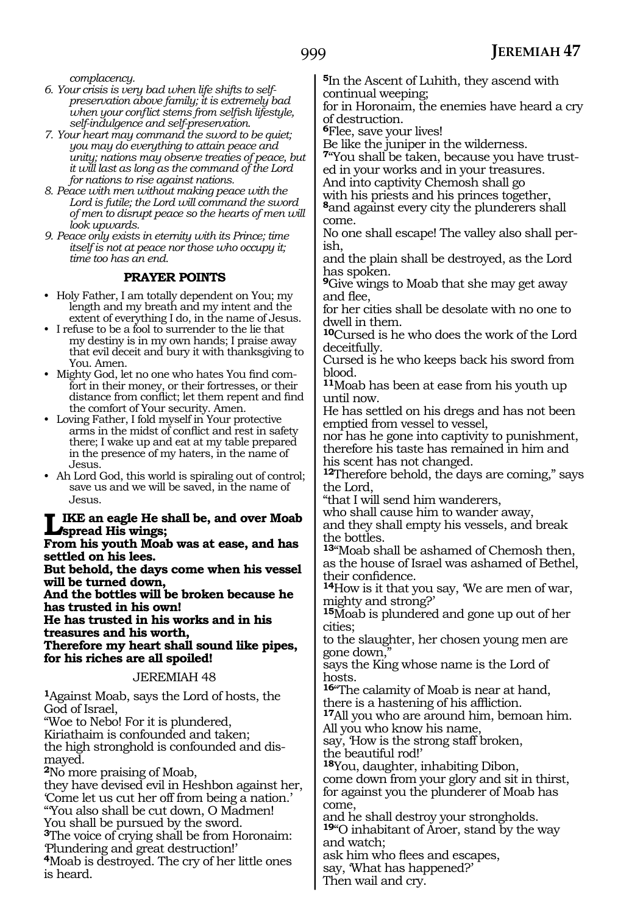*complacency.*

6. *Your crisis is very bad when life shifts to self-preservation above family; it is extremely bad when your conflict stems from selfish lifestyle, self-indulgence and self-preservation.*
7. *Your heart may command the sword to be quiet; you may do everything to attain peace and unity; nations may observe treaties of peace, but it will last as long as the command of the Lord for nations to rise against nations.*
8. *Peace with men without making peace with the Lord is futile; the Lord will command the sword of men to disrupt peace so the hearts of men will look upwards.*
9. *Peace only exists in eternity with its Prince; time itself is not at peace nor those who occupy it; time too has an end.*

**PRAYER POINTS**

- Holy Father, I am totally dependent on You; my length and my breath and my intent and the extent of everything I do, in the name of Jesus.
- I refuse to be a fool to surrender to the lie that my destiny is in my own hands; I praise away that evil deceit and bury it with thanksgiving to You. Amen.
- Mighty God, let no one who hates You find comfort in their money, or their fortresses, or their distance from conflict; let them repent and find the comfort of Your security. Amen.
- Loving Father, I fold myself in Your protective arms in the midst of conflict and rest in safety there; I wake up and eat at my table prepared in the presence of my haters, in the name of Jesus.
- Ah Lord God, this world is spiraling out of control; save us and we will be saved, in the name of Jesus.

**LIKE an eagle He shall be, and over Moab spread His wings;**
**From his youth Moab was at ease, and has settled on his lees.**
**But behold, the days come when his vessel will be turned down,**
**And the bottles will be broken because he has trusted in his own!**
**He has trusted in his works and in his treasures and his worth,**
**Therefore my heart shall sound like pipes, for his riches are all spoiled!**

JEREMIAH 48

**1**Against Moab, says the Lord of hosts, the God of Israel,
"Woe to Nebo! For it is plundered,
Kiriathaim is confounded and taken;
the high stronghold is confounded and dismayed.
**2**No more praising of Moab,
they have devised evil in Heshbon against her,
'Come let us cut her off from being a nation.'
"'You also shall be cut down, O Madmen!
You shall be pursued by the sword.
**3**The voice of crying shall be from Horonaim:
'Plundering and great destruction!'
**4**Moab is destroyed. The cry of her little ones is heard.
**5**In the Ascent of Luhith, they ascend with continual weeping;
for in Horonaim, the enemies have heard a cry of destruction.
**6**Flee, save your lives!
Be like the juniper in the wilderness.
**7**"You shall be taken, because you have trusted in your works and in your treasures.
And into captivity Chemosh shall go
with his priests and his princes together,
**8**and against every city the plunderers shall come.
No one shall escape! The valley also shall perish,
and the plain shall be destroyed, as the Lord has spoken.
**9**Give wings to Moab that she may get away and flee,
for her cities shall be desolate with no one to dwell in them.
**10**Cursed is he who does the work of the Lord deceitfully.
Cursed is he who keeps back his sword from blood.
**11**Moab has been at ease from his youth up until now.
He has settled on his dregs and has not been emptied from vessel to vessel,
nor has he gone into captivity to punishment,
therefore his taste has remained in him and his scent has not changed.
**12**Therefore behold, the days are coming," says the Lord,
"that I will send him wanderers,
who shall cause him to wander away,
and they shall empty his vessels, and break the bottles.
**13**"Moab shall be ashamed of Chemosh then,
as the house of Israel was ashamed of Bethel, their confidence.
**14**How is it that you say, 'We are men of war, mighty and strong?'
**15**Moab is plundered and gone up out of her cities;
to the slaughter, her chosen young men are gone down,"
says the King whose name is the Lord of hosts.
**16**"The calamity of Moab is near at hand,
there is a hastening of his affliction.
**17**All you who are around him, bemoan him.
All you who know his name,
say, 'How is the strong staff broken,
the beautiful rod!'
**18**You, daughter, inhabiting Dibon,
come down from your glory and sit in thirst,
for against you the plunderer of Moab has come,
and he shall destroy your strongholds.
**19**"O inhabitant of Aroer, stand by the way and watch;
ask him who flees and escapes,
say, 'What has happened?'
Then wail and cry.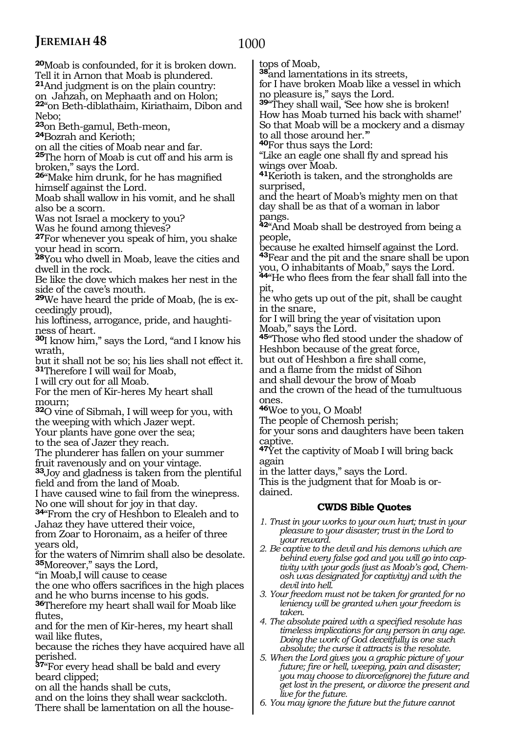**20**Moab is confounded, for it is broken down.
Tell it in Arnon that Moab is plundered.
**21**And judgment is on the plain country:
on Jahzah, on Mephaath and on Holon;
**22**"on Beth-diblathaim, Kiriathaim, Dibon and Nebo;
**23**on Beth-gamul, Beth-meon,
**24**Bozrah and Kerioth;
on all the cities of Moab near and far.
**25**The horn of Moab is cut off and his arm is broken," says the Lord.
**26**"Make him drunk, for he has magnified himself against the Lord.
Moab shall wallow in his vomit, and he shall also be a scorn.
Was not Israel a mockery to you?
Was he found among thieves?
**27**For whenever you speak of him, you shake your head in scorn.
**28**You who dwell in Moab, leave the cities and dwell in the rock.
Be like the dove which makes her nest in the side of the cave's mouth.
**29**We have heard the pride of Moab, (he is exceedingly proud),
his loftiness, arrogance, pride, and haughtiness of heart.
**30**I know him," says the Lord, "and I know his wrath,
but it shall not be so; his lies shall not effect it.
**31**Therefore I will wail for Moab,
I will cry out for all Moab.
For the men of Kir-heres My heart shall mourn;
**32**O vine of Sibmah, I will weep for you, with the weeping with which Jazer wept.
Your plants have gone over the sea;
to the sea of Jazer they reach.
The plunderer has fallen on your summer fruit ravenously and on your vintage.
**33**Joy and gladness is taken from the plentiful field and from the land of Moab.
I have caused wine to fail from the winepress.
No one will shout for joy in that day.
**34**"From the cry of Heshbon to Elealeh and to Jahaz they have uttered their voice,
from Zoar to Horonaim, as a heifer of three years old,
for the waters of Nimrim shall also be desolate.
**35**Moreover," says the Lord,
"in Moab,I will cause to cease
the one who offers sacrifices in the high places and he who burns incense to his gods.
**36**Therefore my heart shall wail for Moab like flutes,
and for the men of Kir-heres, my heart shall wail like flutes,
because the riches they have acquired have all perished.
**37**"For every head shall be bald and every beard clipped;
on all the hands shall be cuts,
and on the loins they shall wear sackcloth.
There shall be lamentation on all the housetops of Moab,
**38**and lamentations in its streets,
for I have broken Moab like a vessel in which no pleasure is," says the Lord.
**39**"They shall wail, 'See how she is broken!
How has Moab turned his back with shame!'
So that Moab will be a mockery and a dismay to all those around her.'"
**40**For thus says the Lord:
"Like an eagle one shall fly and spread his wings over Moab.
**41**Kerioth is taken, and the strongholds are surprised,
and the heart of Moab's mighty men on that day shall be as that of a woman in labor pangs.
**42**"And Moab shall be destroyed from being a people,
because he exalted himself against the Lord.
**43**Fear and the pit and the snare shall be upon you, O inhabitants of Moab," says the Lord.
**44**"He who flees from the fear shall fall into the pit,
he who gets up out of the pit, shall be caught in the snare,
for I will bring the year of visitation upon Moab," says the Lord.
**45**"Those who fled stood under the shadow of Heshbon because of the great force,
but out of Heshbon a fire shall come,
and a flame from the midst of Sihon
and shall devour the brow of Moab
and the crown of the head of the tumultuous ones.
**46**Woe to you, O Moab!
The people of Chemosh perish;
for your sons and daughters have been taken captive.
**47**Yet the captivity of Moab I will bring back again
in the latter days," says the Lord.
This is the judgment that for Moab is ordained.

### CWDS Bible Quotes

1. *Trust in your works to your own hurt; trust in your pleasure to your disaster; trust in the Lord to your reward.*
2. *Be captive to the devil and his demons which are behind every false god and you will go into captivity with your gods (just as Moab's god, Chemosh was designated for captivity) and with the devil into hell.*
3. *Your freedom must not be taken for granted for no leniency will be granted when your freedom is taken.*
4. *The absolute paired with a specified resolute has timeless implications for any person in any age. Doing the work of God deceitfully is one such absolute; the curse it attracts is the resolute.*
5. *When the Lord gives you a graphic picture of your future; fire or hell, weeping, pain and disaster; you may choose to divorce(ignore) the future and get lost in the present, or divorce the present and live for the future.*
6. *You may ignore the future but the future cannot*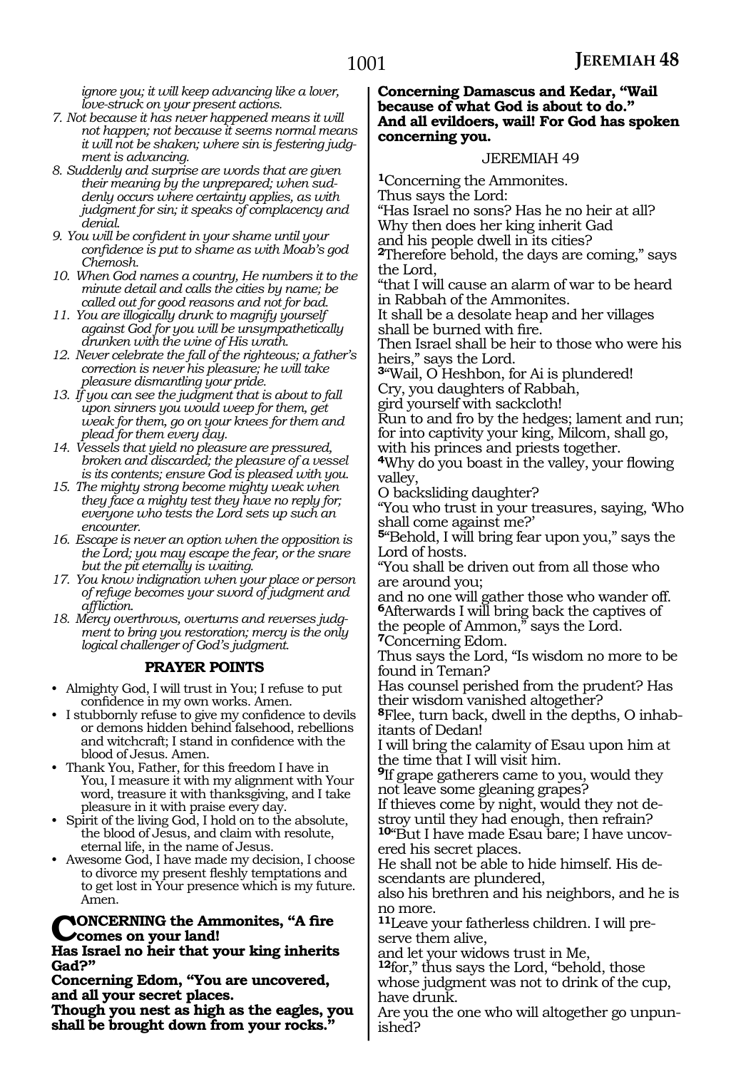*ignore you; it will keep advancing like a lover, love-struck on your present actions.*

7. *Not because it has never happened means it will not happen; not because it seems normal means it will not be shaken; where sin is festering judgment is advancing.*
8. *Suddenly and surprise are words that are given their meaning by the unprepared; when suddenly occurs where certainty applies, as with judgment for sin; it speaks of complacency and denial.*
9. *You will be confident in your shame until your confidence is put to shame as with Moab's god Chemosh.*
10. *When God names a country, He numbers it to the minute detail and calls the cities by name; be called out for good reasons and not for bad.*
11. *You are illogically drunk to magnify yourself against God for you will be unsympathetically drunken with the wine of His wrath.*
12. *Never celebrate the fall of the righteous; a father's correction is never his pleasure; he will take pleasure dismantling your pride.*
13. *If you can see the judgment that is about to fall upon sinners you would weep for them, get weak for them, go on your knees for them and plead for them every day.*
14. *Vessels that yield no pleasure are pressured, broken and discarded; the pleasure of a vessel is its contents; ensure God is pleased with you.*
15. *The mighty strong become mighty weak when they face a mighty test they have no reply for; everyone who tests the Lord sets up such an encounter.*
16. *Escape is never an option when the opposition is the Lord; you may escape the fear, or the snare but the pit eternally is waiting.*
17. *You know indignation when your place or person of refuge becomes your sword of judgment and affliction.*
18. *Mercy overthrows, overturns and reverses judgment to bring you restoration; mercy is the only logical challenger of God's judgment.*

## PRAYER POINTS

- Almighty God, I will trust in You; I refuse to put confidence in my own works. Amen.
- I stubbornly refuse to give my confidence to devils or demons hidden behind falsehood, rebellions and witchcraft; I stand in confidence with the blood of Jesus. Amen.
- Thank You, Father, for this freedom I have in You, I measure it with my alignment with Your word, treasure it with thanksgiving, and I take pleasure in it with praise every day.
- Spirit of the living God, I hold on to the absolute, the blood of Jesus, and claim with resolute, eternal life, in the name of Jesus.
- Awesome God, I have made my decision, I choose to divorce my present fleshly temptations and to get lost in Your presence which is my future. Amen.

**CONCERNING the Ammonites, "A fire comes on your land!**
**Has Israel no heir that your king inherits Gad?"**
**Concerning Edom, "You are uncovered, and all your secret places.**
**Though you nest as high as the eagles, you shall be brought down from your rocks."**
**Concerning Damascus and Kedar, "Wail because of what God is about to do."**
**And all evildoers, wail! For God has spoken concerning you.**

## JEREMIAH 49

[1]Concerning the Ammonites.
Thus says the Lord:
"Has Israel no sons? Has he no heir at all?
Why then does her king inherit Gad
and his people dwell in its cities?
[2]Therefore behold, the days are coming," says the Lord,
"that I will cause an alarm of war to be heard in Rabbah of the Ammonites.
It shall be a desolate heap and her villages shall be burned with fire.
Then Israel shall be heir to those who were his heirs," says the Lord.
[3]"Wail, O Heshbon, for Ai is plundered!
Cry, you daughters of Rabbah,
gird yourself with sackcloth!
Run to and fro by the hedges; lament and run; for into captivity your king, Milcom, shall go, with his princes and priests together.
[4]Why do you boast in the valley, your flowing valley,
O backsliding daughter?
"You who trust in your treasures, saying, 'Who shall come against me?'
[5]"Behold, I will bring fear upon you," says the Lord of hosts.
"You shall be driven out from all those who are around you;
and no one will gather those who wander off.
[6]Afterwards I will bring back the captives of the people of Ammon," says the Lord.
[7]Concerning Edom.
Thus says the Lord, "Is wisdom no more to be found in Teman?
Has counsel perished from the prudent? Has their wisdom vanished altogether?
[8]Flee, turn back, dwell in the depths, O inhabitants of Dedan!
I will bring the calamity of Esau upon him at the time that I will visit him.
[9]If grape gatherers came to you, would they not leave some gleaning grapes?
If thieves come by night, would they not destroy until they had enough, then refrain?
[10]"But I have made Esau bare; I have uncovered his secret places.
He shall not be able to hide himself. His descendants are plundered,
also his brethren and his neighbors, and he is no more.
[11]Leave your fatherless children. I will preserve them alive,
and let your widows trust in Me,
[12]for," thus says the Lord, "behold, those whose judgment was not to drink of the cup, have drunk.
Are you the one who will altogether go unpunished?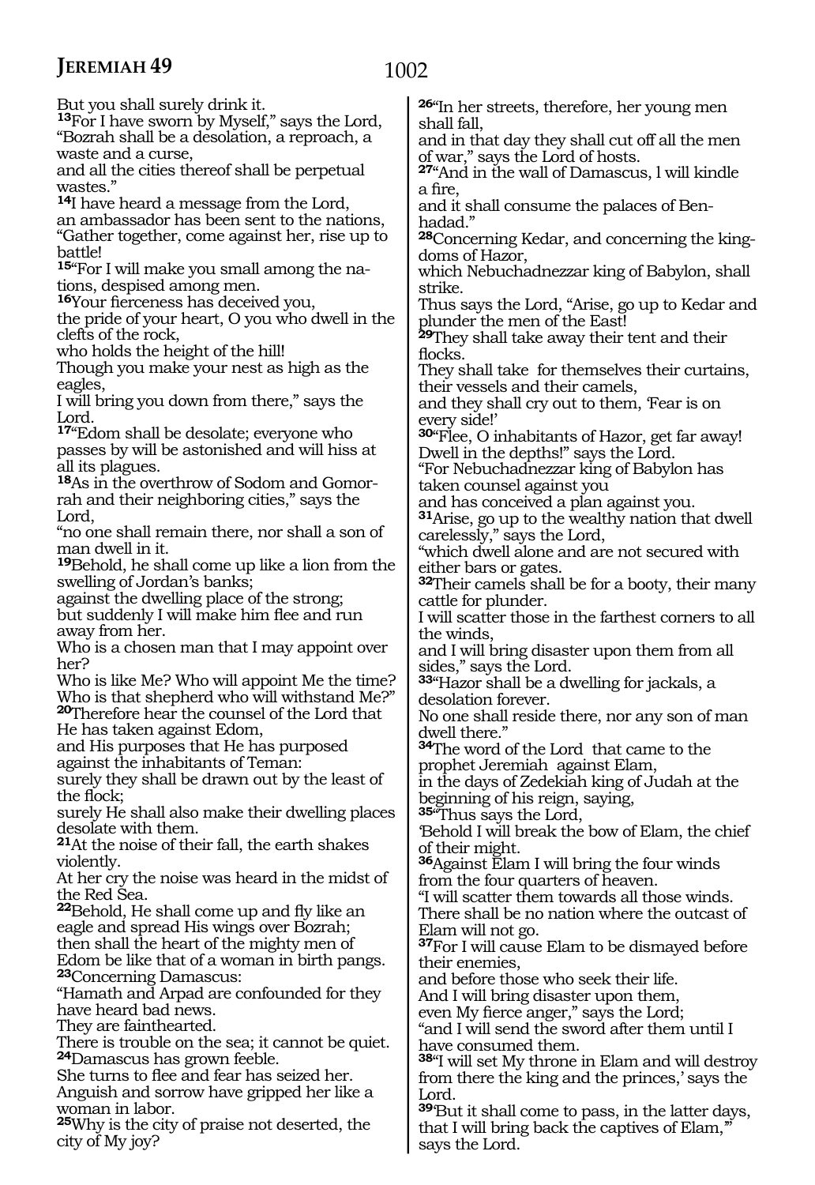But you shall surely drink it.
13"For I have sworn by Myself," says the Lord, "Bozrah shall be a desolation, a reproach, a waste and a curse,
and all the cities thereof shall be perpetual wastes."
14I have heard a message from the Lord,
an ambassador has been sent to the nations, "Gather together, come against her, rise up to battle!
15"For I will make you small among the nations, despised among men.
16Your fierceness has deceived you,
the pride of your heart, O you who dwell in the clefts of the rock,
who holds the height of the hill!
Though you make your nest as high as the eagles,
I will bring you down from there," says the Lord.
17"Edom shall be desolate; everyone who passes by will be astonished and will hiss at all its plagues.
18As in the overthrow of Sodom and Gomorrah and their neighboring cities," says the Lord,
"no one shall remain there, nor shall a son of man dwell in it.
19Behold, he shall come up like a lion from the swelling of Jordan's banks;
against the dwelling place of the strong;
but suddenly I will make him flee and run away from her.
Who is a chosen man that I may appoint over her?
Who is like Me? Who will appoint Me the time?
Who is that shepherd who will withstand Me?"
20Therefore hear the counsel of the Lord that He has taken against Edom,
and His purposes that He has purposed against the inhabitants of Teman:
surely they shall be drawn out by the least of the flock;
surely He shall also make their dwelling places desolate with them.
21At the noise of their fall, the earth shakes violently.
At her cry the noise was heard in the midst of the Red Sea.
22Behold, He shall come up and fly like an eagle and spread His wings over Bozrah;
then shall the heart of the mighty men of Edom be like that of a woman in birth pangs.
23Concerning Damascus:
"Hamath and Arpad are confounded for they have heard bad news.
They are fainthearted.
There is trouble on the sea; it cannot be quiet.
24Damascus has grown feeble.
She turns to flee and fear has seized her.
Anguish and sorrow have gripped her like a woman in labor.
25Why is the city of praise not deserted, the city of My joy?
26"In her streets, therefore, her young men shall fall,
and in that day they shall cut off all the men of war," says the Lord of hosts.
27"And in the wall of Damascus, I will kindle a fire,
and it shall consume the palaces of Ben-hadad."
28Concerning Kedar, and concerning the kingdoms of Hazor,
which Nebuchadnezzar king of Babylon, shall strike.
Thus says the Lord, "Arise, go up to Kedar and plunder the men of the East!
29They shall take away their tent and their flocks.
They shall take for themselves their curtains, their vessels and their camels,
and they shall cry out to them, 'Fear is on every side!'
30"Flee, O inhabitants of Hazor, get far away!
Dwell in the depths!" says the Lord.
"For Nebuchadnezzar king of Babylon has taken counsel against you
and has conceived a plan against you.
31Arise, go up to the wealthy nation that dwell carelessly," says the Lord,
"which dwell alone and are not secured with either bars or gates.
32Their camels shall be for a booty, their many cattle for plunder.
I will scatter those in the farthest corners to all the winds,
and I will bring disaster upon them from all sides," says the Lord.
33"Hazor shall be a dwelling for jackals, a desolation forever.
No one shall reside there, nor any son of man dwell there."
34The word of the Lord that came to the prophet Jeremiah against Elam,
in the days of Zedekiah king of Judah at the beginning of his reign, saying,
35"Thus says the Lord,
'Behold I will break the bow of Elam, the chief of their might.
36Against Elam I will bring the four winds from the four quarters of heaven.
"I will scatter them towards all those winds.
There shall be no nation where the outcast of Elam will not go.
37For I will cause Elam to be dismayed before their enemies,
and before those who seek their life.
And I will bring disaster upon them,
even My fierce anger," says the Lord;
"and I will send the sword after them until I have consumed them.
38"I will set My throne in Elam and will destroy from there the king and the princes,' says the Lord.
39'But it shall come to pass, in the latter days, that I will bring back the captives of Elam,'"
says the Lord.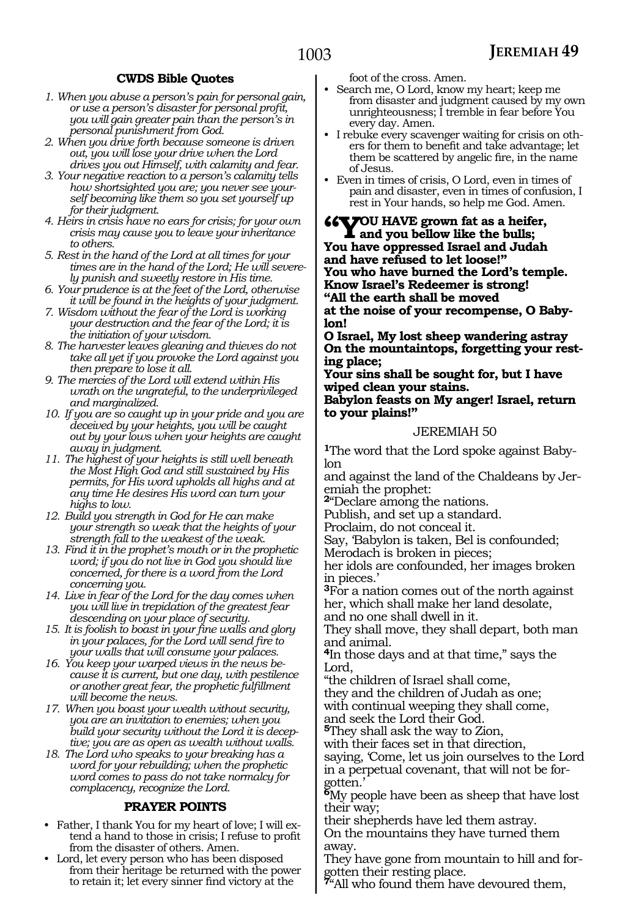### CWDS Bible Quotes

1. *When you abuse a person's pain for personal gain, or use a person's disaster for personal profit, you will gain greater pain than the person's in personal punishment from God.*
2. *When you drive forth because someone is driven out, you will lose your drive when the Lord drives you out Himself, with calamity and fear.*
3. *Your negative reaction to a person's calamity tells how shortsighted you are; you never see yourself becoming like them so you set yourself up for their judgment.*
4. *Heirs in crisis have no ears for crisis; for your own crisis may cause you to leave your inheritance to others.*
5. *Rest in the hand of the Lord at all times for your times are in the hand of the Lord; He will severely punish and sweetly restore in His time.*
6. *Your prudence is at the feet of the Lord, otherwise it will be found in the heights of your judgment.*
7. *Wisdom without the fear of the Lord is working your destruction and the fear of the Lord; it is the initiation of your wisdom.*
8. *The harvester leaves gleaning and thieves do not take all yet if you provoke the Lord against you then prepare to lose it all.*
9. *The mercies of the Lord will extend within His wrath on the ungrateful, to the underprivileged and marginalized.*
10. *If you are so caught up in your pride and you are deceived by your heights, you will be caught out by your lows when your heights are caught away in judgment.*
11. *The highest of your heights is still well beneath the Most High God and still sustained by His permits, for His word upholds all highs and at any time He desires His word can turn your highs to low.*
12. *Build you strength in God for He can make your strength so weak that the heights of your strength fall to the weakest of the weak.*
13. *Find it in the prophet's mouth or in the prophetic word; if you do not live in God you should live concerned, for there is a word from the Lord concerning you.*
14. *Live in fear of the Lord for the day comes when you will live in trepidation of the greatest fear descending on your place of security.*
15. *It is foolish to boast in your fine walls and glory in your palaces, for the Lord will send fire to your walls that will consume your palaces.*
16. *You keep your warped views in the news because it is current, but one day, with pestilence or another great fear, the prophetic fulfillment will become the news.*
17. *When you boast your wealth without security, you are an invitation to enemies; when you build your security without the Lord it is deceptive; you are as open as wealth without walls.*
18. *The Lord who speaks to your breaking has a word for your rebuilding; when the prophetic word comes to pass do not take normalcy for complacency, recognize the Lord.*

### PRAYER POINTS

- Father, I thank You for my heart of love; I will extend a hand to those in crisis; I refuse to profit from the disaster of others. Amen.
- Lord, let every person who has been disposed from their heritage be returned with the power to retain it; let every sinner find victory at the foot of the cross. Amen.
- Search me, O Lord, know my heart; keep me from disaster and judgment caused by my own unrighteousness; I tremble in fear before You every day. Amen.
- I rebuke every scavenger waiting for crisis on others for them to benefit and take advantage; let them be scattered by angelic fire, in the name of Jesus.
- Even in times of crisis, O Lord, even in times of pain and disaster, even in times of confusion, I rest in Your hands, so help me God. Amen.

**"YOU HAVE grown fat as a heifer,
and you bellow like the bulls;
You have oppressed Israel and Judah
and have refused to let loose!"
You who have burned the Lord's temple.
Know Israel's Redeemer is strong!
"All the earth shall be moved
at the noise of your recompense, O Babylon!
O Israel, My lost sheep wandering astray
On the mountaintops, forgetting your resting place;
Your sins shall be sought for, but I have wiped clean your stains.
Babylon feasts on My anger! Israel, return to your plains!"**

## JEREMIAH 50

**1**The word that the Lord spoke against Babylon
and against the land of the Chaldeans by Jeremiah the prophet:
**2**"Declare among the nations.
Publish, and set up a standard.
Proclaim, do not conceal it.
Say, 'Babylon is taken, Bel is confounded;
Merodach is broken in pieces;
her idols are confounded, her images broken in pieces.'
**3**For a nation comes out of the north against her, which shall make her land desolate,
and no one shall dwell in it.
They shall move, they shall depart, both man and animal.
**4**In those days and at that time," says the Lord,
"the children of Israel shall come,
they and the children of Judah as one;
with continual weeping they shall come,
and seek the Lord their God.
**5**They shall ask the way to Zion,
with their faces set in that direction,
saying, 'Come, let us join ourselves to the Lord in a perpetual covenant, that will not be forgotten.'
**6**My people have been as sheep that have lost their way;
their shepherds have led them astray.
On the mountains they have turned them away.
They have gone from mountain to hill and forgotten their resting place.
**7**"All who found them have devoured them,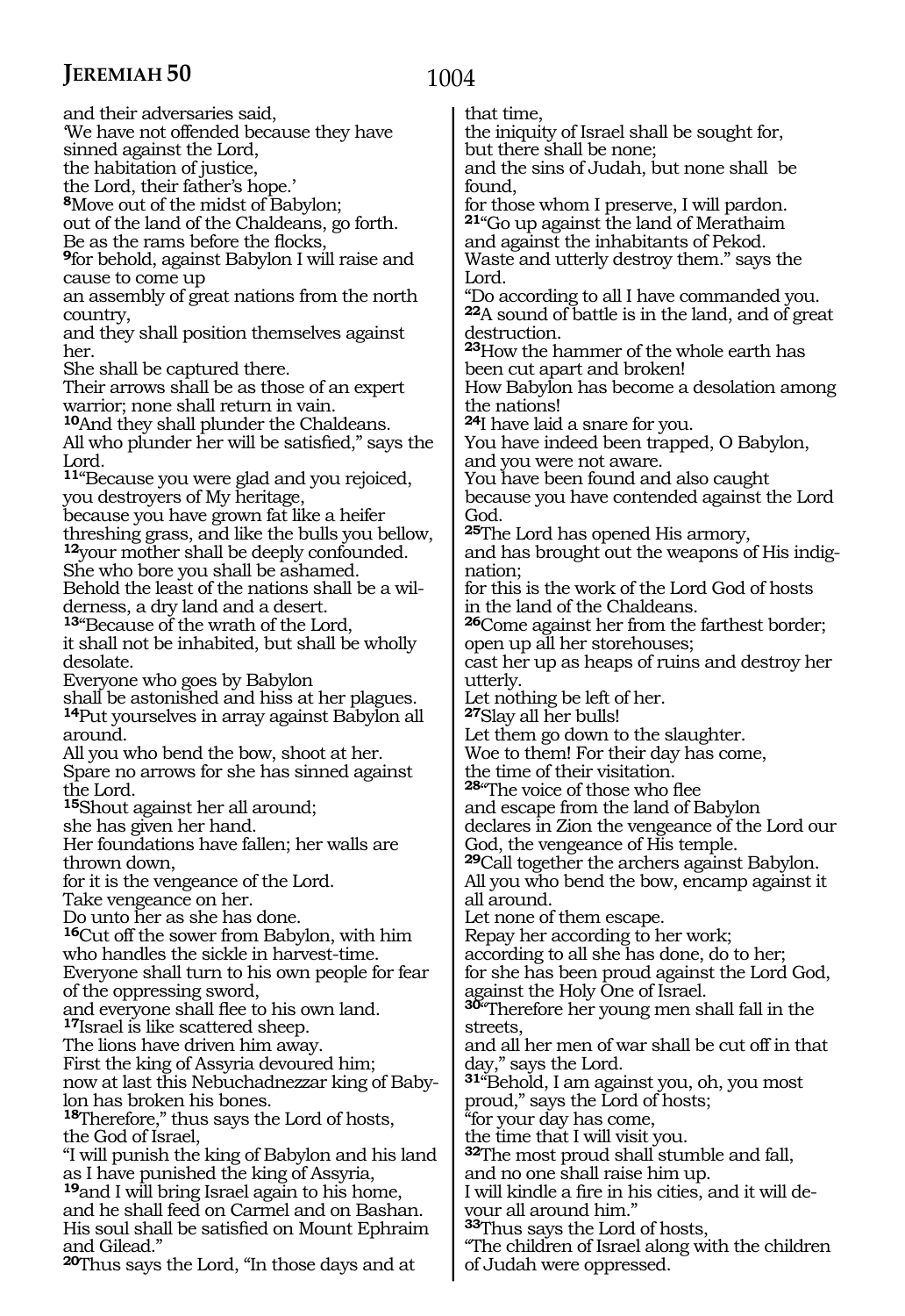and their adversaries said,
'We have not offended because they have sinned against the Lord,
the habitation of justice,
the Lord, their father's hope.'
**8**Move out of the midst of Babylon;
out of the land of the Chaldeans, go forth.
Be as the rams before the flocks,
**9**for behold, against Babylon I will raise and cause to come up
an assembly of great nations from the north country,
and they shall position themselves against her.
She shall be captured there.
Their arrows shall be as those of an expert warrior; none shall return in vain.
**10**And they shall plunder the Chaldeans.
All who plunder her will be satisfied," says the Lord.
**11**"Because you were glad and you rejoiced,
you destroyers of My heritage,
because you have grown fat like a heifer threshing grass, and like the bulls you bellow,
**12**your mother shall be deeply confounded.
She who bore you shall be ashamed.
Behold the least of the nations shall be a wilderness, a dry land and a desert.
**13**"Because of the wrath of the Lord,
it shall not be inhabited, but shall be wholly desolate.
Everyone who goes by Babylon
shall be astonished and hiss at her plagues.
**14**Put yourselves in array against Babylon all around.
All you who bend the bow, shoot at her.
Spare no arrows for she has sinned against the Lord.
**15**Shout against her all around;
she has given her hand.
Her foundations have fallen; her walls are thrown down,
for it is the vengeance of the Lord.
Take vengeance on her.
Do unto her as she has done.
**16**Cut off the sower from Babylon, with him who handles the sickle in harvest-time.
Everyone shall turn to his own people for fear of the oppressing sword,
and everyone shall flee to his own land.
**17**Israel is like scattered sheep.
The lions have driven him away.
First the king of Assyria devoured him;
now at last this Nebuchadnezzar king of Babylon has broken his bones.
**18**Therefore," thus says the Lord of hosts,
the God of Israel,
"I will punish the king of Babylon and his land as I have punished the king of Assyria,
**19**and I will bring Israel again to his home,
and he shall feed on Carmel and on Bashan.
His soul shall be satisfied on Mount Ephraim and Gilead."
**20**Thus says the Lord, "In those days and at that time,
the iniquity of Israel shall be sought for,
but there shall be none;
and the sins of Judah, but none shall be found,
for those whom I preserve, I will pardon.
**21**"Go up against the land of Merathaim
and against the inhabitants of Pekod.
Waste and utterly destroy them." says the Lord.
"Do according to all I have commanded you.
**22**A sound of battle is in the land, and of great destruction.
**23**How the hammer of the whole earth has been cut apart and broken!
How Babylon has become a desolation among the nations!
**24**I have laid a snare for you.
You have indeed been trapped, O Babylon,
and you were not aware.
You have been found and also caught
because you have contended against the Lord God.
**25**The Lord has opened His armory,
and has brought out the weapons of His indignation;
for this is the work of the Lord God of hosts
in the land of the Chaldeans.
**26**Come against her from the farthest border;
open up all her storehouses;
cast her up as heaps of ruins and destroy her utterly.
Let nothing be left of her.
**27**Slay all her bulls!
Let them go down to the slaughter.
Woe to them! For their day has come,
the time of their visitation.
**28**"The voice of those who flee
and escape from the land of Babylon
declares in Zion the vengeance of the Lord our God, the vengeance of His temple.
**29**Call together the archers against Babylon.
All you who bend the bow, encamp against it all around.
Let none of them escape.
Repay her according to her work;
according to all she has done, do to her;
for she has been proud against the Lord God,
against the Holy One of Israel.
**30**"Therefore her young men shall fall in the streets,
and all her men of war shall be cut off in that day," says the Lord.
**31**"Behold, I am against you, oh, you most proud," says the Lord of hosts;
"for your day has come,
the time that I will visit you.
**32**The most proud shall stumble and fall,
and no one shall raise him up.
I will kindle a fire in his cities, and it will devour all around him."
**33**Thus says the Lord of hosts,
"The children of Israel along with the children of Judah were oppressed.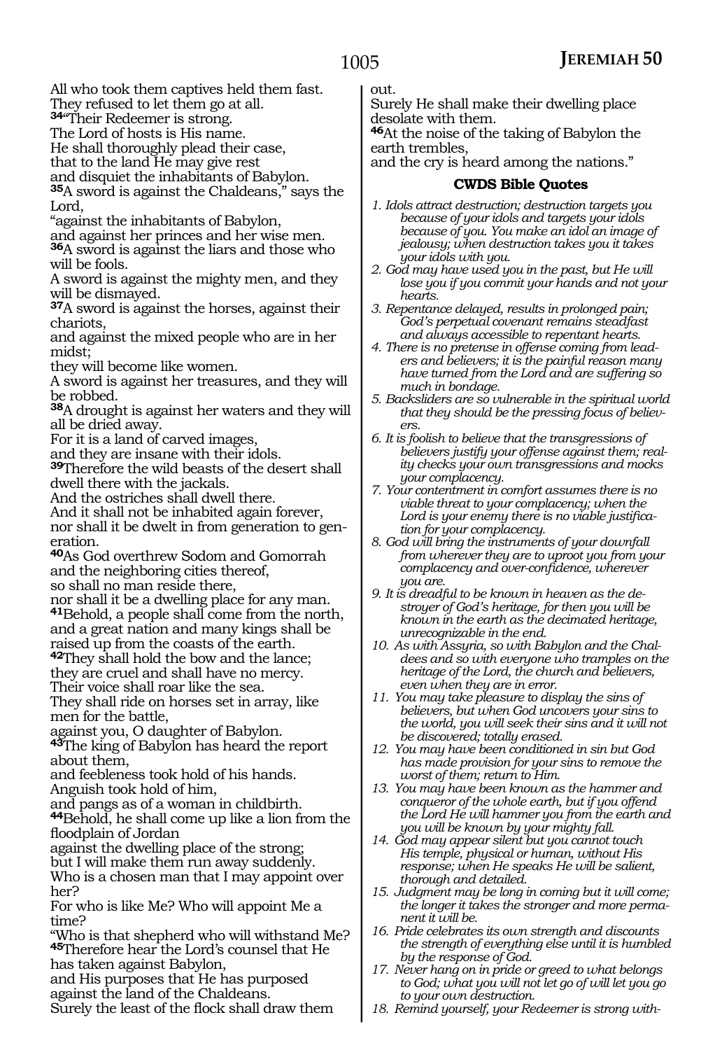All who took them captives held them fast.
They refused to let them go at all.
34"Their Redeemer is strong.
The Lord of hosts is His name.
He shall thoroughly plead their case,
that to the land He may give rest
and disquiet the inhabitants of Babylon.
35A sword is against the Chaldeans," says the Lord,
"against the inhabitants of Babylon,
and against her princes and her wise men.
36A sword is against the liars and those who will be fools.
A sword is against the mighty men, and they will be dismayed.
37A sword is against the horses, against their chariots,
and against the mixed people who are in her midst;
they will become like women.
A sword is against her treasures, and they will be robbed.
38A drought is against her waters and they will all be dried away.
For it is a land of carved images,
and they are insane with their idols.
39Therefore the wild beasts of the desert shall dwell there with the jackals.
And the ostriches shall dwell there.
And it shall not be inhabited again forever,
nor shall it be dwelt in from generation to generation.
40As God overthrew Sodom and Gomorrah
and the neighboring cities thereof,
so shall no man reside there,
nor shall it be a dwelling place for any man.
41Behold, a people shall come from the north,
and a great nation and many kings shall be raised up from the coasts of the earth.
42They shall hold the bow and the lance;
they are cruel and shall have no mercy.
Their voice shall roar like the sea.
They shall ride on horses set in array, like men for the battle,
against you, O daughter of Babylon.
43The king of Babylon has heard the report about them,
and feebleness took hold of his hands.
Anguish took hold of him,
and pangs as of a woman in childbirth.
44Behold, he shall come up like a lion from the floodplain of Jordan
against the dwelling place of the strong;
but I will make them run away suddenly.
Who is a chosen man that I may appoint over her?
For who is like Me? Who will appoint Me a time?
"Who is that shepherd who will withstand Me?
45Therefore hear the Lord's counsel that He has taken against Babylon,
and His purposes that He has purposed against the land of the Chaldeans.
Surely the least of the flock shall draw them out.
Surely He shall make their dwelling place desolate with them.
46At the noise of the taking of Babylon the earth trembles,
and the cry is heard among the nations."

### CWDS Bible Quotes

1. *Idols attract destruction; destruction targets you because of your idols and targets your idols because of you. You make an idol an image of jealousy; when destruction takes you it takes your idols with you.*
2. *God may have used you in the past, but He will lose you if you commit your hands and not your hearts.*
3. *Repentance delayed, results in prolonged pain; God's perpetual covenant remains steadfast and always accessible to repentant hearts.*
4. *There is no pretense in offense coming from leaders and believers; it is the painful reason many have turned from the Lord and are suffering so much in bondage.*
5. *Backsliders are so vulnerable in the spiritual world that they should be the pressing focus of believers.*
6. *It is foolish to believe that the transgressions of believers justify your offense against them; reality checks your own transgressions and mocks your complacency.*
7. *Your contentment in comfort assumes there is no viable threat to your complacency; when the Lord is your enemy there is no viable justification for your complacency.*
8. *God will bring the instruments of your downfall from wherever they are to uproot you from your complacency and over-confidence, wherever you are.*
9. *It is dreadful to be known in heaven as the destroyer of God's heritage, for then you will be known in the earth as the decimated heritage, unrecognizable in the end.*
10. *As with Assyria, so with Babylon and the Chaldees and so with everyone who tramples on the heritage of the Lord, the church and believers, even when they are in error.*
11. *You may take pleasure to display the sins of believers, but when God uncovers your sins to the world, you will seek their sins and it will not be discovered; totally erased.*
12. *You may have been conditioned in sin but God has made provision for your sins to remove the worst of them; return to Him.*
13. *You may have been known as the hammer and conqueror of the whole earth, but if you offend the Lord He will hammer you from the earth and you will be known by your mighty fall.*
14. *God may appear silent but you cannot touch His temple, physical or human, without His response; when He speaks He will be salient, thorough and detailed.*
15. *Judgment may be long in coming but it will come; the longer it takes the stronger and more permanent it will be.*
16. *Pride celebrates its own strength and discounts the strength of everything else until it is humbled by the response of God.*
17. *Never hang on in pride or greed to what belongs to God; what you will not let go of will let you go to your own destruction.*
18. *Remind yourself, your Redeemer is strong with-*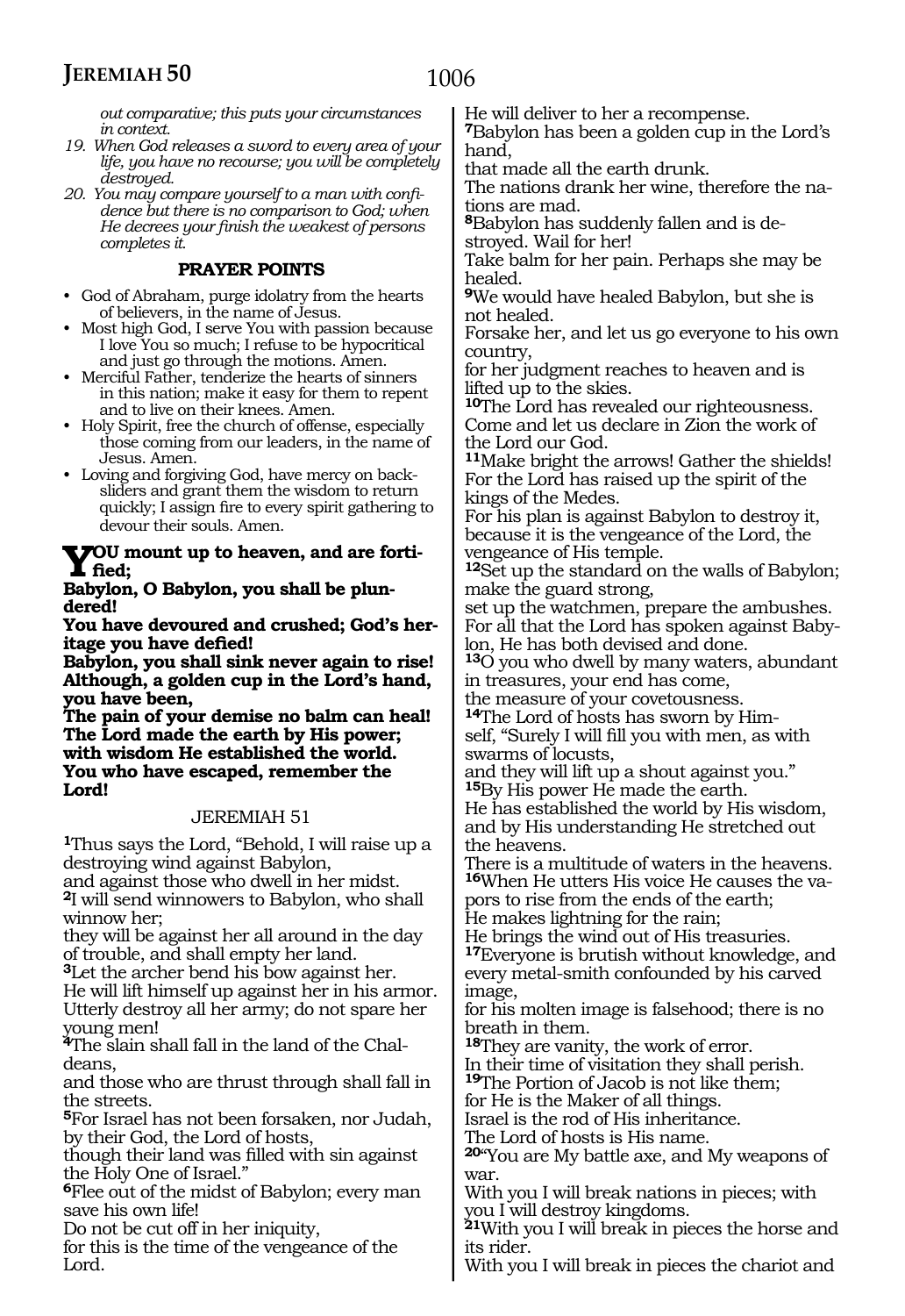*out comparative; this puts your circumstances in context.*

19. *When God releases a sword to every area of your life, you have no recourse; you will be completely destroyed.*
20. *You may compare yourself to a man with confidence but there is no comparison to God; when He decrees your finish the weakest of persons completes it.*

### PRAYER POINTS

- God of Abraham, purge idolatry from the hearts of believers, in the name of Jesus.
- Most high God, I serve You with passion because I love You so much; I refuse to be hypocritical and just go through the motions. Amen.
- Merciful Father, tenderize the hearts of sinners in this nation; make it easy for them to repent and to live on their knees. Amen.
- Holy Spirit, free the church of offense, especially those coming from our leaders, in the name of Jesus. Amen.
- Loving and forgiving God, have mercy on backsliders and grant them the wisdom to return quickly; I assign fire to every spirit gathering to devour their souls. Amen.

**YOU mount up to heaven, and are fortified;**
**Babylon, O Babylon, you shall be plundered!**
**You have devoured and crushed; God's heritage you have defied!**
**Babylon, you shall sink never again to rise!**
**Although, a golden cup in the Lord's hand, you have been,**
**The pain of your demise no balm can heal!**
**The Lord made the earth by His power; with wisdom He established the world.**
**You who have escaped, remember the Lord!**

## JEREMIAH 51

[1]Thus says the Lord, "Behold, I will raise up a destroying wind against Babylon,
and against those who dwell in her midst.
[2]I will send winnowers to Babylon, who shall winnow her;
they will be against her all around in the day of trouble, and shall empty her land.
[3]Let the archer bend his bow against her.
He will lift himself up against her in his armor.
Utterly destroy all her army; do not spare her young men!
[4]The slain shall fall in the land of the Chaldeans,
and those who are thrust through shall fall in the streets.
[5]For Israel has not been forsaken, nor Judah, by their God, the Lord of hosts,
though their land was filled with sin against the Holy One of Israel."
[6]Flee out of the midst of Babylon; every man save his own life!
Do not be cut off in her iniquity,
for this is the time of the vengeance of the Lord.
He will deliver to her a recompense.
[7]Babylon has been a golden cup in the Lord's hand,
that made all the earth drunk.
The nations drank her wine, therefore the nations are mad.
[8]Babylon has suddenly fallen and is destroyed. Wail for her!
Take balm for her pain. Perhaps she may be healed.
[9]We would have healed Babylon, but she is not healed.
Forsake her, and let us go everyone to his own country,
for her judgment reaches to heaven and is lifted up to the skies.
[10]The Lord has revealed our righteousness.
Come and let us declare in Zion the work of the Lord our God.
[11]Make bright the arrows! Gather the shields!
For the Lord has raised up the spirit of the kings of the Medes.
For his plan is against Babylon to destroy it,
because it is the vengeance of the Lord, the vengeance of His temple.
[12]Set up the standard on the walls of Babylon; make the guard strong,
set up the watchmen, prepare the ambushes.
For all that the Lord has spoken against Babylon, He has both devised and done.
[13]O you who dwell by many waters, abundant in treasures, your end has come,
the measure of your covetousness.
[14]The Lord of hosts has sworn by Himself, "Surely I will fill you with men, as with swarms of locusts,
and they will lift up a shout against you."
[15]By His power He made the earth.
He has established the world by His wisdom,
and by His understanding He stretched out the heavens.
There is a multitude of waters in the heavens.
[16]When He utters His voice He causes the vapors to rise from the ends of the earth;
He makes lightning for the rain;
He brings the wind out of His treasuries.
[17]Everyone is brutish without knowledge, and every metal-smith confounded by his carved image,
for his molten image is falsehood; there is no breath in them.
[18]They are vanity, the work of error.
In their time of visitation they shall perish.
[19]The Portion of Jacob is not like them;
for He is the Maker of all things.
Israel is the rod of His inheritance.
The Lord of hosts is His name.
[20]"You are My battle axe, and My weapons of war.
With you I will break nations in pieces; with you I will destroy kingdoms.
[21]With you I will break in pieces the horse and its rider.
With you I will break in pieces the chariot and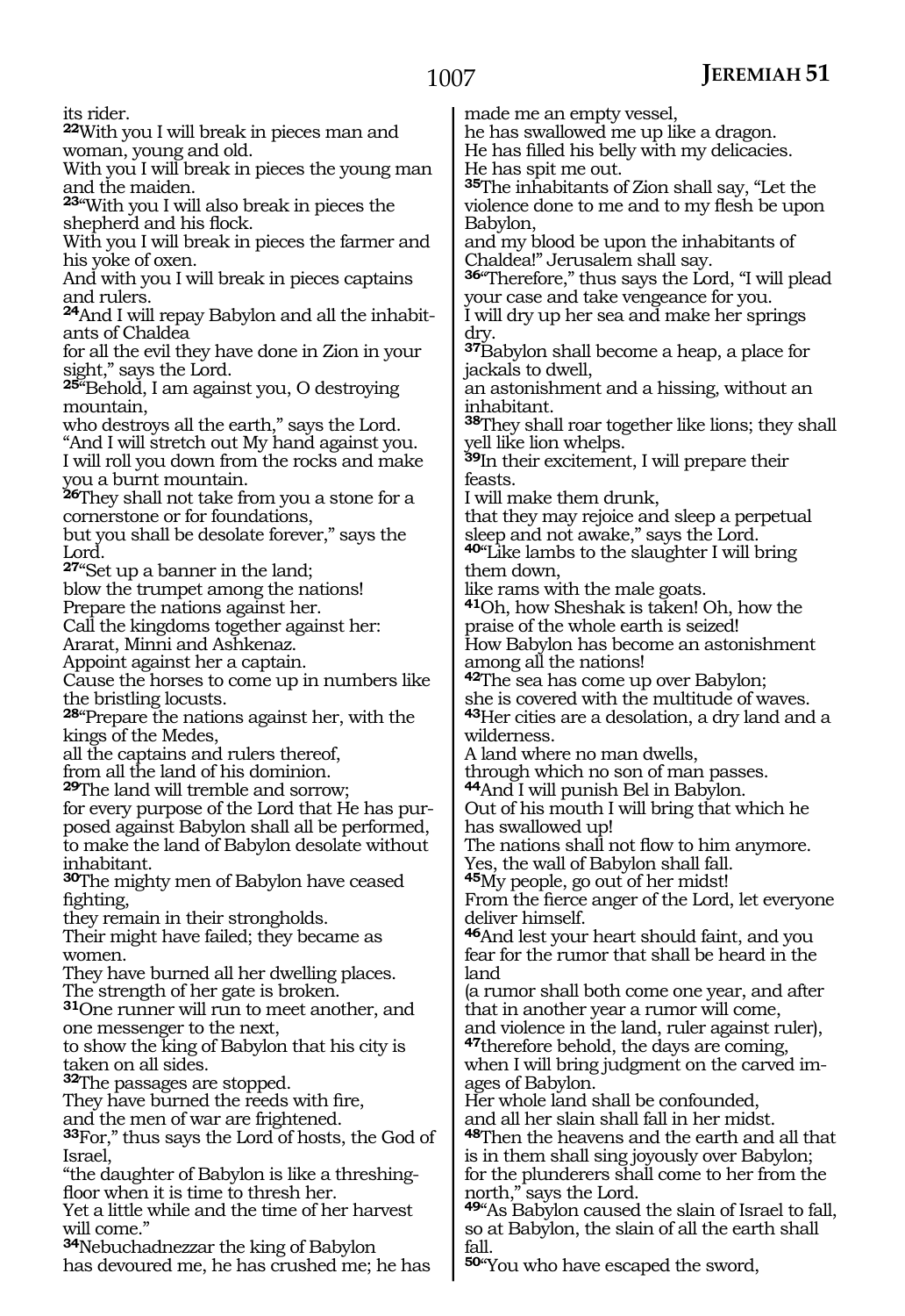its rider.
[22]With you I will break in pieces man and woman, young and old.
With you I will break in pieces the young man and the maiden.
[23]"With you I will also break in pieces the shepherd and his flock.
With you I will break in pieces the farmer and his yoke of oxen.
And with you I will break in pieces captains and rulers.
[24]And I will repay Babylon and all the inhabitants of Chaldea
for all the evil they have done in Zion in your sight," says the Lord.
[25]"Behold, I am against you, O destroying mountain,
who destroys all the earth," says the Lord.
"And I will stretch out My hand against you.
I will roll you down from the rocks and make you a burnt mountain.
[26]They shall not take from you a stone for a cornerstone or for foundations,
but you shall be desolate forever," says the Lord.
[27]"Set up a banner in the land;
blow the trumpet among the nations!
Prepare the nations against her.
Call the kingdoms together against her:
Ararat, Minni and Ashkenaz.
Appoint against her a captain.
Cause the horses to come up in numbers like the bristling locusts.
[28]"Prepare the nations against her, with the kings of the Medes,
all the captains and rulers thereof,
from all the land of his dominion.
[29]The land will tremble and sorrow;
for every purpose of the Lord that He has purposed against Babylon shall all be performed,
to make the land of Babylon desolate without inhabitant.
[30]The mighty men of Babylon have ceased fighting,
they remain in their strongholds.
Their might have failed; they became as women.
They have burned all her dwelling places.
The strength of her gate is broken.
[31]One runner will run to meet another, and one messenger to the next,
to show the king of Babylon that his city is taken on all sides.
[32]The passages are stopped.
They have burned the reeds with fire,
and the men of war are frightened.
[33]For," thus says the Lord of hosts, the God of Israel,
"the daughter of Babylon is like a threshing-floor when it is time to thresh her.
Yet a little while and the time of her harvest will come."
[34]Nebuchadnezzar the king of Babylon
has devoured me, he has crushed me; he has made me an empty vessel,
he has swallowed me up like a dragon.
He has filled his belly with my delicacies.
He has spit me out.
[35]The inhabitants of Zion shall say, "Let the violence done to me and to my flesh be upon Babylon,
and my blood be upon the inhabitants of Chaldea!" Jerusalem shall say.
[36]"Therefore," thus says the Lord, "I will plead your case and take vengeance for you.
I will dry up her sea and make her springs dry.
[37]Babylon shall become a heap, a place for jackals to dwell,
an astonishment and a hissing, without an inhabitant.
[38]They shall roar together like lions; they shall yell like lion whelps.
[39]In their excitement, I will prepare their feasts.
I will make them drunk,
that they may rejoice and sleep a perpetual sleep and not awake," says the Lord.
[40]"Like lambs to the slaughter I will bring them down,
like rams with the male goats.
[41]Oh, how Sheshak is taken! Oh, how the praise of the whole earth is seized!
How Babylon has become an astonishment among all the nations!
[42]The sea has come up over Babylon;
she is covered with the multitude of waves.
[43]Her cities are a desolation, a dry land and a wilderness.
A land where no man dwells,
through which no son of man passes.
[44]And I will punish Bel in Babylon.
Out of his mouth I will bring that which he has swallowed up!
The nations shall not flow to him anymore.
Yes, the wall of Babylon shall fall.
[45]My people, go out of her midst!
From the fierce anger of the Lord, let everyone deliver himself.
[46]And lest your heart should faint, and you fear for the rumor that shall be heard in the land
(a rumor shall both come one year, and after that in another year a rumor will come,
and violence in the land, ruler against ruler),
[47]therefore behold, the days are coming,
when I will bring judgment on the carved images of Babylon.
Her whole land shall be confounded,
and all her slain shall fall in her midst.
[48]Then the heavens and the earth and all that is in them shall sing joyously over Babylon;
for the plunderers shall come to her from the north," says the Lord.
[49]"As Babylon caused the slain of Israel to fall,
so at Babylon, the slain of all the earth shall fall.
[50]"You who have escaped the sword,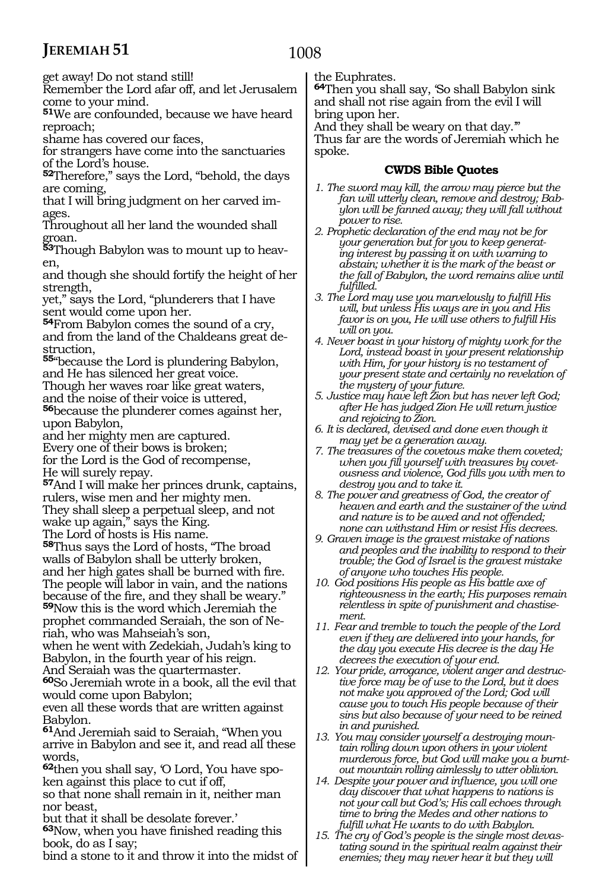get away! Do not stand still!
Remember the Lord afar off, and let Jerusalem come to your mind.
**51**We are confounded, because we have heard reproach;
shame has covered our faces,
for strangers have come into the sanctuaries of the Lord's house.
**52**Therefore," says the Lord, "behold, the days are coming,
that I will bring judgment on her carved images.
Throughout all her land the wounded shall groan.
**53**Though Babylon was to mount up to heaven,
and though she should fortify the height of her strength,
yet," says the Lord, "plunderers that I have sent would come upon her.
**54**From Babylon comes the sound of a cry,
and from the land of the Chaldeans great destruction,
**55**"because the Lord is plundering Babylon,
and He has silenced her great voice.
Though her waves roar like great waters,
and the noise of their voice is uttered,
**56**because the plunderer comes against her, upon Babylon,
and her mighty men are captured.
Every one of their bows is broken;
for the Lord is the God of recompense,
He will surely repay.
**57**And I will make her princes drunk, captains, rulers, wise men and her mighty men.
They shall sleep a perpetual sleep, and not wake up again," says the King.
The Lord of hosts is His name.
**58**Thus says the Lord of hosts, "The broad walls of Babylon shall be utterly broken,
and her high gates shall be burned with fire.
The people will labor in vain, and the nations because of the fire, and they shall be weary."
**59**Now this is the word which Jeremiah the prophet commanded Seraiah, the son of Neriah, who was Mahseiah's son,
when he went with Zedekiah, Judah's king to Babylon, in the fourth year of his reign.
And Seraiah was the quartermaster.
**60**So Jeremiah wrote in a book, all the evil that would come upon Babylon;
even all these words that are written against Babylon.
**61**And Jeremiah said to Seraiah, "When you arrive in Babylon and see it, and read all these words,
**62**then you shall say, 'O Lord, You have spoken against this place to cut if off,
so that none shall remain in it, neither man nor beast,
but that it shall be desolate forever.'
**63**Now, when you have finished reading this book, do as I say;
bind a stone to it and throw it into the midst of the Euphrates.
**64**Then you shall say, 'So shall Babylon sink and shall not rise again from the evil I will bring upon her.
And they shall be weary on that day.'"
Thus far are the words of Jeremiah which he spoke.

### CWDS Bible Quotes

1. *The sword may kill, the arrow may pierce but the fan will utterly clean, remove and destroy; Babylon will be fanned away; they will fall without power to rise.*
2. *Prophetic declaration of the end may not be for your generation but for you to keep generating interest by passing it on with warning to abstain; whether it is the mark of the beast or the fall of Babylon, the word remains alive until fulfilled.*
3. *The Lord may use you marvelously to fulfill His will, but unless His ways are in you and His favor is on you, He will use others to fulfill His will on you.*
4. *Never boast in your history of mighty work for the Lord, instead boast in your present relationship with Him, for your history is no testament of your present state and certainly no revelation of the mystery of your future.*
5. *Justice may have left Zion but has never left God; after He has judged Zion He will return justice and rejoicing to Zion.*
6. *It is declared, devised and done even though it may yet be a generation away.*
7. *The treasures of the covetous make them coveted; when you fill yourself with treasures by covetousness and violence, God fills you with men to destroy you and to take it.*
8. *The power and greatness of God, the creator of heaven and earth and the sustainer of the wind and nature is to be awed and not offended; none can withstand Him or resist His decrees.*
9. *Graven image is the gravest mistake of nations and peoples and the inability to respond to their trouble; the God of Israel is the gravest mistake of anyone who touches His people.*
10. *God positions His people as His battle axe of righteousness in the earth; His purposes remain relentless in spite of punishment and chastisement.*
11. *Fear and tremble to touch the people of the Lord even if they are delivered into your hands, for the day you execute His decree is the day He decrees the execution of your end.*
12. *Your pride, arrogance, violent anger and destructive force may be of use to the Lord, but it does not make you approved of the Lord; God will cause you to touch His people because of their sins but also because of your need to be reined in and punished.*
13. *You may consider yourself a destroying mountain rolling down upon others in your violent murderous force, but God will make you a burnt-out mountain rolling aimlessly to utter oblivion.*
14. *Despite your power and influence, you will one day discover that what happens to nations is not your call but God's; His call echoes through time to bring the Medes and other nations to fulfill what He wants to do with Babylon.*
15. *The cry of God's people is the single most devastating sound in the spiritual realm against their enemies; they may never hear it but they will*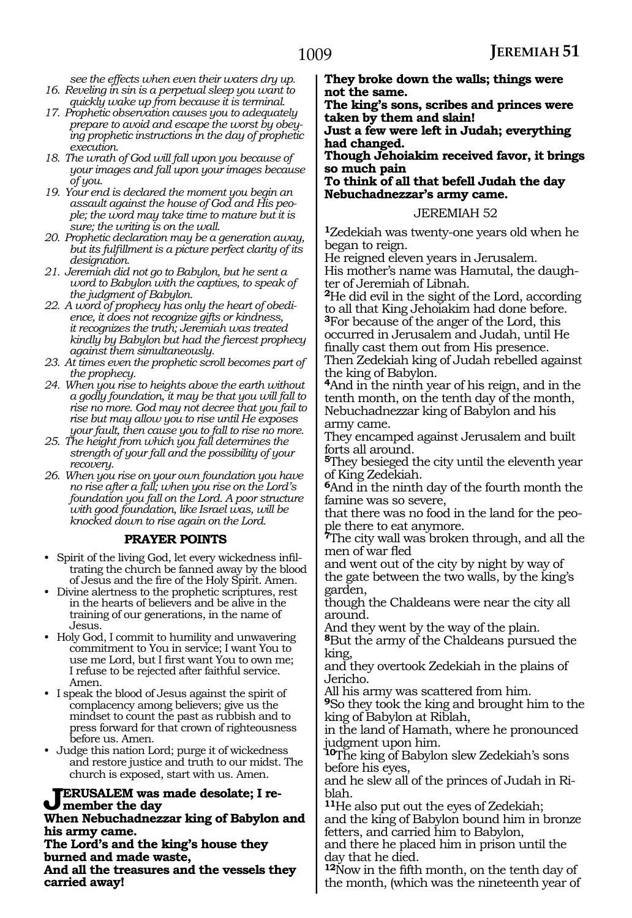*see the effects when even their waters dry up.*

16. *Reveling in sin is a perpetual sleep you want to quickly wake up from because it is terminal.*
17. *Prophetic observation causes you to adequately prepare to avoid and escape the worst by obeying prophetic instructions in the day of prophetic execution.*
18. *The wrath of God will fall upon you because of your images and fall upon your images because of you.*
19. *Your end is declared the moment you begin an assault against the house of God and His people; the word may take time to mature but it is sure; the writing is on the wall.*
20. *Prophetic declaration may be a generation away, but its fulfillment is a picture perfect clarity of its designation.*
21. *Jeremiah did not go to Babylon, but he sent a word to Babylon with the captives, to speak of the judgment of Babylon.*
22. *A word of prophecy has only the heart of obedience, it does not recognize gifts or kindness, it recognizes the truth; Jeremiah was treated kindly by Babylon but had the fiercest prophecy against them simultaneously.*
23. *At times even the prophetic scroll becomes part of the prophecy.*
24. *When you rise to heights above the earth without a godly foundation, it may be that you will fall to rise no more. God may not decree that you fail to rise but may allow you to rise until He exposes your fault, then cause you to fall to rise no more.*
25. *The height from which you fall determines the strength of your fall and the possibility of your recovery.*
26. *When you rise on your own foundation you have no rise after a fall; when you rise on the Lord's foundation you fall on the Lord. A poor structure with good foundation, like Israel was, will be knocked down to rise again on the Lord.*

## PRAYER POINTS

- Spirit of the living God, let every wickedness infiltrating the church be fanned away by the blood of Jesus and the fire of the Holy Spirit. Amen.
- Divine alertness to the prophetic scriptures, rest in the hearts of believers and be alive in the training of our generations, in the name of Jesus.
- Holy God, I commit to humility and unwavering commitment to You in service; I want You to use me Lord, but I first want You to own me; I refuse to be rejected after faithful service. Amen.
- I speak the blood of Jesus against the spirit of complacency among believers; give us the mindset to count the past as rubbish and to press forward for that crown of righteousness before us. Amen.
- Judge this nation Lord; purge it of wickedness and restore justice and truth to our midst. The church is exposed, start with us. Amen.

**JERUSALEM was made desolate; I remember the day**
**When Nebuchadnezzar king of Babylon and his army came.**
**The Lord's and the king's house they burned and made waste,**
**And all the treasures and the vessels they carried away!**
**They broke down the walls; things were not the same.**
**The king's sons, scribes and princes were taken by them and slain!**
**Just a few were left in Judah; everything had changed.**
**Though Jehoiakim received favor, it brings so much pain**
**To think of all that befell Judah the day Nebuchadnezzar's army came.**

## JEREMIAH 52

**1**Zedekiah was twenty-one years old when he began to reign.
He reigned eleven years in Jerusalem.
His mother's name was Hamutal, the daughter of Jeremiah of Libnah.
**2**He did evil in the sight of the Lord, according to all that King Jehoiakim had done before.
**3**For because of the anger of the Lord, this occurred in Jerusalem and Judah, until He finally cast them out from His presence.
Then Zedekiah king of Judah rebelled against the king of Babylon.
**4**And in the ninth year of his reign, and in the tenth month, on the tenth day of the month, Nebuchadnezzar king of Babylon and his army came.
They encamped against Jerusalem and built forts all around.
**5**They besieged the city until the eleventh year of King Zedekiah.
**6**And in the ninth day of the fourth month the famine was so severe,
that there was no food in the land for the people there to eat anymore.
**7**The city wall was broken through, and all the men of war fled
and went out of the city by night by way of the gate between the two walls, by the king's garden,
though the Chaldeans were near the city all around.
And they went by the way of the plain.
**8**But the army of the Chaldeans pursued the king,
and they overtook Zedekiah in the plains of Jericho.
All his army was scattered from him.
**9**So they took the king and brought him to the king of Babylon at Riblah,
in the land of Hamath, where he pronounced judgment upon him.
**10**The king of Babylon slew Zedekiah's sons before his eyes,
and he slew all of the princes of Judah in Riblah.
**11**He also put out the eyes of Zedekiah;
and the king of Babylon bound him in bronze fetters, and carried him to Babylon,
and there he placed him in prison until the day that he died.
**12**Now in the fifth month, on the tenth day of the month, (which was the nineteenth year of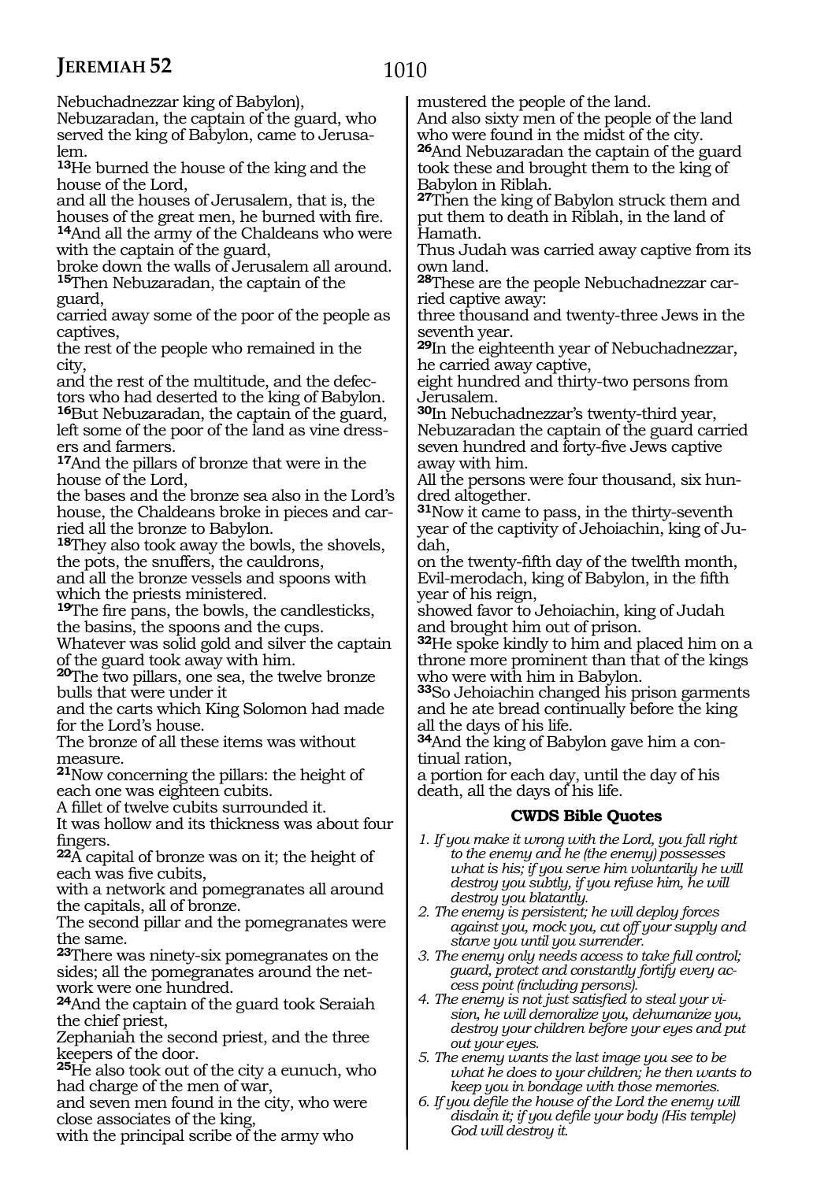Nebuchadnezzar king of Babylon),
Nebuzaradan, the captain of the guard, who served the king of Babylon, came to Jerusalem.
**13**He burned the house of the king and the house of the Lord,
and all the houses of Jerusalem, that is, the houses of the great men, he burned with fire.
**14**And all the army of the Chaldeans who were with the captain of the guard,
broke down the walls of Jerusalem all around.
**15**Then Nebuzaradan, the captain of the guard,
carried away some of the poor of the people as captives,
the rest of the people who remained in the city,
and the rest of the multitude, and the defectors who had deserted to the king of Babylon.
**16**But Nebuzaradan, the captain of the guard, left some of the poor of the land as vine dressers and farmers.
**17**And the pillars of bronze that were in the house of the Lord,
the bases and the bronze sea also in the Lord's house, the Chaldeans broke in pieces and carried all the bronze to Babylon.
**18**They also took away the bowls, the shovels, the pots, the snuffers, the cauldrons,
and all the bronze vessels and spoons with which the priests ministered.
**19**The fire pans, the bowls, the candlesticks, the basins, the spoons and the cups.
Whatever was solid gold and silver the captain of the guard took away with him.
**20**The two pillars, one sea, the twelve bronze bulls that were under it
and the carts which King Solomon had made for the Lord's house.
The bronze of all these items was without measure.
**21**Now concerning the pillars: the height of each one was eighteen cubits.
A fillet of twelve cubits surrounded it.
It was hollow and its thickness was about four fingers.
**22**A capital of bronze was on it; the height of each was five cubits,
with a network and pomegranates all around the capitals, all of bronze.
The second pillar and the pomegranates were the same.
**23**There was ninety-six pomegranates on the sides; all the pomegranates around the network were one hundred.
**24**And the captain of the guard took Seraiah the chief priest,
Zephaniah the second priest, and the three keepers of the door.
**25**He also took out of the city a eunuch, who had charge of the men of war,
and seven men found in the city, who were close associates of the king,
with the principal scribe of the army who mustered the people of the land.
And also sixty men of the people of the land who were found in the midst of the city.
**26**And Nebuzaradan the captain of the guard took these and brought them to the king of Babylon in Riblah.
**27**Then the king of Babylon struck them and put them to death in Riblah, in the land of Hamath.
Thus Judah was carried away captive from its own land.
**28**These are the people Nebuchadnezzar carried captive away:
three thousand and twenty-three Jews in the seventh year.
**29**In the eighteenth year of Nebuchadnezzar, he carried away captive,
eight hundred and thirty-two persons from Jerusalem.
**30**In Nebuchadnezzar's twenty-third year, Nebuzaradan the captain of the guard carried seven hundred and forty-five Jews captive away with him.
All the persons were four thousand, six hundred altogether.
**31**Now it came to pass, in the thirty-seventh year of the captivity of Jehoiachin, king of Judah,
on the twenty-fifth day of the twelfth month, Evil-merodach, king of Babylon, in the fifth year of his reign,
showed favor to Jehoiachin, king of Judah and brought him out of prison.
**32**He spoke kindly to him and placed him on a throne more prominent than that of the kings who were with him in Babylon.
**33**So Jehoiachin changed his prison garments and he ate bread continually before the king all the days of his life.
**34**And the king of Babylon gave him a continual ration,
a portion for each day, until the day of his death, all the days of his life.

### CWDS Bible Quotes

1. *If you make it wrong with the Lord, you fall right to the enemy and he (the enemy) possesses what is his; if you serve him voluntarily he will destroy you subtly, if you refuse him, he will destroy you blatantly.*
2. *The enemy is persistent; he will deploy forces against you, mock you, cut off your supply and starve you until you surrender.*
3. *The enemy only needs access to take full control; guard, protect and constantly fortify every access point (including persons).*
4. *The enemy is not just satisfied to steal your vision, he will demoralize you, dehumanize you, destroy your children before your eyes and put out your eyes.*
5. *The enemy wants the last image you see to be what he does to your children; he then wants to keep you in bondage with those memories.*
6. *If you defile the house of the Lord the enemy will disdain it; if you defile your body (His temple) God will destroy it.*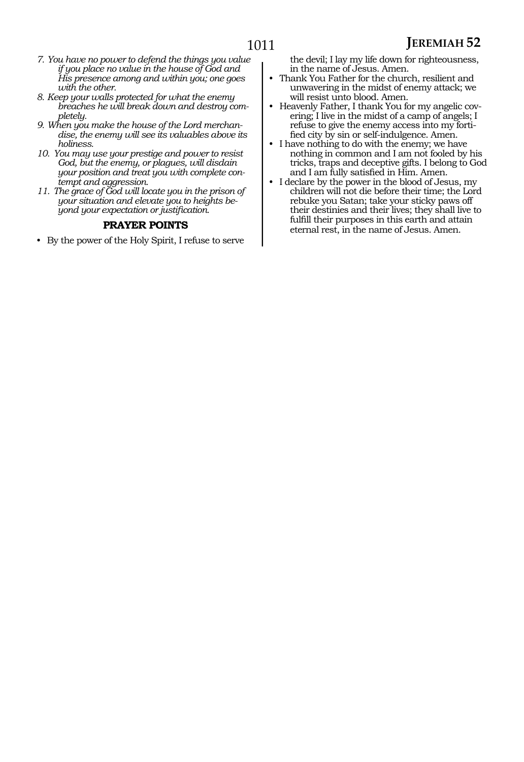*7. You have no power to defend the things you value if you place no value in the house of God and His presence among and within you; one goes with the other.*

*8. Keep your walls protected for what the enemy breaches he will break down and destroy completely.*

*9. When you make the house of the Lord merchandise, the enemy will see its valuables above its holiness.*

*10. You may use your prestige and power to resist God, but the enemy, or plagues, will disdain your position and treat you with complete contempt and aggression.*

*11. The grace of God will locate you in the prison of your situation and elevate you to heights beyond your expectation or justification.*

### PRAYER POINTS

- By the power of the Holy Spirit, I refuse to serve the devil; I lay my life down for righteousness, in the name of Jesus. Amen.
- Thank You Father for the church, resilient and unwavering in the midst of enemy attack; we will resist unto blood. Amen.
- Heavenly Father, I thank You for my angelic covering; I live in the midst of a camp of angels; I refuse to give the enemy access into my fortified city by sin or self-indulgence. Amen.
- I have nothing to do with the enemy; we have nothing in common and I am not fooled by his tricks, traps and deceptive gifts. I belong to God and I am fully satisfied in Him. Amen.
- I declare by the power in the blood of Jesus, my children will not die before their time; the Lord rebuke you Satan; take your sticky paws off their destinies and their lives; they shall live to fulfill their purposes in this earth and attain eternal rest, in the name of Jesus. Amen.